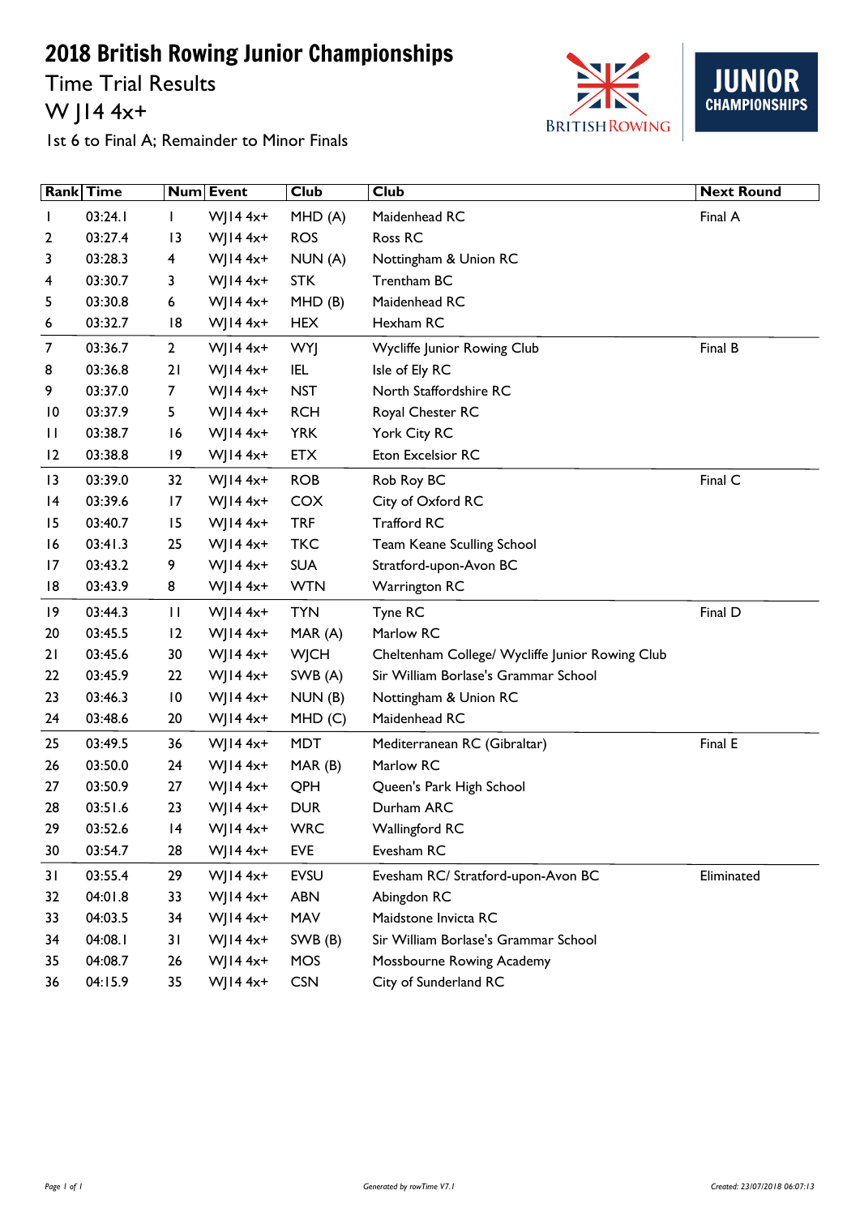# 2018 British Rowing Junior Championships

## Time Trial Results

## W J14 4x+

1st 6 to Final A; Remainder to Minor Finals

| Rank | Time | Num | Event | Club | Club | Next Round |
|---|---|---|---|---|---|---|
| 1 | 03:24.1 | 1 | WJ14 4x+ | MHD (A) | Maidenhead RC | Final A |
| 2 | 03:27.4 | 13 | WJ14 4x+ | ROS | Ross RC | |
| 3 | 03:28.3 | 4 | WJ14 4x+ | NUN (A) | Nottingham & Union RC | |
| 4 | 03:30.7 | 3 | WJ14 4x+ | STK | Trentham BC | |
| 5 | 03:30.8 | 6 | WJ14 4x+ | MHD (B) | Maidenhead RC | |
| 6 | 03:32.7 | 18 | WJ14 4x+ | HEX | Hexham RC | |
| 7 | 03:36.7 | 2 | WJ14 4x+ | WYJ | Wycliffe Junior Rowing Club | Final B |
| 8 | 03:36.8 | 21 | WJ14 4x+ | IEL | Isle of Ely RC | |
| 9 | 03:37.0 | 7 | WJ14 4x+ | NST | North Staffordshire RC | |
| 10 | 03:37.9 | 5 | WJ14 4x+ | RCH | Royal Chester RC | |
| 11 | 03:38.7 | 16 | WJ14 4x+ | YRK | York City RC | |
| 12 | 03:38.8 | 19 | WJ14 4x+ | ETX | Eton Excelsior RC | |
| 13 | 03:39.0 | 32 | WJ14 4x+ | ROB | Rob Roy BC | Final C |
| 14 | 03:39.6 | 17 | WJ14 4x+ | COX | City of Oxford RC | |
| 15 | 03:40.7 | 15 | WJ14 4x+ | TRF | Trafford RC | |
| 16 | 03:41.3 | 25 | WJ14 4x+ | TKC | Team Keane Sculling School | |
| 17 | 03:43.2 | 9 | WJ14 4x+ | SUA | Stratford-upon-Avon BC | |
| 18 | 03:43.9 | 8 | WJ14 4x+ | WTN | Warrington RC | |
| 19 | 03:44.3 | 11 | WJ14 4x+ | TYN | Tyne RC | Final D |
| 20 | 03:45.5 | 12 | WJ14 4x+ | MAR (A) | Marlow RC | |
| 21 | 03:45.6 | 30 | WJ14 4x+ | WJCH | Cheltenham College/ Wycliffe Junior Rowing Club | |
| 22 | 03:45.9 | 22 | WJ14 4x+ | SWB (A) | Sir William Borlase's Grammar School | |
| 23 | 03:46.3 | 10 | WJ14 4x+ | NUN (B) | Nottingham & Union RC | |
| 24 | 03:48.6 | 20 | WJ14 4x+ | MHD (C) | Maidenhead RC | |
| 25 | 03:49.5 | 36 | WJ14 4x+ | MDT | Mediterranean RC (Gibraltar) | Final E |
| 26 | 03:50.0 | 24 | WJ14 4x+ | MAR (B) | Marlow RC | |
| 27 | 03:50.9 | 27 | WJ14 4x+ | QPH | Queen's Park High School | |
| 28 | 03:51.6 | 23 | WJ14 4x+ | DUR | Durham ARC | |
| 29 | 03:52.6 | 14 | WJ14 4x+ | WRC | Wallingford RC | |
| 30 | 03:54.7 | 28 | WJ14 4x+ | EVE | Evesham RC | |
| 31 | 03:55.4 | 29 | WJ14 4x+ | EVSU | Evesham RC/ Stratford-upon-Avon BC | Eliminated |
| 32 | 04:01.8 | 33 | WJ14 4x+ | ABN | Abingdon RC | |
| 33 | 04:03.5 | 34 | WJ14 4x+ | MAV | Maidstone Invicta RC | |
| 34 | 04:08.1 | 31 | WJ14 4x+ | SWB (B) | Sir William Borlase's Grammar School | |
| 35 | 04:08.7 | 26 | WJ14 4x+ | MOS | Mossbourne Rowing Academy | |
| 36 | 04:15.9 | 35 | WJ14 4x+ | CSN | City of Sunderland RC | |

Generated by rowTime V7.1

Created: 23/07/2018 06:07:13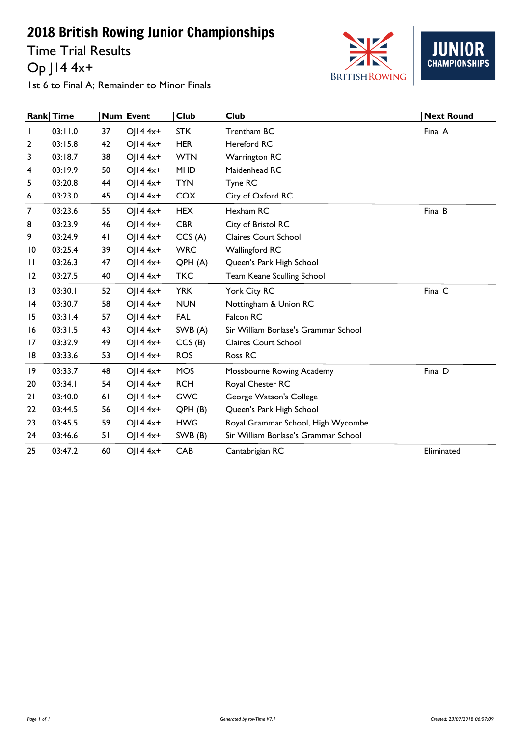# 2018 British Rowing Junior Championships

## Time Trial Results

## Op J14 4x+

1st 6 to Final A; Remainder to Minor Finals

| Rank | Time | Num | Event | Club | Club | Next Round |
|---|---|---|---|---|---|---|
| 1 | 03:11.0 | 37 | OJ14 4x+ | STK | Trentham BC | Final A |
| 2 | 03:15.8 | 42 | OJ14 4x+ | HER | Hereford RC | |
| 3 | 03:18.7 | 38 | OJ14 4x+ | WTN | Warrington RC | |
| 4 | 03:19.9 | 50 | OJ14 4x+ | MHD | Maidenhead RC | |
| 5 | 03:20.8 | 44 | OJ14 4x+ | TYN | Tyne RC | |
| 6 | 03:23.0 | 45 | OJ14 4x+ | COX | City of Oxford RC | |
| 7 | 03:23.6 | 55 | OJ14 4x+ | HEX | Hexham RC | Final B |
| 8 | 03:23.9 | 46 | OJ14 4x+ | CBR | City of Bristol RC | |
| 9 | 03:24.9 | 41 | OJ14 4x+ | CCS (A) | Claires Court School | |
| 10 | 03:25.4 | 39 | OJ14 4x+ | WRC | Wallingford RC | |
| 11 | 03:26.3 | 47 | OJ14 4x+ | QPH (A) | Queen's Park High School | |
| 12 | 03:27.5 | 40 | OJ14 4x+ | TKC | Team Keane Sculling School | |
| 13 | 03:30.1 | 52 | OJ14 4x+ | YRK | York City RC | Final C |
| 14 | 03:30.7 | 58 | OJ14 4x+ | NUN | Nottingham & Union RC | |
| 15 | 03:31.4 | 57 | OJ14 4x+ | FAL | Falcon RC | |
| 16 | 03:31.5 | 43 | OJ14 4x+ | SWB (A) | Sir William Borlase's Grammar School | |
| 17 | 03:32.9 | 49 | OJ14 4x+ | CCS (B) | Claires Court School | |
| 18 | 03:33.6 | 53 | OJ14 4x+ | ROS | Ross RC | |
| 19 | 03:33.7 | 48 | OJ14 4x+ | MOS | Mossbourne Rowing Academy | Final D |
| 20 | 03:34.1 | 54 | OJ14 4x+ | RCH | Royal Chester RC | |
| 21 | 03:40.0 | 61 | OJ14 4x+ | GWC | George Watson's College | |
| 22 | 03:44.5 | 56 | OJ14 4x+ | QPH (B) | Queen's Park High School | |
| 23 | 03:45.5 | 59 | OJ14 4x+ | HWG | Royal Grammar School, High Wycombe | |
| 24 | 03:46.6 | 51 | OJ14 4x+ | SWB (B) | Sir William Borlase's Grammar School | |
| 25 | 03:47.2 | 60 | OJ14 4x+ | CAB | Cantabrigian RC | Eliminated |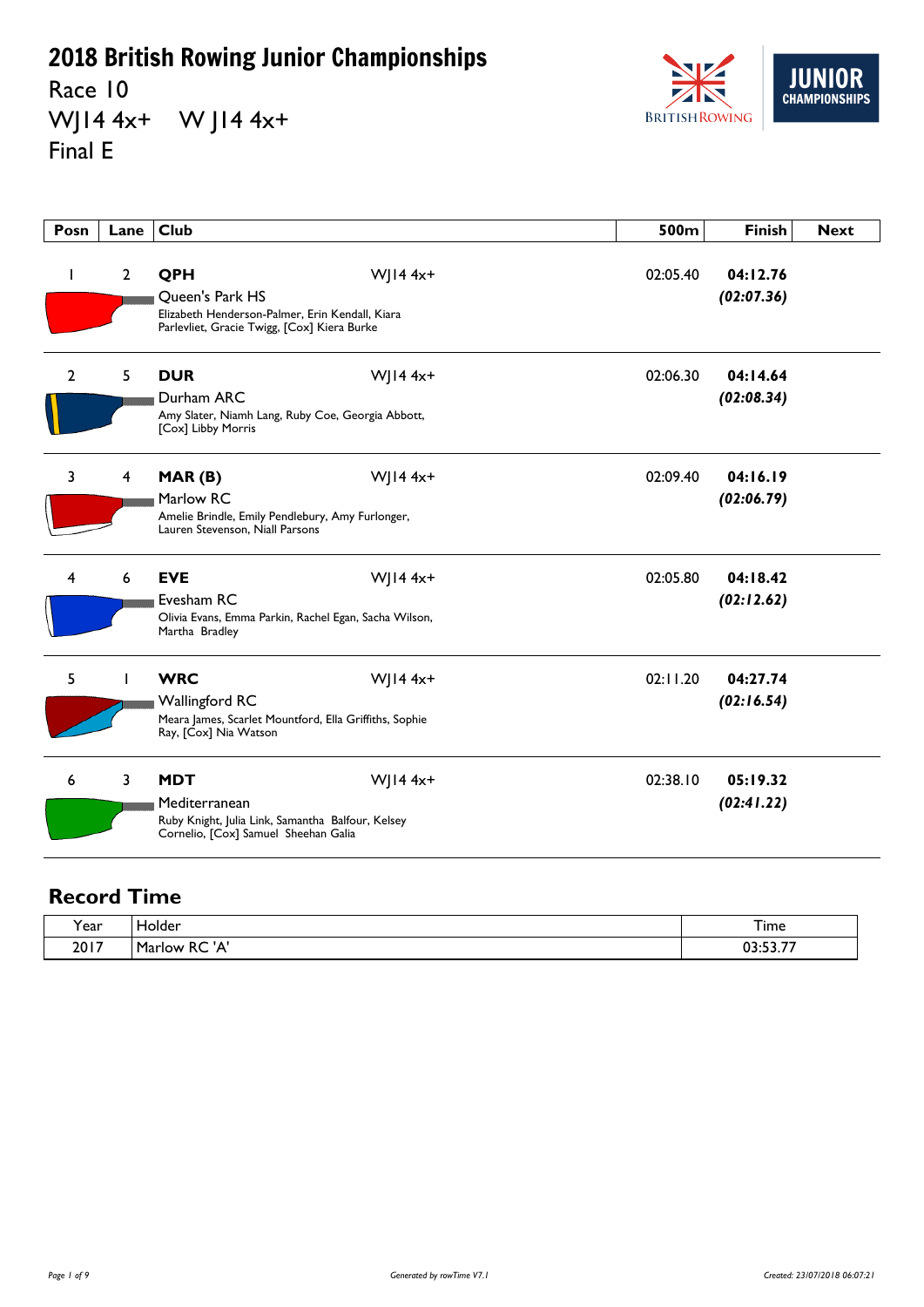# 2018 British Rowing Junior Championships

Race 10

WJ14 4x+ W J14 4x+

Final E

| Posn | Lane | Club | | 500m | Finish | Next |
|---|---|---|---|---|---|---|
| 1 | 2 | **QPH** Queen's Park HS Elizabeth Henderson-Palmer, Erin Kendall, Kiara Parlevliet, Gracie Twigg, [Cox] Kiera Burke | WJ14 4x+ | 02:05.40 | **04:12.76** ***(02:07.36)*** | |
| 2 | 5 | **DUR** Durham ARC Amy Slater, Niamh Lang, Ruby Coe, Georgia Abbott, [Cox] Libby Morris | WJ14 4x+ | 02:06.30 | **04:14.64** ***(02:08.34)*** | |
| 3 | 4 | **MAR (B)** Marlow RC Amelie Brindle, Emily Pendlebury, Amy Furlonger, Lauren Stevenson, Niall Parsons | WJ14 4x+ | 02:09.40 | **04:16.19** ***(02:06.79)*** | |
| 4 | 6 | **EVE** Evesham RC Olivia Evans, Emma Parkin, Rachel Egan, Sacha Wilson, Martha Bradley | WJ14 4x+ | 02:05.80 | **04:18.42** ***(02:12.62)*** | |
| 5 | 1 | **WRC** Wallingford RC Meara James, Scarlet Mountford, Ella Griffiths, Sophie Ray, [Cox] Nia Watson | WJ14 4x+ | 02:11.20 | **04:27.74** ***(02:16.54)*** | |
| 6 | 3 | **MDT** Mediterranean Ruby Knight, Julia Link, Samantha Balfour, Kelsey Cornelio, [Cox] Samuel Sheehan Galia | WJ14 4x+ | 02:38.10 | **05:19.32** ***(02:41.22)*** | |

## Record Time

| Year | Holder | Time |
|---|---|---|
| 2017 | Marlow RC 'A' | 03:53.77 |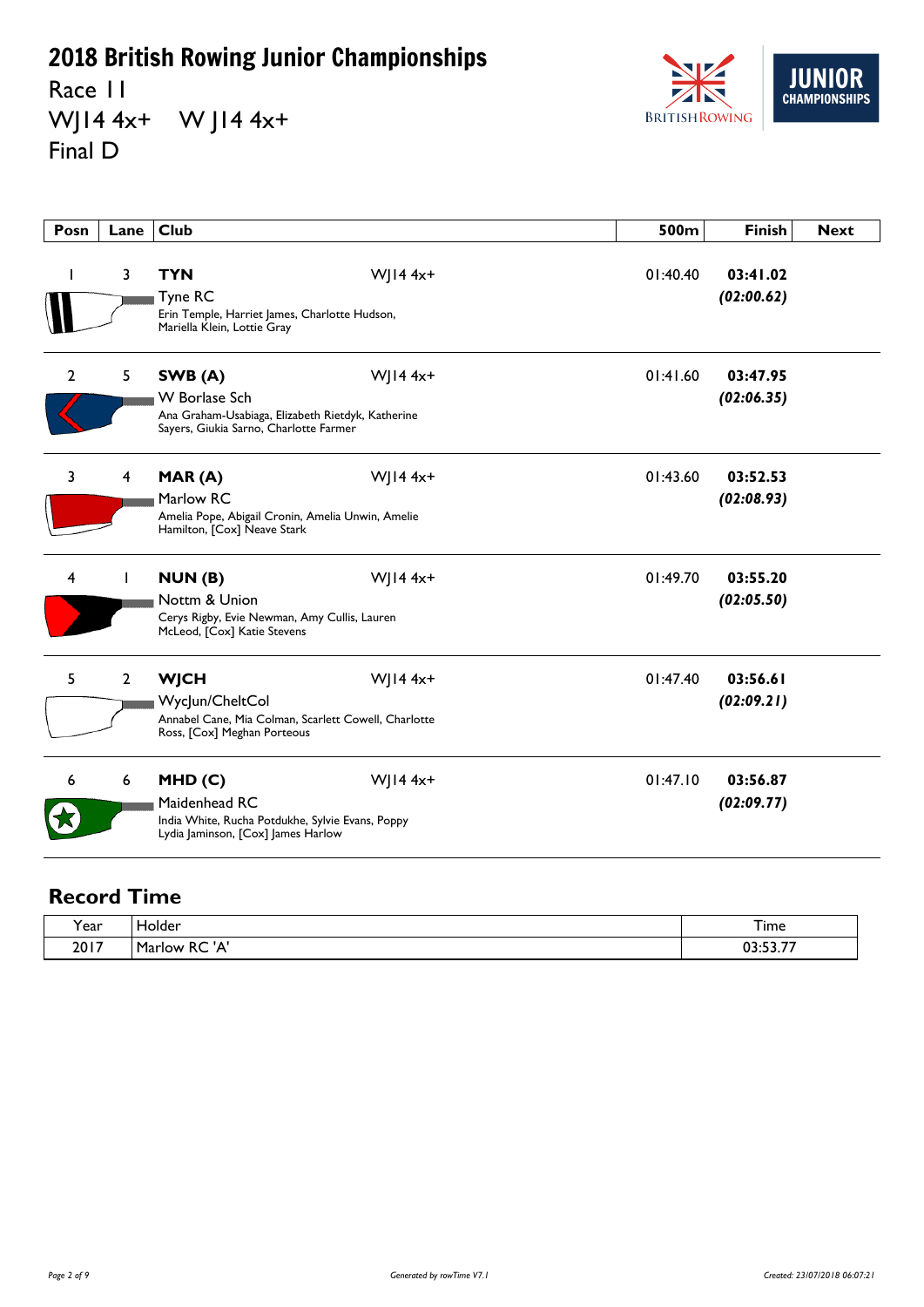# 2018 British Rowing Junior Championships

Race 11

WJ14 4x+ W J14 4x+

Final D

| Posn | Lane | Club | | 500m | Finish | Next |
|---|---|---|---|---|---|---|
| 1 | 3 | **TYN** Tyne RC Erin Temple, Harriet James, Charlotte Hudson, Mariella Klein, Lottie Gray | WJ14 4x+ | 01:40.40 | **03:41.02** ***(02:00.62)*** | |
| 2 | 5 | **SWB (A)** W Borlase Sch Ana Graham-Usabiaga, Elizabeth Rietdyk, Katherine Sayers, Giukia Sarno, Charlotte Farmer | WJ14 4x+ | 01:41.60 | **03:47.95** ***(02:06.35)*** | |
| 3 | 4 | **MAR (A)** Marlow RC Amelia Pope, Abigail Cronin, Amelia Unwin, Amelie Hamilton, [Cox] Neave Stark | WJ14 4x+ | 01:43.60 | **03:52.53** ***(02:08.93)*** | |
| 4 | 1 | **NUN (B)** Nottm & Union Cerys Rigby, Evie Newman, Amy Cullis, Lauren McLeod, [Cox] Katie Stevens | WJ14 4x+ | 01:49.70 | **03:55.20** ***(02:05.50)*** | |
| 5 | 2 | **WJCH** WycJun/CheltCol Annabel Cane, Mia Colman, Scarlett Cowell, Charlotte Ross, [Cox] Meghan Porteous | WJ14 4x+ | 01:47.40 | **03:56.61** ***(02:09.21)*** | |
| 6 | 6 | **MHD (C)** Maidenhead RC India White, Rucha Potdukhe, Sylvie Evans, Poppy Lydia Jaminson, [Cox] James Harlow | WJ14 4x+ | 01:47.10 | **03:56.87** ***(02:09.77)*** | |

## Record Time

| Year | Holder | Time |
|---|---|---|
| 2017 | Marlow RC 'A' | 03:53.77 |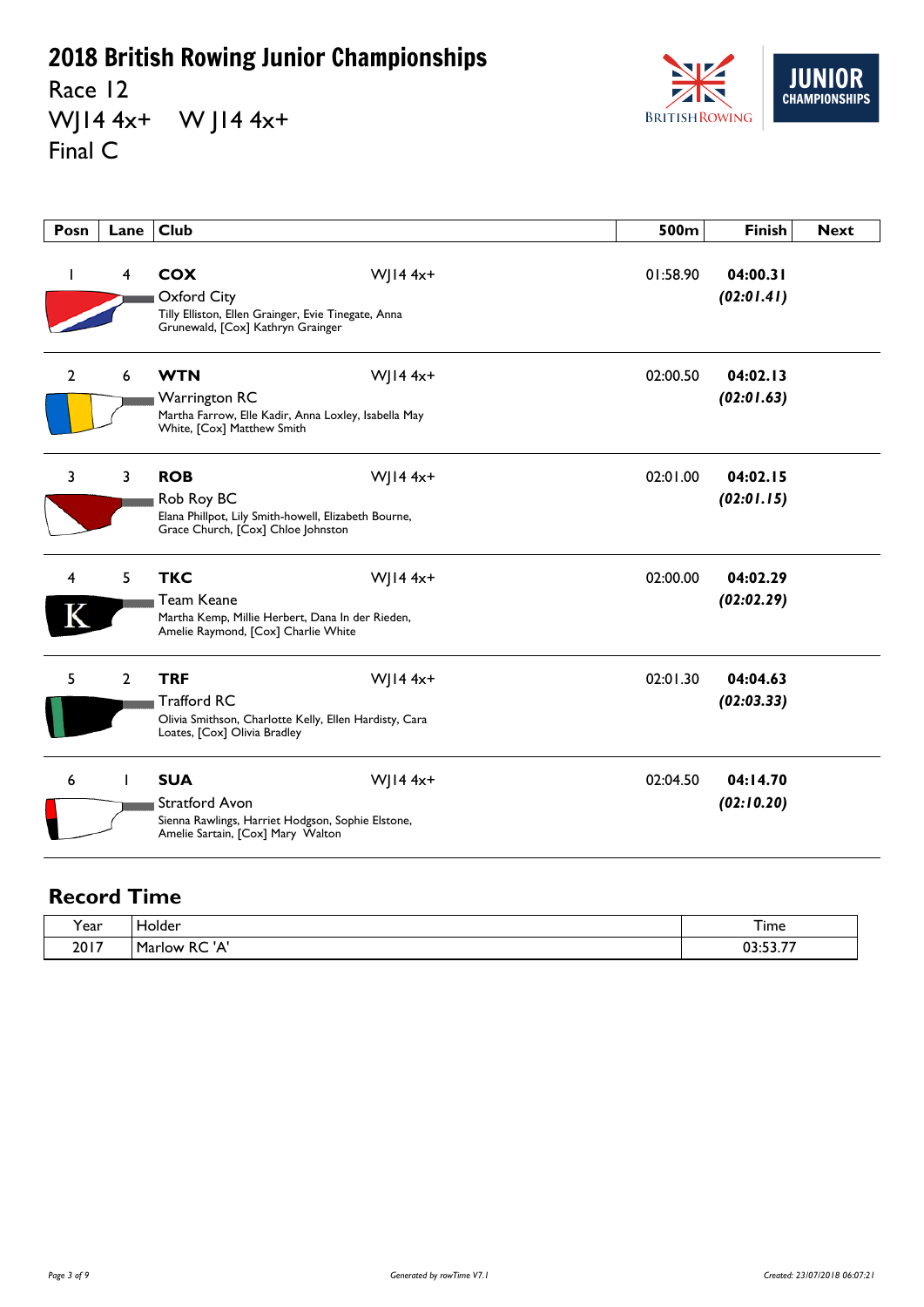# 2018 British Rowing Junior Championships

Race 12

WJ14 4x+ W J14 4x+

Final C

| Posn | Lane | Club | | 500m | Finish | Next |
|---|---|---|---|---|---|---|
| 1 | 4 | **COX** Oxford City Tilly Elliston, Ellen Grainger, Evie Tinegate, Anna Grunewald, [Cox] Kathryn Grainger | WJ14 4x+ | 01:58.90 | **04:00.31** ***(02:01.41)*** | |
| 2 | 6 | **WTN** Warrington RC Martha Farrow, Elle Kadir, Anna Loxley, Isabella May White, [Cox] Matthew Smith | WJ14 4x+ | 02:00.50 | **04:02.13** ***(02:01.63)*** | |
| 3 | 3 | **ROB** Rob Roy BC Elana Phillpot, Lily Smith-howell, Elizabeth Bourne, Grace Church, [Cox] Chloe Johnston | WJ14 4x+ | 02:01.00 | **04:02.15** ***(02:01.15)*** | |
| 4 | 5 | **TKC** Team Keane Martha Kemp, Millie Herbert, Dana In der Rieden, Amelie Raymond, [Cox] Charlie White | WJ14 4x+ | 02:00.00 | **04:02.29** ***(02:02.29)*** | |
| 5 | 2 | **TRF** Trafford RC Olivia Smithson, Charlotte Kelly, Ellen Hardisty, Cara Loates, [Cox] Olivia Bradley | WJ14 4x+ | 02:01.30 | **04:04.63** ***(02:03.33)*** | |
| 6 | 1 | **SUA** Stratford Avon Sienna Rawlings, Harriet Hodgson, Sophie Elstone, Amelie Sartain, [Cox] Mary Walton | WJ14 4x+ | 02:04.50 | **04:14.70** ***(02:10.20)*** | |

## Record Time

| Year | Holder | Time |
|---|---|---|
| 2017 | Marlow RC 'A' | 03:53.77 |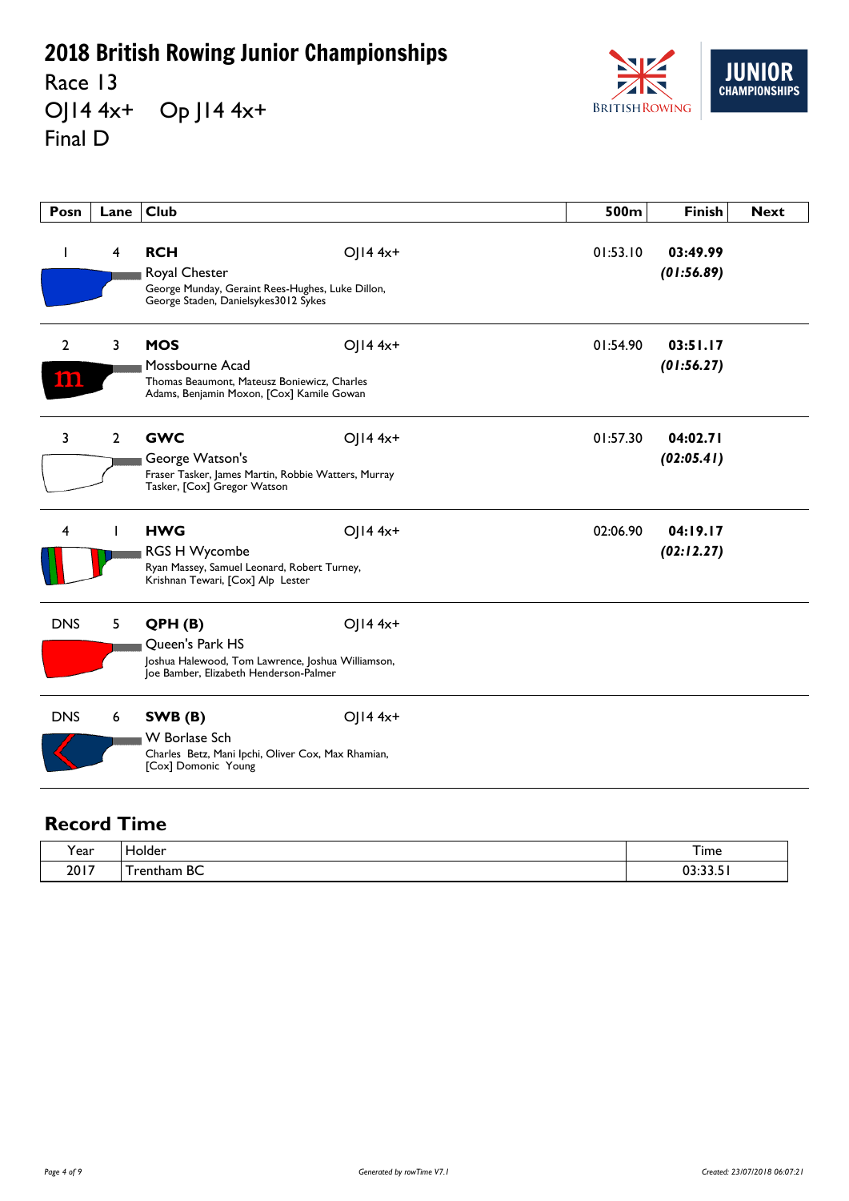# 2018 British Rowing Junior Championships

Race 13

OJ14 4x+ Op J14 4x+

Final D

| Posn | Lane | Club | | 500m | Finish | Next |
|---|---|---|---|---|---|---|
| 1 | 4 | **RCH** Royal Chester George Munday, Geraint Rees-Hughes, Luke Dillon, George Staden, Danielsykes3012 Sykes | OJ14 4x+ | 01:53.10 | **03:49.99** ***(01:56.89)*** | |
| 2 | 3 | **MOS** Mossbourne Acad Thomas Beaumont, Mateusz Boniewicz, Charles Adams, Benjamin Moxon, [Cox] Kamile Gowan | OJ14 4x+ | 01:54.90 | **03:51.17** ***(01:56.27)*** | |
| 3 | 2 | **GWC** George Watson's Fraser Tasker, James Martin, Robbie Watters, Murray Tasker, [Cox] Gregor Watson | OJ14 4x+ | 01:57.30 | **04:02.71** ***(02:05.41)*** | |
| 4 | 1 | **HWG** RGS H Wycombe Ryan Massey, Samuel Leonard, Robert Turney, Krishnan Tewari, [Cox] Alp Lester | OJ14 4x+ | 02:06.90 | **04:19.17** ***(02:12.27)*** | |
| DNS | 5 | **QPH (B)** Queen's Park HS Joshua Halewood, Tom Lawrence, Joshua Williamson, Joe Bamber, Elizabeth Henderson-Palmer | OJ14 4x+ | | | |
| DNS | 6 | **SWB (B)** W Borlase Sch Charles Betz, Mani Ipchi, Oliver Cox, Max Rhamian, [Cox] Domonic Young | OJ14 4x+ | | | |

## Record Time

| Year | Holder | Time |
|---|---|---|
| 2017 | Trentham BC | 03:33.51 |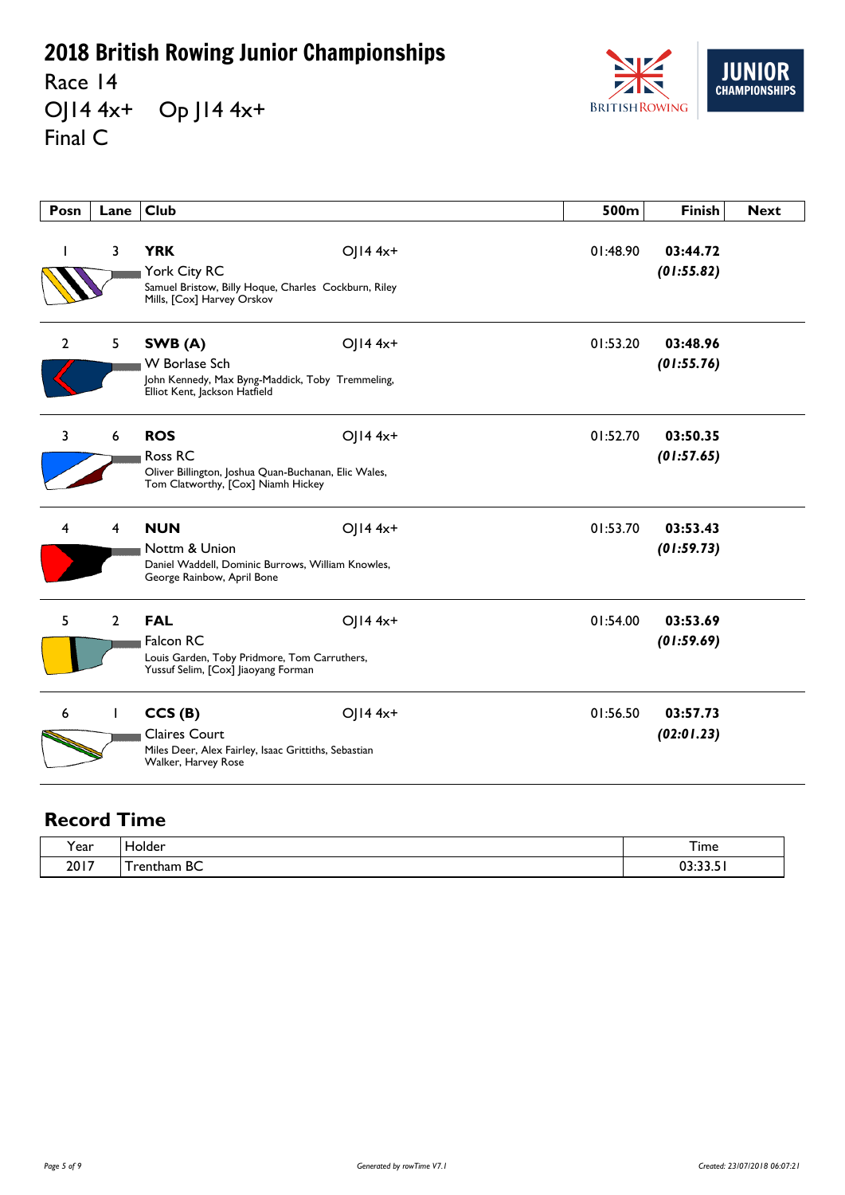# 2018 British Rowing Junior Championships

Race 14

OJ14 4x+ Op J14 4x+

Final C

| Posn | Lane | Club | | 500m | Finish | Next |
|---|---|---|---|---|---|---|
| 1 | 3 | **YRK** York City RC Samuel Bristow, Billy Hoque, Charles Cockburn, Riley Mills, [Cox] Harvey Orskov | OJ14 4x+ | 01:48.90 | **03:44.72** ***(01:55.82)*** | |
| 2 | 5 | **SWB (A)** W Borlase Sch John Kennedy, Max Byng-Maddick, Toby Tremmeling, Elliot Kent, Jackson Hatfield | OJ14 4x+ | 01:53.20 | **03:48.96** ***(01:55.76)*** | |
| 3 | 6 | **ROS** Ross RC Oliver Billington, Joshua Quan-Buchanan, Elic Wales, Tom Clatworthy, [Cox] Niamh Hickey | OJ14 4x+ | 01:52.70 | **03:50.35** ***(01:57.65)*** | |
| 4 | 4 | **NUN** Nottm & Union Daniel Waddell, Dominic Burrows, William Knowles, George Rainbow, April Bone | OJ14 4x+ | 01:53.70 | **03:53.43** ***(01:59.73)*** | |
| 5 | 2 | **FAL** Falcon RC Louis Garden, Toby Pridmore, Tom Carruthers, Yussuf Selim, [Cox] Jiaoyang Forman | OJ14 4x+ | 01:54.00 | **03:53.69** ***(01:59.69)*** | |
| 6 | 1 | **CCS (B)** Claires Court Miles Deer, Alex Fairley, Isaac Grittiths, Sebastian Walker, Harvey Rose | OJ14 4x+ | 01:56.50 | **03:57.73** ***(02:01.23)*** | |

## Record Time

| Year | Holder | Time |
|---|---|---|
| 2017 | Trentham BC | 03:33.51 |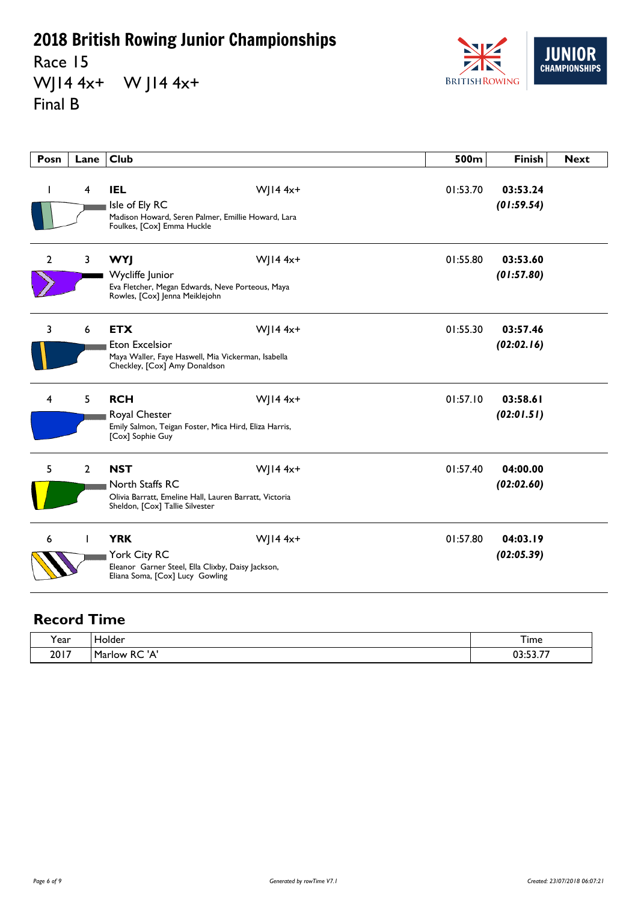# 2018 British Rowing Junior Championships

Race 15

WJ14 4x+ W J14 4x+

Final B

| Posn | Lane | Club | | 500m | Finish | Next |
|---|---|---|---|---|---|---|
| 1 | 4 | **IEL** Isle of Ely RC Madison Howard, Seren Palmer, Emillie Howard, Lara Foulkes, [Cox] Emma Huckle | WJ14 4x+ | 01:53.70 | **03:53.24** ***(01:59.54)*** | |
| 2 | 3 | **WYJ** Wycliffe Junior Eva Fletcher, Megan Edwards, Neve Porteous, Maya Rowles, [Cox] Jenna Meiklejohn | WJ14 4x+ | 01:55.80 | **03:53.60** ***(01:57.80)*** | |
| 3 | 6 | **ETX** Eton Excelsior Maya Waller, Faye Haswell, Mia Vickerman, Isabella Checkley, [Cox] Amy Donaldson | WJ14 4x+ | 01:55.30 | **03:57.46** ***(02:02.16)*** | |
| 4 | 5 | **RCH** Royal Chester Emily Salmon, Teigan Foster, Mica Hird, Eliza Harris, [Cox] Sophie Guy | WJ14 4x+ | 01:57.10 | **03:58.61** ***(02:01.51)*** | |
| 5 | 2 | **NST** North Staffs RC Olivia Barratt, Emeline Hall, Lauren Barratt, Victoria Sheldon, [Cox] Tallie Silvester | WJ14 4x+ | 01:57.40 | **04:00.00** ***(02:02.60)*** | |
| 6 | 1 | **YRK** York City RC Eleanor Garner Steel, Ella Clixby, Daisy Jackson, Eliana Soma, [Cox] Lucy Gowling | WJ14 4x+ | 01:57.80 | **04:03.19** ***(02:05.39)*** | |

## Record Time

| Year | Holder | Time |
|---|---|---|
| 2017 | Marlow RC 'A' | 03:53.77 |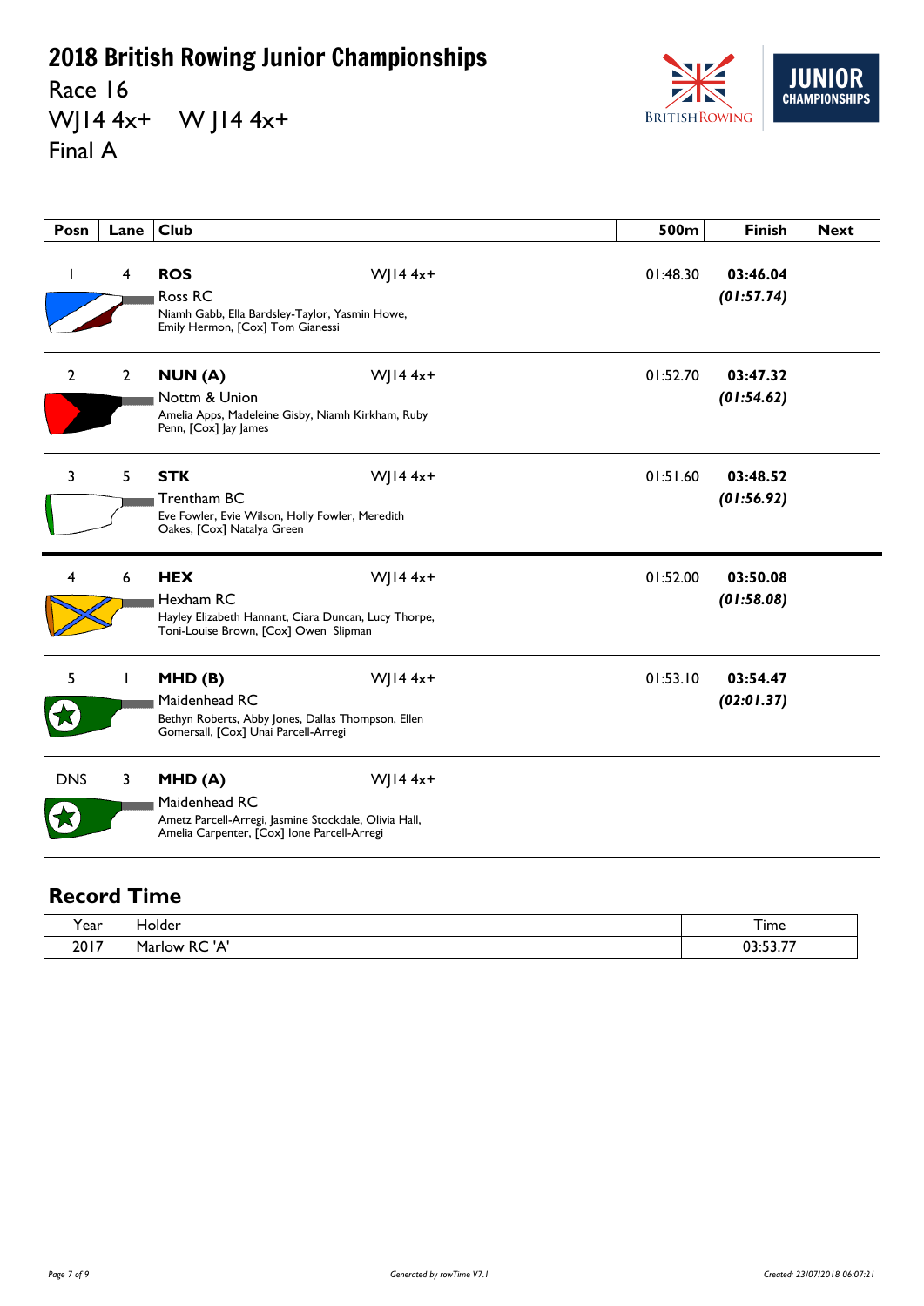# 2018 British Rowing Junior Championships

Race 16

WJ14 4x+ W J14 4x+

Final A

| Posn | Lane | Club | | 500m | Finish | Next |
|---|---|---|---|---|---|---|
| 1 | 4 | **ROS** Ross RC Niamh Gabb, Ella Bardsley-Taylor, Yasmin Howe, Emily Hermon, [Cox] Tom Gianessi | WJ14 4x+ | 01:48.30 | **03:46.04** ***(01:57.74)*** | |
| 2 | 2 | **NUN (A)** Nottm & Union Amelia Apps, Madeleine Gisby, Niamh Kirkham, Ruby Penn, [Cox] Jay James | WJ14 4x+ | 01:52.70 | **03:47.32** ***(01:54.62)*** | |
| 3 | 5 | **STK** Trentham BC Eve Fowler, Evie Wilson, Holly Fowler, Meredith Oakes, [Cox] Natalya Green | WJ14 4x+ | 01:51.60 | **03:48.52** ***(01:56.92)*** | |
| 4 | 6 | **HEX** Hexham RC Hayley Elizabeth Hannant, Ciara Duncan, Lucy Thorpe, Toni-Louise Brown, [Cox] Owen Slipman | WJ14 4x+ | 01:52.00 | **03:50.08** ***(01:58.08)*** | |
| 5 | 1 | **MHD (B)** Maidenhead RC Bethyn Roberts, Abby Jones, Dallas Thompson, Ellen Gomersall, [Cox] Unai Parcell-Arregi | WJ14 4x+ | 01:53.10 | **03:54.47** ***(02:01.37)*** | |
| DNS | 3 | **MHD (A)** Maidenhead RC Ametz Parcell-Arregi, Jasmine Stockdale, Olivia Hall, Amelia Carpenter, [Cox] Ione Parcell-Arregi | WJ14 4x+ | | | |

## Record Time

| Year | Holder | Time |
|---|---|---|
| 2017 | Marlow RC 'A' | 03:53.77 |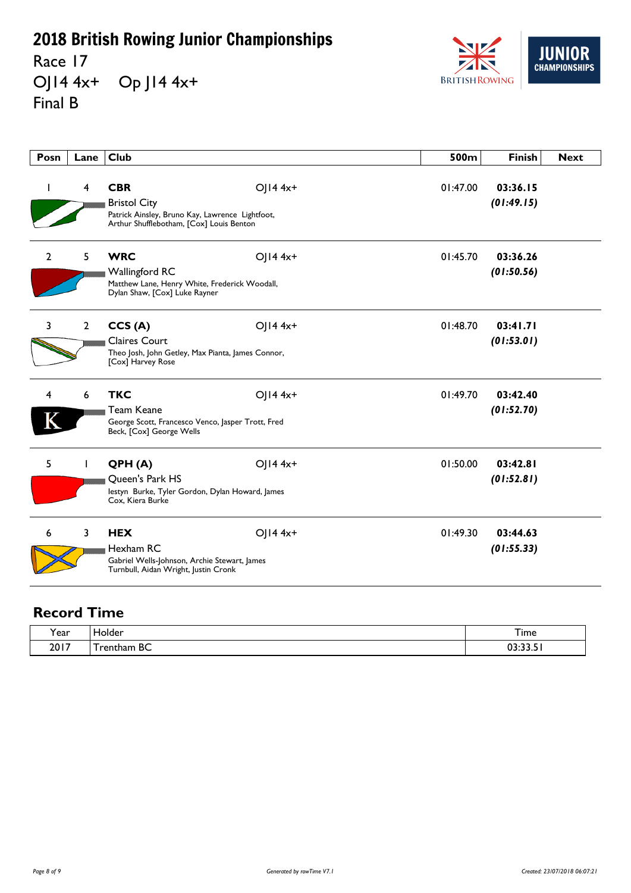# 2018 British Rowing Junior Championships

Race 17

OJ14 4x+ Op J14 4x+

Final B

| Posn | Lane | Club | | 500m | Finish | Next |
|---|---|---|---|---|---|---|
| 1 | 4 | **CBR** Bristol City Patrick Ainsley, Bruno Kay, Lawrence Lightfoot, Arthur Shufflebotham, [Cox] Louis Benton | OJ14 4x+ | 01:47.00 | **03:36.15** ***(01:49.15)*** | |
| 2 | 5 | **WRC** Wallingford RC Matthew Lane, Henry White, Frederick Woodall, Dylan Shaw, [Cox] Luke Rayner | OJ14 4x+ | 01:45.70 | **03:36.26** ***(01:50.56)*** | |
| 3 | 2 | **CCS (A)** Claires Court Theo Josh, John Getley, Max Pianta, James Connor, [Cox] Harvey Rose | OJ14 4x+ | 01:48.70 | **03:41.71** ***(01:53.01)*** | |
| 4 | 6 | **TKC** Team Keane George Scott, Francesco Venco, Jasper Trott, Fred Beck, [Cox] George Wells | OJ14 4x+ | 01:49.70 | **03:42.40** ***(01:52.70)*** | |
| 5 | 1 | **QPH (A)** Queen's Park HS Iestyn Burke, Tyler Gordon, Dylan Howard, James Cox, Kiera Burke | OJ14 4x+ | 01:50.00 | **03:42.81** ***(01:52.81)*** | |
| 6 | 3 | **HEX** Hexham RC Gabriel Wells-Johnson, Archie Stewart, James Turnbull, Aidan Wright, Justin Cronk | OJ14 4x+ | 01:49.30 | **03:44.63** ***(01:55.33)*** | |

## Record Time

| Year | Holder | Time |
|---|---|---|
| 2017 | Trentham BC | 03:33.51 |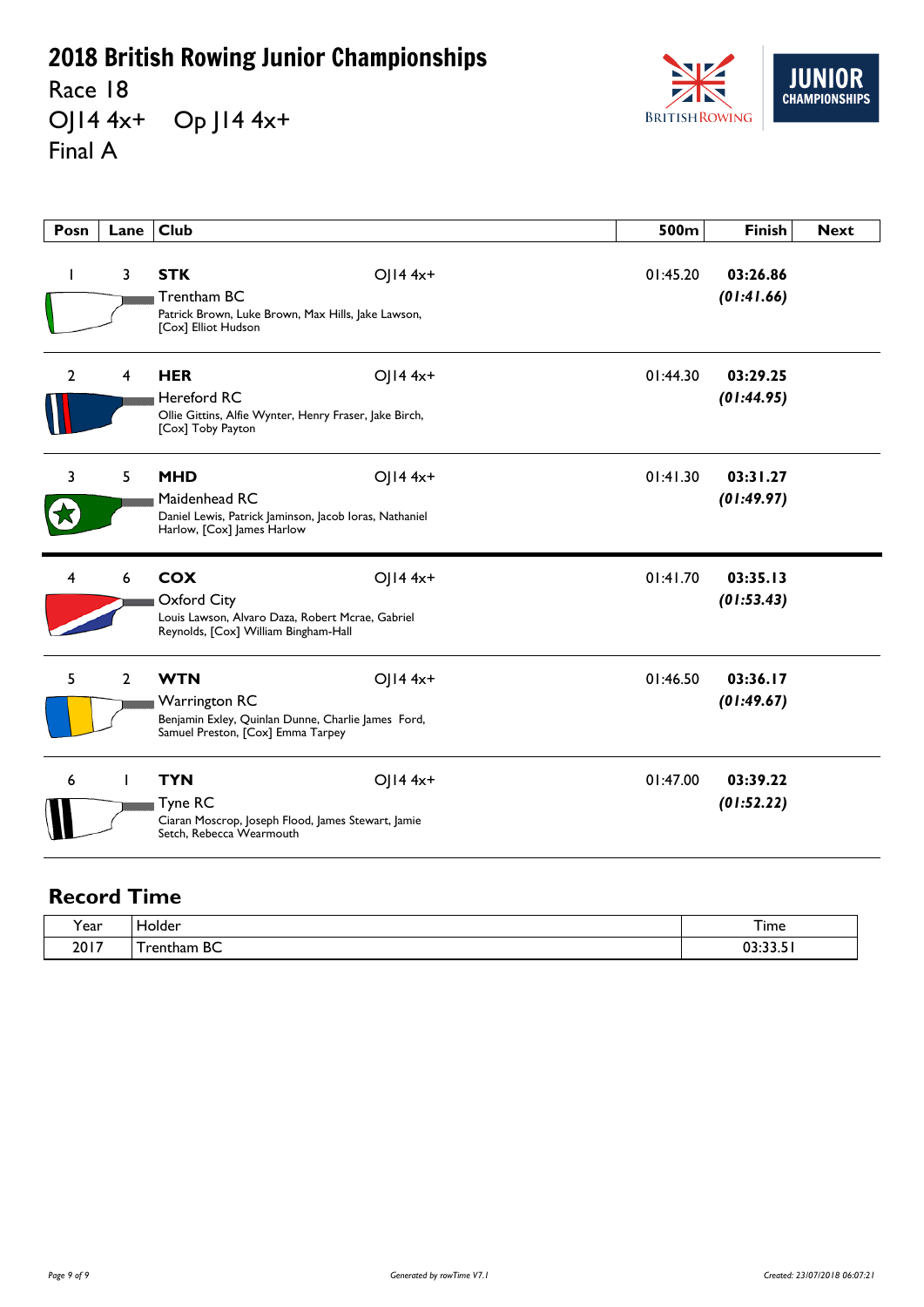# 2018 British Rowing Junior Championships

Race 18

OJ14 4x+ Op J14 4x+

Final A

| Posn | Lane | Club | | 500m | Finish | Next |
|---|---|---|---|---|---|---|
| 1 | 3 | **STK** Trentham BC Patrick Brown, Luke Brown, Max Hills, Jake Lawson, [Cox] Elliot Hudson | OJ14 4x+ | 01:45.20 | **03:26.86** ***(01:41.66)*** | |
| 2 | 4 | **HER** Hereford RC Ollie Gittins, Alfie Wynter, Henry Fraser, Jake Birch, [Cox] Toby Payton | OJ14 4x+ | 01:44.30 | **03:29.25** ***(01:44.95)*** | |
| 3 | 5 | **MHD** Maidenhead RC Daniel Lewis, Patrick Jaminson, Jacob Ioras, Nathaniel Harlow, [Cox] James Harlow | OJ14 4x+ | 01:41.30 | **03:31.27** ***(01:49.97)*** | |
| 4 | 6 | **COX** Oxford City Louis Lawson, Alvaro Daza, Robert Mcrae, Gabriel Reynolds, [Cox] William Bingham-Hall | OJ14 4x+ | 01:41.70 | **03:35.13** ***(01:53.43)*** | |
| 5 | 2 | **WTN** Warrington RC Benjamin Exley, Quinlan Dunne, Charlie James Ford, Samuel Preston, [Cox] Emma Tarpey | OJ14 4x+ | 01:46.50 | **03:36.17** ***(01:49.67)*** | |
| 6 | 1 | **TYN** Tyne RC Ciaran Moscrop, Joseph Flood, James Stewart, Jamie Setch, Rebecca Wearmouth | OJ14 4x+ | 01:47.00 | **03:39.22** ***(01:52.22)*** | |

## Record Time

| Year | Holder | Time |
|---|---|---|
| 2017 | Trentham BC | 03:33.51 |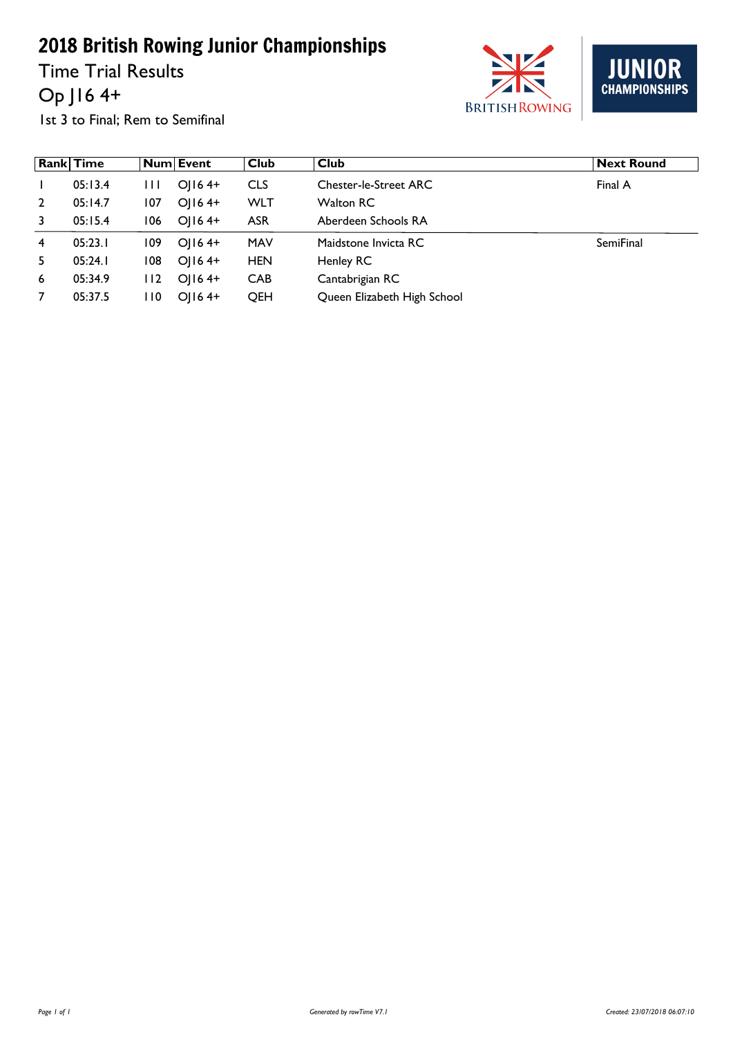# 2018 British Rowing Junior Championships

## Time Trial Results

## Op J16 4+

1st 3 to Final; Rem to Semifinal

| Rank | Time | Num | Event | Club | Club | Next Round |
|---|---|---|---|---|---|---|
| 1 | 05:13.4 | 111 | OJ16 4+ | CLS | Chester-le-Street ARC | Final A |
| 2 | 05:14.7 | 107 | OJ16 4+ | WLT | Walton RC | |
| 3 | 05:15.4 | 106 | OJ16 4+ | ASR | Aberdeen Schools RA | |
| 4 | 05:23.1 | 109 | OJ16 4+ | MAV | Maidstone Invicta RC | SemiFinal |
| 5 | 05:24.1 | 108 | OJ16 4+ | HEN | Henley RC | |
| 6 | 05:34.9 | 112 | OJ16 4+ | CAB | Cantabrigian RC | |
| 7 | 05:37.5 | 110 | OJ16 4+ | QEH | Queen Elizabeth High School | |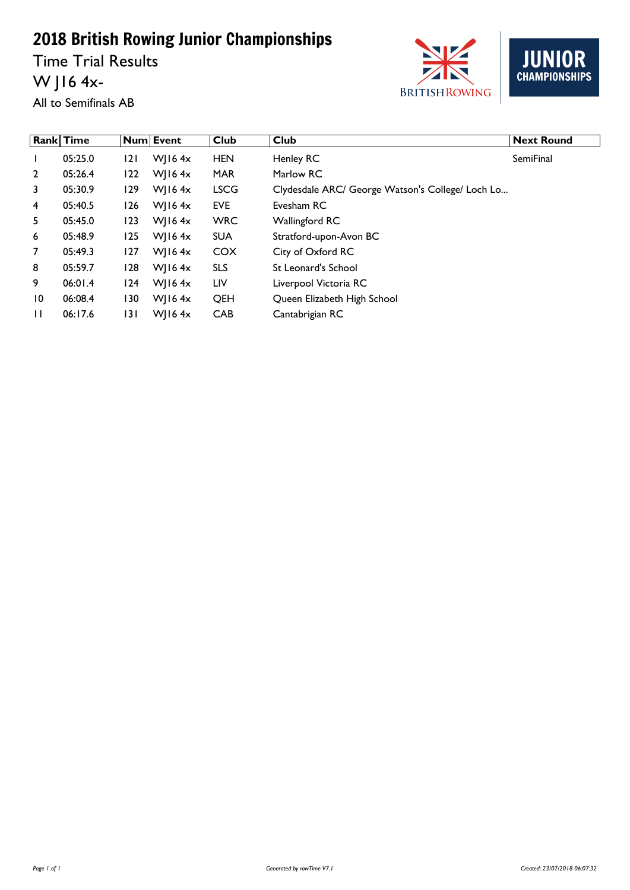# 2018 British Rowing Junior Championships

## Time Trial Results

## W J16 4x-

All to Semifinals AB

| Rank | Time | Num | Event | Club | Club | Next Round |
|---|---|---|---|---|---|---|
| 1 | 05:25.0 | 121 | WJ16 4x | HEN | Henley RC | SemiFinal |
| 2 | 05:26.4 | 122 | WJ16 4x | MAR | Marlow RC | |
| 3 | 05:30.9 | 129 | WJ16 4x | LSCG | Clydesdale ARC/ George Watson's College/ Loch Lo... | |
| 4 | 05:40.5 | 126 | WJ16 4x | EVE | Evesham RC | |
| 5 | 05:45.0 | 123 | WJ16 4x | WRC | Wallingford RC | |
| 6 | 05:48.9 | 125 | WJ16 4x | SUA | Stratford-upon-Avon BC | |
| 7 | 05:49.3 | 127 | WJ16 4x | COX | City of Oxford RC | |
| 8 | 05:59.7 | 128 | WJ16 4x | SLS | St Leonard's School | |
| 9 | 06:01.4 | 124 | WJ16 4x | LIV | Liverpool Victoria RC | |
| 10 | 06:08.4 | 130 | WJ16 4x | QEH | Queen Elizabeth High School | |
| 11 | 06:17.6 | 131 | WJ16 4x | CAB | Cantabrigian RC | |

Generated by rowTime V7.1

Created: 23/07/2018 06:07:32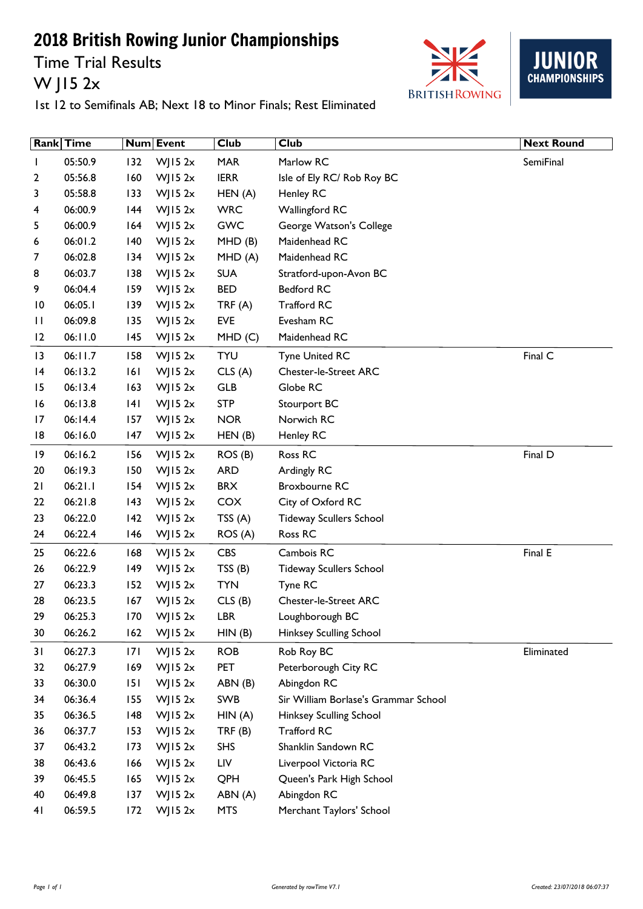# 2018 British Rowing Junior Championships

## Time Trial Results

## W J15 2x

1st 12 to Semifinals AB; Next 18 to Minor Finals; Rest Eliminated

| Rank | Time | Num | Event | Club | Club | Next Round |
|---|---|---|---|---|---|---|
| 1 | 05:50.9 | 132 | WJ15 2x | MAR | Marlow RC | SemiFinal |
| 2 | 05:56.8 | 160 | WJ15 2x | IERR | Isle of Ely RC/ Rob Roy BC | |
| 3 | 05:58.8 | 133 | WJ15 2x | HEN (A) | Henley RC | |
| 4 | 06:00.9 | 144 | WJ15 2x | WRC | Wallingford RC | |
| 5 | 06:00.9 | 164 | WJ15 2x | GWC | George Watson's College | |
| 6 | 06:01.2 | 140 | WJ15 2x | MHD (B) | Maidenhead RC | |
| 7 | 06:02.8 | 134 | WJ15 2x | MHD (A) | Maidenhead RC | |
| 8 | 06:03.7 | 138 | WJ15 2x | SUA | Stratford-upon-Avon BC | |
| 9 | 06:04.4 | 159 | WJ15 2x | BED | Bedford RC | |
| 10 | 06:05.1 | 139 | WJ15 2x | TRF (A) | Trafford RC | |
| 11 | 06:09.8 | 135 | WJ15 2x | EVE | Evesham RC | |
| 12 | 06:11.0 | 145 | WJ15 2x | MHD (C) | Maidenhead RC | |
| 13 | 06:11.7 | 158 | WJ15 2x | TYU | Tyne United RC | Final C |
| 14 | 06:13.2 | 161 | WJ15 2x | CLS (A) | Chester-le-Street ARC | |
| 15 | 06:13.4 | 163 | WJ15 2x | GLB | Globe RC | |
| 16 | 06:13.8 | 141 | WJ15 2x | STP | Stourport BC | |
| 17 | 06:14.4 | 157 | WJ15 2x | NOR | Norwich RC | |
| 18 | 06:16.0 | 147 | WJ15 2x | HEN (B) | Henley RC | |
| 19 | 06:16.2 | 156 | WJ15 2x | ROS (B) | Ross RC | Final D |
| 20 | 06:19.3 | 150 | WJ15 2x | ARD | Ardingly RC | |
| 21 | 06:21.1 | 154 | WJ15 2x | BRX | Broxbourne RC | |
| 22 | 06:21.8 | 143 | WJ15 2x | COX | City of Oxford RC | |
| 23 | 06:22.0 | 142 | WJ15 2x | TSS (A) | Tideway Scullers School | |
| 24 | 06:22.4 | 146 | WJ15 2x | ROS (A) | Ross RC | |
| 25 | 06:22.6 | 168 | WJ15 2x | CBS | Cambois RC | Final E |
| 26 | 06:22.9 | 149 | WJ15 2x | TSS (B) | Tideway Scullers School | |
| 27 | 06:23.3 | 152 | WJ15 2x | TYN | Tyne RC | |
| 28 | 06:23.5 | 167 | WJ15 2x | CLS (B) | Chester-le-Street ARC | |
| 29 | 06:25.3 | 170 | WJ15 2x | LBR | Loughborough BC | |
| 30 | 06:26.2 | 162 | WJ15 2x | HIN (B) | Hinksey Sculling School | |
| 31 | 06:27.3 | 171 | WJ15 2x | ROB | Rob Roy BC | Eliminated |
| 32 | 06:27.9 | 169 | WJ15 2x | PET | Peterborough City RC | |
| 33 | 06:30.0 | 151 | WJ15 2x | ABN (B) | Abingdon RC | |
| 34 | 06:36.4 | 155 | WJ15 2x | SWB | Sir William Borlase's Grammar School | |
| 35 | 06:36.5 | 148 | WJ15 2x | HIN (A) | Hinksey Sculling School | |
| 36 | 06:37.7 | 153 | WJ15 2x | TRF (B) | Trafford RC | |
| 37 | 06:43.2 | 173 | WJ15 2x | SHS | Shanklin Sandown RC | |
| 38 | 06:43.6 | 166 | WJ15 2x | LIV | Liverpool Victoria RC | |
| 39 | 06:45.5 | 165 | WJ15 2x | QPH | Queen's Park High School | |
| 40 | 06:49.8 | 137 | WJ15 2x | ABN (A) | Abingdon RC | |
| 41 | 06:59.5 | 172 | WJ15 2x | MTS | Merchant Taylors' School | |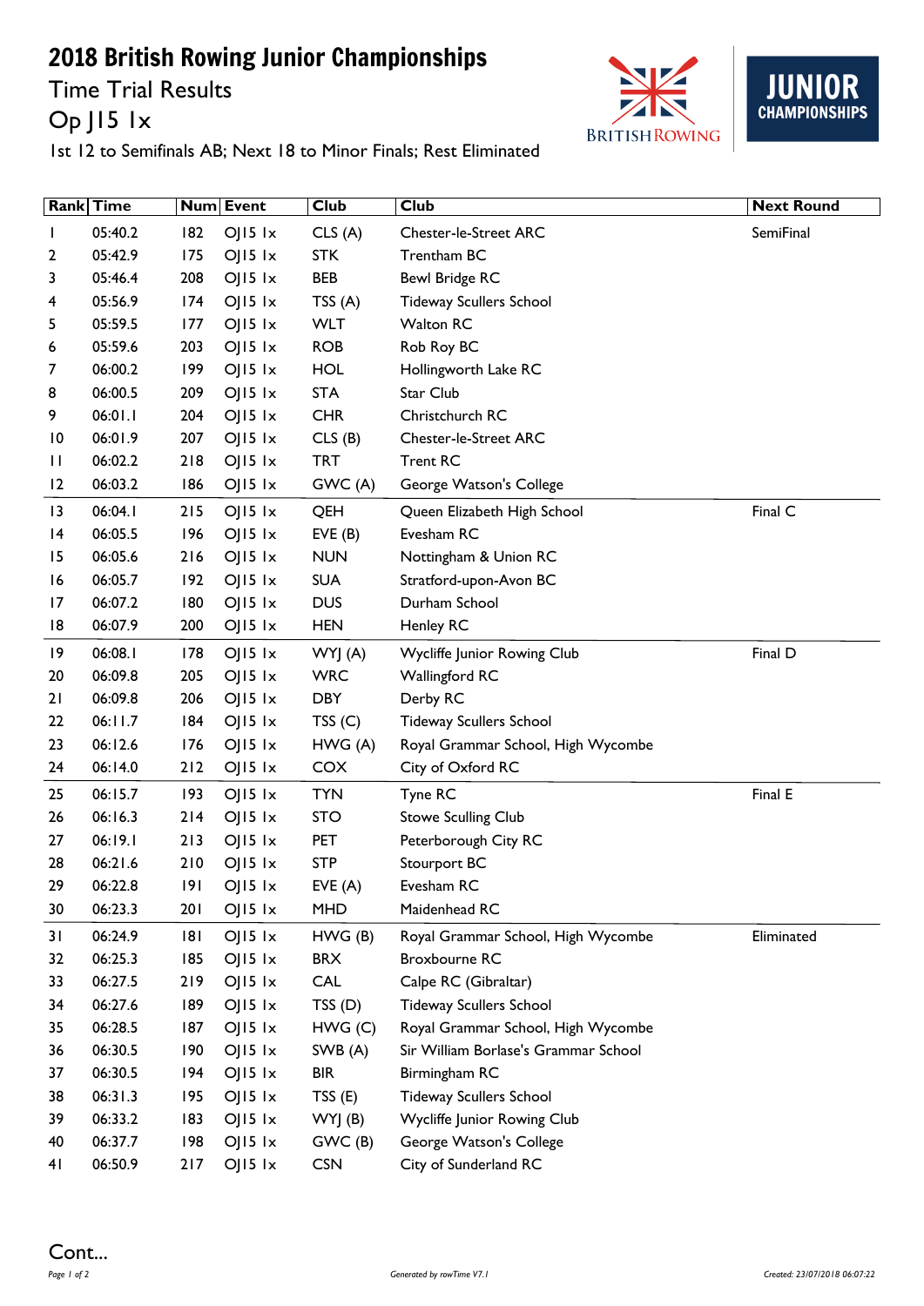# 2018 British Rowing Junior Championships

## Time Trial Results

## Op J15 1x

1st 12 to Semifinals AB; Next 18 to Minor Finals; Rest Eliminated

| Rank | Time | Num | Event | Club | Club | Next Round |
|---|---|---|---|---|---|---|
| 1 | 05:40.2 | 182 | OJ15 1x | CLS (A) | Chester-le-Street ARC | SemiFinal |
| 2 | 05:42.9 | 175 | OJ15 1x | STK | Trentham BC | |
| 3 | 05:46.4 | 208 | OJ15 1x | BEB | Bewl Bridge RC | |
| 4 | 05:56.9 | 174 | OJ15 1x | TSS (A) | Tideway Scullers School | |
| 5 | 05:59.5 | 177 | OJ15 1x | WLT | Walton RC | |
| 6 | 05:59.6 | 203 | OJ15 1x | ROB | Rob Roy BC | |
| 7 | 06:00.2 | 199 | OJ15 1x | HOL | Hollingworth Lake RC | |
| 8 | 06:00.5 | 209 | OJ15 1x | STA | Star Club | |
| 9 | 06:01.1 | 204 | OJ15 1x | CHR | Christchurch RC | |
| 10 | 06:01.9 | 207 | OJ15 1x | CLS (B) | Chester-le-Street ARC | |
| 11 | 06:02.2 | 218 | OJ15 1x | TRT | Trent RC | |
| 12 | 06:03.2 | 186 | OJ15 1x | GWC (A) | George Watson's College | |
| 13 | 06:04.1 | 215 | OJ15 1x | QEH | Queen Elizabeth High School | Final C |
| 14 | 06:05.5 | 196 | OJ15 1x | EVE (B) | Evesham RC | |
| 15 | 06:05.6 | 216 | OJ15 1x | NUN | Nottingham & Union RC | |
| 16 | 06:05.7 | 192 | OJ15 1x | SUA | Stratford-upon-Avon BC | |
| 17 | 06:07.2 | 180 | OJ15 1x | DUS | Durham School | |
| 18 | 06:07.9 | 200 | OJ15 1x | HEN | Henley RC | |
| 19 | 06:08.1 | 178 | OJ15 1x | WYJ (A) | Wycliffe Junior Rowing Club | Final D |
| 20 | 06:09.8 | 205 | OJ15 1x | WRC | Wallingford RC | |
| 21 | 06:09.8 | 206 | OJ15 1x | DBY | Derby RC | |
| 22 | 06:11.7 | 184 | OJ15 1x | TSS (C) | Tideway Scullers School | |
| 23 | 06:12.6 | 176 | OJ15 1x | HWG (A) | Royal Grammar School, High Wycombe | |
| 24 | 06:14.0 | 212 | OJ15 1x | COX | City of Oxford RC | |
| 25 | 06:15.7 | 193 | OJ15 1x | TYN | Tyne RC | Final E |
| 26 | 06:16.3 | 214 | OJ15 1x | STO | Stowe Sculling Club | |
| 27 | 06:19.1 | 213 | OJ15 1x | PET | Peterborough City RC | |
| 28 | 06:21.6 | 210 | OJ15 1x | STP | Stourport BC | |
| 29 | 06:22.8 | 191 | OJ15 1x | EVE (A) | Evesham RC | |
| 30 | 06:23.3 | 201 | OJ15 1x | MHD | Maidenhead RC | |
| 31 | 06:24.9 | 181 | OJ15 1x | HWG (B) | Royal Grammar School, High Wycombe | Eliminated |
| 32 | 06:25.3 | 185 | OJ15 1x | BRX | Broxbourne RC | |
| 33 | 06:27.5 | 219 | OJ15 1x | CAL | Calpe RC (Gibraltar) | |
| 34 | 06:27.6 | 189 | OJ15 1x | TSS (D) | Tideway Scullers School | |
| 35 | 06:28.5 | 187 | OJ15 1x | HWG (C) | Royal Grammar School, High Wycombe | |
| 36 | 06:30.5 | 190 | OJ15 1x | SWB (A) | Sir William Borlase's Grammar School | |
| 37 | 06:30.5 | 194 | OJ15 1x | BIR | Birmingham RC | |
| 38 | 06:31.3 | 195 | OJ15 1x | TSS (E) | Tideway Scullers School | |
| 39 | 06:33.2 | 183 | OJ15 1x | WYJ (B) | Wycliffe Junior Rowing Club | |
| 40 | 06:37.7 | 198 | OJ15 1x | GWC (B) | George Watson's College | |
| 41 | 06:50.9 | 217 | OJ15 1x | CSN | City of Sunderland RC | |

Cont...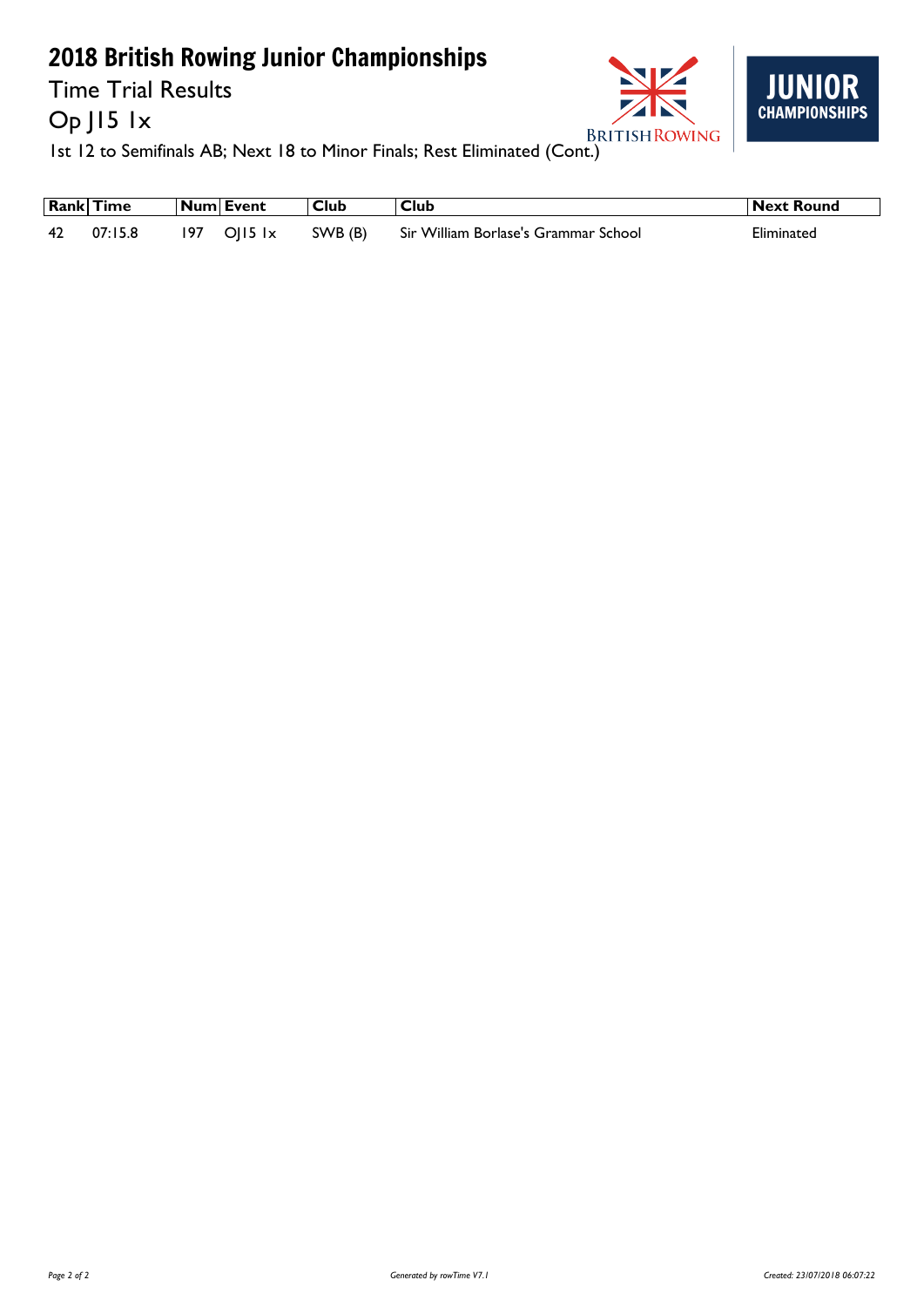# 2018 British Rowing Junior Championships

Time Trial Results

Op J15 1x

1st 12 to Semifinals AB; Next 18 to Minor Finals; Rest Eliminated (Cont.)

| Rank | Time | Num | Event | Club | Club | Next Round |
|---|---|---|---|---|---|---|
| 42 | 07:15.8 | 197 | OJ15 1x | SWB (B) | Sir William Borlase's Grammar School | Eliminated |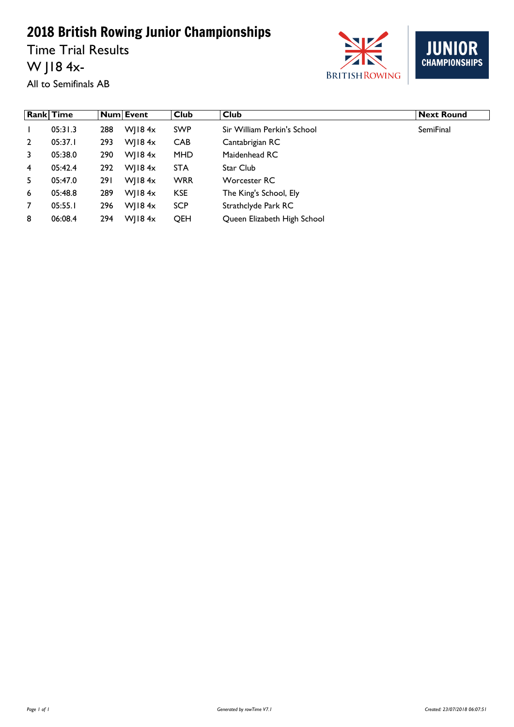# 2018 British Rowing Junior Championships

## Time Trial Results

## W J18 4x-

All to Semifinals AB

| Rank | Time | Num | Event | Club | Club | Next Round |
|---|---|---|---|---|---|---|
| 1 | 05:31.3 | 288 | WJ18 4x | SWP | Sir William Perkin's School | SemiFinal |
| 2 | 05:37.1 | 293 | WJ18 4x | CAB | Cantabrigian RC | |
| 3 | 05:38.0 | 290 | WJ18 4x | MHD | Maidenhead RC | |
| 4 | 05:42.4 | 292 | WJ18 4x | STA | Star Club | |
| 5 | 05:47.0 | 291 | WJ18 4x | WRR | Worcester RC | |
| 6 | 05:48.8 | 289 | WJ18 4x | KSE | The King's School, Ely | |
| 7 | 05:55.1 | 296 | WJ18 4x | SCP | Strathclyde Park RC | |
| 8 | 06:08.4 | 294 | WJ18 4x | QEH | Queen Elizabeth High School | |

*Generated by rowTime V7.1*

*Created: 23/07/2018 06:07:51*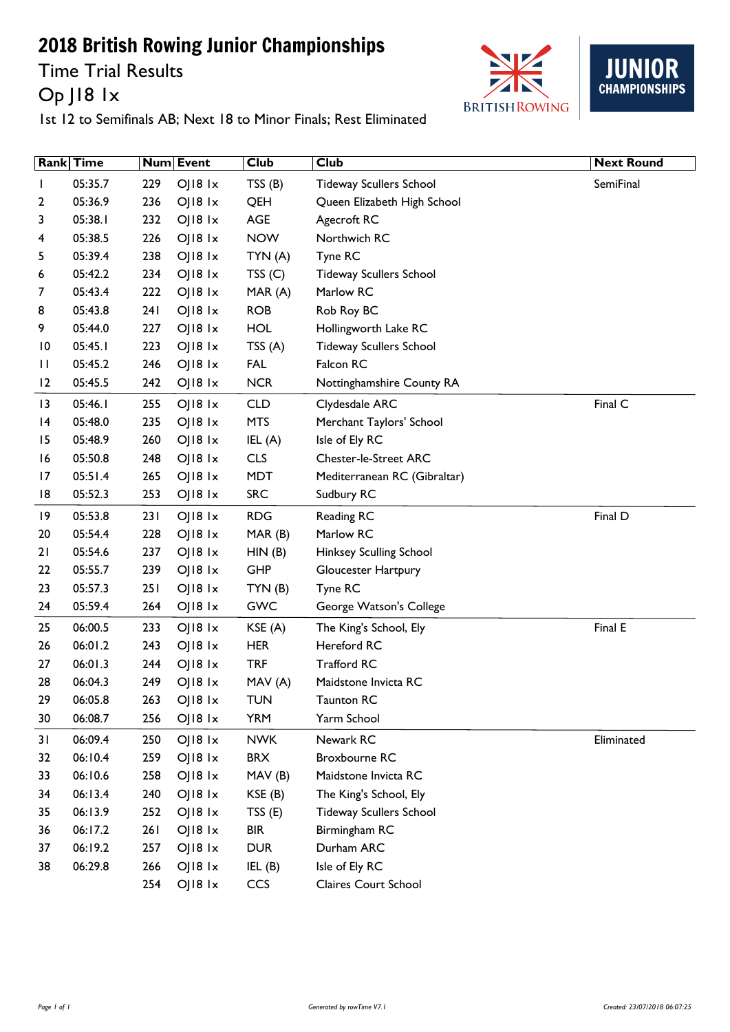# 2018 British Rowing Junior Championships

## Time Trial Results

## Op J18 1x

1st 12 to Semifinals AB; Next 18 to Minor Finals; Rest Eliminated

| Rank | Time | Num | Event | Club | Club | Next Round |
|---|---|---|---|---|---|---|
| 1 | 05:35.7 | 229 | OJ18 1x | TSS (B) | Tideway Scullers School | SemiFinal |
| 2 | 05:36.9 | 236 | OJ18 1x | QEH | Queen Elizabeth High School | |
| 3 | 05:38.1 | 232 | OJ18 1x | AGE | Agecroft RC | |
| 4 | 05:38.5 | 226 | OJ18 1x | NOW | Northwich RC | |
| 5 | 05:39.4 | 238 | OJ18 1x | TYN (A) | Tyne RC | |
| 6 | 05:42.2 | 234 | OJ18 1x | TSS (C) | Tideway Scullers School | |
| 7 | 05:43.4 | 222 | OJ18 1x | MAR (A) | Marlow RC | |
| 8 | 05:43.8 | 241 | OJ18 1x | ROB | Rob Roy BC | |
| 9 | 05:44.0 | 227 | OJ18 1x | HOL | Hollingworth Lake RC | |
| 10 | 05:45.1 | 223 | OJ18 1x | TSS (A) | Tideway Scullers School | |
| 11 | 05:45.2 | 246 | OJ18 1x | FAL | Falcon RC | |
| 12 | 05:45.5 | 242 | OJ18 1x | NCR | Nottinghamshire County RA | |
| 13 | 05:46.1 | 255 | OJ18 1x | CLD | Clydesdale ARC | Final C |
| 14 | 05:48.0 | 235 | OJ18 1x | MTS | Merchant Taylors' School | |
| 15 | 05:48.9 | 260 | OJ18 1x | IEL (A) | Isle of Ely RC | |
| 16 | 05:50.8 | 248 | OJ18 1x | CLS | Chester-le-Street ARC | |
| 17 | 05:51.4 | 265 | OJ18 1x | MDT | Mediterranean RC (Gibraltar) | |
| 18 | 05:52.3 | 253 | OJ18 1x | SRC | Sudbury RC | |
| 19 | 05:53.8 | 231 | OJ18 1x | RDG | Reading RC | Final D |
| 20 | 05:54.4 | 228 | OJ18 1x | MAR (B) | Marlow RC | |
| 21 | 05:54.6 | 237 | OJ18 1x | HIN (B) | Hinksey Sculling School | |
| 22 | 05:55.7 | 239 | OJ18 1x | GHP | Gloucester Hartpury | |
| 23 | 05:57.3 | 251 | OJ18 1x | TYN (B) | Tyne RC | |
| 24 | 05:59.4 | 264 | OJ18 1x | GWC | George Watson's College | |
| 25 | 06:00.5 | 233 | OJ18 1x | KSE (A) | The King's School, Ely | Final E |
| 26 | 06:01.2 | 243 | OJ18 1x | HER | Hereford RC | |
| 27 | 06:01.3 | 244 | OJ18 1x | TRF | Trafford RC | |
| 28 | 06:04.3 | 249 | OJ18 1x | MAV (A) | Maidstone Invicta RC | |
| 29 | 06:05.8 | 263 | OJ18 1x | TUN | Taunton RC | |
| 30 | 06:08.7 | 256 | OJ18 1x | YRM | Yarm School | |
| 31 | 06:09.4 | 250 | OJ18 1x | NWK | Newark RC | Eliminated |
| 32 | 06:10.4 | 259 | OJ18 1x | BRX | Broxbourne RC | |
| 33 | 06:10.6 | 258 | OJ18 1x | MAV (B) | Maidstone Invicta RC | |
| 34 | 06:13.4 | 240 | OJ18 1x | KSE (B) | The King's School, Ely | |
| 35 | 06:13.9 | 252 | OJ18 1x | TSS (E) | Tideway Scullers School | |
| 36 | 06:17.2 | 261 | OJ18 1x | BIR | Birmingham RC | |
| 37 | 06:19.2 | 257 | OJ18 1x | DUR | Durham ARC | |
| 38 | 06:29.8 | 266 | OJ18 1x | IEL (B) | Isle of Ely RC | |
| | | 254 | OJ18 1x | CCS | Claires Court School | |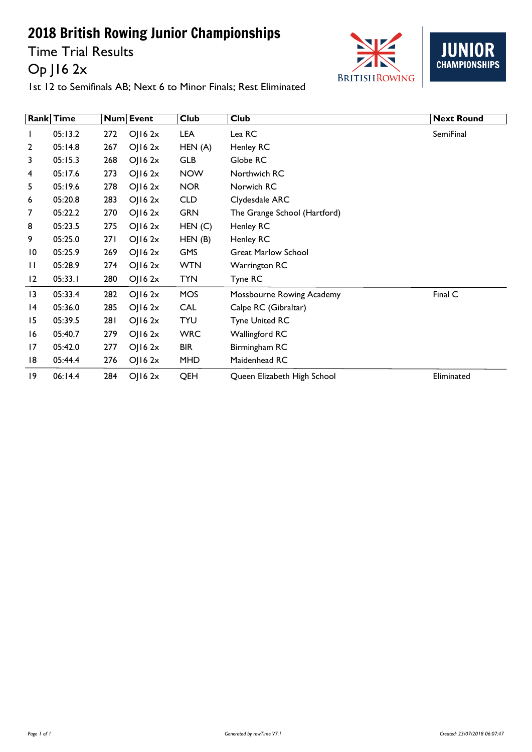# 2018 British Rowing Junior Championships

## Time Trial Results

## Op J16 2x

1st 12 to Semifinals AB; Next 6 to Minor Finals; Rest Eliminated

| Rank | Time | Num | Event | Club | Club | Next Round |
|---|---|---|---|---|---|---|
| 1 | 05:13.2 | 272 | OJ16 2x | LEA | Lea RC | SemiFinal |
| 2 | 05:14.8 | 267 | OJ16 2x | HEN (A) | Henley RC | |
| 3 | 05:15.3 | 268 | OJ16 2x | GLB | Globe RC | |
| 4 | 05:17.6 | 273 | OJ16 2x | NOW | Northwich RC | |
| 5 | 05:19.6 | 278 | OJ16 2x | NOR | Norwich RC | |
| 6 | 05:20.8 | 283 | OJ16 2x | CLD | Clydesdale ARC | |
| 7 | 05:22.2 | 270 | OJ16 2x | GRN | The Grange School (Hartford) | |
| 8 | 05:23.5 | 275 | OJ16 2x | HEN (C) | Henley RC | |
| 9 | 05:25.0 | 271 | OJ16 2x | HEN (B) | Henley RC | |
| 10 | 05:25.9 | 269 | OJ16 2x | GMS | Great Marlow School | |
| 11 | 05:28.9 | 274 | OJ16 2x | WTN | Warrington RC | |
| 12 | 05:33.1 | 280 | OJ16 2x | TYN | Tyne RC | |
| 13 | 05:33.4 | 282 | OJ16 2x | MOS | Mossbourne Rowing Academy | Final C |
| 14 | 05:36.0 | 285 | OJ16 2x | CAL | Calpe RC (Gibraltar) | |
| 15 | 05:39.5 | 281 | OJ16 2x | TYU | Tyne United RC | |
| 16 | 05:40.7 | 279 | OJ16 2x | WRC | Wallingford RC | |
| 17 | 05:42.0 | 277 | OJ16 2x | BIR | Birmingham RC | |
| 18 | 05:44.4 | 276 | OJ16 2x | MHD | Maidenhead RC | |
| 19 | 06:14.4 | 284 | OJ16 2x | QEH | Queen Elizabeth High School | Eliminated |

Generated by rowTime V7.1

Created: 23/07/2018 06:07:47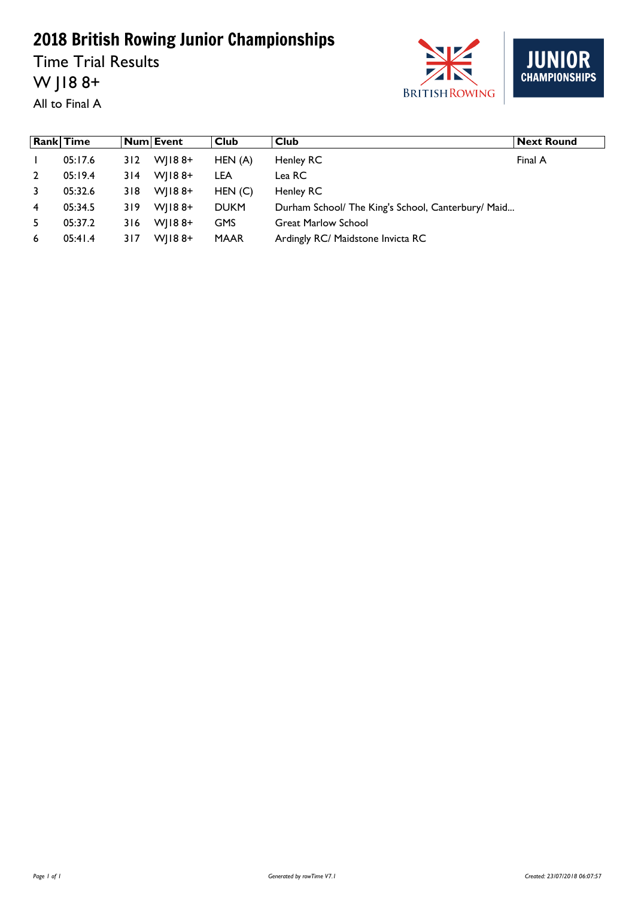# 2018 British Rowing Junior Championships

Time Trial Results

W J18 8+

All to Final A

| Rank | Time | Num | Event | Club | Club | Next Round |
|---|---|---|---|---|---|---|
| 1 | 05:17.6 | 312 | WJ18 8+ | HEN (A) | Henley RC | Final A |
| 2 | 05:19.4 | 314 | WJ18 8+ | LEA | Lea RC | |
| 3 | 05:32.6 | 318 | WJ18 8+ | HEN (C) | Henley RC | |
| 4 | 05:34.5 | 319 | WJ18 8+ | DUKM | Durham School/ The King's School, Canterbury/ Maid... | |
| 5 | 05:37.2 | 316 | WJ18 8+ | GMS | Great Marlow School | |
| 6 | 05:41.4 | 317 | WJ18 8+ | MAAR | Ardingly RC/ Maidstone Invicta RC | |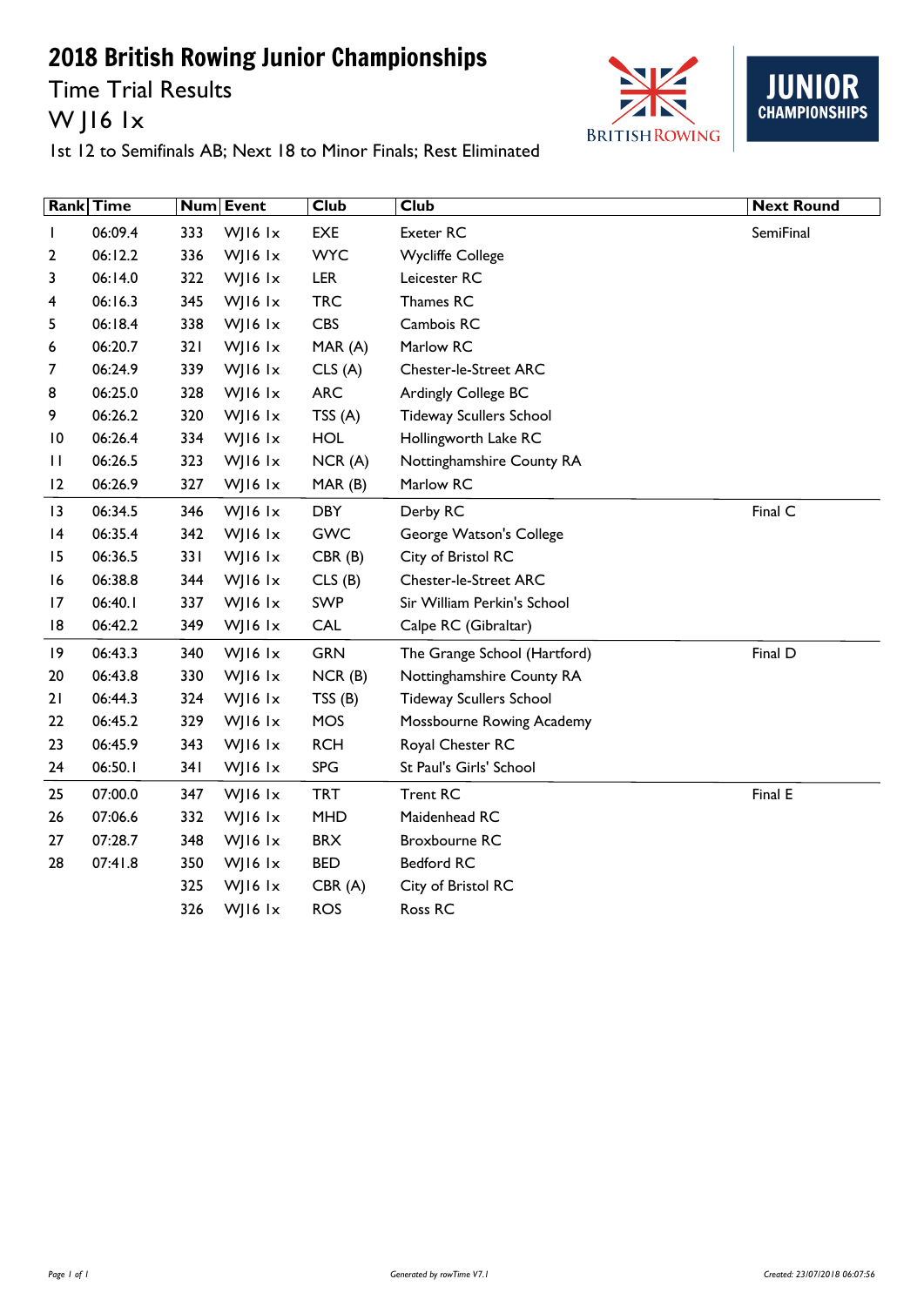# 2018 British Rowing Junior Championships

## Time Trial Results

## W J16 1x

1st 12 to Semifinals AB; Next 18 to Minor Finals; Rest Eliminated

| Rank | Time | Num | Event | Club | Club | Next Round |
|---|---|---|---|---|---|---|
| 1 | 06:09.4 | 333 | WJ16 1x | EXE | Exeter RC | SemiFinal |
| 2 | 06:12.2 | 336 | WJ16 1x | WYC | Wycliffe College | |
| 3 | 06:14.0 | 322 | WJ16 1x | LER | Leicester RC | |
| 4 | 06:16.3 | 345 | WJ16 1x | TRC | Thames RC | |
| 5 | 06:18.4 | 338 | WJ16 1x | CBS | Cambois RC | |
| 6 | 06:20.7 | 321 | WJ16 1x | MAR (A) | Marlow RC | |
| 7 | 06:24.9 | 339 | WJ16 1x | CLS (A) | Chester-le-Street ARC | |
| 8 | 06:25.0 | 328 | WJ16 1x | ARC | Ardingly College BC | |
| 9 | 06:26.2 | 320 | WJ16 1x | TSS (A) | Tideway Scullers School | |
| 10 | 06:26.4 | 334 | WJ16 1x | HOL | Hollingworth Lake RC | |
| 11 | 06:26.5 | 323 | WJ16 1x | NCR (A) | Nottinghamshire County RA | |
| 12 | 06:26.9 | 327 | WJ16 1x | MAR (B) | Marlow RC | |
| 13 | 06:34.5 | 346 | WJ16 1x | DBY | Derby RC | Final C |
| 14 | 06:35.4 | 342 | WJ16 1x | GWC | George Watson's College | |
| 15 | 06:36.5 | 331 | WJ16 1x | CBR (B) | City of Bristol RC | |
| 16 | 06:38.8 | 344 | WJ16 1x | CLS (B) | Chester-le-Street ARC | |
| 17 | 06:40.1 | 337 | WJ16 1x | SWP | Sir William Perkin's School | |
| 18 | 06:42.2 | 349 | WJ16 1x | CAL | Calpe RC (Gibraltar) | |
| 19 | 06:43.3 | 340 | WJ16 1x | GRN | The Grange School (Hartford) | Final D |
| 20 | 06:43.8 | 330 | WJ16 1x | NCR (B) | Nottinghamshire County RA | |
| 21 | 06:44.3 | 324 | WJ16 1x | TSS (B) | Tideway Scullers School | |
| 22 | 06:45.2 | 329 | WJ16 1x | MOS | Mossbourne Rowing Academy | |
| 23 | 06:45.9 | 343 | WJ16 1x | RCH | Royal Chester RC | |
| 24 | 06:50.1 | 341 | WJ16 1x | SPG | St Paul's Girls' School | |
| 25 | 07:00.0 | 347 | WJ16 1x | TRT | Trent RC | Final E |
| 26 | 07:06.6 | 332 | WJ16 1x | MHD | Maidenhead RC | |
| 27 | 07:28.7 | 348 | WJ16 1x | BRX | Broxbourne RC | |
| 28 | 07:41.8 | 350 | WJ16 1x | BED | Bedford RC | |
| | | 325 | WJ16 1x | CBR (A) | City of Bristol RC | |
| | | 326 | WJ16 1x | ROS | Ross RC | |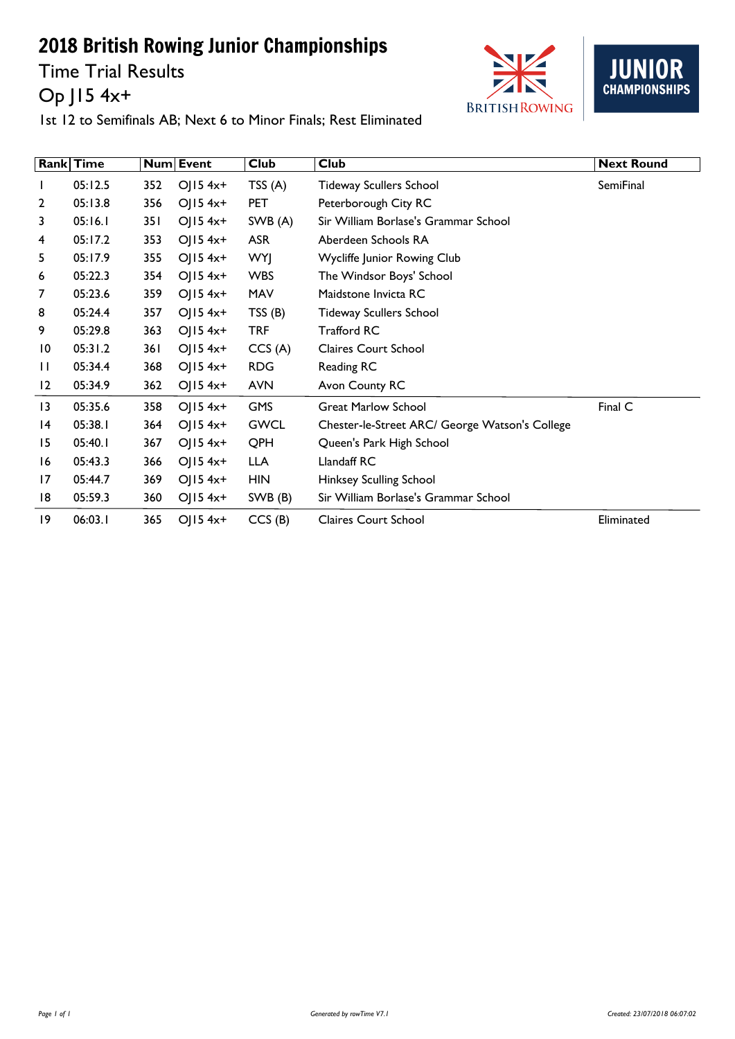# 2018 British Rowing Junior Championships

## Time Trial Results

## Op J15 4x+

1st 12 to Semifinals AB; Next 6 to Minor Finals; Rest Eliminated

| Rank | Time | Num | Event | Club | Club | Next Round |
|---|---|---|---|---|---|---|
| 1 | 05:12.5 | 352 | OJ15 4x+ | TSS (A) | Tideway Scullers School | SemiFinal |
| 2 | 05:13.8 | 356 | OJ15 4x+ | PET | Peterborough City RC | |
| 3 | 05:16.1 | 351 | OJ15 4x+ | SWB (A) | Sir William Borlase's Grammar School | |
| 4 | 05:17.2 | 353 | OJ15 4x+ | ASR | Aberdeen Schools RA | |
| 5 | 05:17.9 | 355 | OJ15 4x+ | WYJ | Wycliffe Junior Rowing Club | |
| 6 | 05:22.3 | 354 | OJ15 4x+ | WBS | The Windsor Boys' School | |
| 7 | 05:23.6 | 359 | OJ15 4x+ | MAV | Maidstone Invicta RC | |
| 8 | 05:24.4 | 357 | OJ15 4x+ | TSS (B) | Tideway Scullers School | |
| 9 | 05:29.8 | 363 | OJ15 4x+ | TRF | Trafford RC | |
| 10 | 05:31.2 | 361 | OJ15 4x+ | CCS (A) | Claires Court School | |
| 11 | 05:34.4 | 368 | OJ15 4x+ | RDG | Reading RC | |
| 12 | 05:34.9 | 362 | OJ15 4x+ | AVN | Avon County RC | |
| 13 | 05:35.6 | 358 | OJ15 4x+ | GMS | Great Marlow School | Final C |
| 14 | 05:38.1 | 364 | OJ15 4x+ | GWCL | Chester-le-Street ARC/ George Watson's College | |
| 15 | 05:40.1 | 367 | OJ15 4x+ | QPH | Queen's Park High School | |
| 16 | 05:43.3 | 366 | OJ15 4x+ | LLA | Llandaff RC | |
| 17 | 05:44.7 | 369 | OJ15 4x+ | HIN | Hinksey Sculling School | |
| 18 | 05:59.3 | 360 | OJ15 4x+ | SWB (B) | Sir William Borlase's Grammar School | |
| 19 | 06:03.1 | 365 | OJ15 4x+ | CCS (B) | Claires Court School | Eliminated |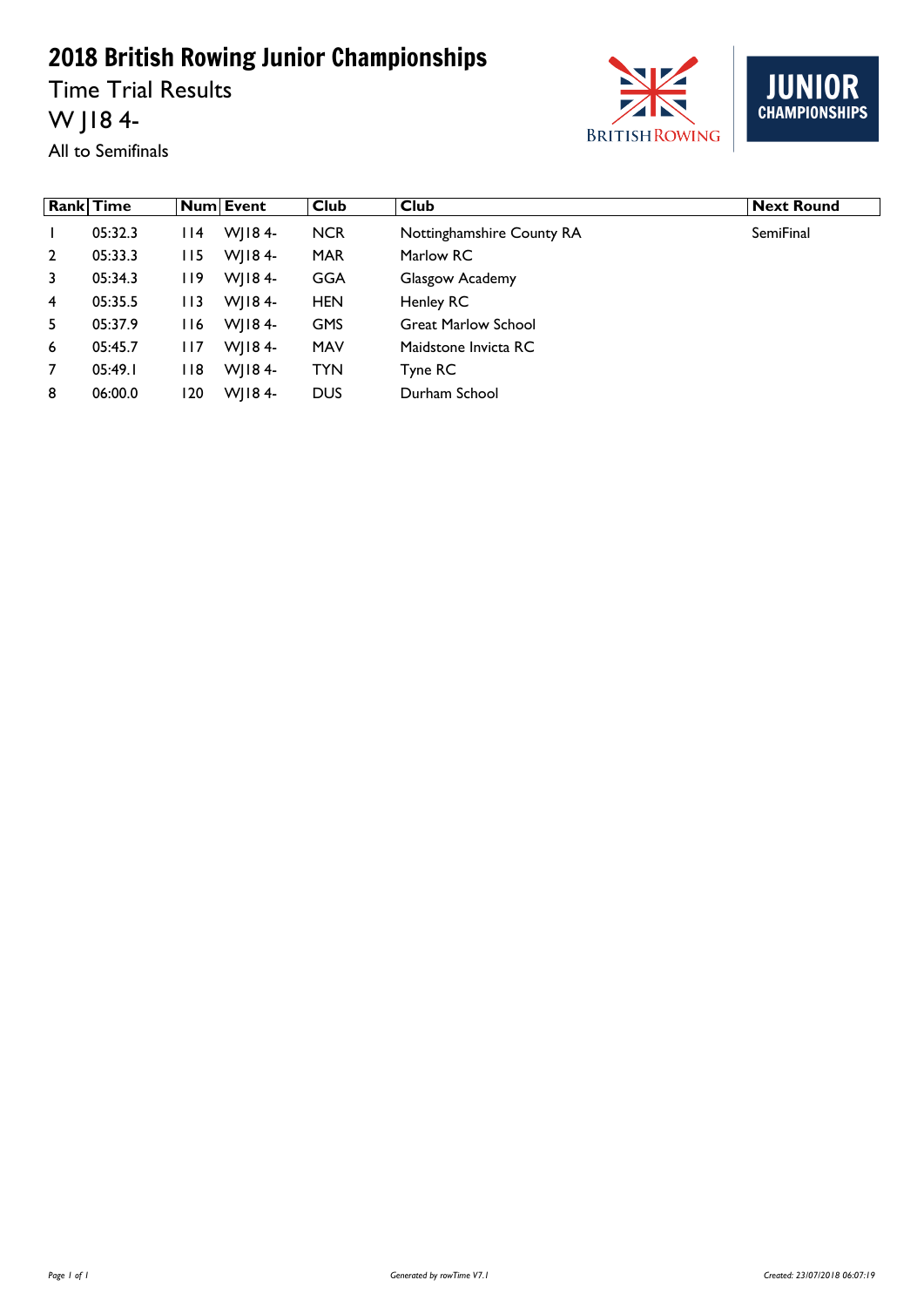# 2018 British Rowing Junior Championships

Time Trial Results

W J18 4-

All to Semifinals

| Rank | Time | Num | Event | Club | Club | Next Round |
|---|---|---|---|---|---|---|
| 1 | 05:32.3 | 114 | WJ18 4- | NCR | Nottinghamshire County RA | SemiFinal |
| 2 | 05:33.3 | 115 | WJ18 4- | MAR | Marlow RC | |
| 3 | 05:34.3 | 119 | WJ18 4- | GGA | Glasgow Academy | |
| 4 | 05:35.5 | 113 | WJ18 4- | HEN | Henley RC | |
| 5 | 05:37.9 | 116 | WJ18 4- | GMS | Great Marlow School | |
| 6 | 05:45.7 | 117 | WJ18 4- | MAV | Maidstone Invicta RC | |
| 7 | 05:49.1 | 118 | WJ18 4- | TYN | Tyne RC | |
| 8 | 06:00.0 | 120 | WJ18 4- | DUS | Durham School | |

*Generated by rowTime V7.1*

*Created: 23/07/2018 06:07:19*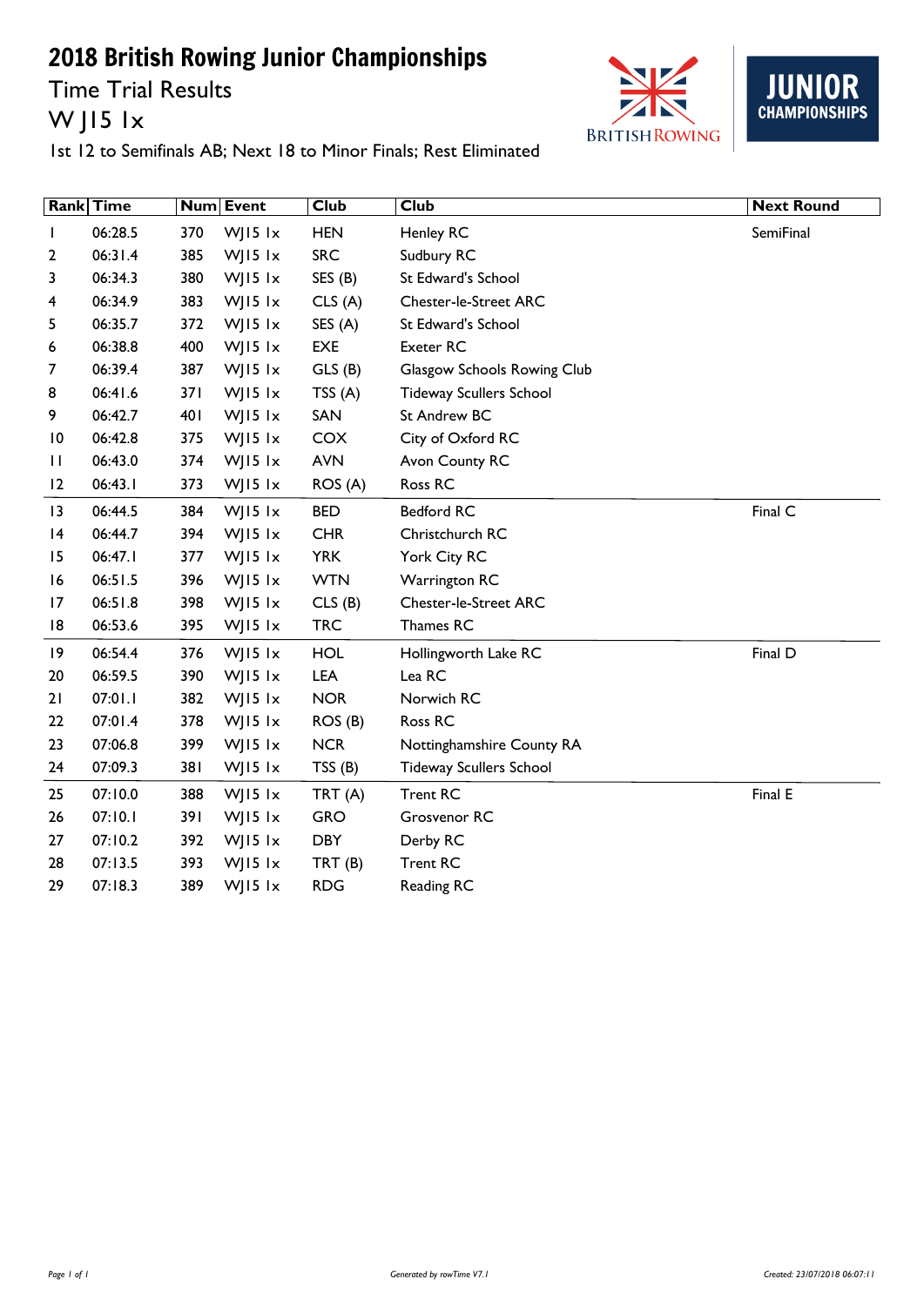# 2018 British Rowing Junior Championships

## Time Trial Results

## W J15 1x

1st 12 to Semifinals AB; Next 18 to Minor Finals; Rest Eliminated

| Rank | Time | Num | Event | Club | Club | Next Round |
|---|---|---|---|---|---|---|
| 1 | 06:28.5 | 370 | WJ15 1x | HEN | Henley RC | SemiFinal |
| 2 | 06:31.4 | 385 | WJ15 1x | SRC | Sudbury RC | |
| 3 | 06:34.3 | 380 | WJ15 1x | SES (B) | St Edward's School | |
| 4 | 06:34.9 | 383 | WJ15 1x | CLS (A) | Chester-le-Street ARC | |
| 5 | 06:35.7 | 372 | WJ15 1x | SES (A) | St Edward's School | |
| 6 | 06:38.8 | 400 | WJ15 1x | EXE | Exeter RC | |
| 7 | 06:39.4 | 387 | WJ15 1x | GLS (B) | Glasgow Schools Rowing Club | |
| 8 | 06:41.6 | 371 | WJ15 1x | TSS (A) | Tideway Scullers School | |
| 9 | 06:42.7 | 401 | WJ15 1x | SAN | St Andrew BC | |
| 10 | 06:42.8 | 375 | WJ15 1x | COX | City of Oxford RC | |
| 11 | 06:43.0 | 374 | WJ15 1x | AVN | Avon County RC | |
| 12 | 06:43.1 | 373 | WJ15 1x | ROS (A) | Ross RC | |
| 13 | 06:44.5 | 384 | WJ15 1x | BED | Bedford RC | Final C |
| 14 | 06:44.7 | 394 | WJ15 1x | CHR | Christchurch RC | |
| 15 | 06:47.1 | 377 | WJ15 1x | YRK | York City RC | |
| 16 | 06:51.5 | 396 | WJ15 1x | WTN | Warrington RC | |
| 17 | 06:51.8 | 398 | WJ15 1x | CLS (B) | Chester-le-Street ARC | |
| 18 | 06:53.6 | 395 | WJ15 1x | TRC | Thames RC | |
| 19 | 06:54.4 | 376 | WJ15 1x | HOL | Hollingworth Lake RC | Final D |
| 20 | 06:59.5 | 390 | WJ15 1x | LEA | Lea RC | |
| 21 | 07:01.1 | 382 | WJ15 1x | NOR | Norwich RC | |
| 22 | 07:01.4 | 378 | WJ15 1x | ROS (B) | Ross RC | |
| 23 | 07:06.8 | 399 | WJ15 1x | NCR | Nottinghamshire County RA | |
| 24 | 07:09.3 | 381 | WJ15 1x | TSS (B) | Tideway Scullers School | |
| 25 | 07:10.0 | 388 | WJ15 1x | TRT (A) | Trent RC | Final E |
| 26 | 07:10.1 | 391 | WJ15 1x | GRO | Grosvenor RC | |
| 27 | 07:10.2 | 392 | WJ15 1x | DBY | Derby RC | |
| 28 | 07:13.5 | 393 | WJ15 1x | TRT (B) | Trent RC | |
| 29 | 07:18.3 | 389 | WJ15 1x | RDG | Reading RC | |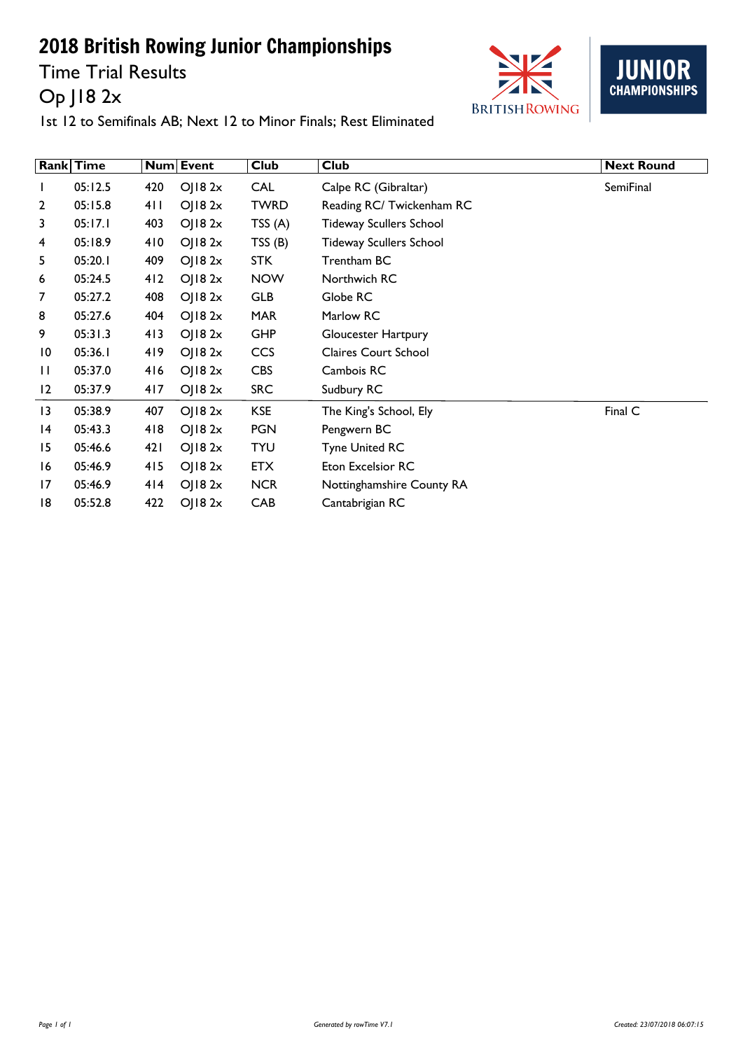# 2018 British Rowing Junior Championships

## Time Trial Results

## Op J18 2x

1st 12 to Semifinals AB; Next 12 to Minor Finals; Rest Eliminated

| Rank | Time | Num | Event | Club | Club | Next Round |
|---|---|---|---|---|---|---|
| 1 | 05:12.5 | 420 | OJ18 2x | CAL | Calpe RC (Gibraltar) | SemiFinal |
| 2 | 05:15.8 | 411 | OJ18 2x | TWRD | Reading RC/ Twickenham RC | |
| 3 | 05:17.1 | 403 | OJ18 2x | TSS (A) | Tideway Scullers School | |
| 4 | 05:18.9 | 410 | OJ18 2x | TSS (B) | Tideway Scullers School | |
| 5 | 05:20.1 | 409 | OJ18 2x | STK | Trentham BC | |
| 6 | 05:24.5 | 412 | OJ18 2x | NOW | Northwich RC | |
| 7 | 05:27.2 | 408 | OJ18 2x | GLB | Globe RC | |
| 8 | 05:27.6 | 404 | OJ18 2x | MAR | Marlow RC | |
| 9 | 05:31.3 | 413 | OJ18 2x | GHP | Gloucester Hartpury | |
| 10 | 05:36.1 | 419 | OJ18 2x | CCS | Claires Court School | |
| 11 | 05:37.0 | 416 | OJ18 2x | CBS | Cambois RC | |
| 12 | 05:37.9 | 417 | OJ18 2x | SRC | Sudbury RC | |
| 13 | 05:38.9 | 407 | OJ18 2x | KSE | The King's School, Ely | Final C |
| 14 | 05:43.3 | 418 | OJ18 2x | PGN | Pengwern BC | |
| 15 | 05:46.6 | 421 | OJ18 2x | TYU | Tyne United RC | |
| 16 | 05:46.9 | 415 | OJ18 2x | ETX | Eton Excelsior RC | |
| 17 | 05:46.9 | 414 | OJ18 2x | NCR | Nottinghamshire County RA | |
| 18 | 05:52.8 | 422 | OJ18 2x | CAB | Cantabrigian RC | |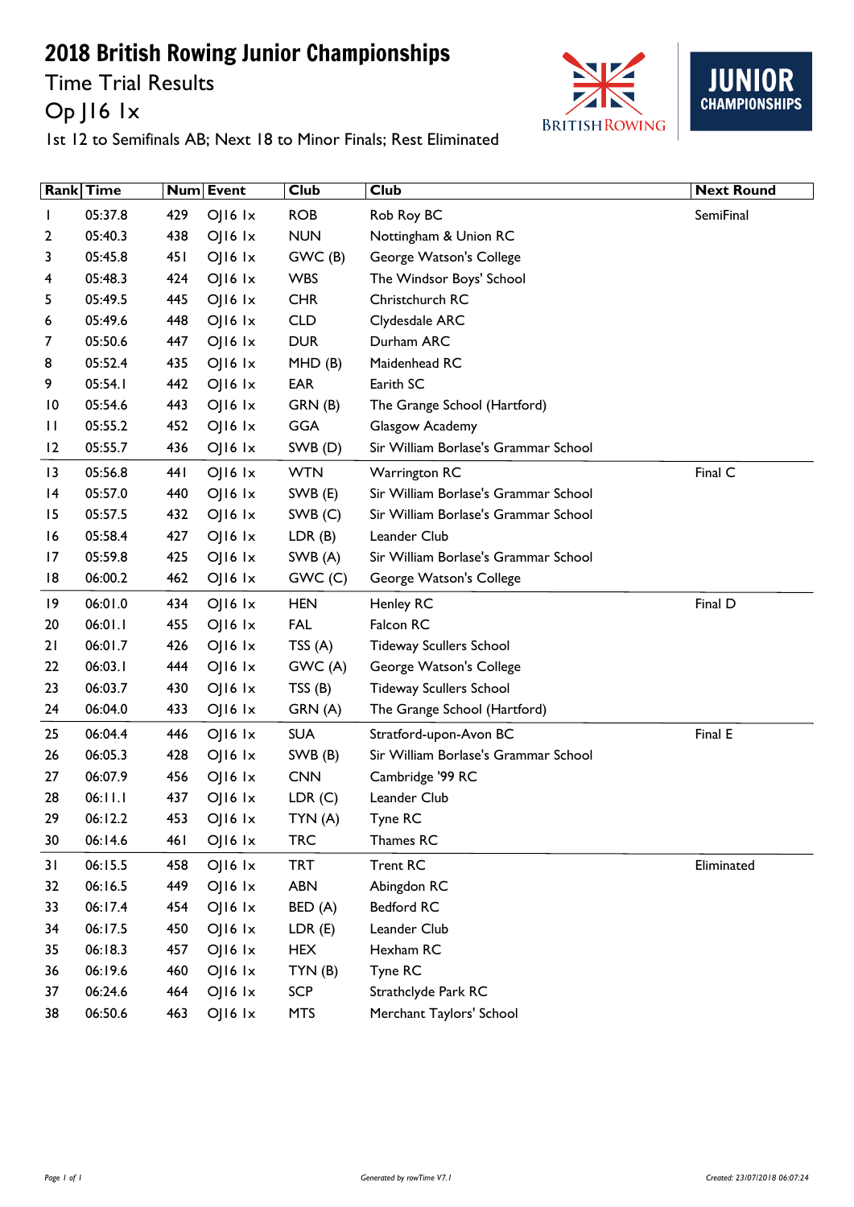# 2018 British Rowing Junior Championships

## Time Trial Results

## Op J16 1x

1st 12 to Semifinals AB; Next 18 to Minor Finals; Rest Eliminated

| Rank | Time | Num | Event | Club | Club | Next Round |
|---|---|---|---|---|---|---|
| 1 | 05:37.8 | 429 | OJ16 1x | ROB | Rob Roy BC | SemiFinal |
| 2 | 05:40.3 | 438 | OJ16 1x | NUN | Nottingham & Union RC | |
| 3 | 05:45.8 | 451 | OJ16 1x | GWC (B) | George Watson's College | |
| 4 | 05:48.3 | 424 | OJ16 1x | WBS | The Windsor Boys' School | |
| 5 | 05:49.5 | 445 | OJ16 1x | CHR | Christchurch RC | |
| 6 | 05:49.6 | 448 | OJ16 1x | CLD | Clydesdale ARC | |
| 7 | 05:50.6 | 447 | OJ16 1x | DUR | Durham ARC | |
| 8 | 05:52.4 | 435 | OJ16 1x | MHD (B) | Maidenhead RC | |
| 9 | 05:54.1 | 442 | OJ16 1x | EAR | Earith SC | |
| 10 | 05:54.6 | 443 | OJ16 1x | GRN (B) | The Grange School (Hartford) | |
| 11 | 05:55.2 | 452 | OJ16 1x | GGA | Glasgow Academy | |
| 12 | 05:55.7 | 436 | OJ16 1x | SWB (D) | Sir William Borlase's Grammar School | |
| 13 | 05:56.8 | 441 | OJ16 1x | WTN | Warrington RC | Final C |
| 14 | 05:57.0 | 440 | OJ16 1x | SWB (E) | Sir William Borlase's Grammar School | |
| 15 | 05:57.5 | 432 | OJ16 1x | SWB (C) | Sir William Borlase's Grammar School | |
| 16 | 05:58.4 | 427 | OJ16 1x | LDR (B) | Leander Club | |
| 17 | 05:59.8 | 425 | OJ16 1x | SWB (A) | Sir William Borlase's Grammar School | |
| 18 | 06:00.2 | 462 | OJ16 1x | GWC (C) | George Watson's College | |
| 19 | 06:01.0 | 434 | OJ16 1x | HEN | Henley RC | Final D |
| 20 | 06:01.1 | 455 | OJ16 1x | FAL | Falcon RC | |
| 21 | 06:01.7 | 426 | OJ16 1x | TSS (A) | Tideway Scullers School | |
| 22 | 06:03.1 | 444 | OJ16 1x | GWC (A) | George Watson's College | |
| 23 | 06:03.7 | 430 | OJ16 1x | TSS (B) | Tideway Scullers School | |
| 24 | 06:04.0 | 433 | OJ16 1x | GRN (A) | The Grange School (Hartford) | |
| 25 | 06:04.4 | 446 | OJ16 1x | SUA | Stratford-upon-Avon BC | Final E |
| 26 | 06:05.3 | 428 | OJ16 1x | SWB (B) | Sir William Borlase's Grammar School | |
| 27 | 06:07.9 | 456 | OJ16 1x | CNN | Cambridge '99 RC | |
| 28 | 06:11.1 | 437 | OJ16 1x | LDR (C) | Leander Club | |
| 29 | 06:12.2 | 453 | OJ16 1x | TYN (A) | Tyne RC | |
| 30 | 06:14.6 | 461 | OJ16 1x | TRC | Thames RC | |
| 31 | 06:15.5 | 458 | OJ16 1x | TRT | Trent RC | Eliminated |
| 32 | 06:16.5 | 449 | OJ16 1x | ABN | Abingdon RC | |
| 33 | 06:17.4 | 454 | OJ16 1x | BED (A) | Bedford RC | |
| 34 | 06:17.5 | 450 | OJ16 1x | LDR (E) | Leander Club | |
| 35 | 06:18.3 | 457 | OJ16 1x | HEX | Hexham RC | |
| 36 | 06:19.6 | 460 | OJ16 1x | TYN (B) | Tyne RC | |
| 37 | 06:24.6 | 464 | OJ16 1x | SCP | Strathclyde Park RC | |
| 38 | 06:50.6 | 463 | OJ16 1x | MTS | Merchant Taylors' School | |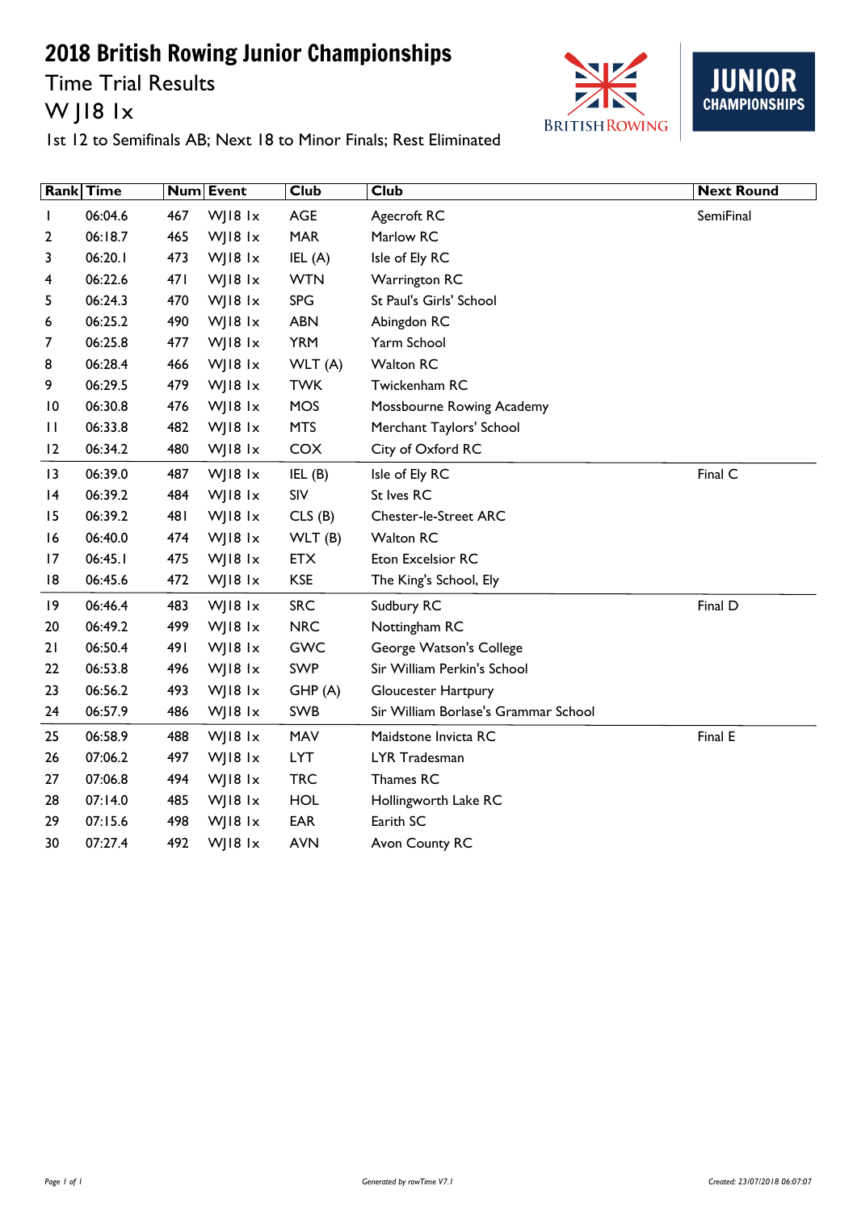# 2018 British Rowing Junior Championships

Time Trial Results

W J18 1x

1st 12 to Semifinals AB; Next 18 to Minor Finals; Rest Eliminated

| Rank | Time | Num | Event | Club | Club | Next Round |
|---|---|---|---|---|---|---|
| 1 | 06:04.6 | 467 | WJ18 1x | AGE | Agecroft RC | SemiFinal |
| 2 | 06:18.7 | 465 | WJ18 1x | MAR | Marlow RC | |
| 3 | 06:20.1 | 473 | WJ18 1x | IEL (A) | Isle of Ely RC | |
| 4 | 06:22.6 | 471 | WJ18 1x | WTN | Warrington RC | |
| 5 | 06:24.3 | 470 | WJ18 1x | SPG | St Paul's Girls' School | |
| 6 | 06:25.2 | 490 | WJ18 1x | ABN | Abingdon RC | |
| 7 | 06:25.8 | 477 | WJ18 1x | YRM | Yarm School | |
| 8 | 06:28.4 | 466 | WJ18 1x | WLT (A) | Walton RC | |
| 9 | 06:29.5 | 479 | WJ18 1x | TWK | Twickenham RC | |
| 10 | 06:30.8 | 476 | WJ18 1x | MOS | Mossbourne Rowing Academy | |
| 11 | 06:33.8 | 482 | WJ18 1x | MTS | Merchant Taylors' School | |
| 12 | 06:34.2 | 480 | WJ18 1x | COX | City of Oxford RC | |
| 13 | 06:39.0 | 487 | WJ18 1x | IEL (B) | Isle of Ely RC | Final C |
| 14 | 06:39.2 | 484 | WJ18 1x | SIV | St Ives RC | |
| 15 | 06:39.2 | 481 | WJ18 1x | CLS (B) | Chester-le-Street ARC | |
| 16 | 06:40.0 | 474 | WJ18 1x | WLT (B) | Walton RC | |
| 17 | 06:45.1 | 475 | WJ18 1x | ETX | Eton Excelsior RC | |
| 18 | 06:45.6 | 472 | WJ18 1x | KSE | The King's School, Ely | |
| 19 | 06:46.4 | 483 | WJ18 1x | SRC | Sudbury RC | Final D |
| 20 | 06:49.2 | 499 | WJ18 1x | NRC | Nottingham RC | |
| 21 | 06:50.4 | 491 | WJ18 1x | GWC | George Watson's College | |
| 22 | 06:53.8 | 496 | WJ18 1x | SWP | Sir William Perkin's School | |
| 23 | 06:56.2 | 493 | WJ18 1x | GHP (A) | Gloucester Hartpury | |
| 24 | 06:57.9 | 486 | WJ18 1x | SWB | Sir William Borlase's Grammar School | |
| 25 | 06:58.9 | 488 | WJ18 1x | MAV | Maidstone Invicta RC | Final E |
| 26 | 07:06.2 | 497 | WJ18 1x | LYT | LYR Tradesman | |
| 27 | 07:06.8 | 494 | WJ18 1x | TRC | Thames RC | |
| 28 | 07:14.0 | 485 | WJ18 1x | HOL | Hollingworth Lake RC | |
| 29 | 07:15.6 | 498 | WJ18 1x | EAR | Earith SC | |
| 30 | 07:27.4 | 492 | WJ18 1x | AVN | Avon County RC | |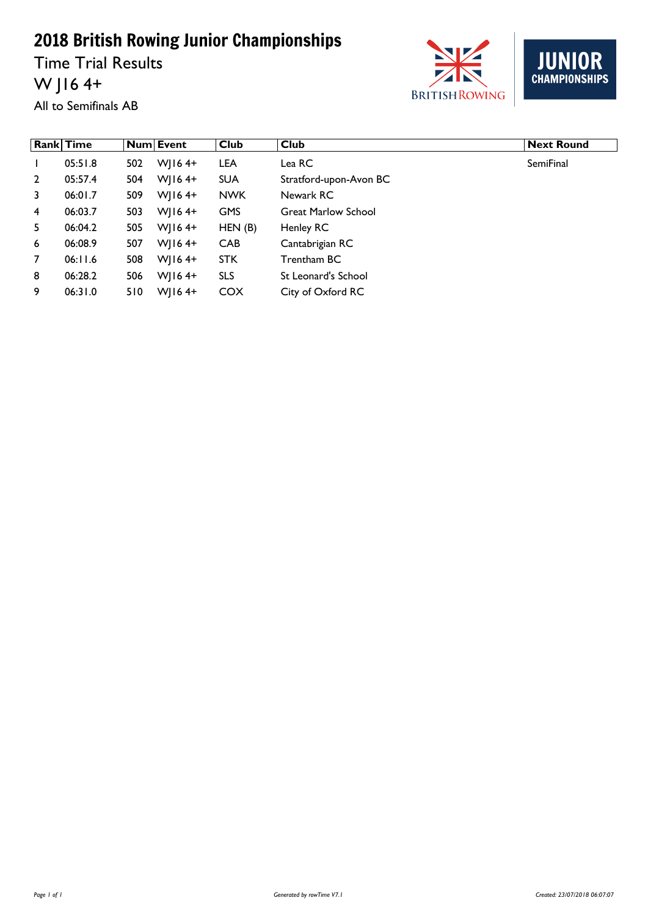# 2018 British Rowing Junior Championships

Time Trial Results

W J16 4+

All to Semifinals AB

| Rank | Time | Num | Event | Club | Club | Next Round |
|---|---|---|---|---|---|---|
| 1 | 05:51.8 | 502 | WJ16 4+ | LEA | Lea RC | SemiFinal |
| 2 | 05:57.4 | 504 | WJ16 4+ | SUA | Stratford-upon-Avon BC | |
| 3 | 06:01.7 | 509 | WJ16 4+ | NWK | Newark RC | |
| 4 | 06:03.7 | 503 | WJ16 4+ | GMS | Great Marlow School | |
| 5 | 06:04.2 | 505 | WJ16 4+ | HEN (B) | Henley RC | |
| 6 | 06:08.9 | 507 | WJ16 4+ | CAB | Cantabrigian RC | |
| 7 | 06:11.6 | 508 | WJ16 4+ | STK | Trentham BC | |
| 8 | 06:28.2 | 506 | WJ16 4+ | SLS | St Leonard's School | |
| 9 | 06:31.0 | 510 | WJ16 4+ | COX | City of Oxford RC | |

Generated by rowTime V7.1

Created: 23/07/2018 06:07:07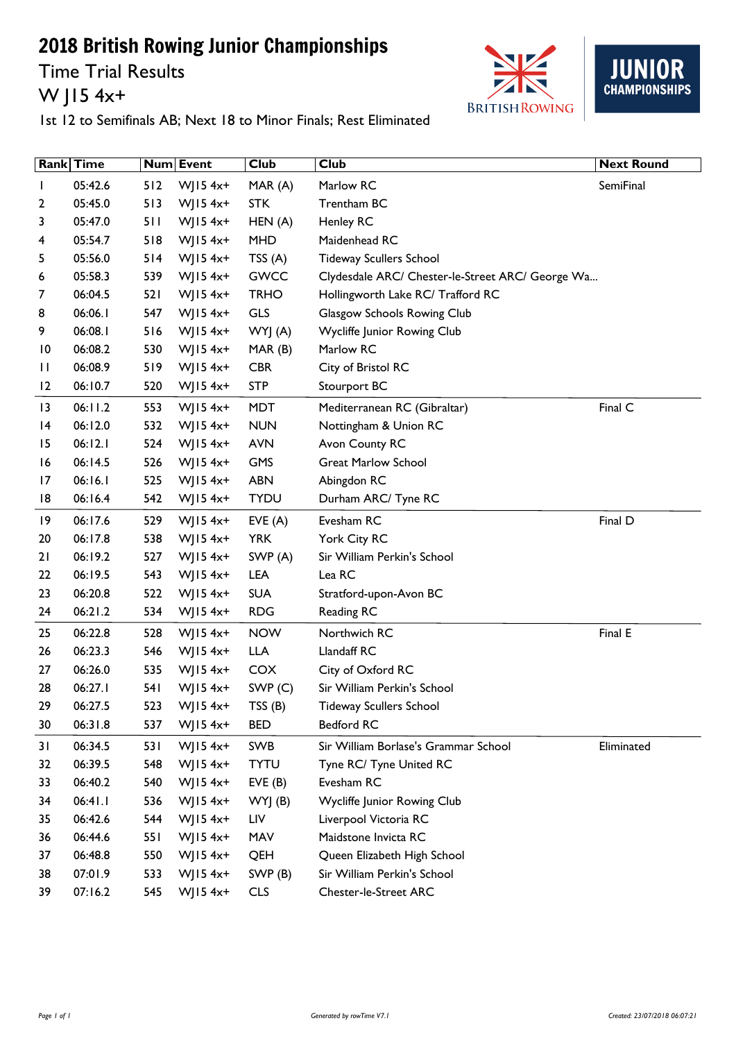# 2018 British Rowing Junior Championships

## Time Trial Results

## W J15 4x+

1st 12 to Semifinals AB; Next 18 to Minor Finals; Rest Eliminated

| Rank | Time | Num | Event | Club | Club | Next Round |
|---|---|---|---|---|---|---|
| 1 | 05:42.6 | 512 | WJ15 4x+ | MAR (A) | Marlow RC | SemiFinal |
| 2 | 05:45.0 | 513 | WJ15 4x+ | STK | Trentham BC | |
| 3 | 05:47.0 | 511 | WJ15 4x+ | HEN (A) | Henley RC | |
| 4 | 05:54.7 | 518 | WJ15 4x+ | MHD | Maidenhead RC | |
| 5 | 05:56.0 | 514 | WJ15 4x+ | TSS (A) | Tideway Scullers School | |
| 6 | 05:58.3 | 539 | WJ15 4x+ | GWCC | Clydesdale ARC/ Chester-le-Street ARC/ George Wa... | |
| 7 | 06:04.5 | 521 | WJ15 4x+ | TRHO | Hollingworth Lake RC/ Trafford RC | |
| 8 | 06:06.1 | 547 | WJ15 4x+ | GLS | Glasgow Schools Rowing Club | |
| 9 | 06:08.1 | 516 | WJ15 4x+ | WYJ (A) | Wycliffe Junior Rowing Club | |
| 10 | 06:08.2 | 530 | WJ15 4x+ | MAR (B) | Marlow RC | |
| 11 | 06:08.9 | 519 | WJ15 4x+ | CBR | City of Bristol RC | |
| 12 | 06:10.7 | 520 | WJ15 4x+ | STP | Stourport BC | |
| 13 | 06:11.2 | 553 | WJ15 4x+ | MDT | Mediterranean RC (Gibraltar) | Final C |
| 14 | 06:12.0 | 532 | WJ15 4x+ | NUN | Nottingham & Union RC | |
| 15 | 06:12.1 | 524 | WJ15 4x+ | AVN | Avon County RC | |
| 16 | 06:14.5 | 526 | WJ15 4x+ | GMS | Great Marlow School | |
| 17 | 06:16.1 | 525 | WJ15 4x+ | ABN | Abingdon RC | |
| 18 | 06:16.4 | 542 | WJ15 4x+ | TYDU | Durham ARC/ Tyne RC | |
| 19 | 06:17.6 | 529 | WJ15 4x+ | EVE (A) | Evesham RC | Final D |
| 20 | 06:17.8 | 538 | WJ15 4x+ | YRK | York City RC | |
| 21 | 06:19.2 | 527 | WJ15 4x+ | SWP (A) | Sir William Perkin's School | |
| 22 | 06:19.5 | 543 | WJ15 4x+ | LEA | Lea RC | |
| 23 | 06:20.8 | 522 | WJ15 4x+ | SUA | Stratford-upon-Avon BC | |
| 24 | 06:21.2 | 534 | WJ15 4x+ | RDG | Reading RC | |
| 25 | 06:22.8 | 528 | WJ15 4x+ | NOW | Northwich RC | Final E |
| 26 | 06:23.3 | 546 | WJ15 4x+ | LLA | Llandaff RC | |
| 27 | 06:26.0 | 535 | WJ15 4x+ | COX | City of Oxford RC | |
| 28 | 06:27.1 | 541 | WJ15 4x+ | SWP (C) | Sir William Perkin's School | |
| 29 | 06:27.5 | 523 | WJ15 4x+ | TSS (B) | Tideway Scullers School | |
| 30 | 06:31.8 | 537 | WJ15 4x+ | BED | Bedford RC | |
| 31 | 06:34.5 | 531 | WJ15 4x+ | SWB | Sir William Borlase's Grammar School | Eliminated |
| 32 | 06:39.5 | 548 | WJ15 4x+ | TYTU | Tyne RC/ Tyne United RC | |
| 33 | 06:40.2 | 540 | WJ15 4x+ | EVE (B) | Evesham RC | |
| 34 | 06:41.1 | 536 | WJ15 4x+ | WYJ (B) | Wycliffe Junior Rowing Club | |
| 35 | 06:42.6 | 544 | WJ15 4x+ | LIV | Liverpool Victoria RC | |
| 36 | 06:44.6 | 551 | WJ15 4x+ | MAV | Maidstone Invicta RC | |
| 37 | 06:48.8 | 550 | WJ15 4x+ | QEH | Queen Elizabeth High School | |
| 38 | 07:01.9 | 533 | WJ15 4x+ | SWP (B) | Sir William Perkin's School | |
| 39 | 07:16.2 | 545 | WJ15 4x+ | CLS | Chester-le-Street ARC | |

Generated by rowTime V7.1 Created: 23/07/2018 06:07:21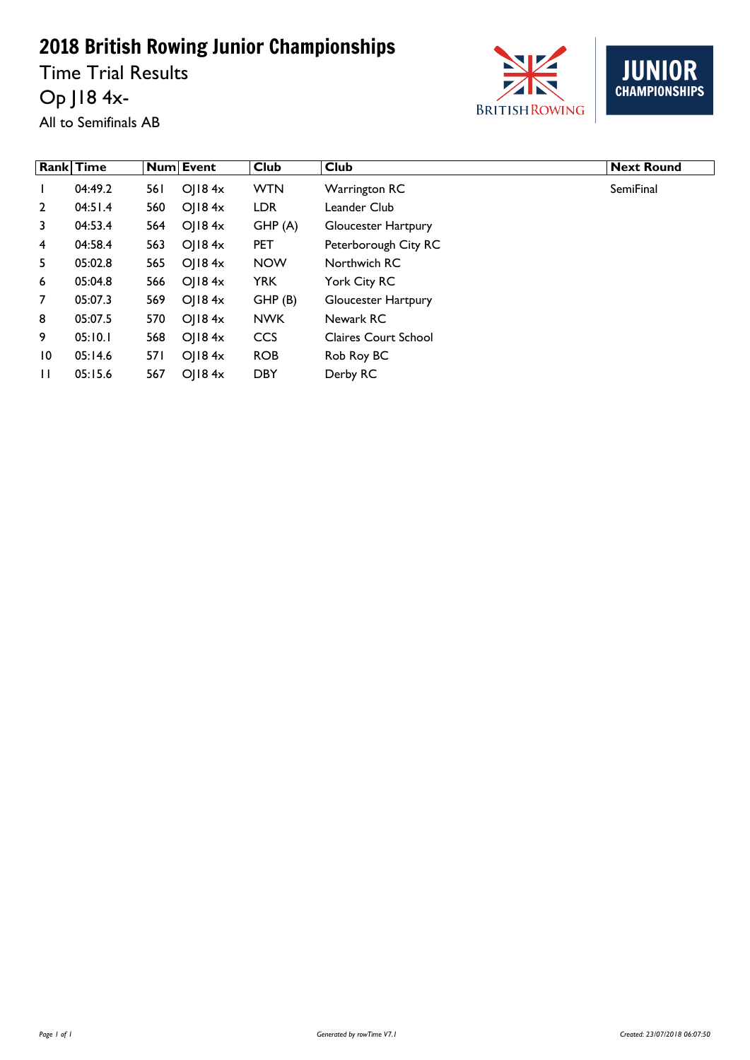# 2018 British Rowing Junior Championships

Time Trial Results

Op J18 4x-

All to Semifinals AB

| Rank | Time | Num | Event | Club | Club | Next Round |
|---|---|---|---|---|---|---|
| 1 | 04:49.2 | 561 | OJ18 4x | WTN | Warrington RC | SemiFinal |
| 2 | 04:51.4 | 560 | OJ18 4x | LDR | Leander Club | |
| 3 | 04:53.4 | 564 | OJ18 4x | GHP (A) | Gloucester Hartpury | |
| 4 | 04:58.4 | 563 | OJ18 4x | PET | Peterborough City RC | |
| 5 | 05:02.8 | 565 | OJ18 4x | NOW | Northwich RC | |
| 6 | 05:04.8 | 566 | OJ18 4x | YRK | York City RC | |
| 7 | 05:07.3 | 569 | OJ18 4x | GHP (B) | Gloucester Hartpury | |
| 8 | 05:07.5 | 570 | OJ18 4x | NWK | Newark RC | |
| 9 | 05:10.1 | 568 | OJ18 4x | CCS | Claires Court School | |
| 10 | 05:14.6 | 571 | OJ18 4x | ROB | Rob Roy BC | |
| 11 | 05:15.6 | 567 | OJ18 4x | DBY | Derby RC | |

*Generated by rowTime V7.1* *Created: 23/07/2018 06:07:50*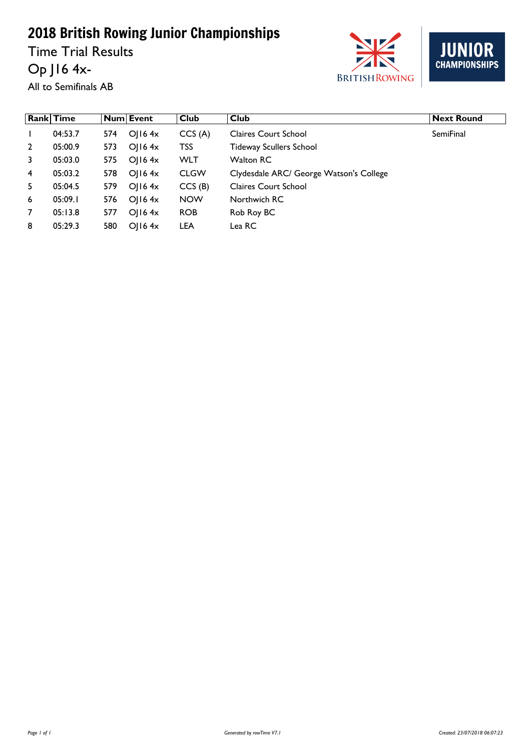# 2018 British Rowing Junior Championships

Time Trial Results

Op J16 4x-

All to Semifinals AB

| Rank | Time | Num | Event | Club | Club | Next Round |
|---|---|---|---|---|---|---|
| 1 | 04:53.7 | 574 | OJ16 4x | CCS (A) | Claires Court School | SemiFinal |
| 2 | 05:00.9 | 573 | OJ16 4x | TSS | Tideway Scullers School | |
| 3 | 05:03.0 | 575 | OJ16 4x | WLT | Walton RC | |
| 4 | 05:03.2 | 578 | OJ16 4x | CLGW | Clydesdale ARC/ George Watson's College | |
| 5 | 05:04.5 | 579 | OJ16 4x | CCS (B) | Claires Court School | |
| 6 | 05:09.1 | 576 | OJ16 4x | NOW | Northwich RC | |
| 7 | 05:13.8 | 577 | OJ16 4x | ROB | Rob Roy BC | |
| 8 | 05:29.3 | 580 | OJ16 4x | LEA | Lea RC | |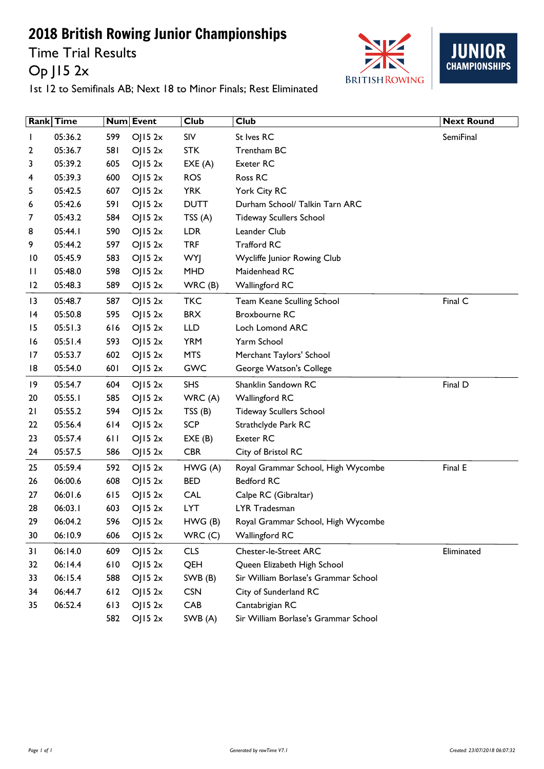# 2018 British Rowing Junior Championships

## Time Trial Results

## Op J15 2x

1st 12 to Semifinals AB; Next 18 to Minor Finals; Rest Eliminated

| Rank | Time | Num | Event | Club | Club | Next Round |
|---|---|---|---|---|---|---|
| 1 | 05:36.2 | 599 | OJ15 2x | SIV | St Ives RC | SemiFinal |
| 2 | 05:36.7 | 581 | OJ15 2x | STK | Trentham BC | |
| 3 | 05:39.2 | 605 | OJ15 2x | EXE (A) | Exeter RC | |
| 4 | 05:39.3 | 600 | OJ15 2x | ROS | Ross RC | |
| 5 | 05:42.5 | 607 | OJ15 2x | YRK | York City RC | |
| 6 | 05:42.6 | 591 | OJ15 2x | DUTT | Durham School/ Talkin Tarn ARC | |
| 7 | 05:43.2 | 584 | OJ15 2x | TSS (A) | Tideway Scullers School | |
| 8 | 05:44.1 | 590 | OJ15 2x | LDR | Leander Club | |
| 9 | 05:44.2 | 597 | OJ15 2x | TRF | Trafford RC | |
| 10 | 05:45.9 | 583 | OJ15 2x | WYJ | Wycliffe Junior Rowing Club | |
| 11 | 05:48.0 | 598 | OJ15 2x | MHD | Maidenhead RC | |
| 12 | 05:48.3 | 589 | OJ15 2x | WRC (B) | Wallingford RC | |
| 13 | 05:48.7 | 587 | OJ15 2x | TKC | Team Keane Sculling School | Final C |
| 14 | 05:50.8 | 595 | OJ15 2x | BRX | Broxbourne RC | |
| 15 | 05:51.3 | 616 | OJ15 2x | LLD | Loch Lomond ARC | |
| 16 | 05:51.4 | 593 | OJ15 2x | YRM | Yarm School | |
| 17 | 05:53.7 | 602 | OJ15 2x | MTS | Merchant Taylors' School | |
| 18 | 05:54.0 | 601 | OJ15 2x | GWC | George Watson's College | |
| 19 | 05:54.7 | 604 | OJ15 2x | SHS | Shanklin Sandown RC | Final D |
| 20 | 05:55.1 | 585 | OJ15 2x | WRC (A) | Wallingford RC | |
| 21 | 05:55.2 | 594 | OJ15 2x | TSS (B) | Tideway Scullers School | |
| 22 | 05:56.4 | 614 | OJ15 2x | SCP | Strathclyde Park RC | |
| 23 | 05:57.4 | 611 | OJ15 2x | EXE (B) | Exeter RC | |
| 24 | 05:57.5 | 586 | OJ15 2x | CBR | City of Bristol RC | |
| 25 | 05:59.4 | 592 | OJ15 2x | HWG (A) | Royal Grammar School, High Wycombe | Final E |
| 26 | 06:00.6 | 608 | OJ15 2x | BED | Bedford RC | |
| 27 | 06:01.6 | 615 | OJ15 2x | CAL | Calpe RC (Gibraltar) | |
| 28 | 06:03.1 | 603 | OJ15 2x | LYT | LYR Tradesman | |
| 29 | 06:04.2 | 596 | OJ15 2x | HWG (B) | Royal Grammar School, High Wycombe | |
| 30 | 06:10.9 | 606 | OJ15 2x | WRC (C) | Wallingford RC | |
| 31 | 06:14.0 | 609 | OJ15 2x | CLS | Chester-le-Street ARC | Eliminated |
| 32 | 06:14.4 | 610 | OJ15 2x | QEH | Queen Elizabeth High School | |
| 33 | 06:15.4 | 588 | OJ15 2x | SWB (B) | Sir William Borlase's Grammar School | |
| 34 | 06:44.7 | 612 | OJ15 2x | CSN | City of Sunderland RC | |
| 35 | 06:52.4 | 613 | OJ15 2x | CAB | Cantabrigian RC | |
| | | 582 | OJ15 2x | SWB (A) | Sir William Borlase's Grammar School | |

*Generated by rowTime V7.1*

*Created: 23/07/2018 06:07:32*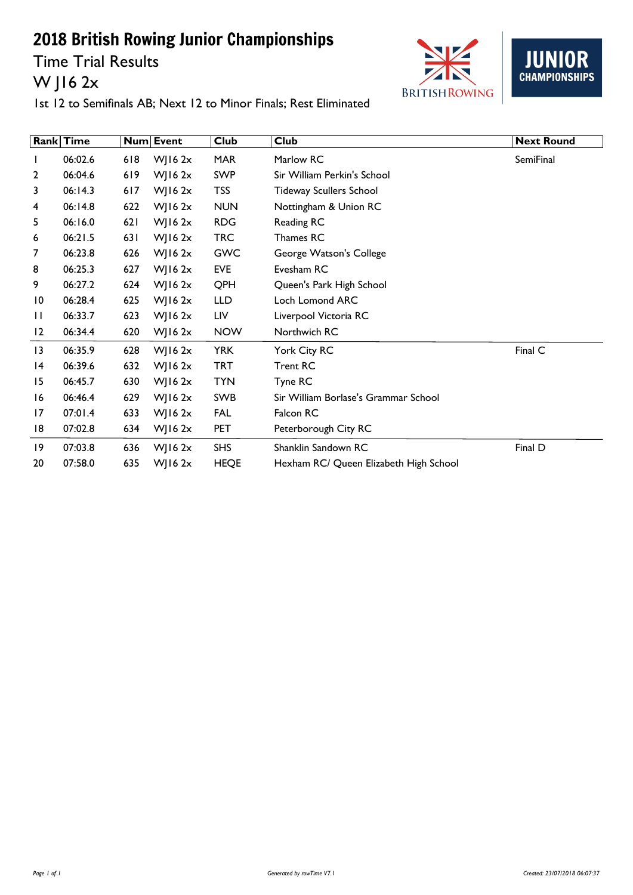# 2018 British Rowing Junior Championships

## Time Trial Results

## W J16 2x

1st 12 to Semifinals AB; Next 12 to Minor Finals; Rest Eliminated

| Rank | Time | Num | Event | Club | Club | Next Round |
|---|---|---|---|---|---|---|
| 1 | 06:02.6 | 618 | WJ16 2x | MAR | Marlow RC | SemiFinal |
| 2 | 06:04.6 | 619 | WJ16 2x | SWP | Sir William Perkin's School | |
| 3 | 06:14.3 | 617 | WJ16 2x | TSS | Tideway Scullers School | |
| 4 | 06:14.8 | 622 | WJ16 2x | NUN | Nottingham & Union RC | |
| 5 | 06:16.0 | 621 | WJ16 2x | RDG | Reading RC | |
| 6 | 06:21.5 | 631 | WJ16 2x | TRC | Thames RC | |
| 7 | 06:23.8 | 626 | WJ16 2x | GWC | George Watson's College | |
| 8 | 06:25.3 | 627 | WJ16 2x | EVE | Evesham RC | |
| 9 | 06:27.2 | 624 | WJ16 2x | QPH | Queen's Park High School | |
| 10 | 06:28.4 | 625 | WJ16 2x | LLD | Loch Lomond ARC | |
| 11 | 06:33.7 | 623 | WJ16 2x | LIV | Liverpool Victoria RC | |
| 12 | 06:34.4 | 620 | WJ16 2x | NOW | Northwich RC | |
| 13 | 06:35.9 | 628 | WJ16 2x | YRK | York City RC | Final C |
| 14 | 06:39.6 | 632 | WJ16 2x | TRT | Trent RC | |
| 15 | 06:45.7 | 630 | WJ16 2x | TYN | Tyne RC | |
| 16 | 06:46.4 | 629 | WJ16 2x | SWB | Sir William Borlase's Grammar School | |
| 17 | 07:01.4 | 633 | WJ16 2x | FAL | Falcon RC | |
| 18 | 07:02.8 | 634 | WJ16 2x | PET | Peterborough City RC | |
| 19 | 07:03.8 | 636 | WJ16 2x | SHS | Shanklin Sandown RC | Final D |
| 20 | 07:58.0 | 635 | WJ16 2x | HEQE | Hexham RC/ Queen Elizabeth High School | |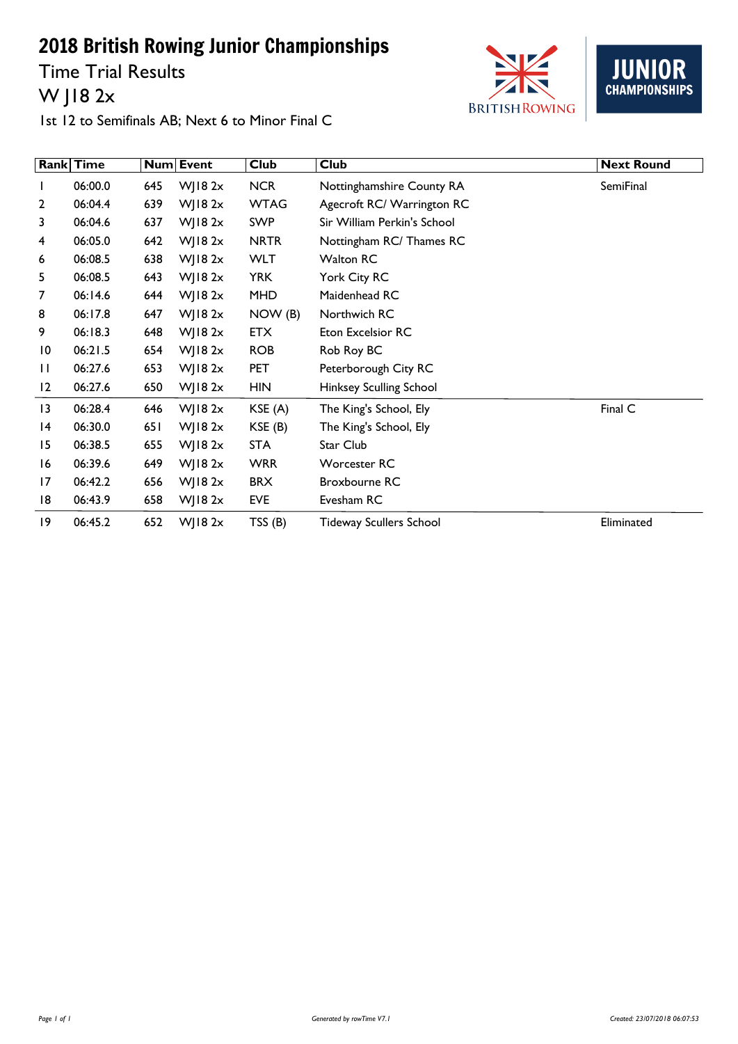# 2018 British Rowing Junior Championships

## Time Trial Results

## W J18 2x

1st 12 to Semifinals AB; Next 6 to Minor Final C

| Rank | Time | Num | Event | Club | Club | Next Round |
|---|---|---|---|---|---|---|
| 1 | 06:00.0 | 645 | WJ18 2x | NCR | Nottinghamshire County RA | SemiFinal |
| 2 | 06:04.4 | 639 | WJ18 2x | WTAG | Agecroft RC/ Warrington RC | |
| 3 | 06:04.6 | 637 | WJ18 2x | SWP | Sir William Perkin's School | |
| 4 | 06:05.0 | 642 | WJ18 2x | NRTR | Nottingham RC/ Thames RC | |
| 6 | 06:08.5 | 638 | WJ18 2x | WLT | Walton RC | |
| 5 | 06:08.5 | 643 | WJ18 2x | YRK | York City RC | |
| 7 | 06:14.6 | 644 | WJ18 2x | MHD | Maidenhead RC | |
| 8 | 06:17.8 | 647 | WJ18 2x | NOW (B) | Northwich RC | |
| 9 | 06:18.3 | 648 | WJ18 2x | ETX | Eton Excelsior RC | |
| 10 | 06:21.5 | 654 | WJ18 2x | ROB | Rob Roy BC | |
| 11 | 06:27.6 | 653 | WJ18 2x | PET | Peterborough City RC | |
| 12 | 06:27.6 | 650 | WJ18 2x | HIN | Hinksey Sculling School | |
| 13 | 06:28.4 | 646 | WJ18 2x | KSE (A) | The King's School, Ely | Final C |
| 14 | 06:30.0 | 651 | WJ18 2x | KSE (B) | The King's School, Ely | |
| 15 | 06:38.5 | 655 | WJ18 2x | STA | Star Club | |
| 16 | 06:39.6 | 649 | WJ18 2x | WRR | Worcester RC | |
| 17 | 06:42.2 | 656 | WJ18 2x | BRX | Broxbourne RC | |
| 18 | 06:43.9 | 658 | WJ18 2x | EVE | Evesham RC | |
| 19 | 06:45.2 | 652 | WJ18 2x | TSS (B) | Tideway Scullers School | Eliminated |

Generated by rowTime V7.1

Created: 23/07/2018 06:07:53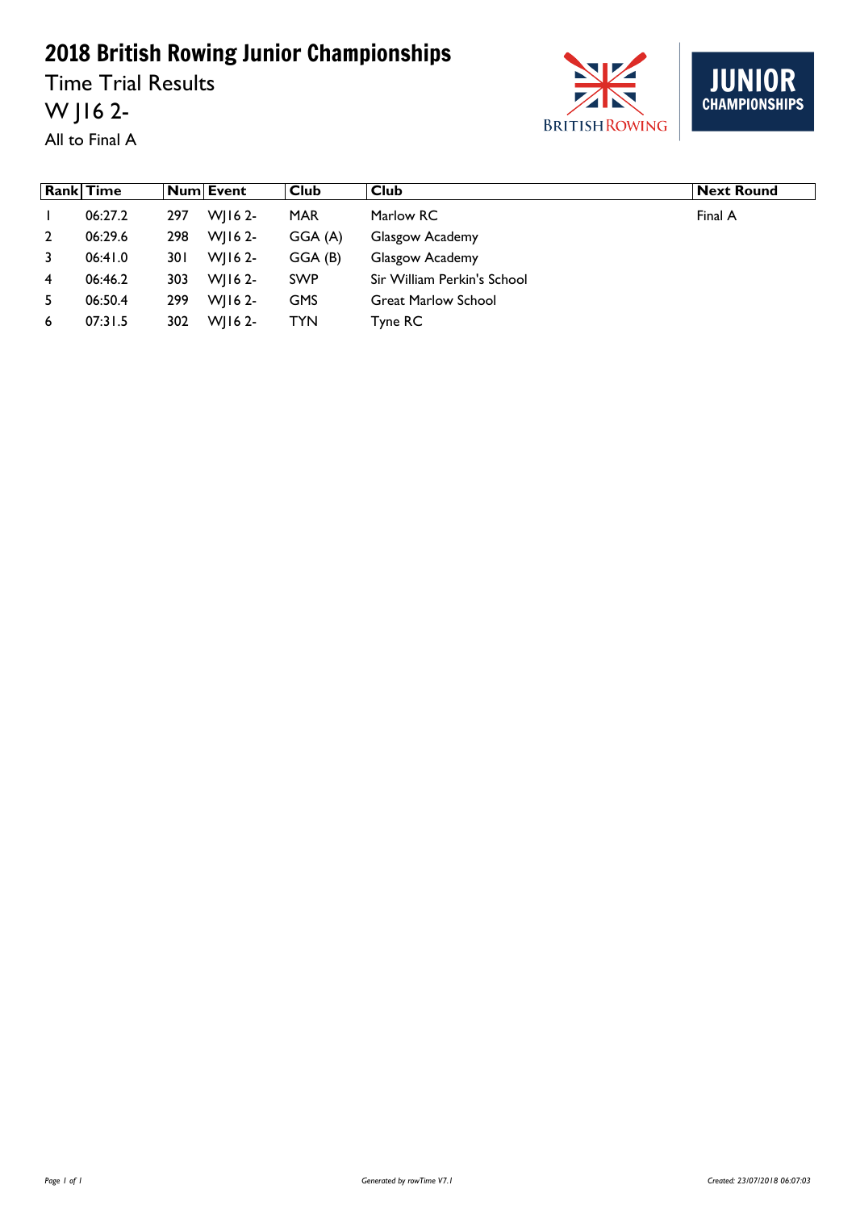# 2018 British Rowing Junior Championships

Time Trial Results

W J16 2-

All to Final A

| Rank | Time | Num | Event | Club | Club | Next Round |
|---|---|---|---|---|---|---|
| 1 | 06:27.2 | 297 | WJ16 2- | MAR | Marlow RC | Final A |
| 2 | 06:29.6 | 298 | WJ16 2- | GGA (A) | Glasgow Academy | |
| 3 | 06:41.0 | 301 | WJ16 2- | GGA (B) | Glasgow Academy | |
| 4 | 06:46.2 | 303 | WJ16 2- | SWP | Sir William Perkin's School | |
| 5 | 06:50.4 | 299 | WJ16 2- | GMS | Great Marlow School | |
| 6 | 07:31.5 | 302 | WJ16 2- | TYN | Tyne RC | |

Generated by rowTime V7.1

Created: 23/07/2018 06:07:03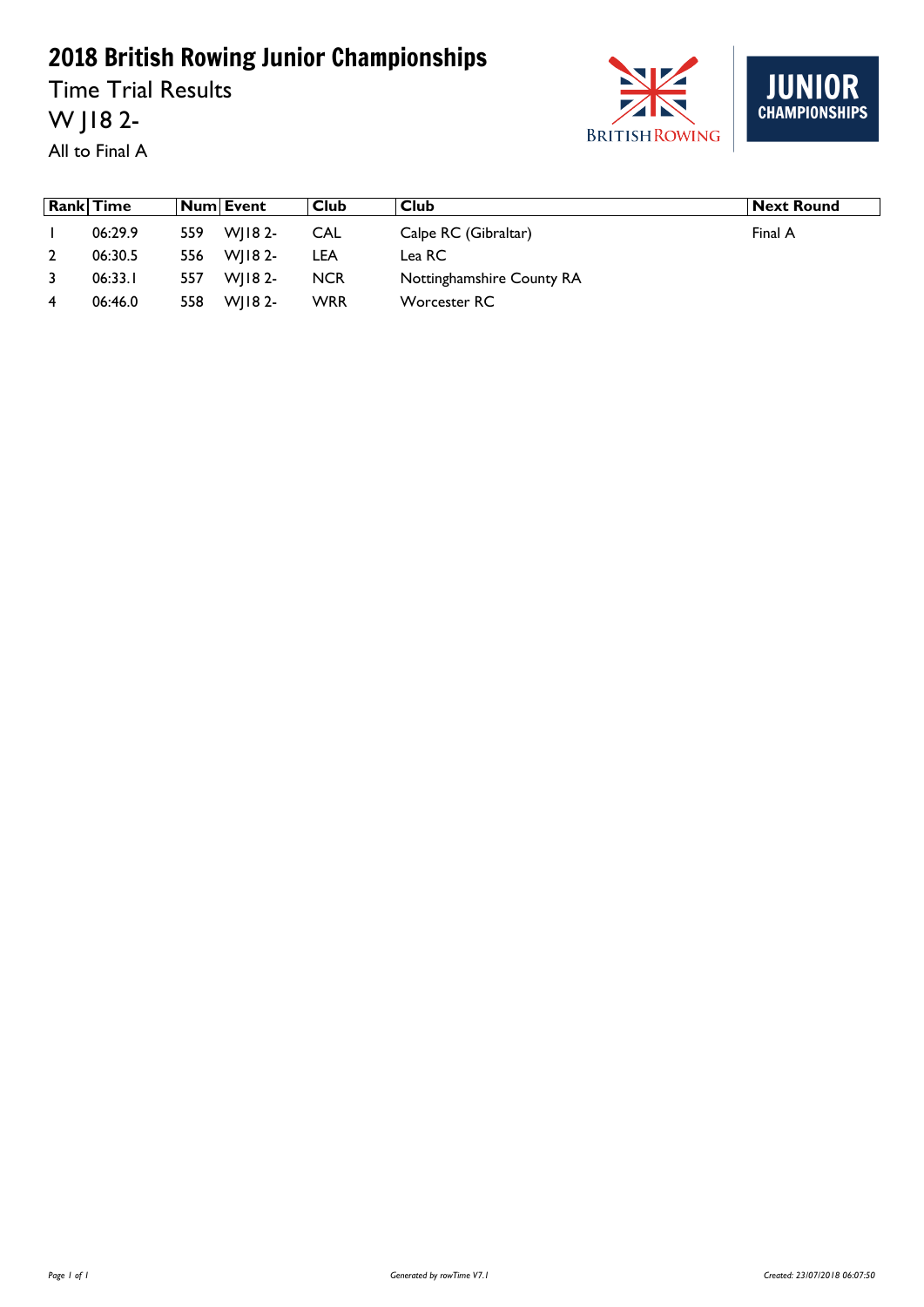# 2018 British Rowing Junior Championships

Time Trial Results

W J18 2-

All to Final A

| Rank | Time | Num | Event | Club | Club | Next Round |
|---|---|---|---|---|---|---|
| 1 | 06:29.9 | 559 | WJ18 2- | CAL | Calpe RC (Gibraltar) | Final A |
| 2 | 06:30.5 | 556 | WJ18 2- | LEA | Lea RC | |
| 3 | 06:33.1 | 557 | WJ18 2- | NCR | Nottinghamshire County RA | |
| 4 | 06:46.0 | 558 | WJ18 2- | WRR | Worcester RC | |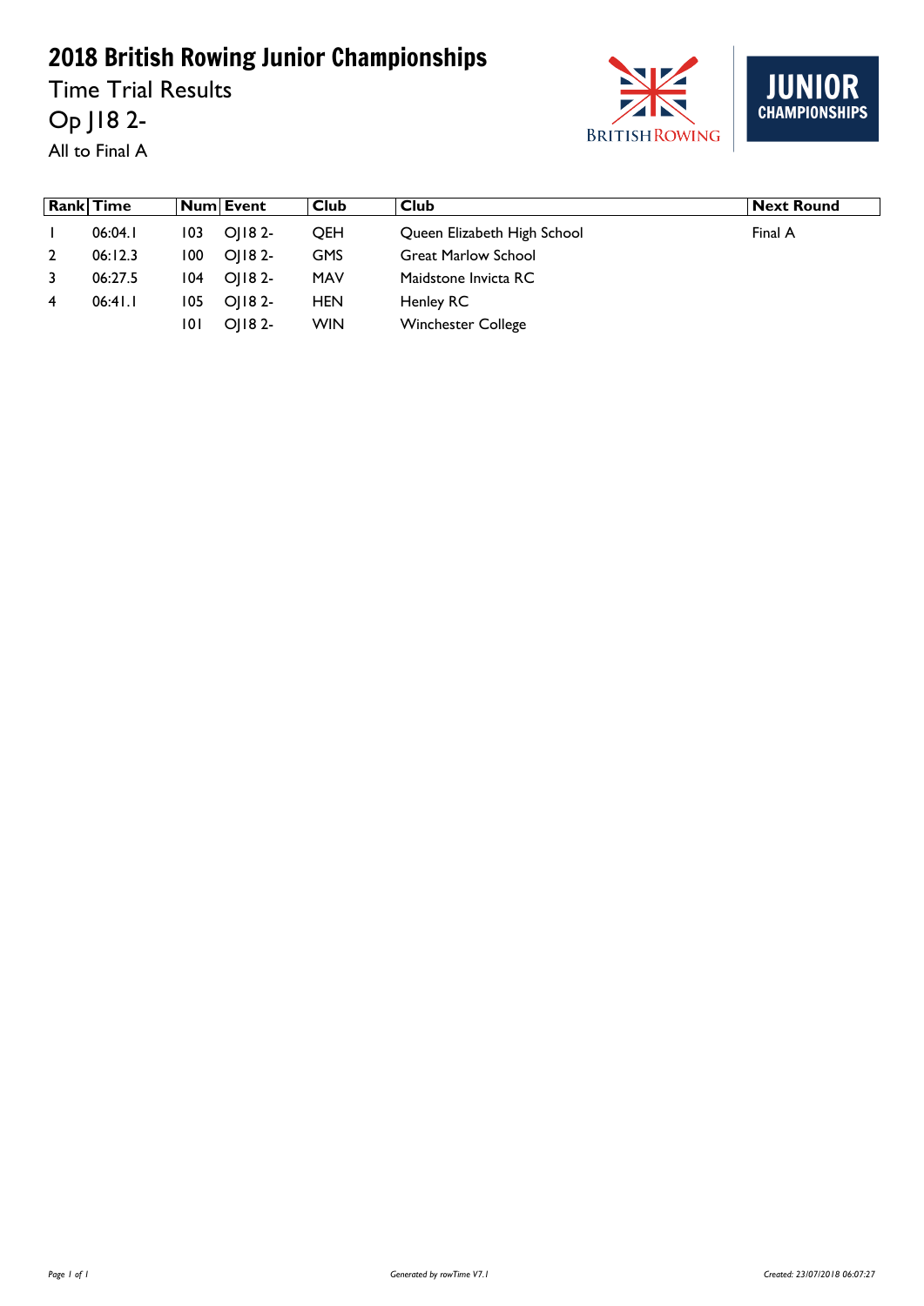# 2018 British Rowing Junior Championships

Time Trial Results

Op J18 2-

All to Final A

| Rank | Time | Num | Event | Club | Club | Next Round |
|---|---|---|---|---|---|---|
| 1 | 06:04.1 | 103 | OJ18 2- | QEH | Queen Elizabeth High School | Final A |
| 2 | 06:12.3 | 100 | OJ18 2- | GMS | Great Marlow School | |
| 3 | 06:27.5 | 104 | OJ18 2- | MAV | Maidstone Invicta RC | |
| 4 | 06:41.1 | 105 | OJ18 2- | HEN | Henley RC | |
| | | 101 | OJ18 2- | WIN | Winchester College | |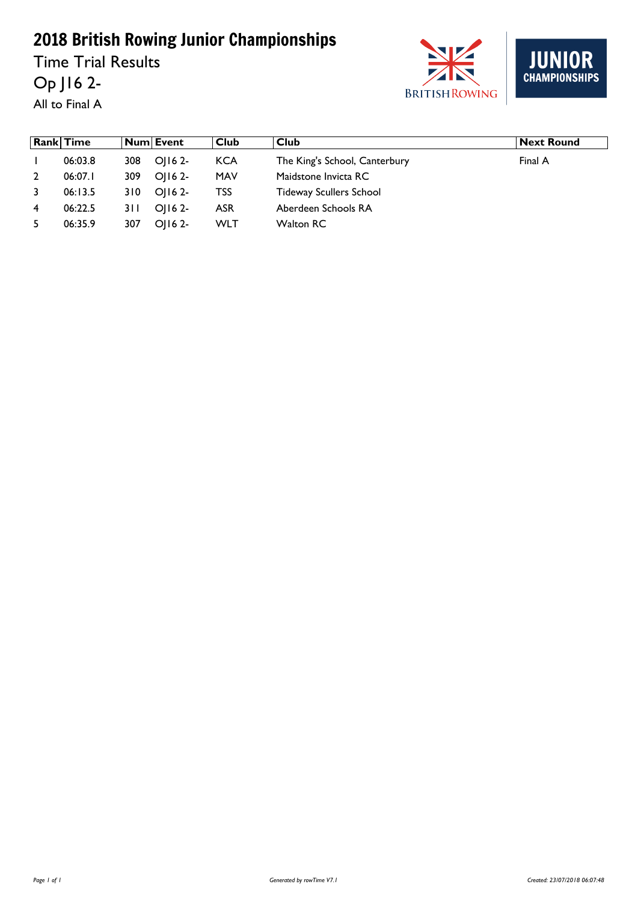# 2018 British Rowing Junior Championships

Time Trial Results

Op J16 2-

All to Final A

| Rank | Time | Num | Event | Club | Club | Next Round |
|---|---|---|---|---|---|---|
| 1 | 06:03.8 | 308 | OJ16 2- | KCA | The King's School, Canterbury | Final A |
| 2 | 06:07.1 | 309 | OJ16 2- | MAV | Maidstone Invicta RC | |
| 3 | 06:13.5 | 310 | OJ16 2- | TSS | Tideway Scullers School | |
| 4 | 06:22.5 | 311 | OJ16 2- | ASR | Aberdeen Schools RA | |
| 5 | 06:35.9 | 307 | OJ16 2- | WLT | Walton RC | |

*Generated by rowTime V7.1*

*Created: 23/07/2018 06:07:48*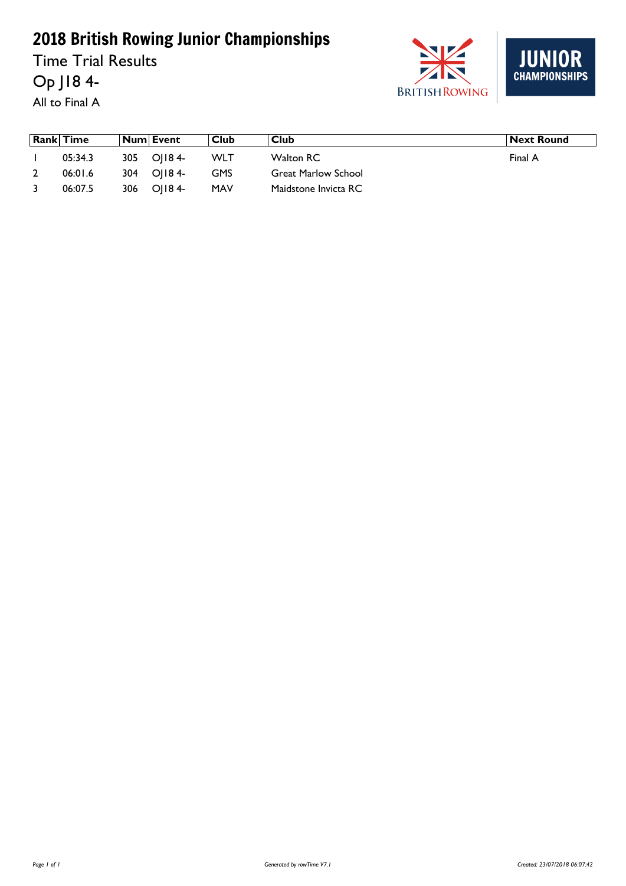# 2018 British Rowing Junior Championships

Time Trial Results

Op J18 4-

All to Final A

| Rank | Time | Num | Event | Club | Club | Next Round |
|---|---|---|---|---|---|---|
| 1 | 05:34.3 | 305 | OJ18 4- | WLT | Walton RC | Final A |
| 2 | 06:01.6 | 304 | OJ18 4- | GMS | Great Marlow School | |
| 3 | 06:07.5 | 306 | OJ18 4- | MAV | Maidstone Invicta RC | |

Generated by rowTime V7.1

Created: 23/07/2018 06:07:42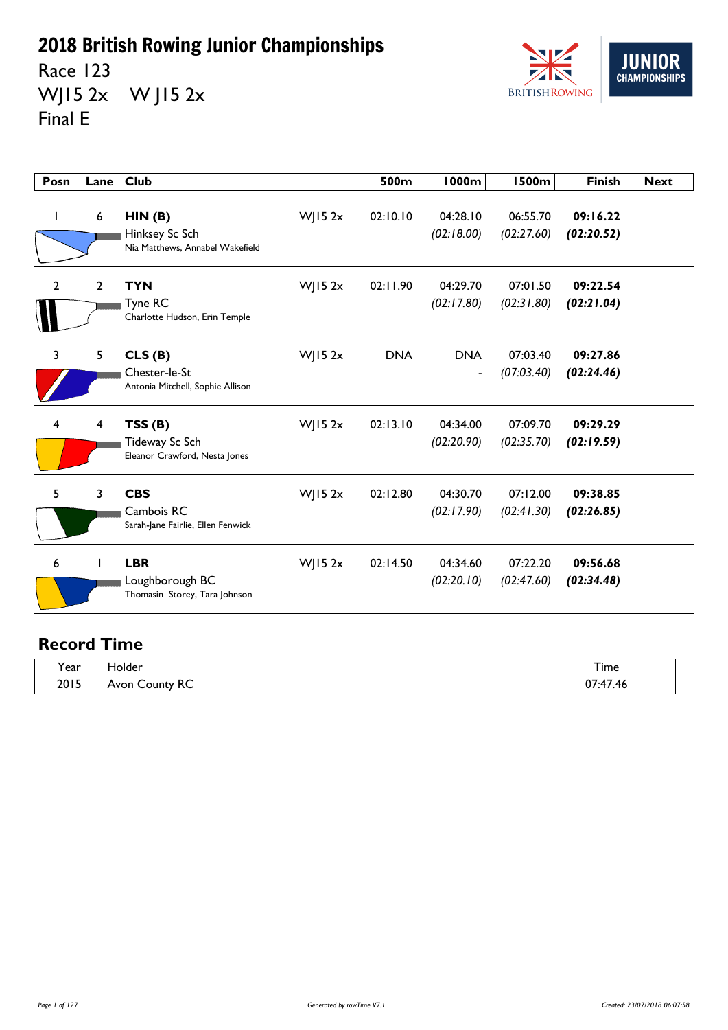# 2018 British Rowing Junior Championships

Race 123

WJ15 2x    W J15 2x

Final E

| Posn | Lane | Club | | 500m | 1000m | 1500m | Finish | Next |
|---|---|---|---|---|---|---|---|---|
| 1 | 6 | **HIN (B)** Hinksey Sc Sch Nia Matthews, Annabel Wakefield | WJ15 2x | 02:10.10 | 04:28.10 *(02:18.00)* | 06:55.70 *(02:27.60)* | **09:16.22** ***(02:20.52)*** | |
| 2 | 2 | **TYN** Tyne RC Charlotte Hudson, Erin Temple | WJ15 2x | 02:11.90 | 04:29.70 *(02:17.80)* | 07:01.50 *(02:31.80)* | **09:22.54** ***(02:21.04)*** | |
| 3 | 5 | **CLS (B)** Chester-le-St Antonia Mitchell, Sophie Allison | WJ15 2x | DNA | DNA - | 07:03.40 *(07:03.40)* | **09:27.86** ***(02:24.46)*** | |
| 4 | 4 | **TSS (B)** Tideway Sc Sch Eleanor Crawford, Nesta Jones | WJ15 2x | 02:13.10 | 04:34.00 *(02:20.90)* | 07:09.70 *(02:35.70)* | **09:29.29** ***(02:19.59)*** | |
| 5 | 3 | **CBS** Cambois RC Sarah-Jane Fairlie, Ellen Fenwick | WJ15 2x | 02:12.80 | 04:30.70 *(02:17.90)* | 07:12.00 *(02:41.30)* | **09:38.85** ***(02:26.85)*** | |
| 6 | 1 | **LBR** Loughborough BC Thomasin Storey, Tara Johnson | WJ15 2x | 02:14.50 | 04:34.60 *(02:20.10)* | 07:22.20 *(02:47.60)* | **09:56.68** ***(02:34.48)*** | |

## Record Time

| Year | Holder | Time |
|---|---|---|
| 2015 | Avon County RC | 07:47.46 |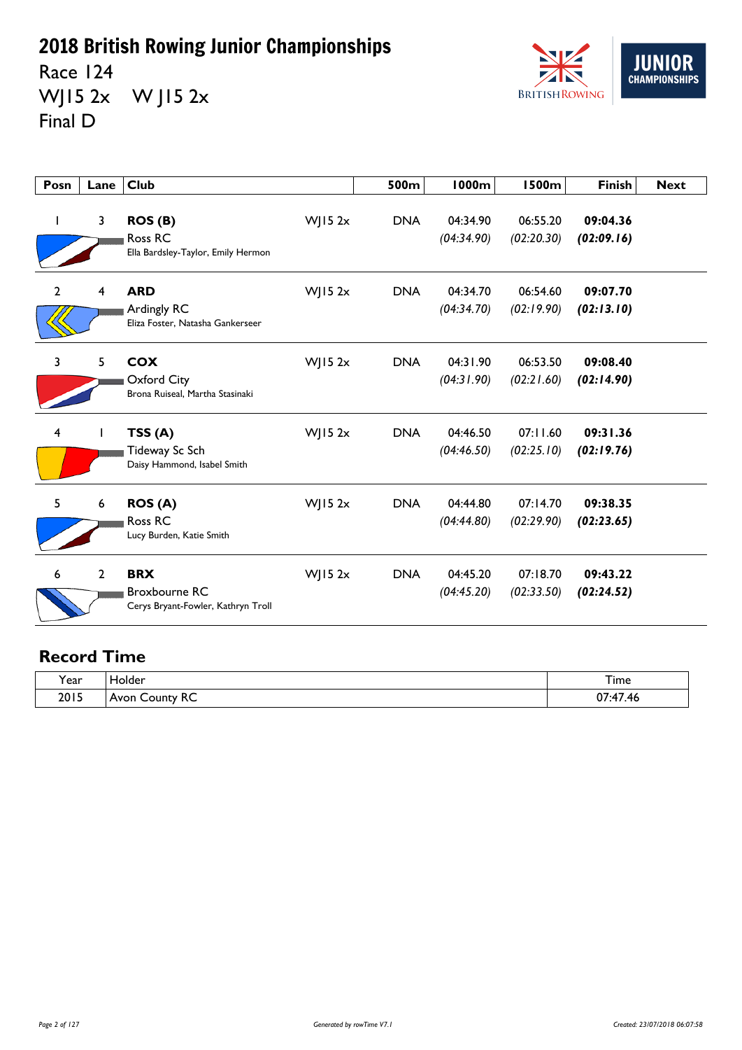# 2018 British Rowing Junior Championships

Race 124

WJ15 2x W J15 2x

Final D

| Posn | Lane | Club | | 500m | 1000m | 1500m | Finish | Next |
|---|---|---|---|---|---|---|---|---|
| 1 | 3 | **ROS (B)** Ross RC Ella Bardsley-Taylor, Emily Hermon | WJ15 2x | DNA | 04:34.90 *(04:34.90)* | 06:55.20 *(02:20.30)* | **09:04.36** ***(02:09.16)*** | |
| 2 | 4 | **ARD** Ardingly RC Eliza Foster, Natasha Gankerseer | WJ15 2x | DNA | 04:34.70 *(04:34.70)* | 06:54.60 *(02:19.90)* | **09:07.70** ***(02:13.10)*** | |
| 3 | 5 | **COX** Oxford City Brona Ruiseal, Martha Stasinaki | WJ15 2x | DNA | 04:31.90 *(04:31.90)* | 06:53.50 *(02:21.60)* | **09:08.40** ***(02:14.90)*** | |
| 4 | 1 | **TSS (A)** Tideway Sc Sch Daisy Hammond, Isabel Smith | WJ15 2x | DNA | 04:46.50 *(04:46.50)* | 07:11.60 *(02:25.10)* | **09:31.36** ***(02:19.76)*** | |
| 5 | 6 | **ROS (A)** Ross RC Lucy Burden, Katie Smith | WJ15 2x | DNA | 04:44.80 *(04:44.80)* | 07:14.70 *(02:29.90)* | **09:38.35** ***(02:23.65)*** | |
| 6 | 2 | **BRX** Broxbourne RC Cerys Bryant-Fowler, Kathryn Troll | WJ15 2x | DNA | 04:45.20 *(04:45.20)* | 07:18.70 *(02:33.50)* | **09:43.22** ***(02:24.52)*** | |

## Record Time

| Year | Holder | Time |
|---|---|---|
| 2015 | Avon County RC | 07:47.46 |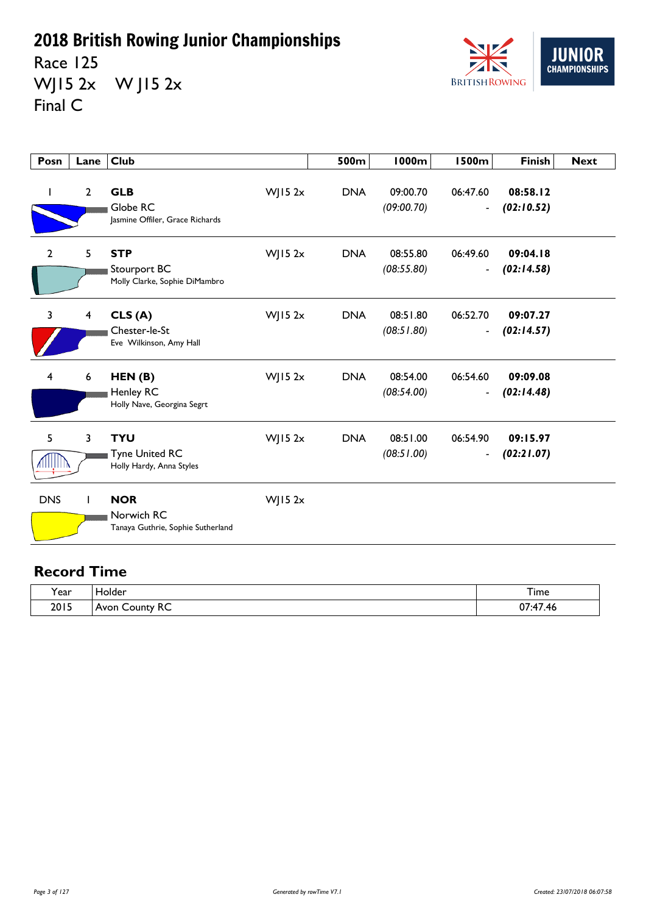# 2018 British Rowing Junior Championships

Race 125

WJ15 2x W J15 2x

Final C

| Posn | Lane | Club | | 500m | 1000m | 1500m | Finish | Next |
|---|---|---|---|---|---|---|---|---|
| 1 | 2 | **GLB**<br>Globe RC<br>Jasmine Offiler, Grace Richards | WJ15 2x | DNA | 09:00.70<br>*(09:00.70)* | 06:47.60<br>- | **08:58.12**<br>***(02:10.52)*** | |
| 2 | 5 | **STP**<br>Stourport BC<br>Molly Clarke, Sophie DiMambro | WJ15 2x | DNA | 08:55.80<br>*(08:55.80)* | 06:49.60<br>- | **09:04.18**<br>***(02:14.58)*** | |
| 3 | 4 | **CLS (A)**<br>Chester-le-St<br>Eve Wilkinson, Amy Hall | WJ15 2x | DNA | 08:51.80<br>*(08:51.80)* | 06:52.70<br>- | **09:07.27**<br>***(02:14.57)*** | |
| 4 | 6 | **HEN (B)**<br>Henley RC<br>Holly Nave, Georgina Segrt | WJ15 2x | DNA | 08:54.00<br>*(08:54.00)* | 06:54.60<br>- | **09:09.08**<br>***(02:14.48)*** | |
| 5 | 3 | **TYU**<br>Tyne United RC<br>Holly Hardy, Anna Styles | WJ15 2x | DNA | 08:51.00<br>*(08:51.00)* | 06:54.90<br>- | **09:15.97**<br>***(02:21.07)*** | |
| DNS | 1 | **NOR**<br>Norwich RC<br>Tanaya Guthrie, Sophie Sutherland | WJ15 2x | | | | | |

## Record Time

| Year | Holder | Time |
|---|---|---|
| 2015 | Avon County RC | 07:47.46 |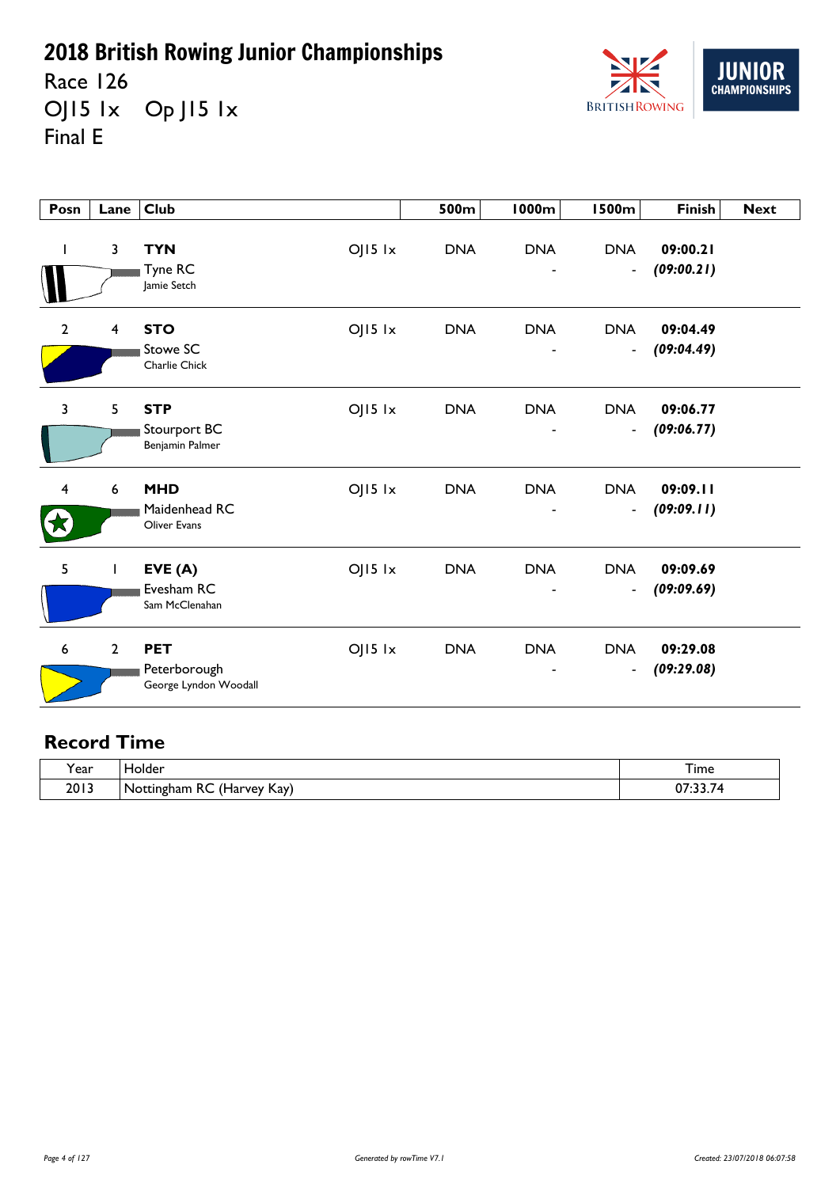# 2018 British Rowing Junior Championships

Race 126

OJ15 1x    Op J15 1x

Final E

| Posn | Lane | Club | | 500m | 1000m | 1500m | Finish | Next |
|---|---|---|---|---|---|---|---|---|
| 1 | 3 | **TYN** Tyne RC Jamie Setch | OJ15 1x | DNA | DNA - | DNA - | **09:00.21** ***(09:00.21)*** | |
| 2 | 4 | **STO** Stowe SC Charlie Chick | OJ15 1x | DNA | DNA - | DNA - | **09:04.49** ***(09:04.49)*** | |
| 3 | 5 | **STP** Stourport BC Benjamin Palmer | OJ15 1x | DNA | DNA - | DNA - | **09:06.77** ***(09:06.77)*** | |
| 4 | 6 | **MHD** Maidenhead RC Oliver Evans | OJ15 1x | DNA | DNA - | DNA - | **09:09.11** ***(09:09.11)*** | |
| 5 | 1 | **EVE (A)** Evesham RC Sam McClenahan | OJ15 1x | DNA | DNA - | DNA - | **09:09.69** ***(09:09.69)*** | |
| 6 | 2 | **PET** Peterborough George Lyndon Woodall | OJ15 1x | DNA | DNA - | DNA - | **09:29.08** ***(09:29.08)*** | |

## Record Time

| Year | Holder | Time |
|---|---|---|
| 2013 | Nottingham RC (Harvey Kay) | 07:33.74 |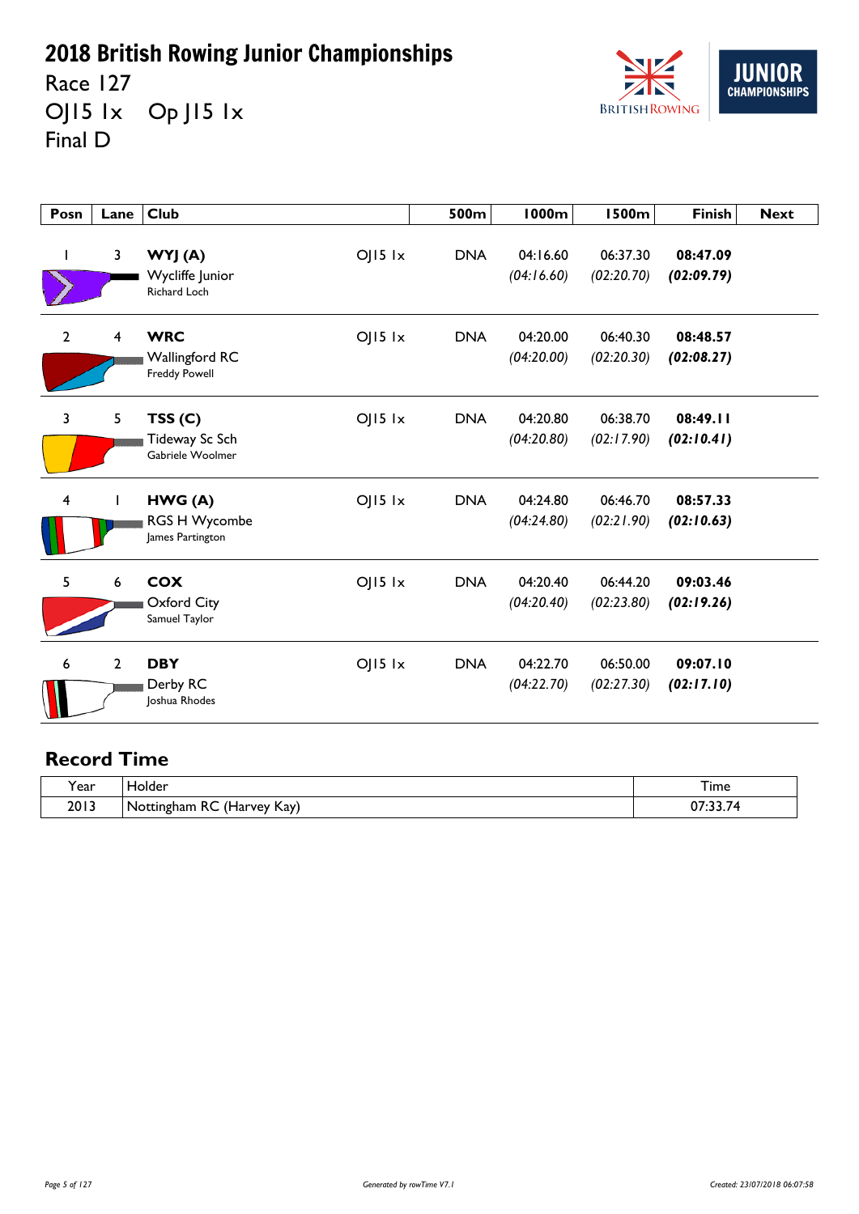# 2018 British Rowing Junior Championships

Race 127

OJ15 1x    Op J15 1x

Final D

| Posn | Lane | Club | | 500m | 1000m | 1500m | Finish | Next |
|---|---|---|---|---|---|---|---|---|
| 1 | 3 | **WYJ (A)** Wycliffe Junior Richard Loch | OJ15 1x | DNA | 04:16.60 *(04:16.60)* | 06:37.30 *(02:20.70)* | **08:47.09** ***(02:09.79)*** | |
| 2 | 4 | **WRC** Wallingford RC Freddy Powell | OJ15 1x | DNA | 04:20.00 *(04:20.00)* | 06:40.30 *(02:20.30)* | **08:48.57** ***(02:08.27)*** | |
| 3 | 5 | **TSS (C)** Tideway Sc Sch Gabriele Woolmer | OJ15 1x | DNA | 04:20.80 *(04:20.80)* | 06:38.70 *(02:17.90)* | **08:49.11** ***(02:10.41)*** | |
| 4 | 1 | **HWG (A)** RGS H Wycombe James Partington | OJ15 1x | DNA | 04:24.80 *(04:24.80)* | 06:46.70 *(02:21.90)* | **08:57.33** ***(02:10.63)*** | |
| 5 | 6 | **COX** Oxford City Samuel Taylor | OJ15 1x | DNA | 04:20.40 *(04:20.40)* | 06:44.20 *(02:23.80)* | **09:03.46** ***(02:19.26)*** | |
| 6 | 2 | **DBY** Derby RC Joshua Rhodes | OJ15 1x | DNA | 04:22.70 *(04:22.70)* | 06:50.00 *(02:27.30)* | **09:07.10** ***(02:17.10)*** | |

## Record Time

| Year | Holder | Time |
|---|---|---|
| 2013 | Nottingham RC (Harvey Kay) | 07:33.74 |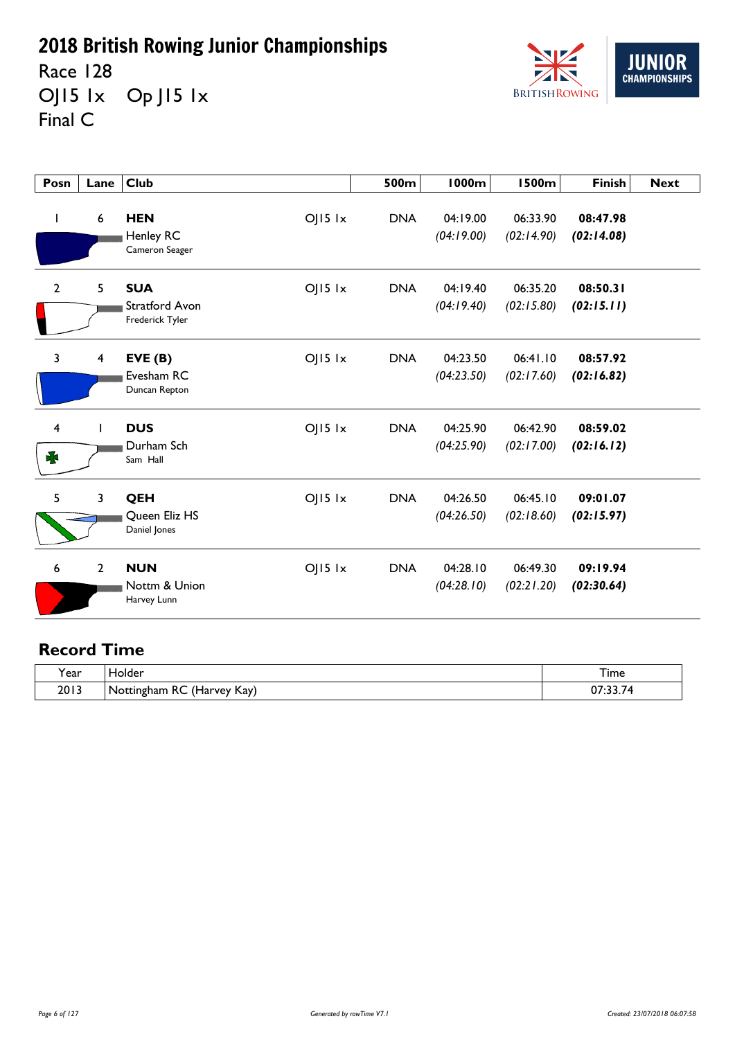# 2018 British Rowing Junior Championships

Race 128

OJ15 1x    Op J15 1x

Final C

JUNIOR CHAMPIONSHIPS

| Posn | Lane | Club | | 500m | 1000m | 1500m | Finish | Next |
|---|---|---|---|---|---|---|---|---|
| 1 | 6 | **HEN** Henley RC Cameron Seager | OJ15 1x | DNA | 04:19.00 *(04:19.00)* | 06:33.90 *(02:14.90)* | **08:47.98** ***(02:14.08)*** | |
| 2 | 5 | **SUA** Stratford Avon Frederick Tyler | OJ15 1x | DNA | 04:19.40 *(04:19.40)* | 06:35.20 *(02:15.80)* | **08:50.31** ***(02:15.11)*** | |
| 3 | 4 | **EVE (B)** Evesham RC Duncan Repton | OJ15 1x | DNA | 04:23.50 *(04:23.50)* | 06:41.10 *(02:17.60)* | **08:57.92** ***(02:16.82)*** | |
| 4 | 1 | **DUS** Durham Sch Sam Hall | OJ15 1x | DNA | 04:25.90 *(04:25.90)* | 06:42.90 *(02:17.00)* | **08:59.02** ***(02:16.12)*** | |
| 5 | 3 | **QEH** Queen Eliz HS Daniel Jones | OJ15 1x | DNA | 04:26.50 *(04:26.50)* | 06:45.10 *(02:18.60)* | **09:01.07** ***(02:15.97)*** | |
| 6 | 2 | **NUN** Nottm & Union Harvey Lunn | OJ15 1x | DNA | 04:28.10 *(04:28.10)* | 06:49.30 *(02:21.20)* | **09:19.94** ***(02:30.64)*** | |

## Record Time

| Year | Holder | Time |
|---|---|---|
| 2013 | Nottingham RC (Harvey Kay) | 07:33.74 |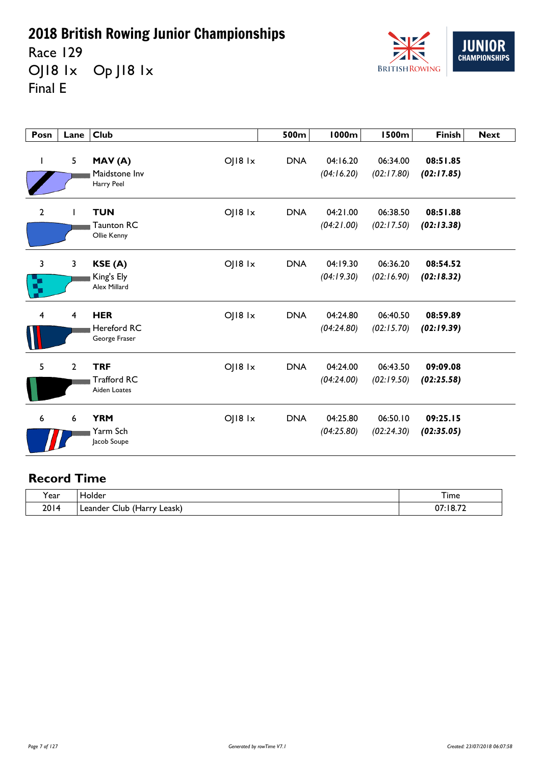# 2018 British Rowing Junior Championships

Race 129

OJ18 1x Op J18 1x

Final E

| Posn | Lane | Club | | 500m | 1000m | 1500m | Finish | Next |
|---|---|---|---|---|---|---|---|---|
| 1 | 5 | **MAV (A)** Maidstone Inv Harry Peel | OJ18 1x | DNA | 04:16.20 *(04:16.20)* | 06:34.00 *(02:17.80)* | **08:51.85** ***(02:17.85)*** | |
| 2 | 1 | **TUN** Taunton RC Ollie Kenny | OJ18 1x | DNA | 04:21.00 *(04:21.00)* | 06:38.50 *(02:17.50)* | **08:51.88** ***(02:13.38)*** | |
| 3 | 3 | **KSE (A)** King's Ely Alex Millard | OJ18 1x | DNA | 04:19.30 *(04:19.30)* | 06:36.20 *(02:16.90)* | **08:54.52** ***(02:18.32)*** | |
| 4 | 4 | **HER** Hereford RC George Fraser | OJ18 1x | DNA | 04:24.80 *(04:24.80)* | 06:40.50 *(02:15.70)* | **08:59.89** ***(02:19.39)*** | |
| 5 | 2 | **TRF** Trafford RC Aiden Loates | OJ18 1x | DNA | 04:24.00 *(04:24.00)* | 06:43.50 *(02:19.50)* | **09:09.08** ***(02:25.58)*** | |
| 6 | 6 | **YRM** Yarm Sch Jacob Soupe | OJ18 1x | DNA | 04:25.80 *(04:25.80)* | 06:50.10 *(02:24.30)* | **09:25.15** ***(02:35.05)*** | |

## Record Time

| Year | Holder | Time |
|---|---|---|
| 2014 | Leander Club (Harry Leask) | 07:18.72 |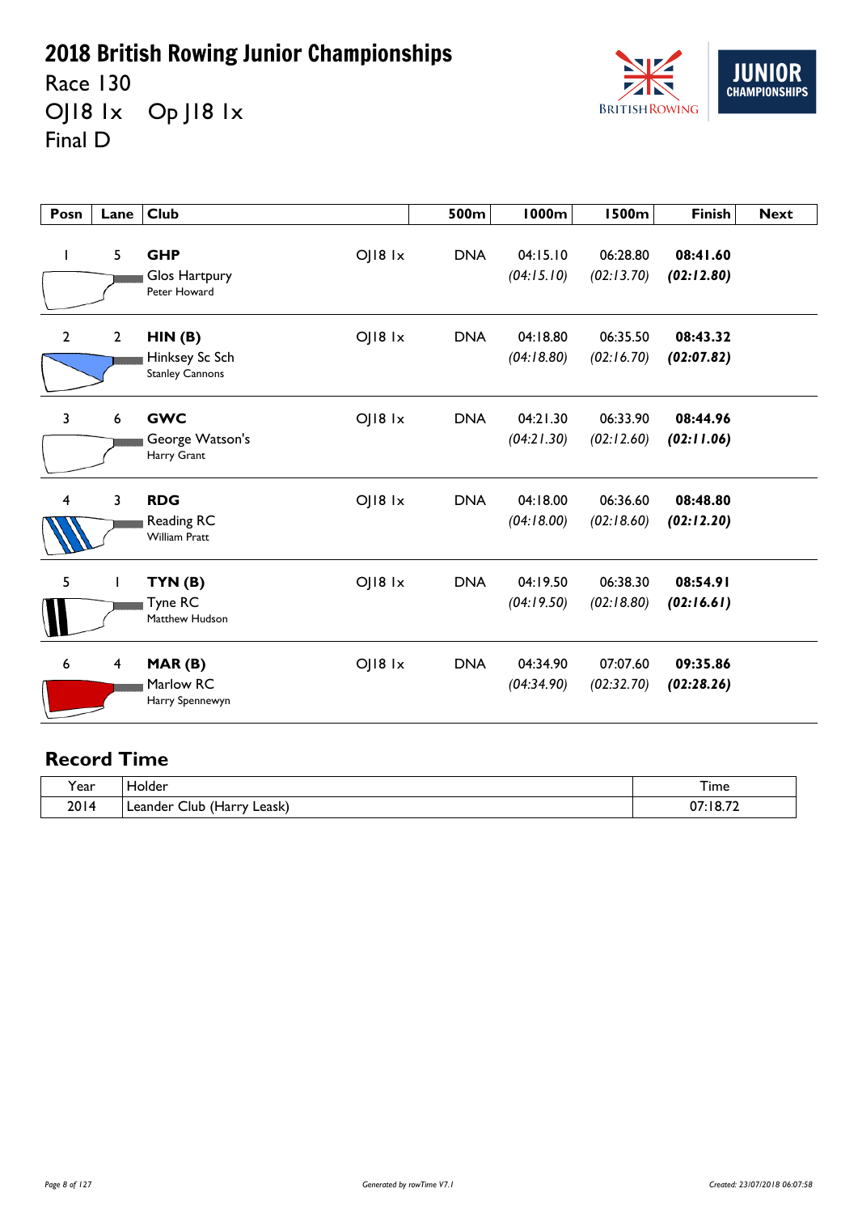# 2018 British Rowing Junior Championships

Race 130

OJ18 1x Op J18 1x

Final D

| Posn | Lane | Club | | 500m | 1000m | 1500m | Finish | Next |
|---|---|---|---|---|---|---|---|---|
| 1 | 5 | **GHP** Glos Hartpury Peter Howard | OJ18 1x | DNA | 04:15.10 *(04:15.10)* | 06:28.80 *(02:13.70)* | **08:41.60** ***(02:12.80)*** | |
| 2 | 2 | **HIN (B)** Hinksey Sc Sch Stanley Cannons | OJ18 1x | DNA | 04:18.80 *(04:18.80)* | 06:35.50 *(02:16.70)* | **08:43.32** ***(02:07.82)*** | |
| 3 | 6 | **GWC** George Watson's Harry Grant | OJ18 1x | DNA | 04:21.30 *(04:21.30)* | 06:33.90 *(02:12.60)* | **08:44.96** ***(02:11.06)*** | |
| 4 | 3 | **RDG** Reading RC William Pratt | OJ18 1x | DNA | 04:18.00 *(04:18.00)* | 06:36.60 *(02:18.60)* | **08:48.80** ***(02:12.20)*** | |
| 5 | 1 | **TYN (B)** Tyne RC Matthew Hudson | OJ18 1x | DNA | 04:19.50 *(04:19.50)* | 06:38.30 *(02:18.80)* | **08:54.91** ***(02:16.61)*** | |
| 6 | 4 | **MAR (B)** Marlow RC Harry Spennewyn | OJ18 1x | DNA | 04:34.90 *(04:34.90)* | 07:07.60 *(02:32.70)* | **09:35.86** ***(02:28.26)*** | |

## Record Time

| Year | Holder | Time |
|---|---|---|
| 2014 | Leander Club (Harry Leask) | 07:18.72 |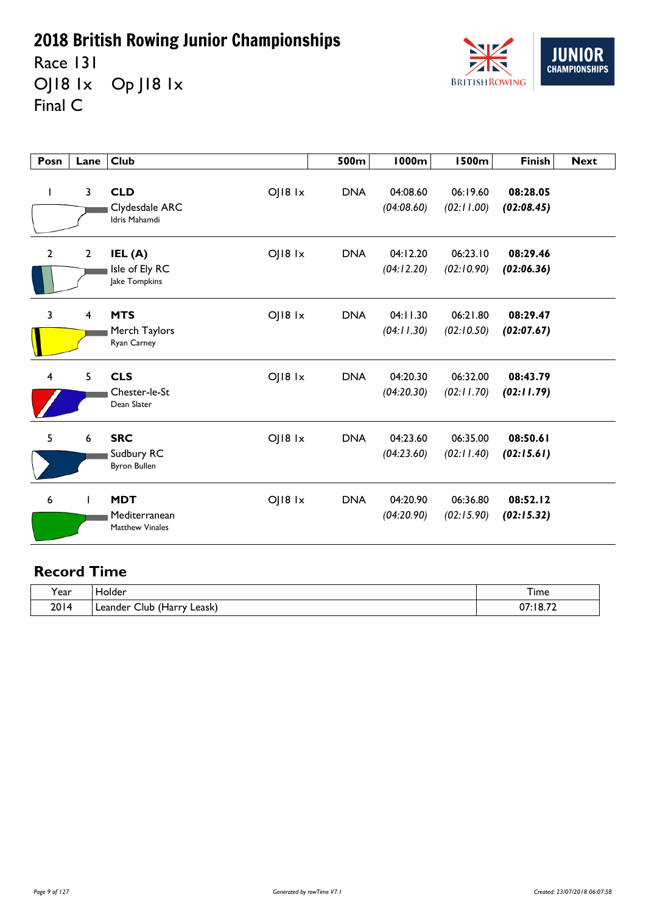# 2018 British Rowing Junior Championships

Race 131

OJ18 1x Op J18 1x

Final C

| Posn | Lane | Club | | 500m | 1000m | 1500m | Finish | Next |
|---|---|---|---|---|---|---|---|---|
| 1 | 3 | **CLD** Clydesdale ARC Idris Mahamdi | OJ18 1x | DNA | 04:08.60 *(04:08.60)* | 06:19.60 *(02:11.00)* | **08:28.05** ***(02:08.45)*** | |
| 2 | 2 | **IEL (A)** Isle of Ely RC Jake Tompkins | OJ18 1x | DNA | 04:12.20 *(04:12.20)* | 06:23.10 *(02:10.90)* | **08:29.46** ***(02:06.36)*** | |
| 3 | 4 | **MTS** Merch Taylors Ryan Carney | OJ18 1x | DNA | 04:11.30 *(04:11.30)* | 06:21.80 *(02:10.50)* | **08:29.47** ***(02:07.67)*** | |
| 4 | 5 | **CLS** Chester-le-St Dean Slater | OJ18 1x | DNA | 04:20.30 *(04:20.30)* | 06:32.00 *(02:11.70)* | **08:43.79** ***(02:11.79)*** | |
| 5 | 6 | **SRC** Sudbury RC Byron Bullen | OJ18 1x | DNA | 04:23.60 *(04:23.60)* | 06:35.00 *(02:11.40)* | **08:50.61** ***(02:15.61)*** | |
| 6 | 1 | **MDT** Mediterranean Matthew Vinales | OJ18 1x | DNA | 04:20.90 *(04:20.90)* | 06:36.80 *(02:15.90)* | **08:52.12** ***(02:15.32)*** | |

## Record Time

| Year | Holder | Time |
|---|---|---|
| 2014 | Leander Club (Harry Leask) | 07:18.72 |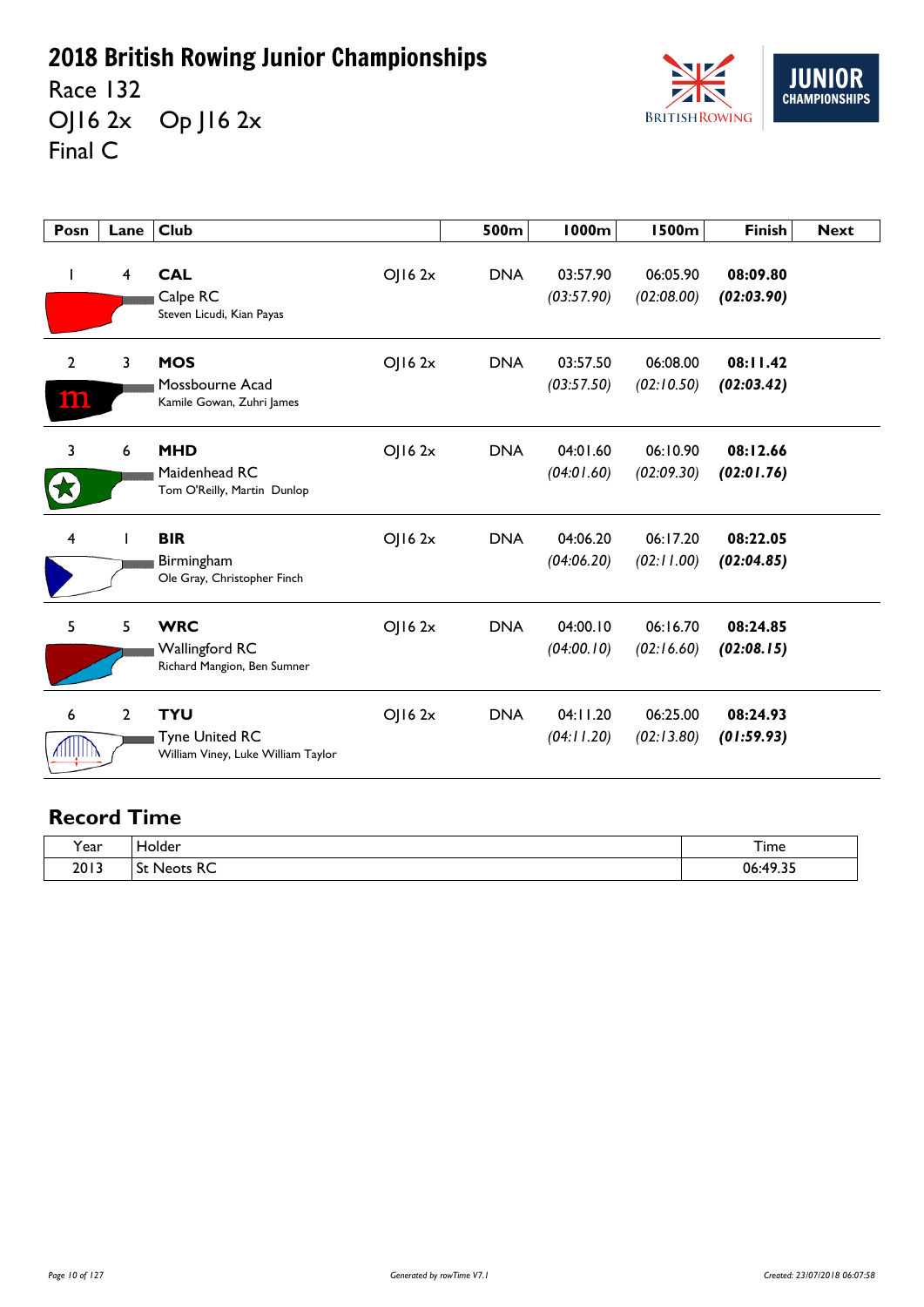# 2018 British Rowing Junior Championships

Race 132

OJ16 2x Op J16 2x

Final C

| Posn | Lane | Club | | 500m | 1000m | 1500m | Finish | Next |
|---|---|---|---|---|---|---|---|---|
| 1 | 4 | **CAL** Calpe RC Steven Licudi, Kian Payas | OJ16 2x | DNA | 03:57.90 *(03:57.90)* | 06:05.90 *(02:08.00)* | **08:09.80** ***(02:03.90)*** | |
| 2 | 3 | **MOS** Mossbourne Acad Kamile Gowan, Zuhri James | OJ16 2x | DNA | 03:57.50 *(03:57.50)* | 06:08.00 *(02:10.50)* | **08:11.42** ***(02:03.42)*** | |
| 3 | 6 | **MHD** Maidenhead RC Tom O'Reilly, Martin Dunlop | OJ16 2x | DNA | 04:01.60 *(04:01.60)* | 06:10.90 *(02:09.30)* | **08:12.66** ***(02:01.76)*** | |
| 4 | 1 | **BIR** Birmingham Ole Gray, Christopher Finch | OJ16 2x | DNA | 04:06.20 *(04:06.20)* | 06:17.20 *(02:11.00)* | **08:22.05** ***(02:04.85)*** | |
| 5 | 5 | **WRC** Wallingford RC Richard Mangion, Ben Sumner | OJ16 2x | DNA | 04:00.10 *(04:00.10)* | 06:16.70 *(02:16.60)* | **08:24.85** ***(02:08.15)*** | |
| 6 | 2 | **TYU** Tyne United RC William Viney, Luke William Taylor | OJ16 2x | DNA | 04:11.20 *(04:11.20)* | 06:25.00 *(02:13.80)* | **08:24.93** ***(01:59.93)*** | |

## Record Time

| Year | Holder | Time |
|---|---|---|
| 2013 | St Neots RC | 06:49.35 |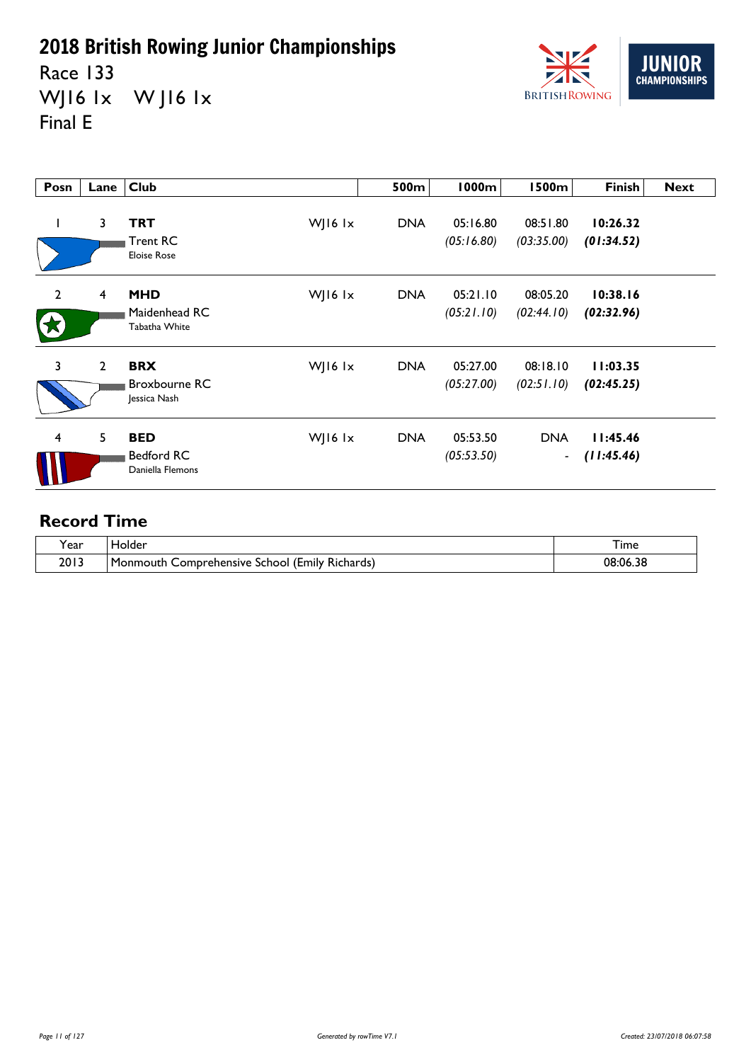# 2018 British Rowing Junior Championships

Race 133

WJ16 1x    W J16 1x

Final E

| Posn | Lane | Club | | 500m | 1000m | 1500m | Finish | Next |
|---|---|---|---|---|---|---|---|---|
| 1 | 3 | **TRT** Trent RC Eloise Rose | WJ16 1x | DNA | 05:16.80 *(05:16.80)* | 08:51.80 *(03:35.00)* | **10:26.32** ***(01:34.52)*** | |
| 2 | 4 | **MHD** Maidenhead RC Tabatha White | WJ16 1x | DNA | 05:21.10 *(05:21.10)* | 08:05.20 *(02:44.10)* | **10:38.16** ***(02:32.96)*** | |
| 3 | 2 | **BRX** Broxbourne RC Jessica Nash | WJ16 1x | DNA | 05:27.00 *(05:27.00)* | 08:18.10 *(02:51.10)* | **11:03.35** ***(02:45.25)*** | |
| 4 | 5 | **BED** Bedford RC Daniella Flemons | WJ16 1x | DNA | 05:53.50 *(05:53.50)* | DNA - | **11:45.46** ***(11:45.46)*** | |

## Record Time

| Year | Holder | Time |
|---|---|---|
| 2013 | Monmouth Comprehensive School (Emily Richards) | 08:06.38 |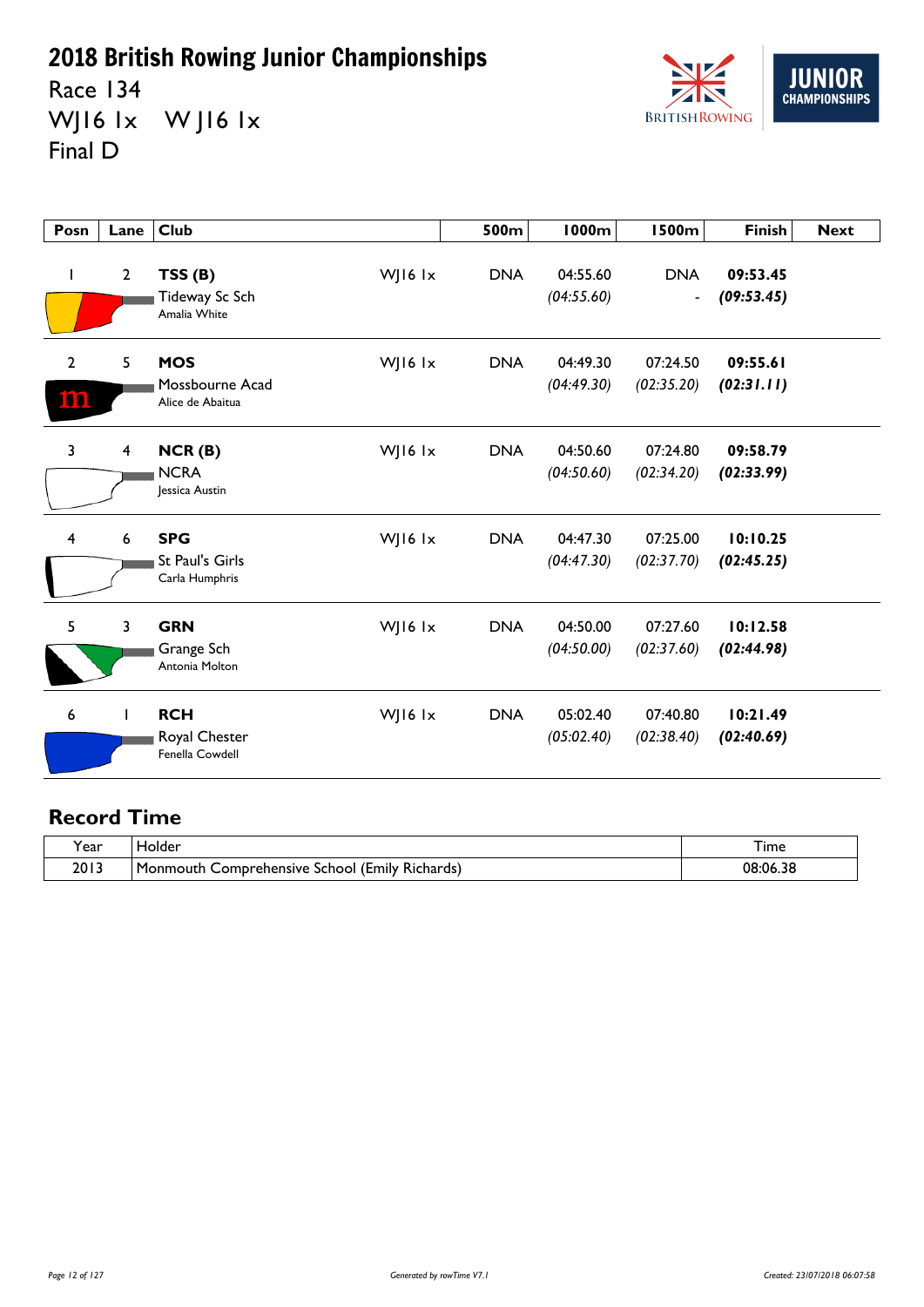# 2018 British Rowing Junior Championships

Race 134

WJ16 1x W J16 1x

Final D

| Posn | Lane | Club | | 500m | 1000m | 1500m | Finish | Next |
|---|---|---|---|---|---|---|---|---|
| 1 | 2 | **TSS (B)** Tideway Sc Sch Amalia White | WJ16 1x | DNA | 04:55.60 *(04:55.60)* | DNA - | **09:53.45** ***(09:53.45)*** | |
| 2 | 5 | **MOS** Mossbourne Acad Alice de Abaitua | WJ16 1x | DNA | 04:49.30 *(04:49.30)* | 07:24.50 *(02:35.20)* | **09:55.61** ***(02:31.11)*** | |
| 3 | 4 | **NCR (B)** NCRA Jessica Austin | WJ16 1x | DNA | 04:50.60 *(04:50.60)* | 07:24.80 *(02:34.20)* | **09:58.79** ***(02:33.99)*** | |
| 4 | 6 | **SPG** St Paul's Girls Carla Humphris | WJ16 1x | DNA | 04:47.30 *(04:47.30)* | 07:25.00 *(02:37.70)* | **10:10.25** ***(02:45.25)*** | |
| 5 | 3 | **GRN** Grange Sch Antonia Molton | WJ16 1x | DNA | 04:50.00 *(04:50.00)* | 07:27.60 *(02:37.60)* | **10:12.58** ***(02:44.98)*** | |
| 6 | 1 | **RCH** Royal Chester Fenella Cowdell | WJ16 1x | DNA | 05:02.40 *(05:02.40)* | 07:40.80 *(02:38.40)* | **10:21.49** ***(02:40.69)*** | |

## Record Time

| Year | Holder | Time |
|---|---|---|
| 2013 | Monmouth Comprehensive School (Emily Richards) | 08:06.38 |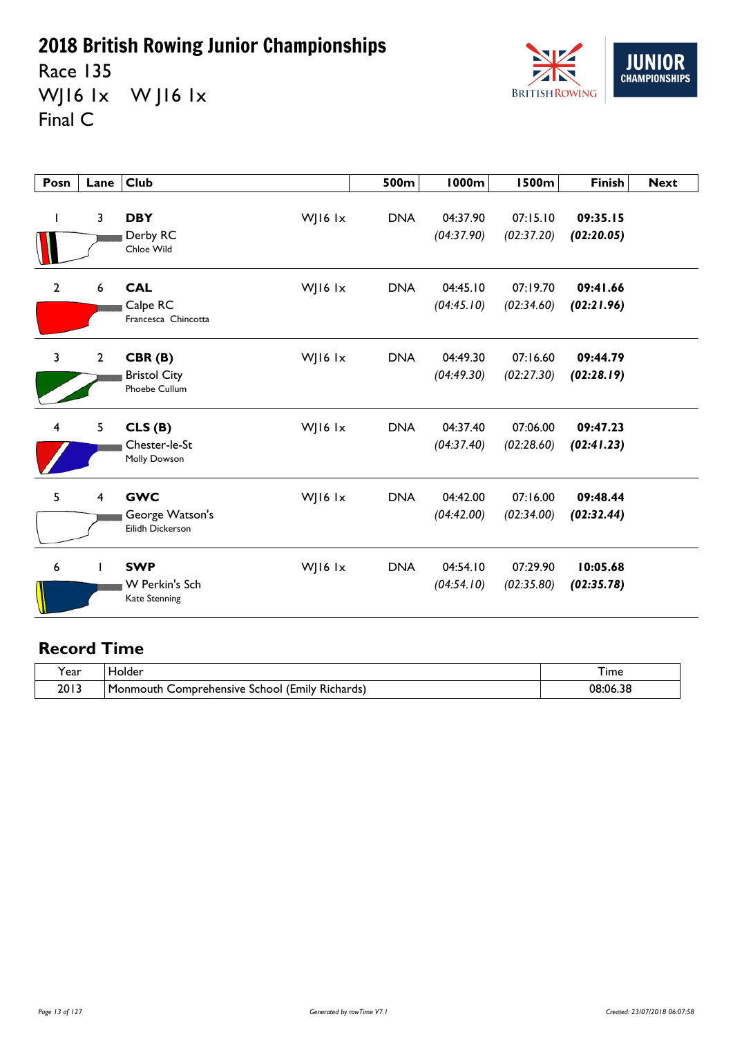# 2018 British Rowing Junior Championships

Race 135

WJ16 1x    W J16 1x

Final C

| Posn | Lane | Club | | 500m | 1000m | 1500m | Finish | Next |
|---|---|---|---|---|---|---|---|---|
| 1 | 3 | **DBY** Derby RC Chloe Wild | WJ16 1x | DNA | 04:37.90 *(04:37.90)* | 07:15.10 *(02:37.20)* | **09:35.15** ***(02:20.05)*** | |
| 2 | 6 | **CAL** Calpe RC Francesca Chincotta | WJ16 1x | DNA | 04:45.10 *(04:45.10)* | 07:19.70 *(02:34.60)* | **09:41.66** ***(02:21.96)*** | |
| 3 | 2 | **CBR (B)** Bristol City Phoebe Cullum | WJ16 1x | DNA | 04:49.30 *(04:49.30)* | 07:16.60 *(02:27.30)* | **09:44.79** ***(02:28.19)*** | |
| 4 | 5 | **CLS (B)** Chester-le-St Molly Dowson | WJ16 1x | DNA | 04:37.40 *(04:37.40)* | 07:06.00 *(02:28.60)* | **09:47.23** ***(02:41.23)*** | |
| 5 | 4 | **GWC** George Watson's Eilidh Dickerson | WJ16 1x | DNA | 04:42.00 *(04:42.00)* | 07:16.00 *(02:34.00)* | **09:48.44** ***(02:32.44)*** | |
| 6 | 1 | **SWP** W Perkin's Sch Kate Stenning | WJ16 1x | DNA | 04:54.10 *(04:54.10)* | 07:29.90 *(02:35.80)* | **10:05.68** ***(02:35.78)*** | |

## Record Time

| Year | Holder | Time |
|---|---|---|
| 2013 | Monmouth Comprehensive School (Emily Richards) | 08:06.38 |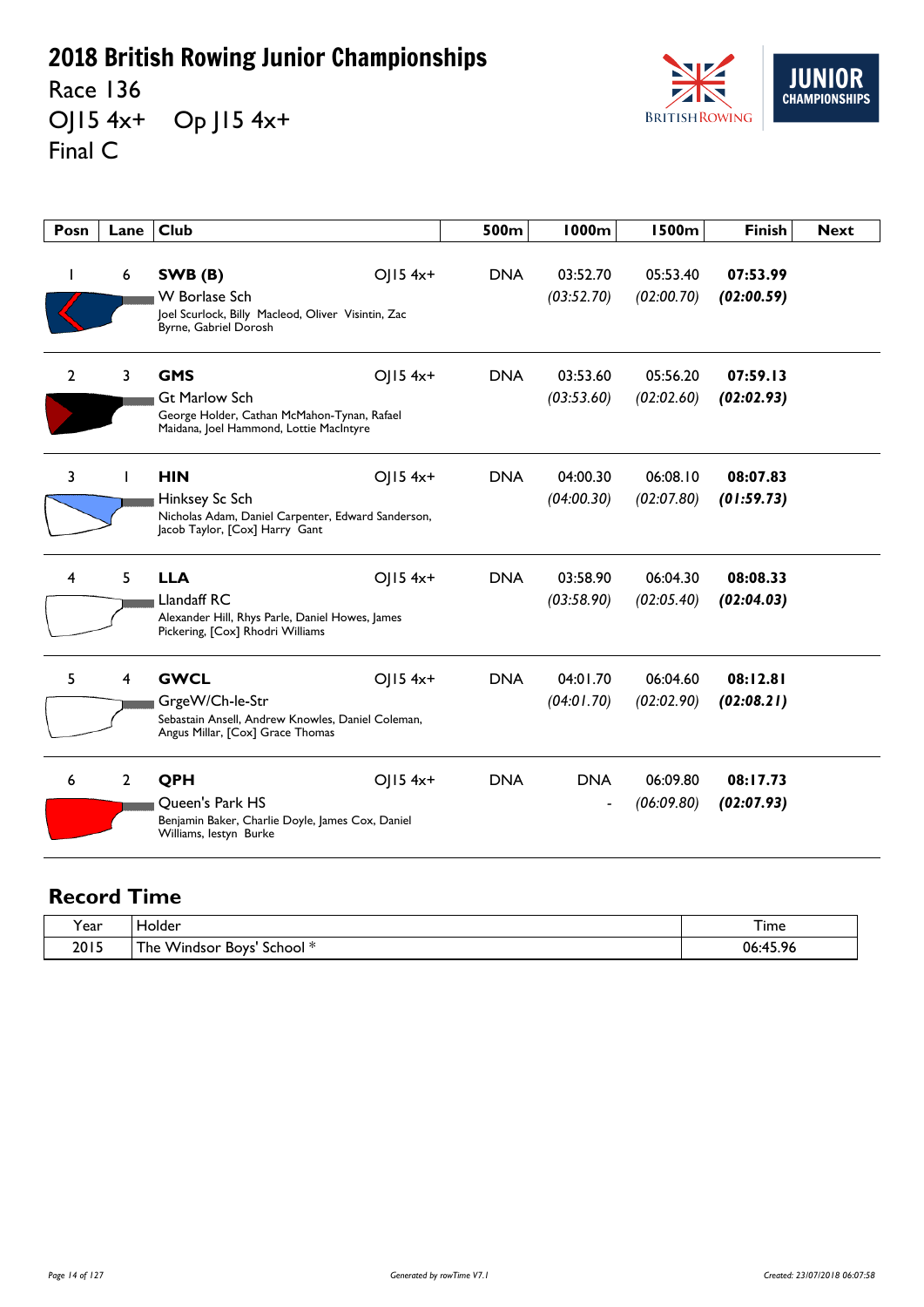# 2018 British Rowing Junior Championships

Race 136

OJ15 4x+ Op J15 4x+

Final C

| Posn | Lane | Club | | 500m | 1000m | 1500m | Finish | Next |
|---|---|---|---|---|---|---|---|---|
| 1 | 6 | **SWB (B)** W Borlase Sch Joel Scurlock, Billy Macleod, Oliver Visintin, Zac Byrne, Gabriel Dorosh | OJ15 4x+ | DNA | 03:52.70 *(03:52.70)* | 05:53.40 *(02:00.70)* | **07:53.99** ***(02:00.59)*** | |
| 2 | 3 | **GMS** Gt Marlow Sch George Holder, Cathan McMahon-Tynan, Rafael Maidana, Joel Hammond, Lottie MacIntyre | OJ15 4x+ | DNA | 03:53.60 *(03:53.60)* | 05:56.20 *(02:02.60)* | **07:59.13** ***(02:02.93)*** | |
| 3 | 1 | **HIN** Hinksey Sc Sch Nicholas Adam, Daniel Carpenter, Edward Sanderson, Jacob Taylor, [Cox] Harry Gant | OJ15 4x+ | DNA | 04:00.30 *(04:00.30)* | 06:08.10 *(02:07.80)* | **08:07.83** ***(01:59.73)*** | |
| 4 | 5 | **LLA** Llandaff RC Alexander Hill, Rhys Parle, Daniel Howes, James Pickering, [Cox] Rhodri Williams | OJ15 4x+ | DNA | 03:58.90 *(03:58.90)* | 06:04.30 *(02:05.40)* | **08:08.33** ***(02:04.03)*** | |
| 5 | 4 | **GWCL** GrgeW/Ch-le-Str Sebastain Ansell, Andrew Knowles, Daniel Coleman, Angus Millar, [Cox] Grace Thomas | OJ15 4x+ | DNA | 04:01.70 *(04:01.70)* | 06:04.60 *(02:02.90)* | **08:12.81** ***(02:08.21)*** | |
| 6 | 2 | **QPH** Queen's Park HS Benjamin Baker, Charlie Doyle, James Cox, Daniel Williams, Iestyn Burke | OJ15 4x+ | DNA | DNA - | 06:09.80 *(06:09.80)* | **08:17.73** ***(02:07.93)*** | |

## Record Time

| Year | Holder | Time |
|---|---|---|
| 2015 | The Windsor Boys' School * | 06:45.96 |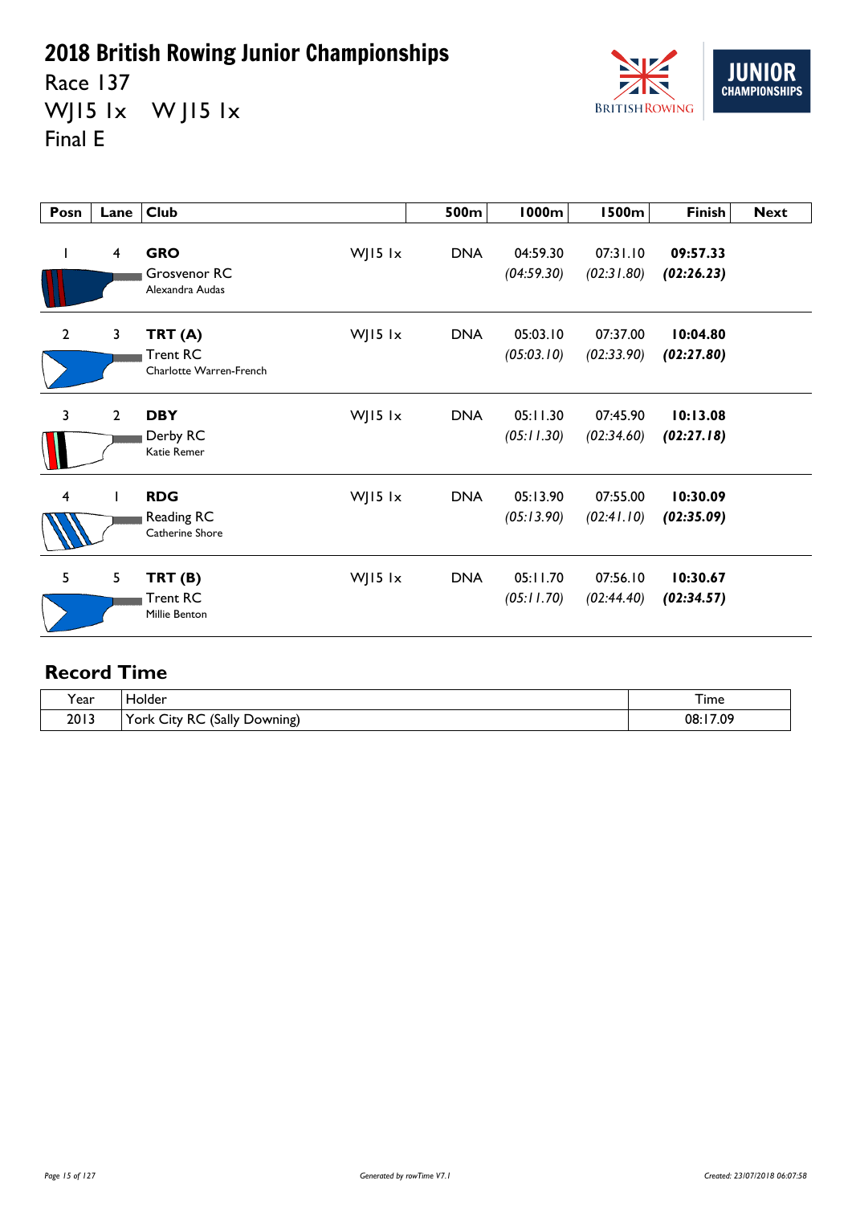# 2018 British Rowing Junior Championships

Race 137

WJ15 1x W J15 1x

Final E

| Posn | Lane | Club | | 500m | 1000m | 1500m | Finish | Next |
|---|---|---|---|---|---|---|---|---|
| 1 | 4 | **GRO** Grosvenor RC Alexandra Audas | WJ15 1x | DNA | 04:59.30 *(04:59.30)* | 07:31.10 *(02:31.80)* | **09:57.33** ***(02:26.23)*** | |
| 2 | 3 | **TRT (A)** Trent RC Charlotte Warren-French | WJ15 1x | DNA | 05:03.10 *(05:03.10)* | 07:37.00 *(02:33.90)* | **10:04.80** ***(02:27.80)*** | |
| 3 | 2 | **DBY** Derby RC Katie Remer | WJ15 1x | DNA | 05:11.30 *(05:11.30)* | 07:45.90 *(02:34.60)* | **10:13.08** ***(02:27.18)*** | |
| 4 | 1 | **RDG** Reading RC Catherine Shore | WJ15 1x | DNA | 05:13.90 *(05:13.90)* | 07:55.00 *(02:41.10)* | **10:30.09** ***(02:35.09)*** | |
| 5 | 5 | **TRT (B)** Trent RC Millie Benton | WJ15 1x | DNA | 05:11.70 *(05:11.70)* | 07:56.10 *(02:44.40)* | **10:30.67** ***(02:34.57)*** | |

## Record Time

| Year | Holder | Time |
|---|---|---|
| 2013 | York City RC (Sally Downing) | 08:17.09 |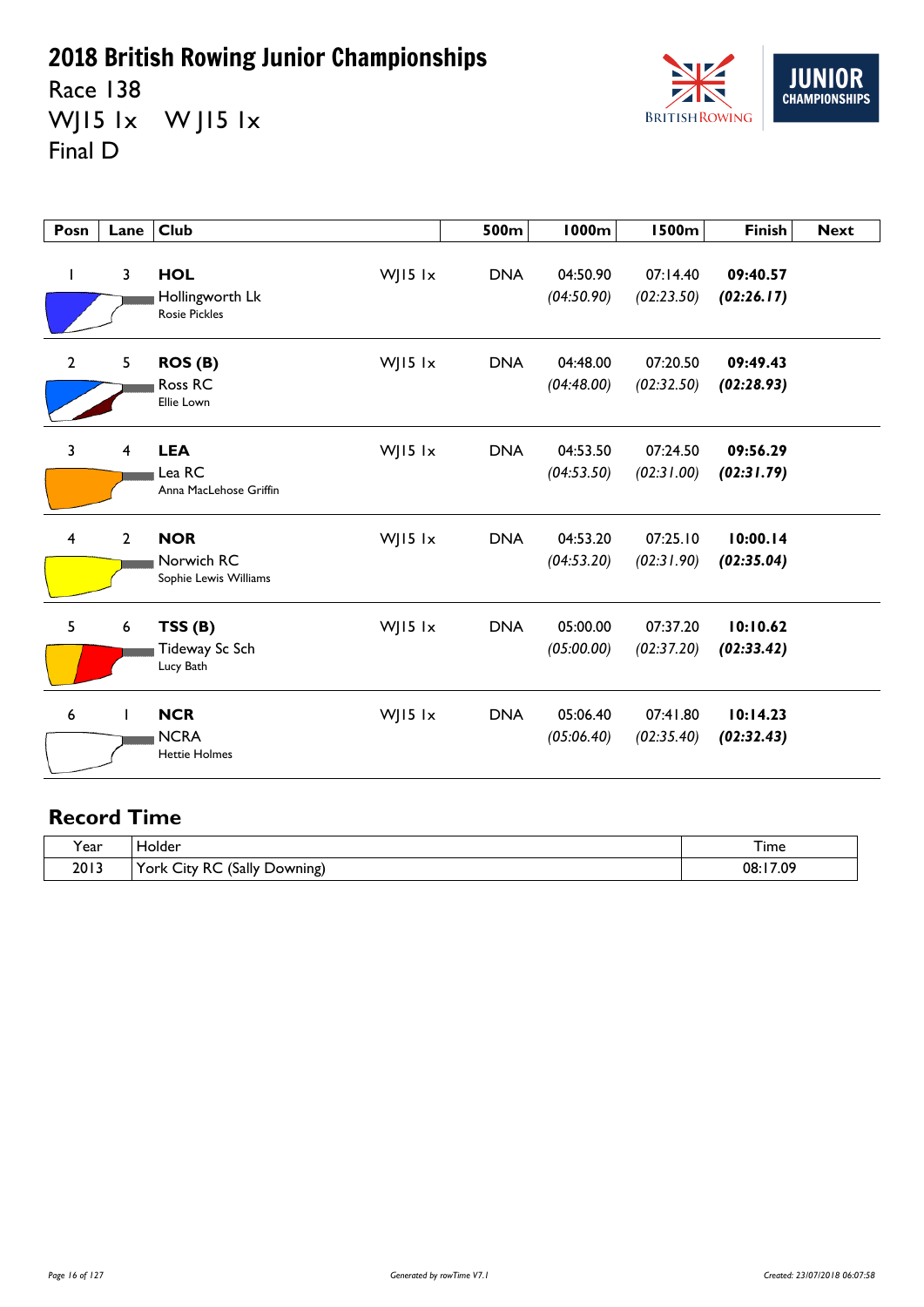# 2018 British Rowing Junior Championships

Race 138

WJ15 1x W J15 1x

Final D

| Posn | Lane | Club | | 500m | 1000m | 1500m | Finish | Next |
|---|---|---|---|---|---|---|---|---|
| 1 | 3 | **HOL** Hollingworth Lk Rosie Pickles | WJ15 1x | DNA | 04:50.90 *(04:50.90)* | 07:14.40 *(02:23.50)* | **09:40.57** ***(02:26.17)*** | |
| 2 | 5 | **ROS (B)** Ross RC Ellie Lown | WJ15 1x | DNA | 04:48.00 *(04:48.00)* | 07:20.50 *(02:32.50)* | **09:49.43** ***(02:28.93)*** | |
| 3 | 4 | **LEA** Lea RC Anna MacLehose Griffin | WJ15 1x | DNA | 04:53.50 *(04:53.50)* | 07:24.50 *(02:31.00)* | **09:56.29** ***(02:31.79)*** | |
| 4 | 2 | **NOR** Norwich RC Sophie Lewis Williams | WJ15 1x | DNA | 04:53.20 *(04:53.20)* | 07:25.10 *(02:31.90)* | **10:00.14** ***(02:35.04)*** | |
| 5 | 6 | **TSS (B)** Tideway Sc Sch Lucy Bath | WJ15 1x | DNA | 05:00.00 *(05:00.00)* | 07:37.20 *(02:37.20)* | **10:10.62** ***(02:33.42)*** | |
| 6 | 1 | **NCR** NCRA Hettie Holmes | WJ15 1x | DNA | 05:06.40 *(05:06.40)* | 07:41.80 *(02:35.40)* | **10:14.23** ***(02:32.43)*** | |

## Record Time

| Year | Holder | Time |
|---|---|---|
| 2013 | York City RC (Sally Downing) | 08:17.09 |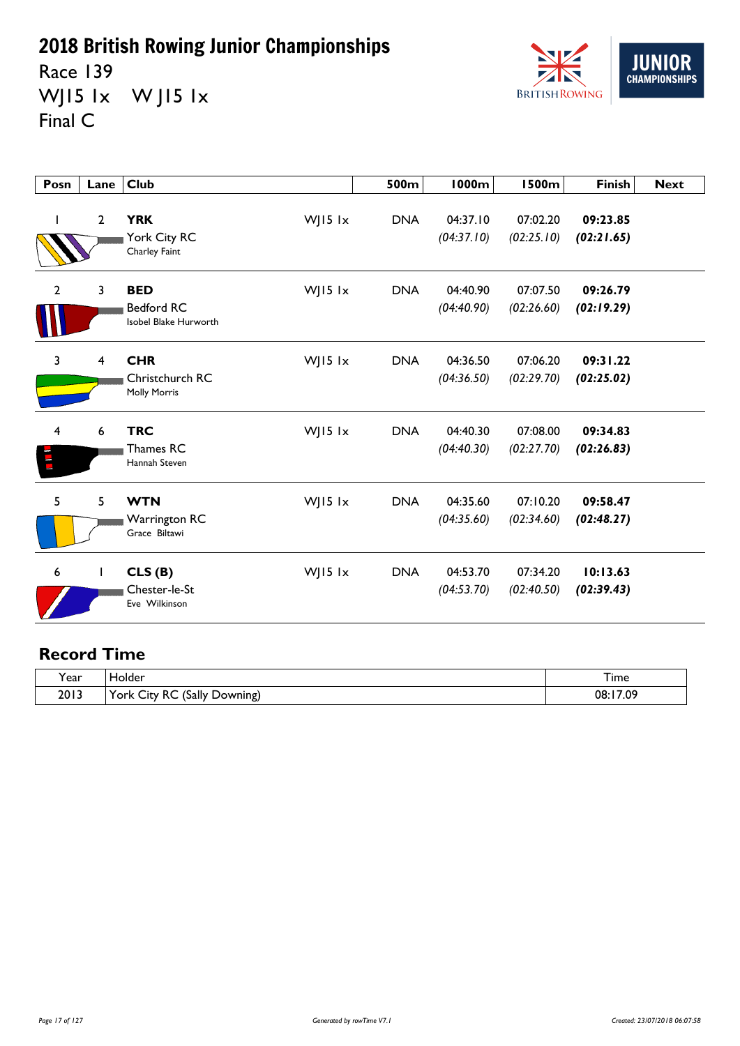# 2018 British Rowing Junior Championships

Race 139

WJ15 1x W J15 1x

Final C

| Posn | Lane | Club | | 500m | 1000m | 1500m | Finish | Next |
|---|---|---|---|---|---|---|---|---|
| 1 | 2 | **YRK** York City RC Charley Faint | WJ15 1x | DNA | 04:37.10 *(04:37.10)* | 07:02.20 *(02:25.10)* | **09:23.85** ***(02:21.65)*** | |
| 2 | 3 | **BED** Bedford RC Isobel Blake Hurworth | WJ15 1x | DNA | 04:40.90 *(04:40.90)* | 07:07.50 *(02:26.60)* | **09:26.79** ***(02:19.29)*** | |
| 3 | 4 | **CHR** Christchurch RC Molly Morris | WJ15 1x | DNA | 04:36.50 *(04:36.50)* | 07:06.20 *(02:29.70)* | **09:31.22** ***(02:25.02)*** | |
| 4 | 6 | **TRC** Thames RC Hannah Steven | WJ15 1x | DNA | 04:40.30 *(04:40.30)* | 07:08.00 *(02:27.70)* | **09:34.83** ***(02:26.83)*** | |
| 5 | 5 | **WTN** Warrington RC Grace Biltawi | WJ15 1x | DNA | 04:35.60 *(04:35.60)* | 07:10.20 *(02:34.60)* | **09:58.47** ***(02:48.27)*** | |
| 6 | 1 | **CLS (B)** Chester-le-St Eve Wilkinson | WJ15 1x | DNA | 04:53.70 *(04:53.70)* | 07:34.20 *(02:40.50)* | **10:13.63** ***(02:39.43)*** | |

## Record Time

| Year | Holder | Time |
|---|---|---|
| 2013 | York City RC (Sally Downing) | 08:17.09 |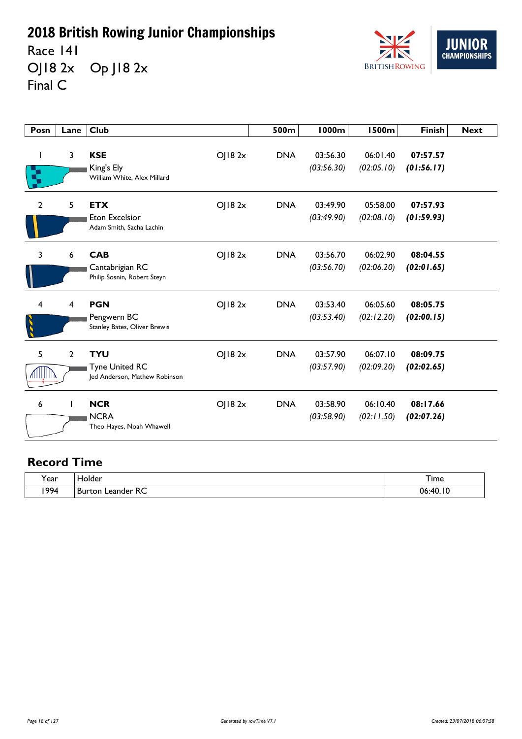# 2018 British Rowing Junior Championships

Race 141
OJ18 2x    Op J18 2x
Final C

| Posn | Lane | Club | | 500m | 1000m | 1500m | Finish | Next |
|---|---|---|---|---|---|---|---|---|
| 1 | 3 | **KSE** King's Ely William White, Alex Millard | OJ18 2x | DNA | 03:56.30 *(03:56.30)* | 06:01.40 *(02:05.10)* | **07:57.57** ***(01:56.17)*** | |
| 2 | 5 | **ETX** Eton Excelsior Adam Smith, Sacha Lachin | OJ18 2x | DNA | 03:49.90 *(03:49.90)* | 05:58.00 *(02:08.10)* | **07:57.93** ***(01:59.93)*** | |
| 3 | 6 | **CAB** Cantabrigian RC Philip Sosnin, Robert Steyn | OJ18 2x | DNA | 03:56.70 *(03:56.70)* | 06:02.90 *(02:06.20)* | **08:04.55** ***(02:01.65)*** | |
| 4 | 4 | **PGN** Pengwern BC Stanley Bates, Oliver Brewis | OJ18 2x | DNA | 03:53.40 *(03:53.40)* | 06:05.60 *(02:12.20)* | **08:05.75** ***(02:00.15)*** | |
| 5 | 2 | **TYU** Tyne United RC Jed Anderson, Mathew Robinson | OJ18 2x | DNA | 03:57.90 *(03:57.90)* | 06:07.10 *(02:09.20)* | **08:09.75** ***(02:02.65)*** | |
| 6 | 1 | **NCR** NCRA Theo Hayes, Noah Whawell | OJ18 2x | DNA | 03:58.90 *(03:58.90)* | 06:10.40 *(02:11.50)* | **08:17.66** ***(02:07.26)*** | |

## Record Time

| Year | Holder | Time |
|---|---|---|
| 1994 | Burton Leander RC | 06:40.10 |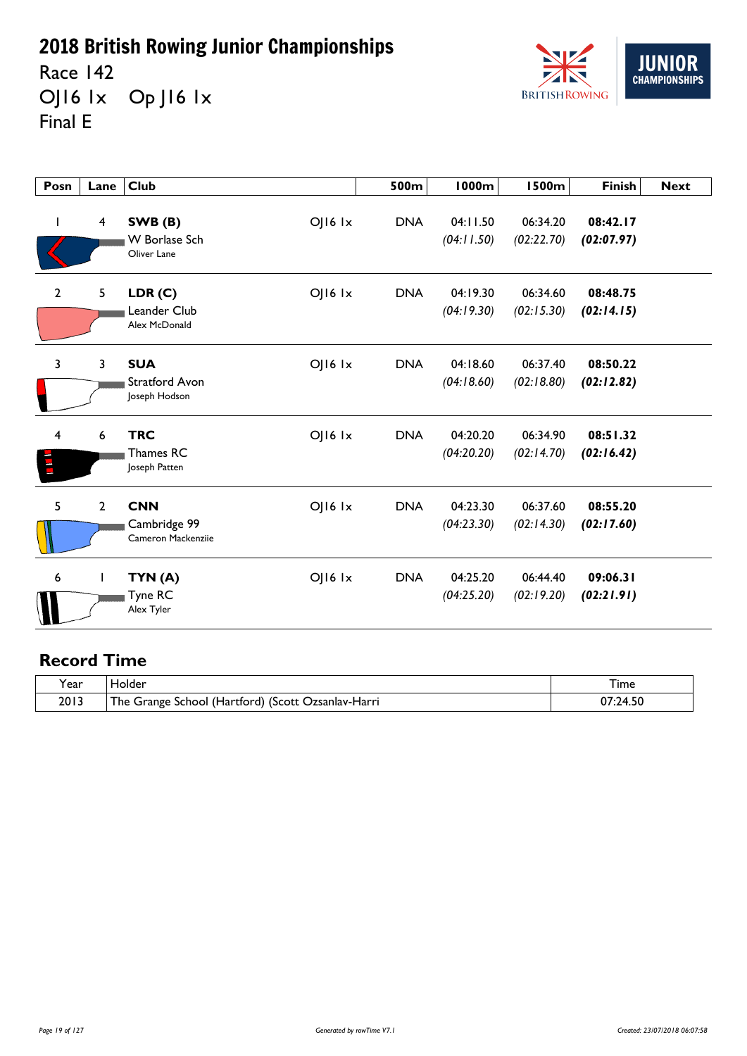# 2018 British Rowing Junior Championships

Race 142

OJ16 1x Op J16 1x

Final E

| Posn | Lane | Club | | 500m | 1000m | 1500m | Finish | Next |
|---|---|---|---|---|---|---|---|---|
| 1 | 4 | **SWB (B)** W Borlase Sch Oliver Lane | OJ16 1x | DNA | 04:11.50 *(04:11.50)* | 06:34.20 *(02:22.70)* | **08:42.17** ***(02:07.97)*** | |
| 2 | 5 | **LDR (C)** Leander Club Alex McDonald | OJ16 1x | DNA | 04:19.30 *(04:19.30)* | 06:34.60 *(02:15.30)* | **08:48.75** ***(02:14.15)*** | |
| 3 | 3 | **SUA** Stratford Avon Joseph Hodson | OJ16 1x | DNA | 04:18.60 *(04:18.60)* | 06:37.40 *(02:18.80)* | **08:50.22** ***(02:12.82)*** | |
| 4 | 6 | **TRC** Thames RC Joseph Patten | OJ16 1x | DNA | 04:20.20 *(04:20.20)* | 06:34.90 *(02:14.70)* | **08:51.32** ***(02:16.42)*** | |
| 5 | 2 | **CNN** Cambridge 99 Cameron Mackenziie | OJ16 1x | DNA | 04:23.30 *(04:23.30)* | 06:37.60 *(02:14.30)* | **08:55.20** ***(02:17.60)*** | |
| 6 | 1 | **TYN (A)** Tyne RC Alex Tyler | OJ16 1x | DNA | 04:25.20 *(04:25.20)* | 06:44.40 *(02:19.20)* | **09:06.31** ***(02:21.91)*** | |

## Record Time

| Year | Holder | Time |
|---|---|---|
| 2013 | The Grange School (Hartford) (Scott Ozsanlav-Harri | 07:24.50 |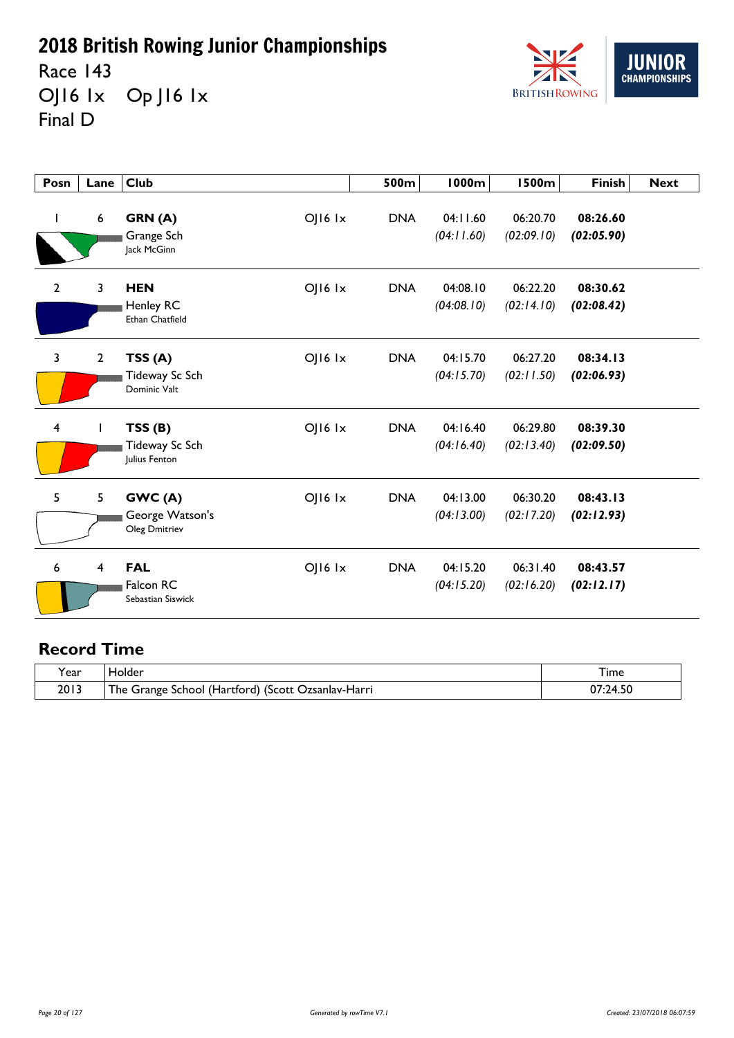# 2018 British Rowing Junior Championships

Race 143

OJ16 1x    Op J16 1x

Final D

| Posn | Lane | Club | | 500m | 1000m | 1500m | Finish | Next |
|---|---|---|---|---|---|---|---|---|
| 1 | 6 | **GRN (A)**<br>Grange Sch<br>Jack McGinn | OJ16 1x | DNA | 04:11.60<br>*(04:11.60)* | 06:20.70<br>*(02:09.10)* | **08:26.60**<br>***(02:05.90)*** | |
| 2 | 3 | **HEN**<br>Henley RC<br>Ethan Chatfield | OJ16 1x | DNA | 04:08.10<br>*(04:08.10)* | 06:22.20<br>*(02:14.10)* | **08:30.62**<br>***(02:08.42)*** | |
| 3 | 2 | **TSS (A)**<br>Tideway Sc Sch<br>Dominic Valt | OJ16 1x | DNA | 04:15.70<br>*(04:15.70)* | 06:27.20<br>*(02:11.50)* | **08:34.13**<br>***(02:06.93)*** | |
| 4 | 1 | **TSS (B)**<br>Tideway Sc Sch<br>Julius Fenton | OJ16 1x | DNA | 04:16.40<br>*(04:16.40)* | 06:29.80<br>*(02:13.40)* | **08:39.30**<br>***(02:09.50)*** | |
| 5 | 5 | **GWC (A)**<br>George Watson's<br>Oleg Dmitriev | OJ16 1x | DNA | 04:13.00<br>*(04:13.00)* | 06:30.20<br>*(02:17.20)* | **08:43.13**<br>***(02:12.93)*** | |
| 6 | 4 | **FAL**<br>Falcon RC<br>Sebastian Siswick | OJ16 1x | DNA | 04:15.20<br>*(04:15.20)* | 06:31.40<br>*(02:16.20)* | **08:43.57**<br>***(02:12.17)*** | |

## Record Time

| Year | Holder | Time |
|---|---|---|
| 2013 | The Grange School (Hartford) (Scott Ozsanlav-Harri | 07:24.50 |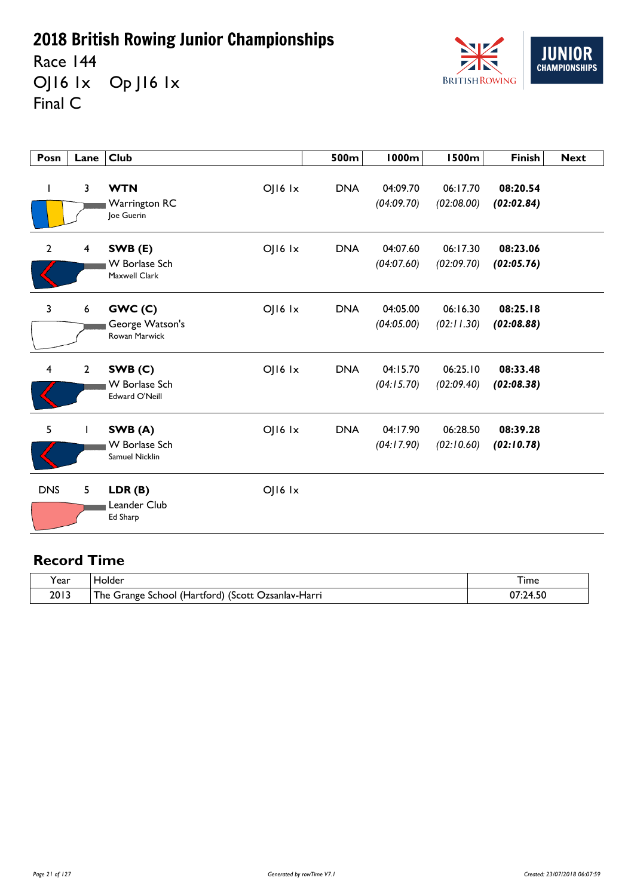# 2018 British Rowing Junior Championships

Race 144

OJ16 1x Op J16 1x

Final C

| Posn | Lane | Club | | 500m | 1000m | 1500m | Finish | Next |
|---|---|---|---|---|---|---|---|---|
| 1 | 3 | **WTN** Warrington RC Joe Guerin | OJ16 1x | DNA | 04:09.70 *(04:09.70)* | 06:17.70 *(02:08.00)* | **08:20.54** ***(02:02.84)*** | |
| 2 | 4 | **SWB (E)** W Borlase Sch Maxwell Clark | OJ16 1x | DNA | 04:07.60 *(04:07.60)* | 06:17.30 *(02:09.70)* | **08:23.06** ***(02:05.76)*** | |
| 3 | 6 | **GWC (C)** George Watson's Rowan Marwick | OJ16 1x | DNA | 04:05.00 *(04:05.00)* | 06:16.30 *(02:11.30)* | **08:25.18** ***(02:08.88)*** | |
| 4 | 2 | **SWB (C)** W Borlase Sch Edward O'Neill | OJ16 1x | DNA | 04:15.70 *(04:15.70)* | 06:25.10 *(02:09.40)* | **08:33.48** ***(02:08.38)*** | |
| 5 | 1 | **SWB (A)** W Borlase Sch Samuel Nicklin | OJ16 1x | DNA | 04:17.90 *(04:17.90)* | 06:28.50 *(02:10.60)* | **08:39.28** ***(02:10.78)*** | |
| DNS | 5 | **LDR (B)** Leander Club Ed Sharp | OJ16 1x | | | | | |

## Record Time

| Year | Holder | Time |
|---|---|---|
| 2013 | The Grange School (Hartford) (Scott Ozsanlav-Harri | 07:24.50 |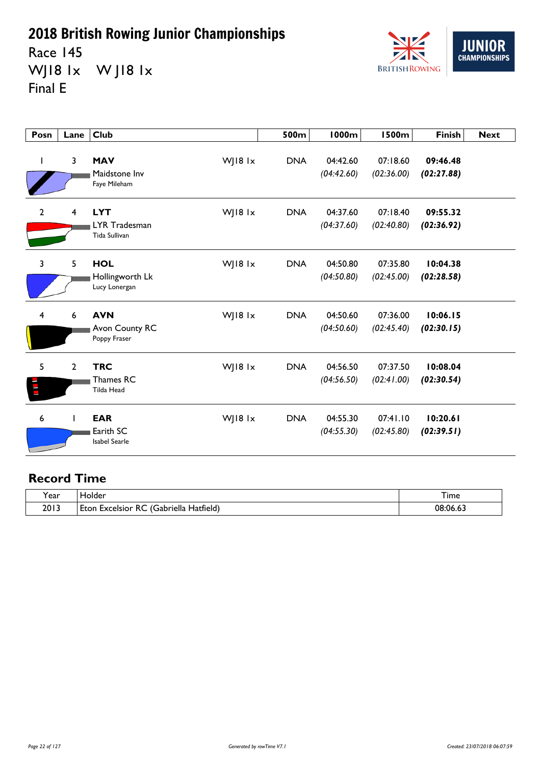# 2018 British Rowing Junior Championships

Race 145

WJ18 1x W J18 1x

Final E

| Posn | Lane | Club | | 500m | 1000m | 1500m | Finish | Next |
|---|---|---|---|---|---|---|---|---|
| 1 | 3 | **MAV** Maidstone Inv Faye Mileham | WJ18 1x | DNA | 04:42.60 *(04:42.60)* | 07:18.60 *(02:36.00)* | **09:46.48** ***(02:27.88)*** | |
| 2 | 4 | **LYT** LYR Tradesman Tida Sullivan | WJ18 1x | DNA | 04:37.60 *(04:37.60)* | 07:18.40 *(02:40.80)* | **09:55.32** ***(02:36.92)*** | |
| 3 | 5 | **HOL** Hollingworth Lk Lucy Lonergan | WJ18 1x | DNA | 04:50.80 *(04:50.80)* | 07:35.80 *(02:45.00)* | **10:04.38** ***(02:28.58)*** | |
| 4 | 6 | **AVN** Avon County RC Poppy Fraser | WJ18 1x | DNA | 04:50.60 *(04:50.60)* | 07:36.00 *(02:45.40)* | **10:06.15** ***(02:30.15)*** | |
| 5 | 2 | **TRC** Thames RC Tilda Head | WJ18 1x | DNA | 04:56.50 *(04:56.50)* | 07:37.50 *(02:41.00)* | **10:08.04** ***(02:30.54)*** | |
| 6 | 1 | **EAR** Earith SC Isabel Searle | WJ18 1x | DNA | 04:55.30 *(04:55.30)* | 07:41.10 *(02:45.80)* | **10:20.61** ***(02:39.51)*** | |

## Record Time

| Year | Holder | Time |
|---|---|---|
| 2013 | Eton Excelsior RC (Gabriella Hatfield) | 08:06.63 |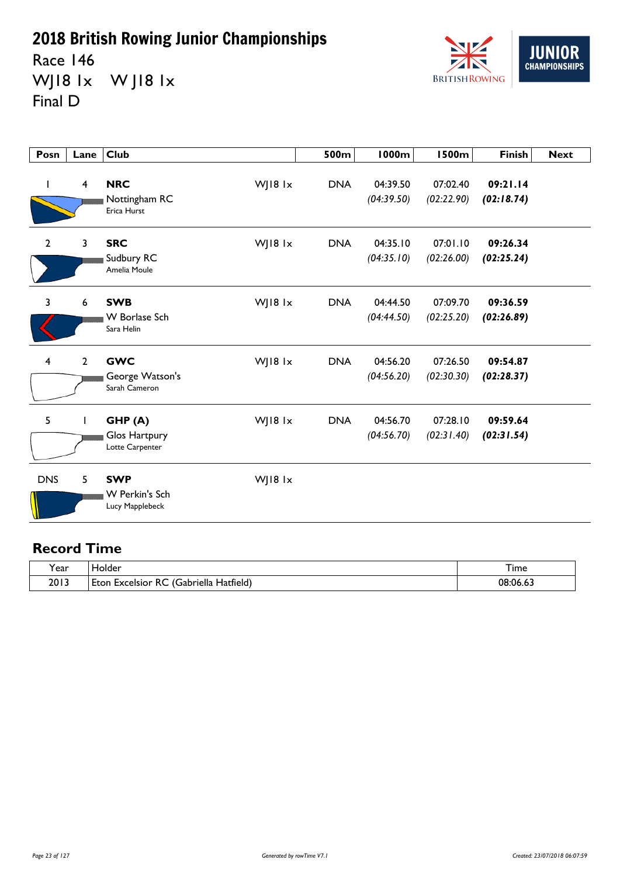# 2018 British Rowing Junior Championships

Race 146

WJ18 1x W J18 1x

Final D

| Posn | Lane | Club | | 500m | 1000m | 1500m | Finish | Next |
|---|---|---|---|---|---|---|---|---|
| 1 | 4 | **NRC** Nottingham RC Erica Hurst | WJ18 1x | DNA | 04:39.50 *(04:39.50)* | 07:02.40 *(02:22.90)* | **09:21.14** ***(02:18.74)*** | |
| 2 | 3 | **SRC** Sudbury RC Amelia Moule | WJ18 1x | DNA | 04:35.10 *(04:35.10)* | 07:01.10 *(02:26.00)* | **09:26.34** ***(02:25.24)*** | |
| 3 | 6 | **SWB** W Borlase Sch Sara Helin | WJ18 1x | DNA | 04:44.50 *(04:44.50)* | 07:09.70 *(02:25.20)* | **09:36.59** ***(02:26.89)*** | |
| 4 | 2 | **GWC** George Watson's Sarah Cameron | WJ18 1x | DNA | 04:56.20 *(04:56.20)* | 07:26.50 *(02:30.30)* | **09:54.87** ***(02:28.37)*** | |
| 5 | 1 | **GHP (A)** Glos Hartpury Lotte Carpenter | WJ18 1x | DNA | 04:56.70 *(04:56.70)* | 07:28.10 *(02:31.40)* | **09:59.64** ***(02:31.54)*** | |
| DNS | 5 | **SWP** W Perkin's Sch Lucy Mapplebeck | WJ18 1x | | | | | |

## Record Time

| Year | Holder | Time |
|---|---|---|
| 2013 | Eton Excelsior RC (Gabriella Hatfield) | 08:06.63 |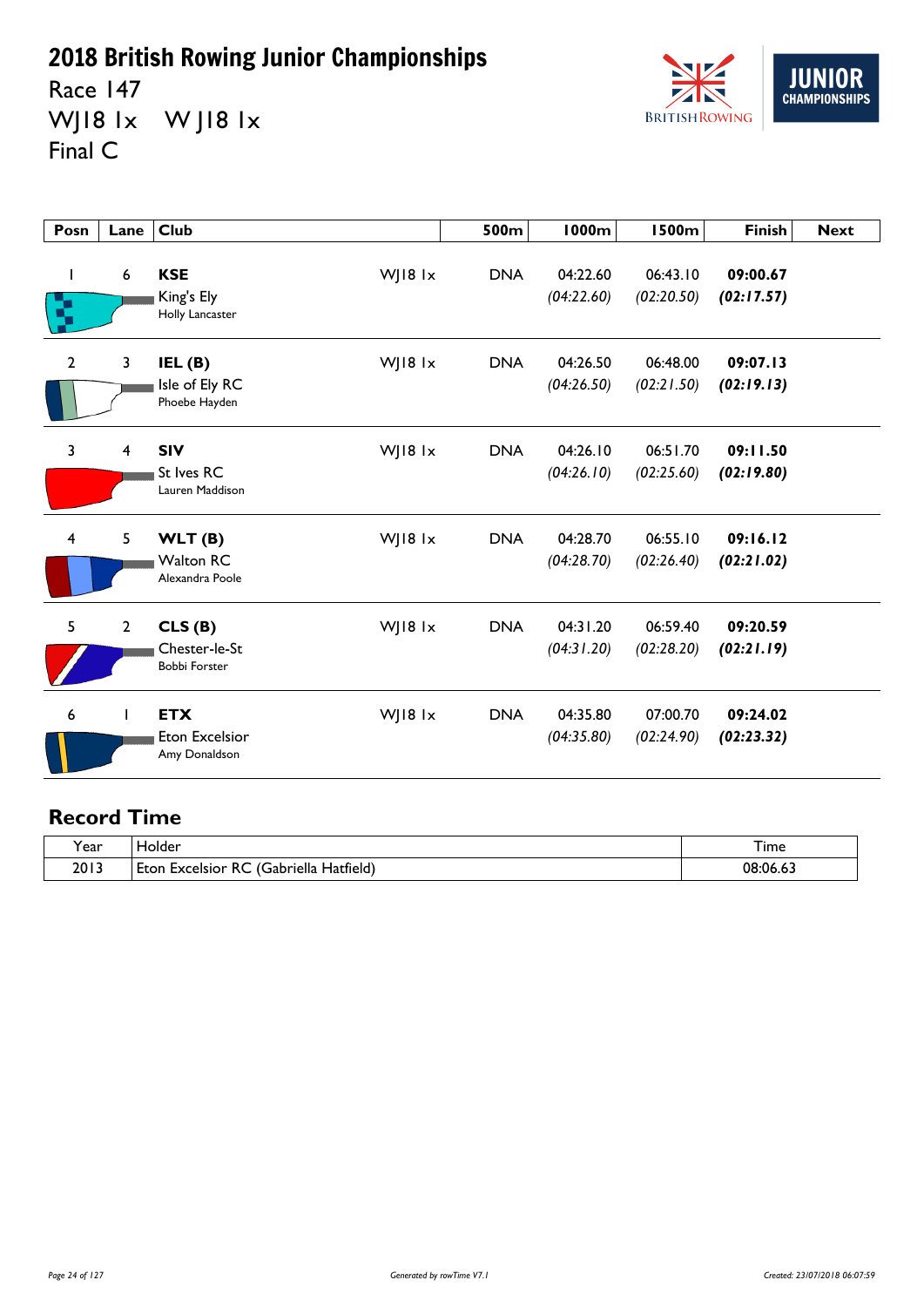# 2018 British Rowing Junior Championships

Race 147

WJ18 1x    W J18 1x

Final C

| Posn | Lane | Club | | 500m | 1000m | 1500m | Finish | Next |
|---|---|---|---|---|---|---|---|---|
| 1 | 6 | **KSE** King's Ely Holly Lancaster | WJ18 1x | DNA | 04:22.60 *(04:22.60)* | 06:43.10 *(02:20.50)* | **09:00.67** ***(02:17.57)*** | |
| 2 | 3 | **IEL (B)** Isle of Ely RC Phoebe Hayden | WJ18 1x | DNA | 04:26.50 *(04:26.50)* | 06:48.00 *(02:21.50)* | **09:07.13** ***(02:19.13)*** | |
| 3 | 4 | **SIV** St Ives RC Lauren Maddison | WJ18 1x | DNA | 04:26.10 *(04:26.10)* | 06:51.70 *(02:25.60)* | **09:11.50** ***(02:19.80)*** | |
| 4 | 5 | **WLT (B)** Walton RC Alexandra Poole | WJ18 1x | DNA | 04:28.70 *(04:28.70)* | 06:55.10 *(02:26.40)* | **09:16.12** ***(02:21.02)*** | |
| 5 | 2 | **CLS (B)** Chester-le-St Bobbi Forster | WJ18 1x | DNA | 04:31.20 *(04:31.20)* | 06:59.40 *(02:28.20)* | **09:20.59** ***(02:21.19)*** | |
| 6 | 1 | **ETX** Eton Excelsior Amy Donaldson | WJ18 1x | DNA | 04:35.80 *(04:35.80)* | 07:00.70 *(02:24.90)* | **09:24.02** ***(02:23.32)*** | |

## Record Time

| Year | Holder | Time |
|---|---|---|
| 2013 | Eton Excelsior RC (Gabriella Hatfield) | 08:06.63 |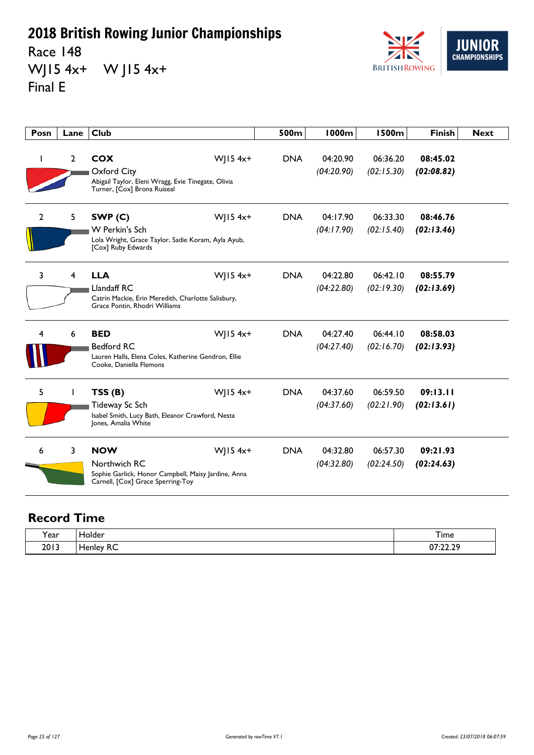# 2018 British Rowing Junior Championships

Race 148

WJ15 4x+ W J15 4x+

Final E

| Posn | Lane | Club | | 500m | 1000m | 1500m | Finish | Next |
|---|---|---|---|---|---|---|---|---|
| 1 | 2 | **COX** Oxford City Abigail Taylor, Eleni Wragg, Evie Tinegate, Olivia Turner, [Cox] Brona Ruiseal | WJ15 4x+ | DNA | 04:20.90 *(04:20.90)* | 06:36.20 *(02:15.30)* | **08:45.02** ***(02:08.82)*** | |
| 2 | 5 | **SWP (C)** W Perkin's Sch Lola Wright, Grace Taylor, Sadie Koram, Ayla Ayub, [Cox] Ruby Edwards | WJ15 4x+ | DNA | 04:17.90 *(04:17.90)* | 06:33.30 *(02:15.40)* | **08:46.76** ***(02:13.46)*** | |
| 3 | 4 | **LLA** Llandaff RC Catrin Mackie, Erin Meredith, Charlotte Salisbury, Grace Pontin, Rhodri Williams | WJ15 4x+ | DNA | 04:22.80 *(04:22.80)* | 06:42.10 *(02:19.30)* | **08:55.79** ***(02:13.69)*** | |
| 4 | 6 | **BED** Bedford RC Lauren Halls, Elena Coles, Katherine Gendron, Ellie Cooke, Daniella Flemons | WJ15 4x+ | DNA | 04:27.40 *(04:27.40)* | 06:44.10 *(02:16.70)* | **08:58.03** ***(02:13.93)*** | |
| 5 | 1 | **TSS (B)** Tideway Sc Sch Isabel Smith, Lucy Bath, Eleanor Crawford, Nesta Jones, Amalia White | WJ15 4x+ | DNA | 04:37.60 *(04:37.60)* | 06:59.50 *(02:21.90)* | **09:13.11** ***(02:13.61)*** | |
| 6 | 3 | **NOW** Northwich RC Sophie Garlick, Honor Campbell, Maisy Jardine, Anna Carnell, [Cox] Grace Sperring-Toy | WJ15 4x+ | DNA | 04:32.80 *(04:32.80)* | 06:57.30 *(02:24.50)* | **09:21.93** ***(02:24.63)*** | |

## Record Time

| Year | Holder | Time |
|---|---|---|
| 2013 | Henley RC | 07:22.29 |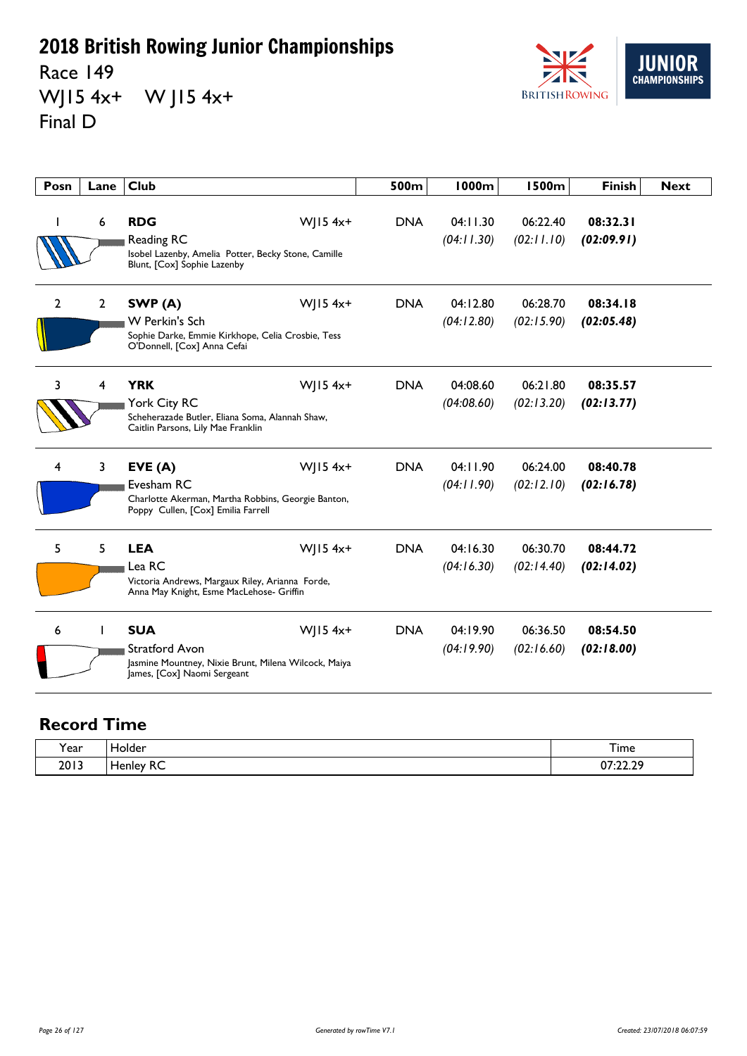# 2018 British Rowing Junior Championships

Race 149

WJ15 4x+ W J15 4x+

Final D

| Posn | Lane | Club | | 500m | 1000m | 1500m | Finish | Next |
|---|---|---|---|---|---|---|---|---|
| 1 | 6 | **RDG** Reading RC Isobel Lazenby, Amelia Potter, Becky Stone, Camille Blunt, [Cox] Sophie Lazenby | WJ15 4x+ | DNA | 04:11.30 *(04:11.30)* | 06:22.40 *(02:11.10)* | **08:32.31** ***(02:09.91)*** | |
| 2 | 2 | **SWP (A)** W Perkin's Sch Sophie Darke, Emmie Kirkhope, Celia Crosbie, Tess O'Donnell, [Cox] Anna Cefai | WJ15 4x+ | DNA | 04:12.80 *(04:12.80)* | 06:28.70 *(02:15.90)* | **08:34.18** ***(02:05.48)*** | |
| 3 | 4 | **YRK** York City RC Scheherazade Butler, Eliana Soma, Alannah Shaw, Caitlin Parsons, Lily Mae Franklin | WJ15 4x+ | DNA | 04:08.60 *(04:08.60)* | 06:21.80 *(02:13.20)* | **08:35.57** ***(02:13.77)*** | |
| 4 | 3 | **EVE (A)** Evesham RC Charlotte Akerman, Martha Robbins, Georgie Banton, Poppy Cullen, [Cox] Emilia Farrell | WJ15 4x+ | DNA | 04:11.90 *(04:11.90)* | 06:24.00 *(02:12.10)* | **08:40.78** ***(02:16.78)*** | |
| 5 | 5 | **LEA** Lea RC Victoria Andrews, Margaux Riley, Arianna Forde, Anna May Knight, Esme MacLehose- Griffin | WJ15 4x+ | DNA | 04:16.30 *(04:16.30)* | 06:30.70 *(02:14.40)* | **08:44.72** ***(02:14.02)*** | |
| 6 | 1 | **SUA** Stratford Avon Jasmine Mountney, Nixie Brunt, Milena Wilcock, Maiya James, [Cox] Naomi Sergeant | WJ15 4x+ | DNA | 04:19.90 *(04:19.90)* | 06:36.50 *(02:16.60)* | **08:54.50** ***(02:18.00)*** | |

## Record Time

| Year | Holder | Time |
|---|---|---|
| 2013 | Henley RC | 07:22.29 |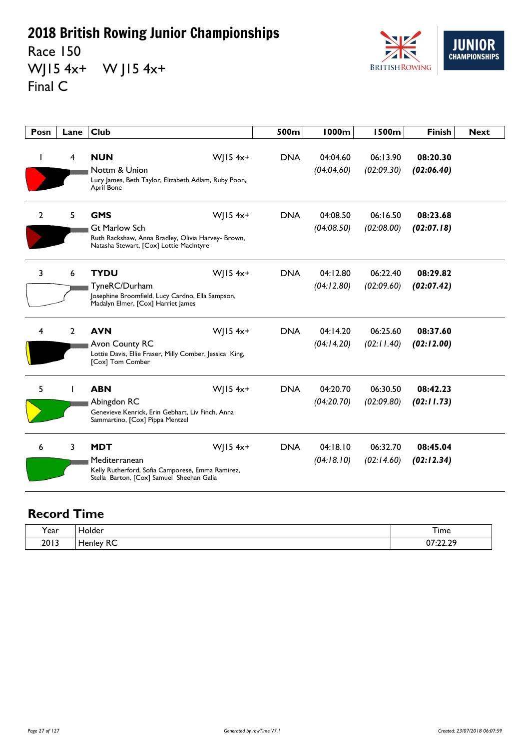# 2018 British Rowing Junior Championships

Race 150

WJ15 4x+ W J15 4x+

Final C

| Posn | Lane | Club | | 500m | 1000m | 1500m | Finish | Next |
|---|---|---|---|---|---|---|---|---|
| 1 | 4 | **NUN** Nottm & Union Lucy James, Beth Taylor, Elizabeth Adlam, Ruby Poon, April Bone | WJ15 4x+ | DNA | 04:04.60 *(04:04.60)* | 06:13.90 *(02:09.30)* | **08:20.30** ***(02:06.40)*** | |
| 2 | 5 | **GMS** Gt Marlow Sch Ruth Rackshaw, Anna Bradley, Olivia Harvey- Brown, Natasha Stewart, [Cox] Lottie MacIntyre | WJ15 4x+ | DNA | 04:08.50 *(04:08.50)* | 06:16.50 *(02:08.00)* | **08:23.68** ***(02:07.18)*** | |
| 3 | 6 | **TYDU** TyneRC/Durham Josephine Broomfield, Lucy Cardno, Ella Sampson, Madalyn Elmer, [Cox] Harriet James | WJ15 4x+ | DNA | 04:12.80 *(04:12.80)* | 06:22.40 *(02:09.60)* | **08:29.82** ***(02:07.42)*** | |
| 4 | 2 | **AVN** Avon County RC Lottie Davis, Ellie Fraser, Milly Comber, Jessica King, [Cox] Tom Comber | WJ15 4x+ | DNA | 04:14.20 *(04:14.20)* | 06:25.60 *(02:11.40)* | **08:37.60** ***(02:12.00)*** | |
| 5 | 1 | **ABN** Abingdon RC Genevieve Kenrick, Erin Gebhart, Liv Finch, Anna Sammartino, [Cox] Pippa Mentzel | WJ15 4x+ | DNA | 04:20.70 *(04:20.70)* | 06:30.50 *(02:09.80)* | **08:42.23** ***(02:11.73)*** | |
| 6 | 3 | **MDT** Mediterranean Kelly Rutherford, Sofia Camporese, Emma Ramirez, Stella Barton, [Cox] Samuel Sheehan Galia | WJ15 4x+ | DNA | 04:18.10 *(04:18.10)* | 06:32.70 *(02:14.60)* | **08:45.04** ***(02:12.34)*** | |

## Record Time

| Year | Holder | Time |
|---|---|---|
| 2013 | Henley RC | 07:22.29 |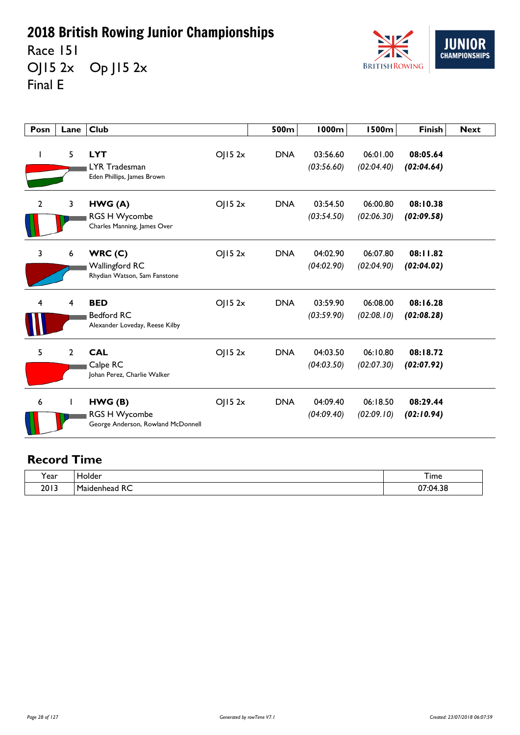# 2018 British Rowing Junior Championships

Race 151

OJ15 2x Op J15 2x

Final E

| Posn | Lane | Club | | 500m | 1000m | 1500m | Finish | Next |
|---|---|---|---|---|---|---|---|---|
| 1 | 5 | **LYT** LYR Tradesman Eden Phillips, James Brown | OJ15 2x | DNA | 03:56.60 *(03:56.60)* | 06:01.00 *(02:04.40)* | **08:05.64** ***(02:04.64)*** | |
| 2 | 3 | **HWG (A)** RGS H Wycombe Charles Manning, James Over | OJ15 2x | DNA | 03:54.50 *(03:54.50)* | 06:00.80 *(02:06.30)* | **08:10.38** ***(02:09.58)*** | |
| 3 | 6 | **WRC (C)** Wallingford RC Rhydian Watson, Sam Fanstone | OJ15 2x | DNA | 04:02.90 *(04:02.90)* | 06:07.80 *(02:04.90)* | **08:11.82** ***(02:04.02)*** | |
| 4 | 4 | **BED** Bedford RC Alexander Loveday, Reese Kilby | OJ15 2x | DNA | 03:59.90 *(03:59.90)* | 06:08.00 *(02:08.10)* | **08:16.28** ***(02:08.28)*** | |
| 5 | 2 | **CAL** Calpe RC Johan Perez, Charlie Walker | OJ15 2x | DNA | 04:03.50 *(04:03.50)* | 06:10.80 *(02:07.30)* | **08:18.72** ***(02:07.92)*** | |
| 6 | 1 | **HWG (B)** RGS H Wycombe George Anderson, Rowland McDonnell | OJ15 2x | DNA | 04:09.40 *(04:09.40)* | 06:18.50 *(02:09.10)* | **08:29.44** ***(02:10.94)*** | |

## Record Time

| Year | Holder | Time |
|---|---|---|
| 2013 | Maidenhead RC | 07:04.38 |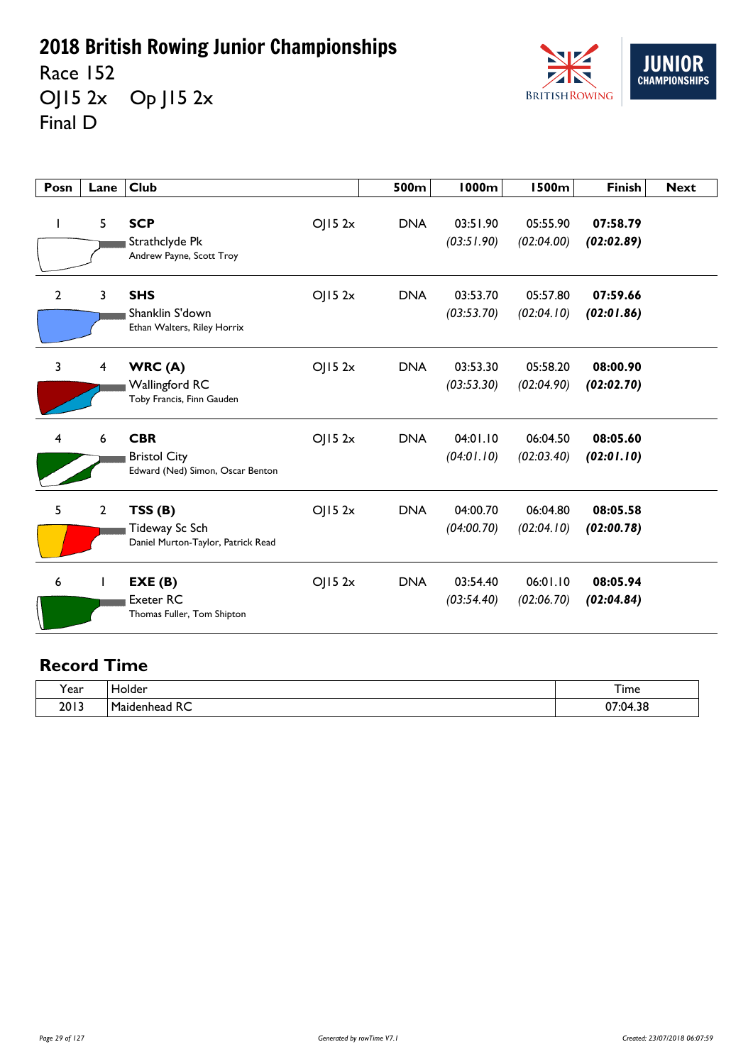# 2018 British Rowing Junior Championships

Race 152

OJ15 2x    Op J15 2x

Final D

| Posn | Lane | Club | | 500m | 1000m | 1500m | Finish | Next |
|---|---|---|---|---|---|---|---|---|
| 1 | 5 | **SCP** Strathclyde Pk Andrew Payne, Scott Troy | OJ15 2x | DNA | 03:51.90 *(03:51.90)* | 05:55.90 *(02:04.00)* | **07:58.79** ***(02:02.89)*** | |
| 2 | 3 | **SHS** Shanklin S'down Ethan Walters, Riley Horrix | OJ15 2x | DNA | 03:53.70 *(03:53.70)* | 05:57.80 *(02:04.10)* | **07:59.66** ***(02:01.86)*** | |
| 3 | 4 | **WRC (A)** Wallingford RC Toby Francis, Finn Gauden | OJ15 2x | DNA | 03:53.30 *(03:53.30)* | 05:58.20 *(02:04.90)* | **08:00.90** ***(02:02.70)*** | |
| 4 | 6 | **CBR** Bristol City Edward (Ned) Simon, Oscar Benton | OJ15 2x | DNA | 04:01.10 *(04:01.10)* | 06:04.50 *(02:03.40)* | **08:05.60** ***(02:01.10)*** | |
| 5 | 2 | **TSS (B)** Tideway Sc Sch Daniel Murton-Taylor, Patrick Read | OJ15 2x | DNA | 04:00.70 *(04:00.70)* | 06:04.80 *(02:04.10)* | **08:05.58** ***(02:00.78)*** | |
| 6 | 1 | **EXE (B)** Exeter RC Thomas Fuller, Tom Shipton | OJ15 2x | DNA | 03:54.40 *(03:54.40)* | 06:01.10 *(02:06.70)* | **08:05.94** ***(02:04.84)*** | |

## Record Time

| Year | Holder | Time |
|---|---|---|
| 2013 | Maidenhead RC | 07:04.38 |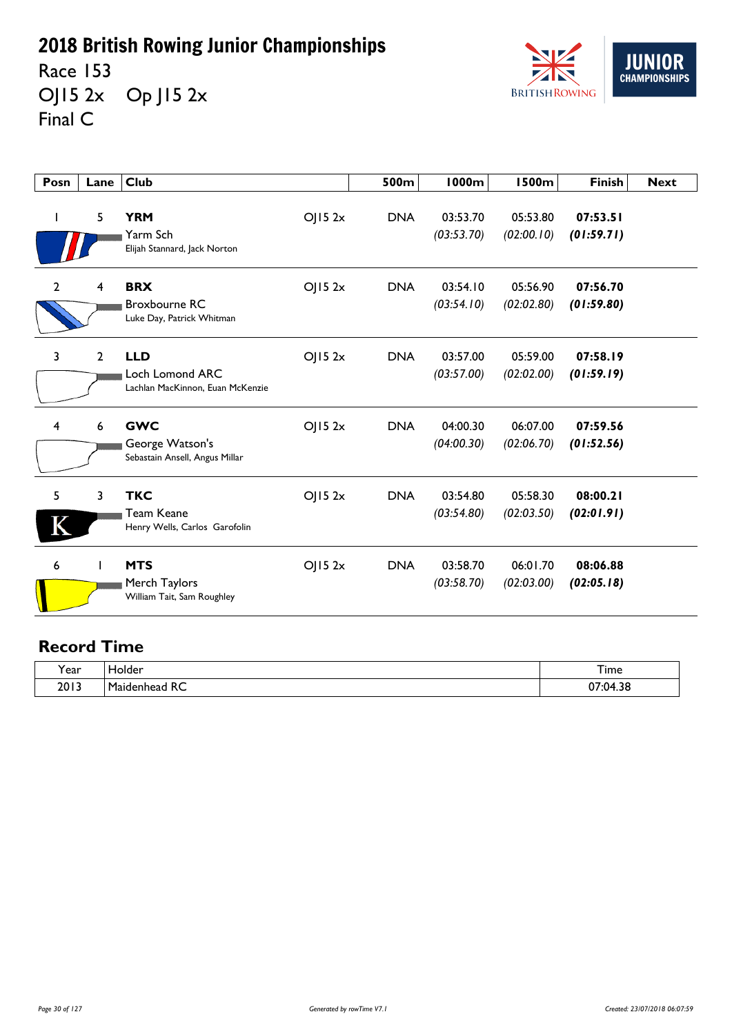# 2018 British Rowing Junior Championships

Race 153

OJ15 2x Op J15 2x

Final C

| Posn | Lane | Club | | 500m | 1000m | 1500m | Finish | Next |
|---|---|---|---|---|---|---|---|---|
| 1 | 5 | **YRM** Yarm Sch Elijah Stannard, Jack Norton | OJ15 2x | DNA | 03:53.70 *(03:53.70)* | 05:53.80 *(02:00.10)* | **07:53.51** ***(01:59.71)*** | |
| 2 | 4 | **BRX** Broxbourne RC Luke Day, Patrick Whitman | OJ15 2x | DNA | 03:54.10 *(03:54.10)* | 05:56.90 *(02:02.80)* | **07:56.70** ***(01:59.80)*** | |
| 3 | 2 | **LLD** Loch Lomond ARC Lachlan MacKinnon, Euan McKenzie | OJ15 2x | DNA | 03:57.00 *(03:57.00)* | 05:59.00 *(02:02.00)* | **07:58.19** ***(01:59.19)*** | |
| 4 | 6 | **GWC** George Watson's Sebastain Ansell, Angus Millar | OJ15 2x | DNA | 04:00.30 *(04:00.30)* | 06:07.00 *(02:06.70)* | **07:59.56** ***(01:52.56)*** | |
| 5 | 3 | **TKC** Team Keane Henry Wells, Carlos Garofolin | OJ15 2x | DNA | 03:54.80 *(03:54.80)* | 05:58.30 *(02:03.50)* | **08:00.21** ***(02:01.91)*** | |
| 6 | 1 | **MTS** Merch Taylors William Tait, Sam Roughley | OJ15 2x | DNA | 03:58.70 *(03:58.70)* | 06:01.70 *(02:03.00)* | **08:06.88** ***(02:05.18)*** | |

## Record Time

| Year | Holder | Time |
|---|---|---|
| 2013 | Maidenhead RC | 07:04.38 |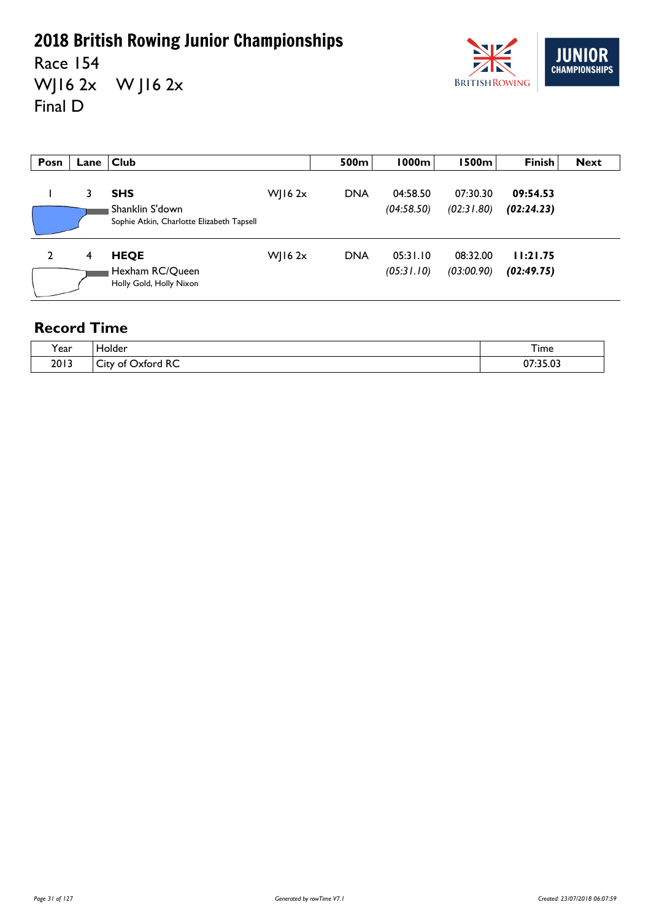# 2018 British Rowing Junior Championships

Race 154

WJ16 2x W J16 2x

Final D

| Posn | Lane | Club | | 500m | 1000m | 1500m | Finish | Next |
|---|---|---|---|---|---|---|---|---|
| 1 | 3 | **SHS** Shanklin S'down Sophie Atkin, Charlotte Elizabeth Tapsell | WJ16 2x | DNA | 04:58.50 *(04:58.50)* | 07:30.30 *(02:31.80)* | **09:54.53** ***(02:24.23)*** | |
| 2 | 4 | **HEQE** Hexham RC/Queen Holly Gold, Holly Nixon | WJ16 2x | DNA | 05:31.10 *(05:31.10)* | 08:32.00 *(03:00.90)* | **11:21.75** ***(02:49.75)*** | |

## Record Time

| Year | Holder | Time |
|---|---|---|
| 2013 | City of Oxford RC | 07:35.03 |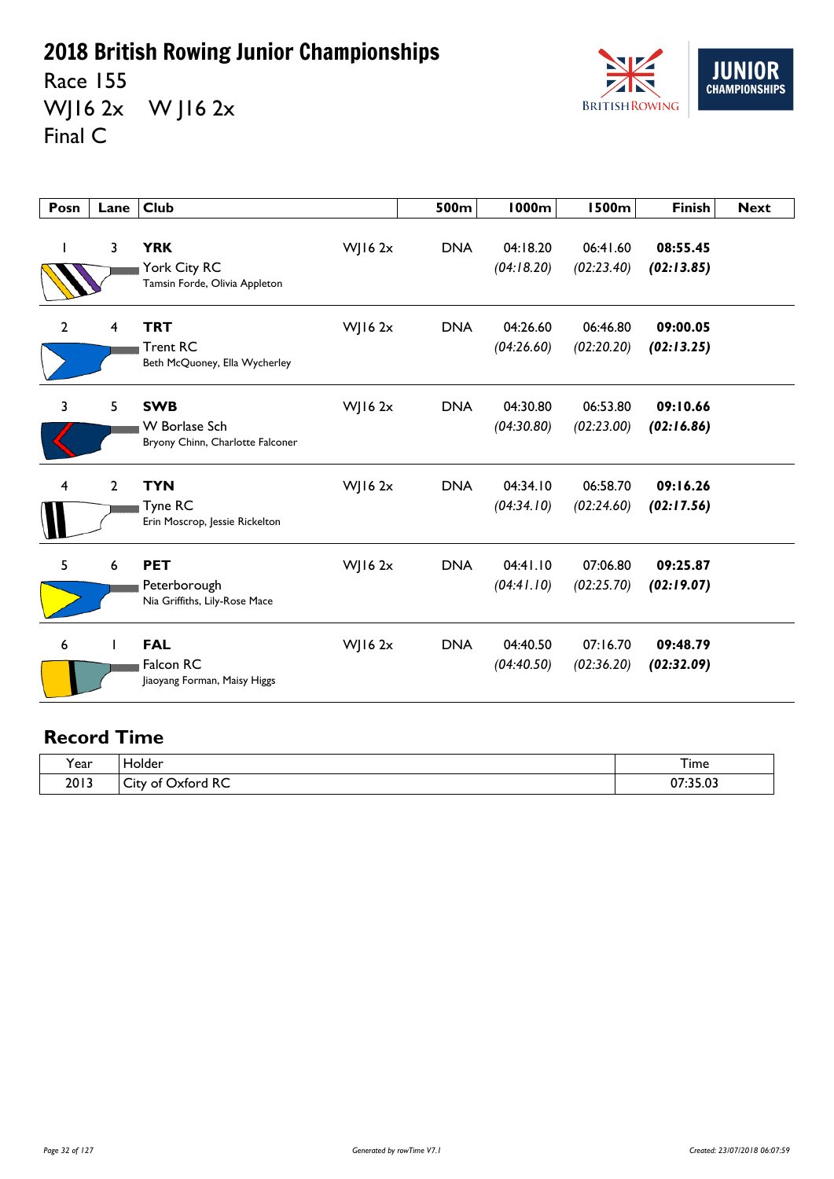# 2018 British Rowing Junior Championships

Race 155

WJ16 2x  W J16 2x

Final C

| Posn | Lane | Club | | 500m | 1000m | 1500m | Finish | Next |
|---|---|---|---|---|---|---|---|---|
| 1 | 3 | **YRK** York City RC Tamsin Forde, Olivia Appleton | WJ16 2x | DNA | 04:18.20 *(04:18.20)* | 06:41.60 *(02:23.40)* | **08:55.45** ***(02:13.85)*** | |
| 2 | 4 | **TRT** Trent RC Beth McQuoney, Ella Wycherley | WJ16 2x | DNA | 04:26.60 *(04:26.60)* | 06:46.80 *(02:20.20)* | **09:00.05** ***(02:13.25)*** | |
| 3 | 5 | **SWB** W Borlase Sch Bryony Chinn, Charlotte Falconer | WJ16 2x | DNA | 04:30.80 *(04:30.80)* | 06:53.80 *(02:23.00)* | **09:10.66** ***(02:16.86)*** | |
| 4 | 2 | **TYN** Tyne RC Erin Moscrop, Jessie Rickelton | WJ16 2x | DNA | 04:34.10 *(04:34.10)* | 06:58.70 *(02:24.60)* | **09:16.26** ***(02:17.56)*** | |
| 5 | 6 | **PET** Peterborough Nia Griffiths, Lily-Rose Mace | WJ16 2x | DNA | 04:41.10 *(04:41.10)* | 07:06.80 *(02:25.70)* | **09:25.87** ***(02:19.07)*** | |
| 6 | 1 | **FAL** Falcon RC Jiaoyang Forman, Maisy Higgs | WJ16 2x | DNA | 04:40.50 *(04:40.50)* | 07:16.70 *(02:36.20)* | **09:48.79** ***(02:32.09)*** | |

## Record Time

| Year | Holder | Time |
|---|---|---|
| 2013 | City of Oxford RC | 07:35.03 |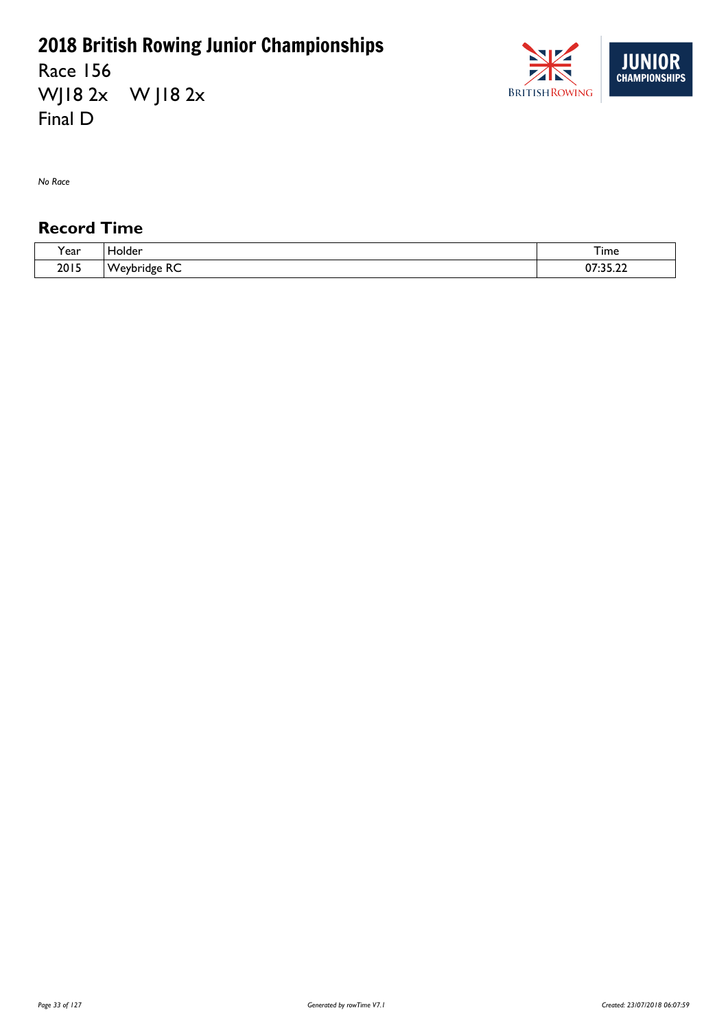# 2018 British Rowing Junior Championships

Race 156
WJ18 2x    W J18 2x
Final D

*No Race*

## Record Time

| Year | Holder | Time |
|---|---|---|
| 2015 | Weybridge RC | 07:35.22 |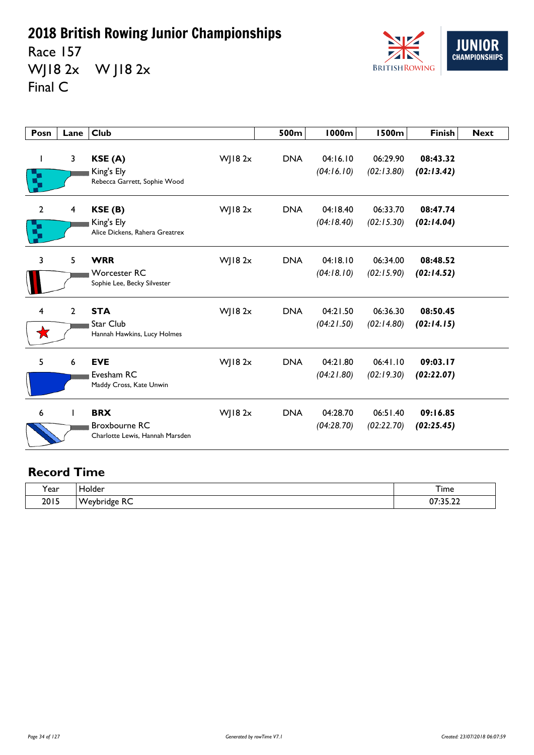# 2018 British Rowing Junior Championships

Race 157
WJ18 2x W J18 2x
Final C

| Posn | Lane | Club | | 500m | 1000m | 1500m | Finish | Next |
|---|---|---|---|---|---|---|---|---|
| 1 | 3 | **KSE (A)**<br>King's Ely<br>Rebecca Garrett, Sophie Wood | WJ18 2x | DNA | 04:16.10<br>*(04:16.10)* | 06:29.90<br>*(02:13.80)* | **08:43.32**<br>***(02:13.42)*** | |
| 2 | 4 | **KSE (B)**<br>King's Ely<br>Alice Dickens, Rahera Greatrex | WJ18 2x | DNA | 04:18.40<br>*(04:18.40)* | 06:33.70<br>*(02:15.30)* | **08:47.74**<br>***(02:14.04)*** | |
| 3 | 5 | **WRR**<br>Worcester RC<br>Sophie Lee, Becky Silvester | WJ18 2x | DNA | 04:18.10<br>*(04:18.10)* | 06:34.00<br>*(02:15.90)* | **08:48.52**<br>***(02:14.52)*** | |
| 4 | 2 | **STA**<br>Star Club<br>Hannah Hawkins, Lucy Holmes | WJ18 2x | DNA | 04:21.50<br>*(04:21.50)* | 06:36.30<br>*(02:14.80)* | **08:50.45**<br>***(02:14.15)*** | |
| 5 | 6 | **EVE**<br>Evesham RC<br>Maddy Cross, Kate Unwin | WJ18 2x | DNA | 04:21.80<br>*(04:21.80)* | 06:41.10<br>*(02:19.30)* | **09:03.17**<br>***(02:22.07)*** | |
| 6 | 1 | **BRX**<br>Broxbourne RC<br>Charlotte Lewis, Hannah Marsden | WJ18 2x | DNA | 04:28.70<br>*(04:28.70)* | 06:51.40<br>*(02:22.70)* | **09:16.85**<br>***(02:25.45)*** | |

## Record Time

| Year | Holder | Time |
|---|---|---|
| 2015 | Weybridge RC | 07:35.22 |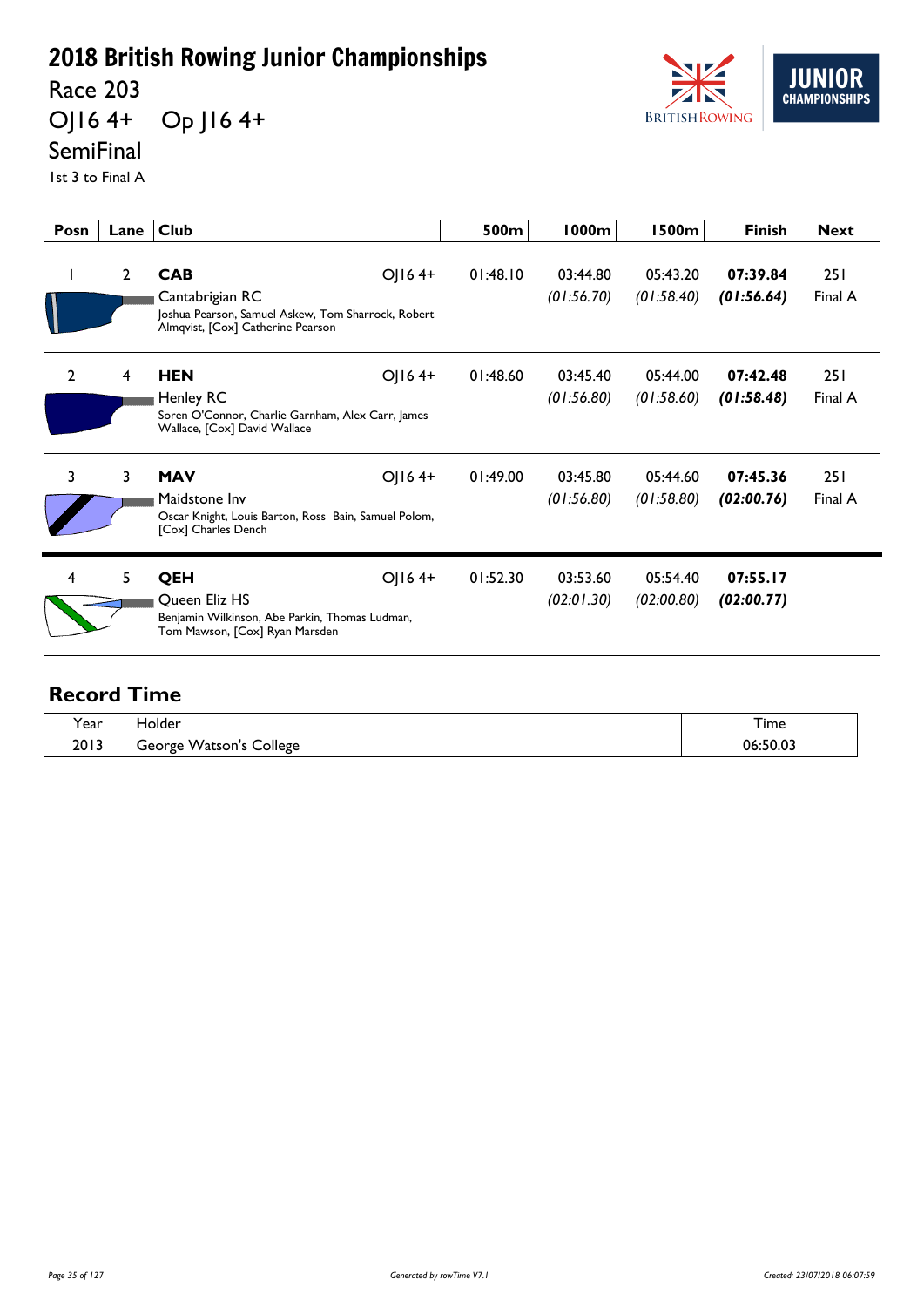# 2018 British Rowing Junior Championships

Race 203

OJ16 4+ Op J16 4+

SemiFinal

1st 3 to Final A

| Posn | Lane | Club | | 500m | 1000m | 1500m | Finish | Next |
|---|---|---|---|---|---|---|---|---|
| 1 | 2 | **CAB** Cantabrigian RC Joshua Pearson, Samuel Askew, Tom Sharrock, Robert Almqvist, [Cox] Catherine Pearson | OJ16 4+ | 01:48.10 | 03:44.80 *(01:56.70)* | 05:43.20 *(01:58.40)* | **07:39.84** ***(01:56.64)*** | 251 Final A |
| 2 | 4 | **HEN** Henley RC Soren O'Connor, Charlie Garnham, Alex Carr, James Wallace, [Cox] David Wallace | OJ16 4+ | 01:48.60 | 03:45.40 *(01:56.80)* | 05:44.00 *(01:58.60)* | **07:42.48** ***(01:58.48)*** | 251 Final A |
| 3 | 3 | **MAV** Maidstone Inv Oscar Knight, Louis Barton, Ross Bain, Samuel Polom, [Cox] Charles Dench | OJ16 4+ | 01:49.00 | 03:45.80 *(01:56.80)* | 05:44.60 *(01:58.80)* | **07:45.36** ***(02:00.76)*** | 251 Final A |
| 4 | 5 | **QEH** Queen Eliz HS Benjamin Wilkinson, Abe Parkin, Thomas Ludman, Tom Mawson, [Cox] Ryan Marsden | OJ16 4+ | 01:52.30 | 03:53.60 *(02:01.30)* | 05:54.40 *(02:00.80)* | **07:55.17** ***(02:00.77)*** | |

## Record Time

| Year | Holder | Time |
|---|---|---|
| 2013 | George Watson's College | 06:50.03 |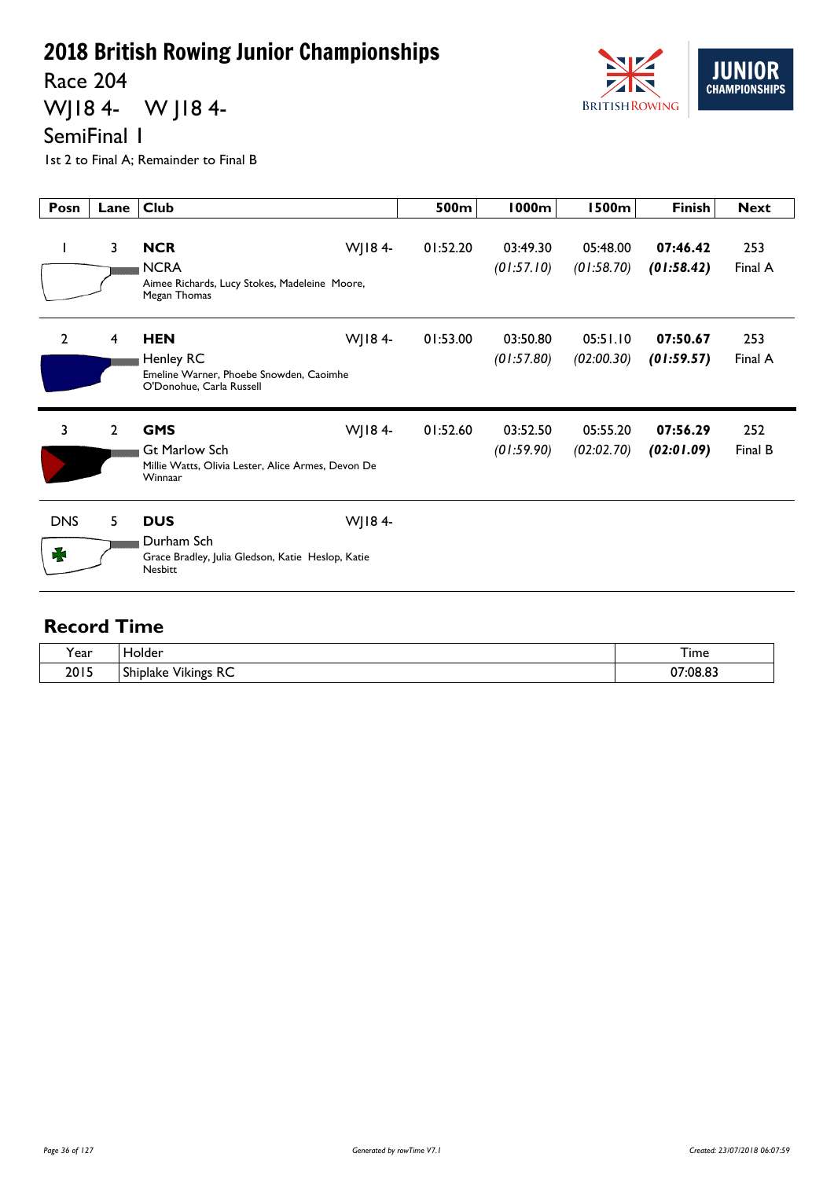# 2018 British Rowing Junior Championships

## Race 204

## WJ18 4- W J18 4-

## SemiFinal 1

1st 2 to Final A; Remainder to Final B

| Posn | Lane | Club | | 500m | 1000m | 1500m | Finish | Next |
|---|---|---|---|---|---|---|---|---|
| 1 | 3 | **NCR** NCRA Aimee Richards, Lucy Stokes, Madeleine Moore, Megan Thomas | WJ18 4- | 01:52.20 | 03:49.30 *(01:57.10)* | 05:48.00 *(01:58.70)* | **07:46.42** ***(01:58.42)*** | 253 Final A |
| 2 | 4 | **HEN** Henley RC Emeline Warner, Phoebe Snowden, Caoimhe O'Donohue, Carla Russell | WJ18 4- | 01:53.00 | 03:50.80 *(01:57.80)* | 05:51.10 *(02:00.30)* | **07:50.67** ***(01:59.57)*** | 253 Final A |
| 3 | 2 | **GMS** Gt Marlow Sch Millie Watts, Olivia Lester, Alice Armes, Devon De Winnaar | WJ18 4- | 01:52.60 | 03:52.50 *(01:59.90)* | 05:55.20 *(02:02.70)* | **07:56.29** ***(02:01.09)*** | 252 Final B |
| DNS | 5 | **DUS** Durham Sch Grace Bradley, Julia Gledson, Katie Heslop, Katie Nesbitt | WJ18 4- | | | | | |

## Record Time

| Year | Holder | Time |
|---|---|---|
| 2015 | Shiplake Vikings RC | 07:08.83 |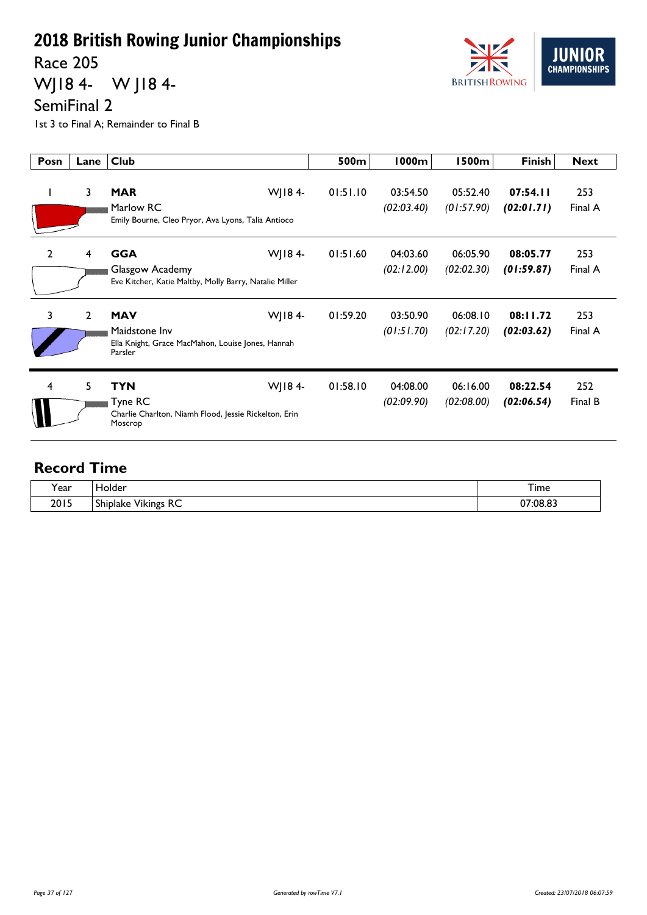# 2018 British Rowing Junior Championships

## Race 205

## WJ18 4- W J18 4-

## SemiFinal 2

1st 3 to Final A; Remainder to Final B

| Posn | Lane | Club | | 500m | 1000m | 1500m | Finish | Next |
|---|---|---|---|---|---|---|---|---|
| 1 | 3 | **MAR** Marlow RC Emily Bourne, Cleo Pryor, Ava Lyons, Talia Antioco | WJ18 4- | 01:51.10 | 03:54.50 *(02:03.40)* | 05:52.40 *(01:57.90)* | **07:54.11** ***(02:01.71)*** | 253 Final A |
| 2 | 4 | **GGA** Glasgow Academy Eve Kitcher, Katie Maltby, Molly Barry, Natalie Miller | WJ18 4- | 01:51.60 | 04:03.60 *(02:12.00)* | 06:05.90 *(02:02.30)* | **08:05.77** ***(01:59.87)*** | 253 Final A |
| 3 | 2 | **MAV** Maidstone Inv Ella Knight, Grace MacMahon, Louise Jones, Hannah Parsler | WJ18 4- | 01:59.20 | 03:50.90 *(01:51.70)* | 06:08.10 *(02:17.20)* | **08:11.72** ***(02:03.62)*** | 253 Final A |
| 4 | 5 | **TYN** Tyne RC Charlie Charlton, Niamh Flood, Jessie Rickelton, Erin Moscrop | WJ18 4- | 01:58.10 | 04:08.00 *(02:09.90)* | 06:16.00 *(02:08.00)* | **08:22.54** ***(02:06.54)*** | 252 Final B |

## Record Time

| Year | Holder | Time |
|---|---|---|
| 2015 | Shiplake Vikings RC | 07:08.83 |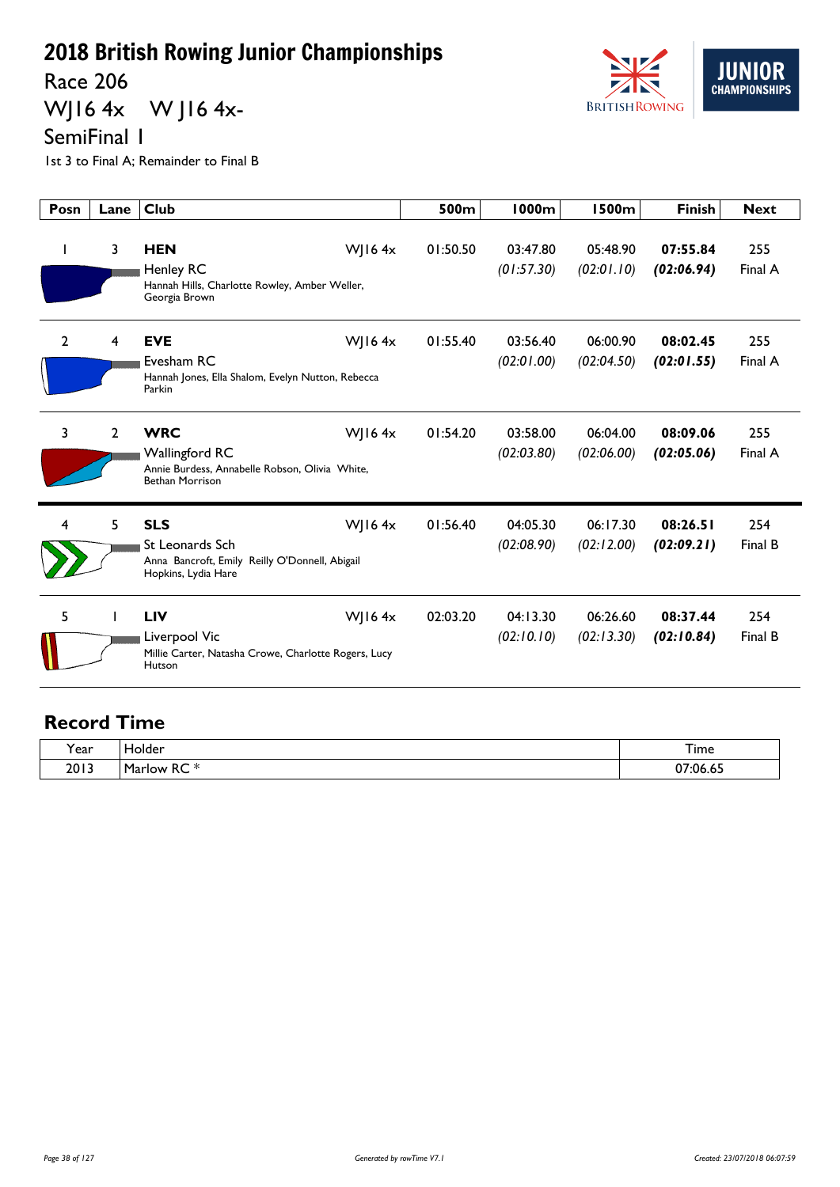# 2018 British Rowing Junior Championships

## Race 206

## WJ16 4x    W J16 4x-

## SemiFinal 1

1st 3 to Final A; Remainder to Final B

| Posn | Lane | Club | | 500m | 1000m | 1500m | Finish | Next |
|---|---|---|---|---|---|---|---|---|
| 1 | 3 | **HEN** Henley RC Hannah Hills, Charlotte Rowley, Amber Weller, Georgia Brown | WJ16 4x | 01:50.50 | 03:47.80 *(01:57.30)* | 05:48.90 *(02:01.10)* | **07:55.84** ***(02:06.94)*** | 255 Final A |
| 2 | 4 | **EVE** Evesham RC Hannah Jones, Ella Shalom, Evelyn Nutton, Rebecca Parkin | WJ16 4x | 01:55.40 | 03:56.40 *(02:01.00)* | 06:00.90 *(02:04.50)* | **08:02.45** ***(02:01.55)*** | 255 Final A |
| 3 | 2 | **WRC** Wallingford RC Annie Burdess, Annabelle Robson, Olivia White, Bethan Morrison | WJ16 4x | 01:54.20 | 03:58.00 *(02:03.80)* | 06:04.00 *(02:06.00)* | **08:09.06** ***(02:05.06)*** | 255 Final A |
| 4 | 5 | **SLS** St Leonards Sch Anna Bancroft, Emily Reilly O'Donnell, Abigail Hopkins, Lydia Hare | WJ16 4x | 01:56.40 | 04:05.30 *(02:08.90)* | 06:17.30 *(02:12.00)* | **08:26.51** ***(02:09.21)*** | 254 Final B |
| 5 | 1 | **LIV** Liverpool Vic Millie Carter, Natasha Crowe, Charlotte Rogers, Lucy Hutson | WJ16 4x | 02:03.20 | 04:13.30 *(02:10.10)* | 06:26.60 *(02:13.30)* | **08:37.44** ***(02:10.84)*** | 254 Final B |

## Record Time

| Year | Holder | Time |
|---|---|---|
| 2013 | Marlow RC * | 07:06.65 |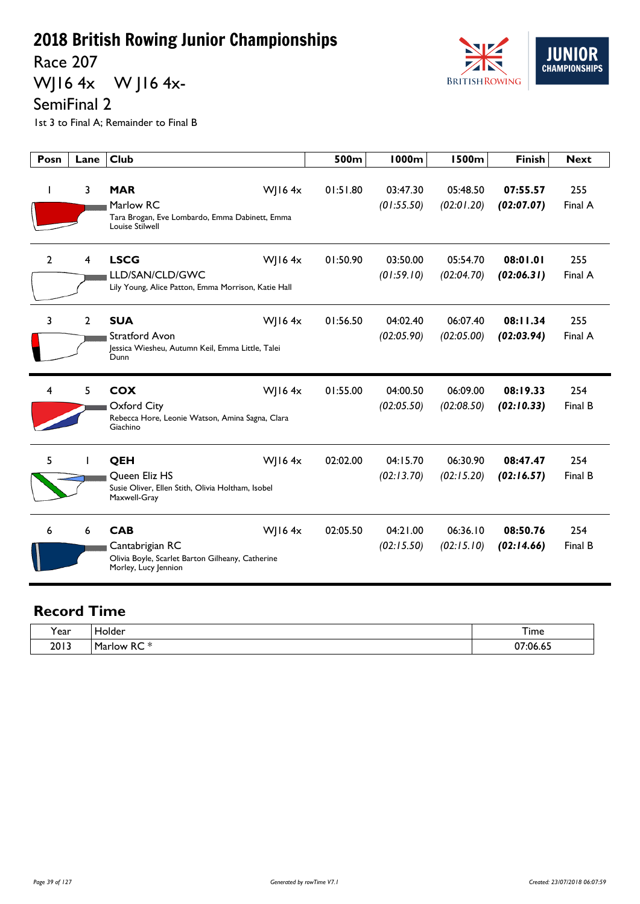# 2018 British Rowing Junior Championships

## Race 207

## WJ16 4x W J16 4x-

## SemiFinal 2

1st 3 to Final A; Remainder to Final B

| Posn | Lane | Club | | 500m | 1000m | 1500m | Finish | Next |
|---|---|---|---|---|---|---|---|---|
| 1 | 3 | **MAR** Marlow RC Tara Brogan, Eve Lombardo, Emma Dabinett, Emma Louise Stilwell | WJ16 4x | 01:51.80 | 03:47.30 *(01:55.50)* | 05:48.50 *(02:01.20)* | **07:55.57** ***(02:07.07)*** | 255 Final A |
| 2 | 4 | **LSCG** LLD/SAN/CLD/GWC Lily Young, Alice Patton, Emma Morrison, Katie Hall | WJ16 4x | 01:50.90 | 03:50.00 *(01:59.10)* | 05:54.70 *(02:04.70)* | **08:01.01** ***(02:06.31)*** | 255 Final A |
| 3 | 2 | **SUA** Stratford Avon Jessica Wiesheu, Autumn Keil, Emma Little, Talei Dunn | WJ16 4x | 01:56.50 | 04:02.40 *(02:05.90)* | 06:07.40 *(02:05.00)* | **08:11.34** ***(02:03.94)*** | 255 Final A |
| 4 | 5 | **COX** Oxford City Rebecca Hore, Leonie Watson, Amina Sagna, Clara Giachino | WJ16 4x | 01:55.00 | 04:00.50 *(02:05.50)* | 06:09.00 *(02:08.50)* | **08:19.33** ***(02:10.33)*** | 254 Final B |
| 5 | 1 | **QEH** Queen Eliz HS Susie Oliver, Ellen Stith, Olivia Holtham, Isobel Maxwell-Gray | WJ16 4x | 02:02.00 | 04:15.70 *(02:13.70)* | 06:30.90 *(02:15.20)* | **08:47.47** ***(02:16.57)*** | 254 Final B |
| 6 | 6 | **CAB** Cantabrigian RC Olivia Boyle, Scarlet Barton Gilheany, Catherine Morley, Lucy Jennion | WJ16 4x | 02:05.50 | 04:21.00 *(02:15.50)* | 06:36.10 *(02:15.10)* | **08:50.76** ***(02:14.66)*** | 254 Final B |

## Record Time

| Year | Holder | Time |
|---|---|---|
| 2013 | Marlow RC * | 07:06.65 |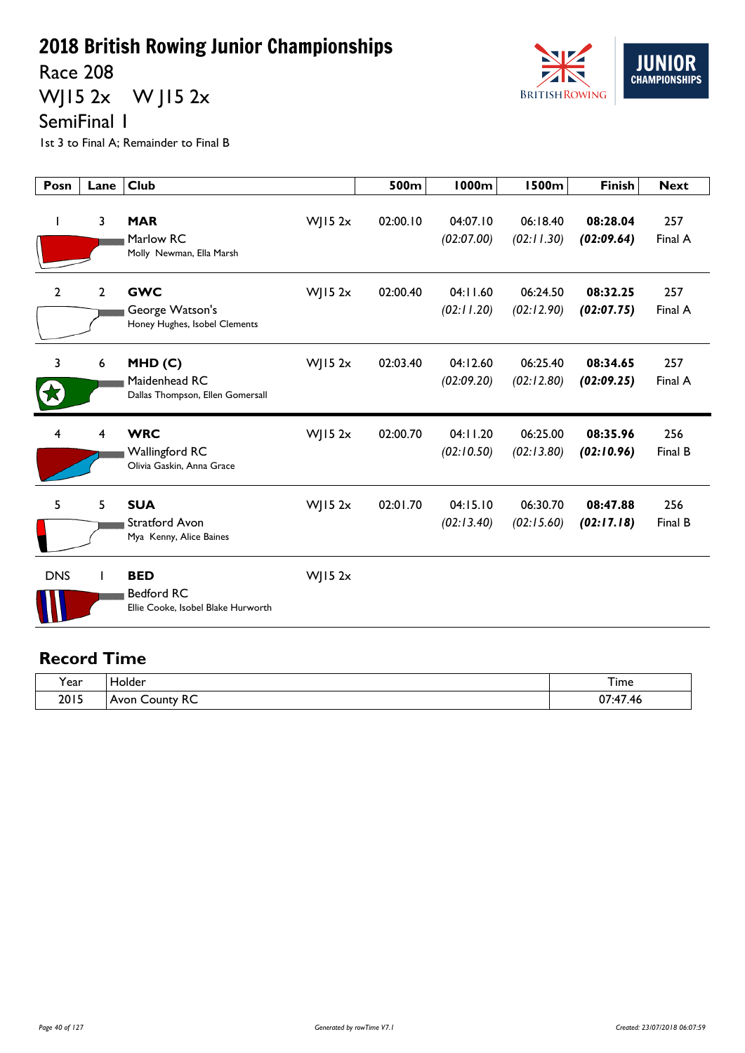# 2018 British Rowing Junior Championships

## Race 208

## WJ15 2x    W J15 2x

## SemiFinal 1

1st 3 to Final A; Remainder to Final B

| Posn | Lane | Club | | 500m | 1000m | 1500m | Finish | Next |
|---|---|---|---|---|---|---|---|---|
| 1 | 3 | **MAR** Marlow RC Molly Newman, Ella Marsh | WJ15 2x | 02:00.10 | 04:07.10 *(02:07.00)* | 06:18.40 *(02:11.30)* | **08:28.04** ***(02:09.64)*** | 257 Final A |
| 2 | 2 | **GWC** George Watson's Honey Hughes, Isobel Clements | WJ15 2x | 02:00.40 | 04:11.60 *(02:11.20)* | 06:24.50 *(02:12.90)* | **08:32.25** ***(02:07.75)*** | 257 Final A |
| 3 | 6 | **MHD (C)** Maidenhead RC Dallas Thompson, Ellen Gomersall | WJ15 2x | 02:03.40 | 04:12.60 *(02:09.20)* | 06:25.40 *(02:12.80)* | **08:34.65** ***(02:09.25)*** | 257 Final A |
| 4 | 4 | **WRC** Wallingford RC Olivia Gaskin, Anna Grace | WJ15 2x | 02:00.70 | 04:11.20 *(02:10.50)* | 06:25.00 *(02:13.80)* | **08:35.96** ***(02:10.96)*** | 256 Final B |
| 5 | 5 | **SUA** Stratford Avon Mya Kenny, Alice Baines | WJ15 2x | 02:01.70 | 04:15.10 *(02:13.40)* | 06:30.70 *(02:15.60)* | **08:47.88** ***(02:17.18)*** | 256 Final B |
| DNS | 1 | **BED** Bedford RC Ellie Cooke, Isobel Blake Hurworth | WJ15 2x | | | | | |

## Record Time

| Year | Holder | Time |
|---|---|---|
| 2015 | Avon County RC | 07:47.46 |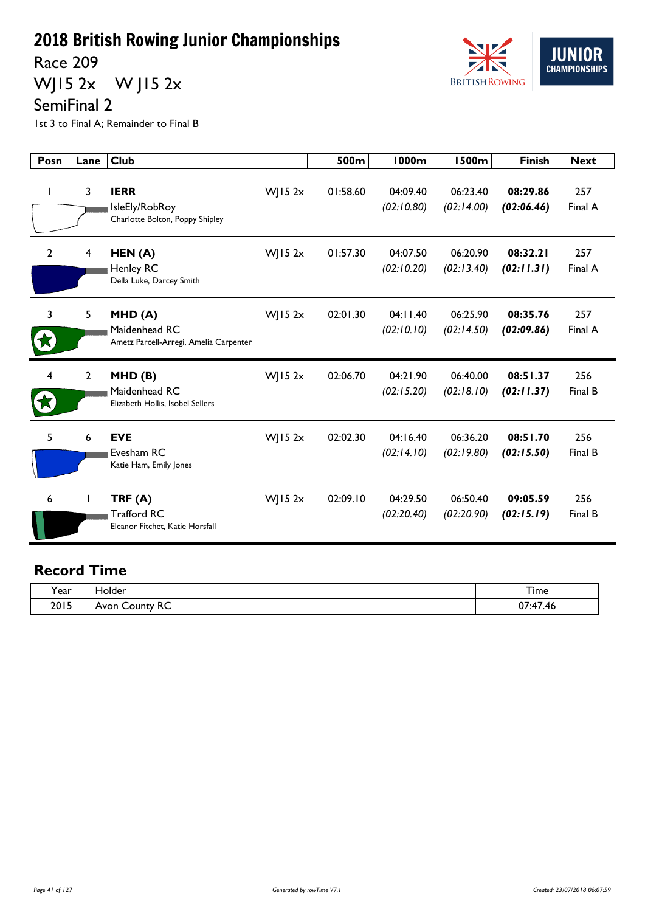# 2018 British Rowing Junior Championships

## Race 209

## WJ15 2x W J15 2x

## SemiFinal 2

1st 3 to Final A; Remainder to Final B

| Posn | Lane | Club | | 500m | 1000m | 1500m | Finish | Next |
|---|---|---|---|---|---|---|---|---|
| 1 | 3 | **IERR** IsleEly/RobRoy Charlotte Bolton, Poppy Shipley | WJ15 2x | 01:58.60 | 04:09.40 *(02:10.80)* | 06:23.40 *(02:14.00)* | **08:29.86** ***(02:06.46)*** | 257 Final A |
| 2 | 4 | **HEN (A)** Henley RC Della Luke, Darcey Smith | WJ15 2x | 01:57.30 | 04:07.50 *(02:10.20)* | 06:20.90 *(02:13.40)* | **08:32.21** ***(02:11.31)*** | 257 Final A |
| 3 | 5 | **MHD (A)** Maidenhead RC Ametz Parcell-Arregi, Amelia Carpenter | WJ15 2x | 02:01.30 | 04:11.40 *(02:10.10)* | 06:25.90 *(02:14.50)* | **08:35.76** ***(02:09.86)*** | 257 Final A |
| 4 | 2 | **MHD (B)** Maidenhead RC Elizabeth Hollis, Isobel Sellers | WJ15 2x | 02:06.70 | 04:21.90 *(02:15.20)* | 06:40.00 *(02:18.10)* | **08:51.37** ***(02:11.37)*** | 256 Final B |
| 5 | 6 | **EVE** Evesham RC Katie Ham, Emily Jones | WJ15 2x | 02:02.30 | 04:16.40 *(02:14.10)* | 06:36.20 *(02:19.80)* | **08:51.70** ***(02:15.50)*** | 256 Final B |
| 6 | 1 | **TRF (A)** Trafford RC Eleanor Fitchet, Katie Horsfall | WJ15 2x | 02:09.10 | 04:29.50 *(02:20.40)* | 06:50.40 *(02:20.90)* | **09:05.59** ***(02:15.19)*** | 256 Final B |

## Record Time

| Year | Holder | Time |
|---|---|---|
| 2015 | Avon County RC | 07:47.46 |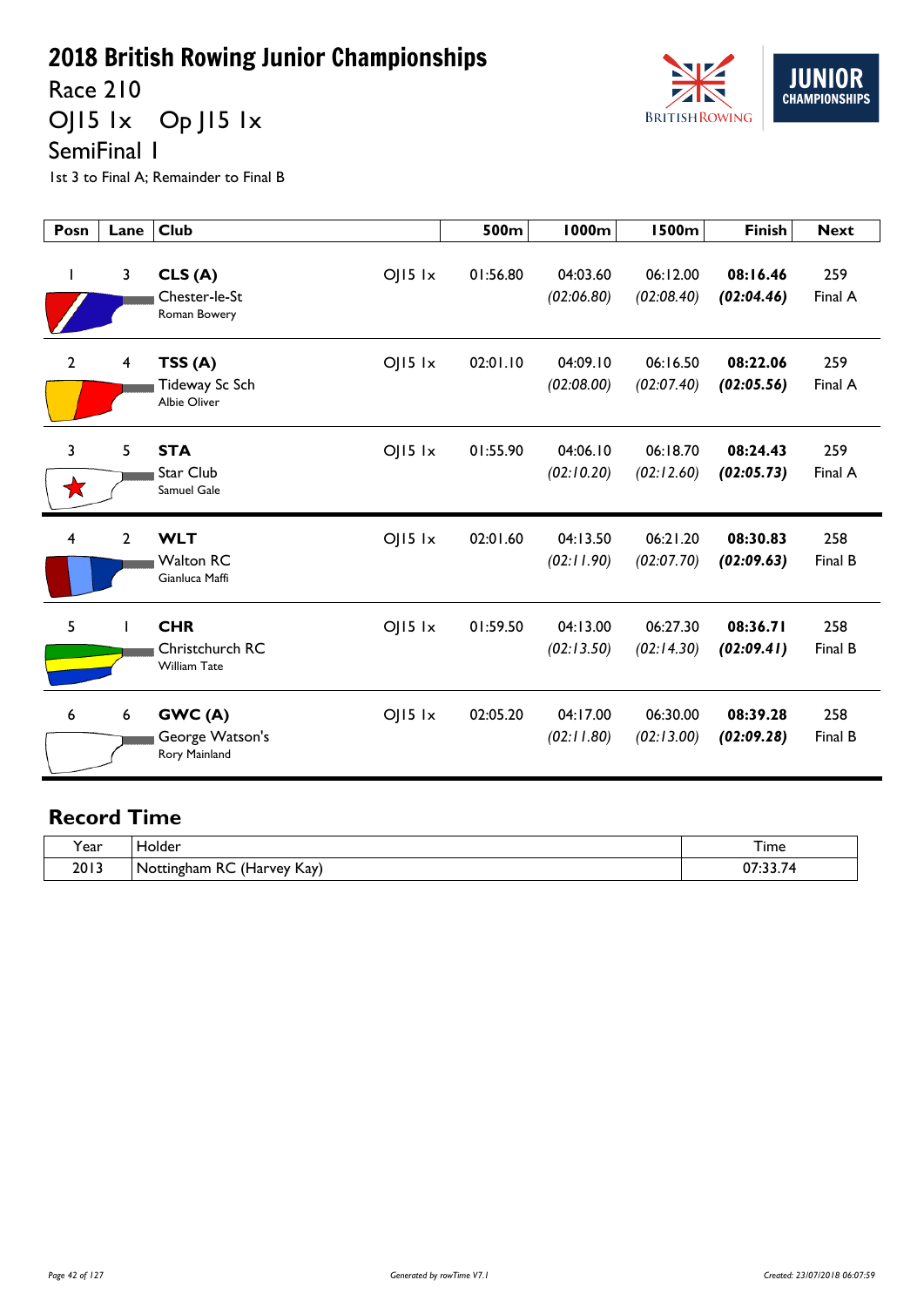# 2018 British Rowing Junior Championships

## Race 210

## OJ15 1x Op J15 1x

## SemiFinal 1

1st 3 to Final A; Remainder to Final B

| Posn | Lane | Club | | 500m | 1000m | 1500m | Finish | Next |
|---|---|---|---|---|---|---|---|---|
| 1 | 3 | **CLS (A)** Chester-le-St Roman Bowery | OJ15 1x | 01:56.80 | 04:03.60 *(02:06.80)* | 06:12.00 *(02:08.40)* | **08:16.46** ***(02:04.46)*** | 259 Final A |
| 2 | 4 | **TSS (A)** Tideway Sc Sch Albie Oliver | OJ15 1x | 02:01.10 | 04:09.10 *(02:08.00)* | 06:16.50 *(02:07.40)* | **08:22.06** ***(02:05.56)*** | 259 Final A |
| 3 | 5 | **STA** Star Club Samuel Gale | OJ15 1x | 01:55.90 | 04:06.10 *(02:10.20)* | 06:18.70 *(02:12.60)* | **08:24.43** ***(02:05.73)*** | 259 Final A |
| 4 | 2 | **WLT** Walton RC Gianluca Maffi | OJ15 1x | 02:01.60 | 04:13.50 *(02:11.90)* | 06:21.20 *(02:07.70)* | **08:30.83** ***(02:09.63)*** | 258 Final B |
| 5 | 1 | **CHR** Christchurch RC William Tate | OJ15 1x | 01:59.50 | 04:13.00 *(02:13.50)* | 06:27.30 *(02:14.30)* | **08:36.71** ***(02:09.41)*** | 258 Final B |
| 6 | 6 | **GWC (A)** George Watson's Rory Mainland | OJ15 1x | 02:05.20 | 04:17.00 *(02:11.80)* | 06:30.00 *(02:13.00)* | **08:39.28** ***(02:09.28)*** | 258 Final B |

## Record Time

| Year | Holder | Time |
|---|---|---|
| 2013 | Nottingham RC (Harvey Kay) | 07:33.74 |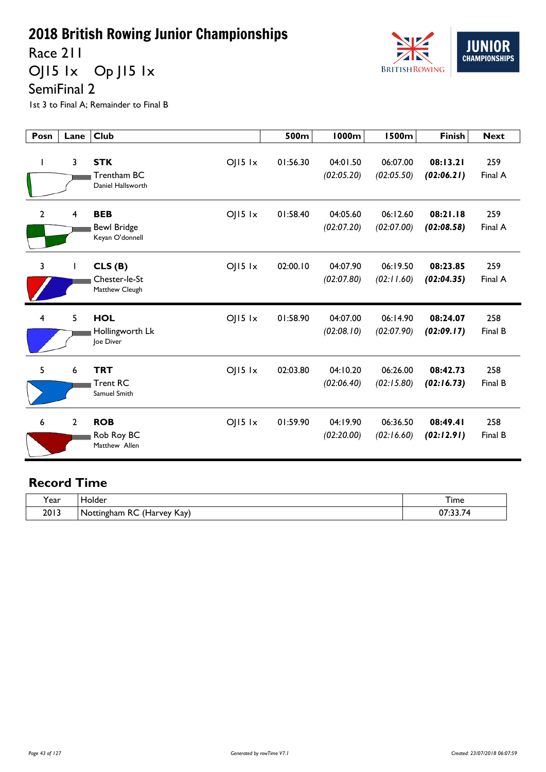# 2018 British Rowing Junior Championships

## Race 211

## OJ15 1x  Op J15 1x

## SemiFinal 2

1st 3 to Final A; Remainder to Final B

| Posn | Lane | Club | | 500m | 1000m | 1500m | Finish | Next |
|---|---|---|---|---|---|---|---|---|
| 1 | 3 | **STK** Trentham BC Daniel Hallsworth | OJ15 1x | 01:56.30 | 04:01.50 *(02:05.20)* | 06:07.00 *(02:05.50)* | **08:13.21** ***(02:06.21)*** | 259 Final A |
| 2 | 4 | **BEB** Bewl Bridge Keyan O'donnell | OJ15 1x | 01:58.40 | 04:05.60 *(02:07.20)* | 06:12.60 *(02:07.00)* | **08:21.18** ***(02:08.58)*** | 259 Final A |
| 3 | 1 | **CLS (B)** Chester-le-St Matthew Cleugh | OJ15 1x | 02:00.10 | 04:07.90 *(02:07.80)* | 06:19.50 *(02:11.60)* | **08:23.85** ***(02:04.35)*** | 259 Final A |
| 4 | 5 | **HOL** Hollingworth Lk Joe Diver | OJ15 1x | 01:58.90 | 04:07.00 *(02:08.10)* | 06:14.90 *(02:07.90)* | **08:24.07** ***(02:09.17)*** | 258 Final B |
| 5 | 6 | **TRT** Trent RC Samuel Smith | OJ15 1x | 02:03.80 | 04:10.20 *(02:06.40)* | 06:26.00 *(02:15.80)* | **08:42.73** ***(02:16.73)*** | 258 Final B |
| 6 | 2 | **ROB** Rob Roy BC Matthew Allen | OJ15 1x | 01:59.90 | 04:19.90 *(02:20.00)* | 06:36.50 *(02:16.60)* | **08:49.41** ***(02:12.91)*** | 258 Final B |

## Record Time

| Year | Holder | Time |
|---|---|---|
| 2013 | Nottingham RC (Harvey Kay) | 07:33.74 |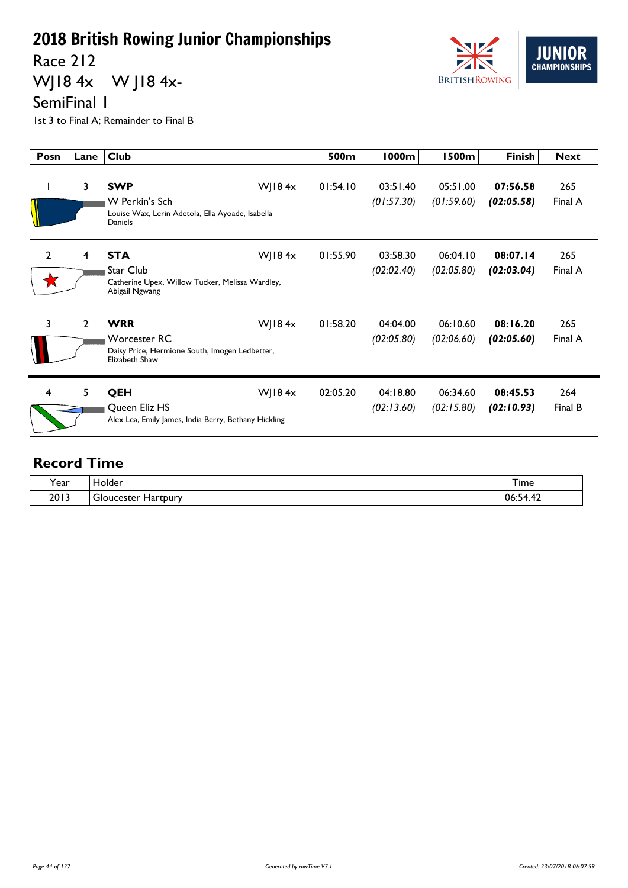# 2018 British Rowing Junior Championships

## Race 212

## WJ18 4x    W J18 4x-

## SemiFinal 1

1st 3 to Final A; Remainder to Final B

| Posn | Lane | Club | | 500m | 1000m | 1500m | Finish | Next |
|---|---|---|---|---|---|---|---|---|
| 1 | 3 | **SWP** W Perkin's Sch Louise Wax, Lerin Adetola, Ella Ayoade, Isabella Daniels | WJ18 4x | 01:54.10 | 03:51.40 *(01:57.30)* | 05:51.00 *(01:59.60)* | **07:56.58** ***(02:05.58)*** | 265 Final A |
| 2 | 4 | **STA** Star Club Catherine Upex, Willow Tucker, Melissa Wardley, Abigail Ngwang | WJ18 4x | 01:55.90 | 03:58.30 *(02:02.40)* | 06:04.10 *(02:05.80)* | **08:07.14** ***(02:03.04)*** | 265 Final A |
| 3 | 2 | **WRR** Worcester RC Daisy Price, Hermione South, Imogen Ledbetter, Elizabeth Shaw | WJ18 4x | 01:58.20 | 04:04.00 *(02:05.80)* | 06:10.60 *(02:06.60)* | **08:16.20** ***(02:05.60)*** | 265 Final A |
| 4 | 5 | **QEH** Queen Eliz HS Alex Lea, Emily James, India Berry, Bethany Hickling | WJ18 4x | 02:05.20 | 04:18.80 *(02:13.60)* | 06:34.60 *(02:15.80)* | **08:45.53** ***(02:10.93)*** | 264 Final B |

## Record Time

| Year | Holder | Time |
|---|---|---|
| 2013 | Gloucester Hartpury | 06:54.42 |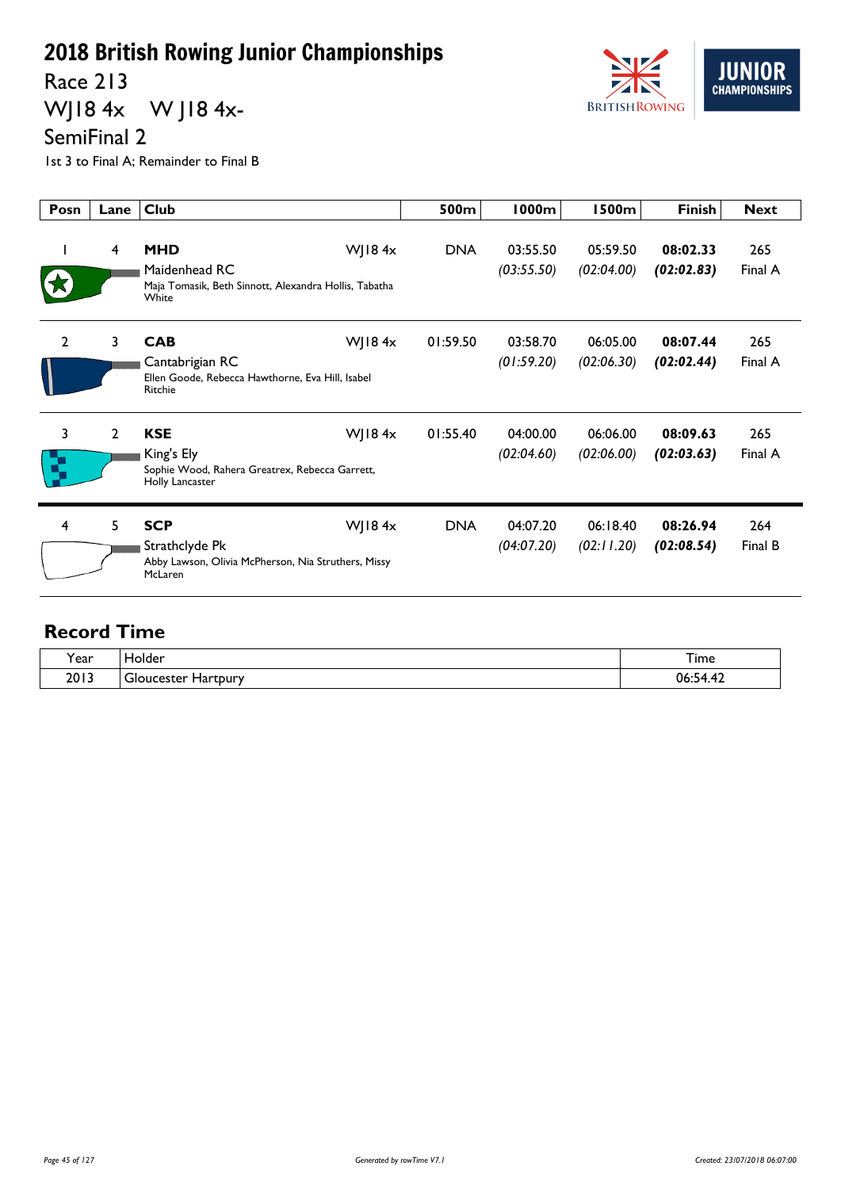# 2018 British Rowing Junior Championships

## Race 213

## WJ18 4x W J18 4x-

## SemiFinal 2

1st 3 to Final A; Remainder to Final B

| Posn | Lane | Club | | 500m | 1000m | 1500m | Finish | Next |
|---|---|---|---|---|---|---|---|---|
| 1 | 4 | **MHD** Maidenhead RC Maja Tomasik, Beth Sinnott, Alexandra Hollis, Tabatha White | WJ18 4x | DNA | 03:55.50 *(03:55.50)* | 05:59.50 *(02:04.00)* | **08:02.33** ***(02:02.83)*** | 265 Final A |
| 2 | 3 | **CAB** Cantabrigian RC Ellen Goode, Rebecca Hawthorne, Eva Hill, Isabel Ritchie | WJ18 4x | 01:59.50 | 03:58.70 *(01:59.20)* | 06:05.00 *(02:06.30)* | **08:07.44** ***(02:02.44)*** | 265 Final A |
| 3 | 2 | **KSE** King's Ely Sophie Wood, Rahera Greatrex, Rebecca Garrett, Holly Lancaster | WJ18 4x | 01:55.40 | 04:00.00 *(02:04.60)* | 06:06.00 *(02:06.00)* | **08:09.63** ***(02:03.63)*** | 265 Final A |
| 4 | 5 | **SCP** Strathclyde Pk Abby Lawson, Olivia McPherson, Nia Struthers, Missy McLaren | WJ18 4x | DNA | 04:07.20 *(04:07.20)* | 06:18.40 *(02:11.20)* | **08:26.94** ***(02:08.54)*** | 264 Final B |

## Record Time

| Year | Holder | Time |
|---|---|---|
| 2013 | Gloucester Hartpury | 06:54.42 |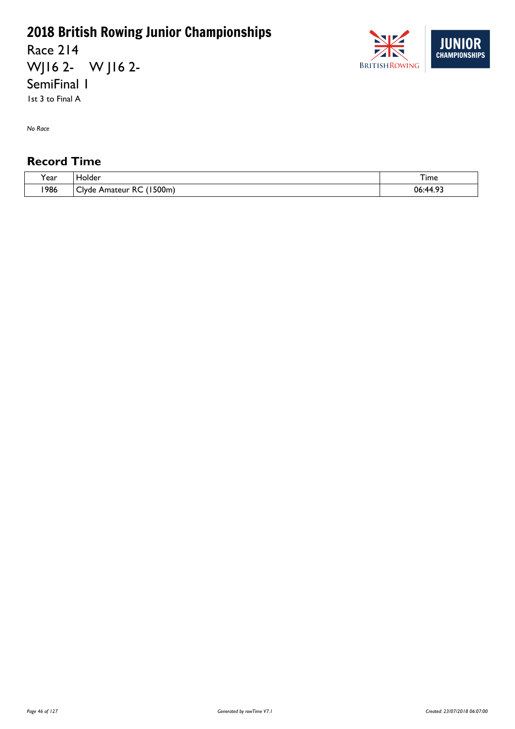# 2018 British Rowing Junior Championships

Race 214

WJ16 2-    W J16 2-

SemiFinal 1

1st 3 to Final A

*No Race*

## Record Time

| Year | Holder | Time |
|---|---|---|
| 1986 | Clyde Amateur RC (1500m) | 06:44.93 |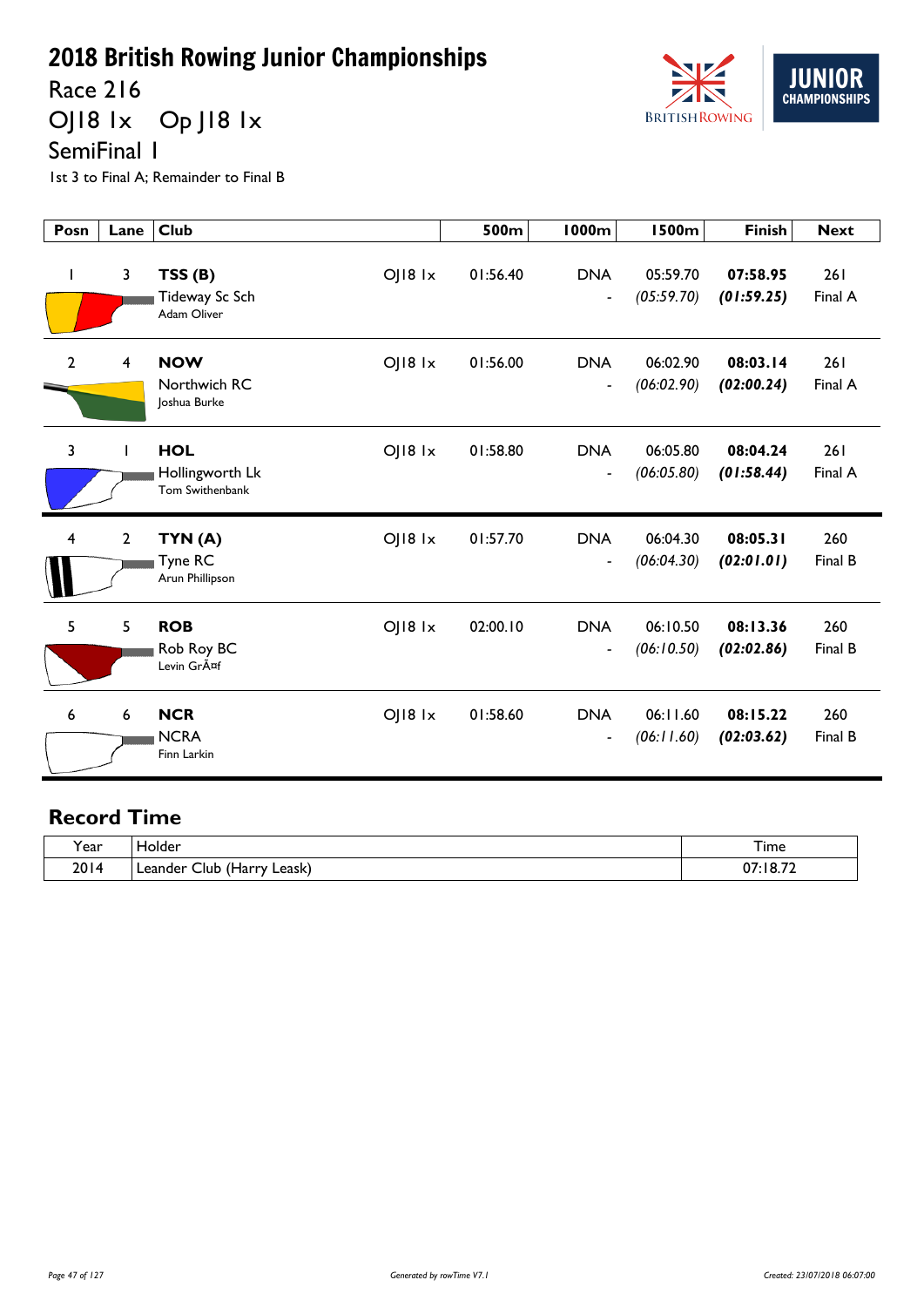# 2018 British Rowing Junior Championships

Race 216

OJ18 1x    Op J18 1x

SemiFinal 1

1st 3 to Final A; Remainder to Final B

| Posn | Lane | Club | | 500m | 1000m | 1500m | Finish | Next |
|---|---|---|---|---|---|---|---|---|
| 1 | 3 | **TSS (B)** Tideway Sc Sch Adam Oliver | OJ18 1x | 01:56.40 | DNA - | 05:59.70 *(05:59.70)* | **07:58.95** ***(01:59.25)*** | 261 Final A |
| 2 | 4 | **NOW** Northwich RC Joshua Burke | OJ18 1x | 01:56.00 | DNA - | 06:02.90 *(06:02.90)* | **08:03.14** ***(02:00.24)*** | 261 Final A |
| 3 | 1 | **HOL** Hollingworth Lk Tom Swithenbank | OJ18 1x | 01:58.80 | DNA - | 06:05.80 *(06:05.80)* | **08:04.24** ***(01:58.44)*** | 261 Final A |
| 4 | 2 | **TYN (A)** Tyne RC Arun Phillipson | OJ18 1x | 01:57.70 | DNA - | 06:04.30 *(06:04.30)* | **08:05.31** ***(02:01.01)*** | 260 Final B |
| 5 | 5 | **ROB** Rob Roy BC Levin GrÃ¤f | OJ18 1x | 02:00.10 | DNA - | 06:10.50 *(06:10.50)* | **08:13.36** ***(02:02.86)*** | 260 Final B |
| 6 | 6 | **NCR** NCRA Finn Larkin | OJ18 1x | 01:58.60 | DNA - | 06:11.60 *(06:11.60)* | **08:15.22** ***(02:03.62)*** | 260 Final B |

## Record Time

| Year | Holder | Time |
|---|---|---|
| 2014 | Leander Club (Harry Leask) | 07:18.72 |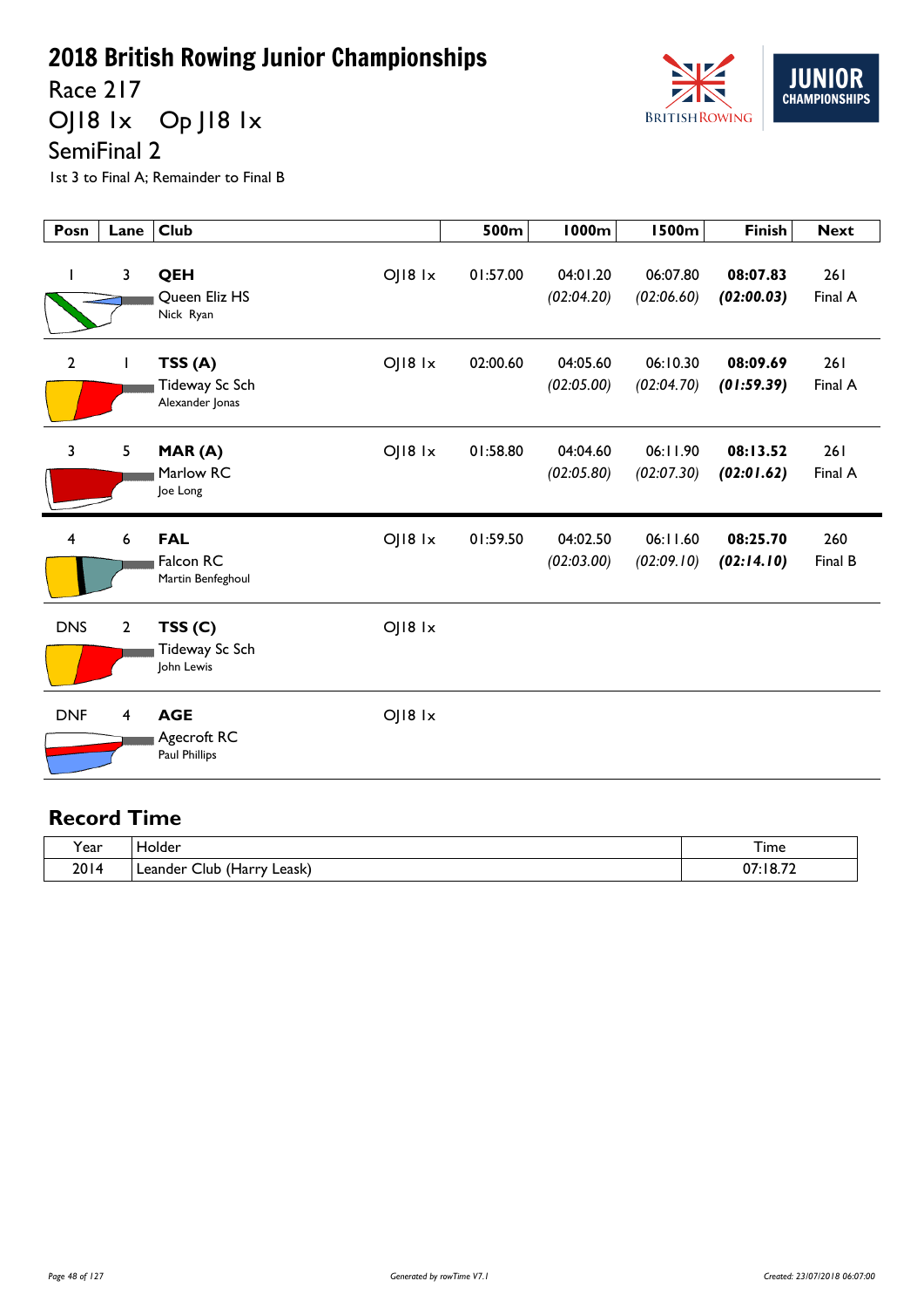# 2018 British Rowing Junior Championships

## Race 217

## OJ18 1x Op J18 1x

## SemiFinal 2

1st 3 to Final A; Remainder to Final B

| Posn | Lane | Club | | 500m | 1000m | 1500m | Finish | Next |
|---|---|---|---|---|---|---|---|---|
| 1 | 3 | **QEH** Queen Eliz HS Nick Ryan | OJ18 1x | 01:57.00 | 04:01.20 *(02:04.20)* | 06:07.80 *(02:06.60)* | **08:07.83** ***(02:00.03)*** | 261 Final A |
| 2 | 1 | **TSS (A)** Tideway Sc Sch Alexander Jonas | OJ18 1x | 02:00.60 | 04:05.60 *(02:05.00)* | 06:10.30 *(02:04.70)* | **08:09.69** ***(01:59.39)*** | 261 Final A |
| 3 | 5 | **MAR (A)** Marlow RC Joe Long | OJ18 1x | 01:58.80 | 04:04.60 *(02:05.80)* | 06:11.90 *(02:07.30)* | **08:13.52** ***(02:01.62)*** | 261 Final A |
| 4 | 6 | **FAL** Falcon RC Martin Benfeghoul | OJ18 1x | 01:59.50 | 04:02.50 *(02:03.00)* | 06:11.60 *(02:09.10)* | **08:25.70** ***(02:14.10)*** | 260 Final B |
| DNS | 2 | **TSS (C)** Tideway Sc Sch John Lewis | OJ18 1x | | | | | |
| DNF | 4 | **AGE** Agecroft RC Paul Phillips | OJ18 1x | | | | | |

## Record Time

| Year | Holder | Time |
|---|---|---|
| 2014 | Leander Club (Harry Leask) | 07:18.72 |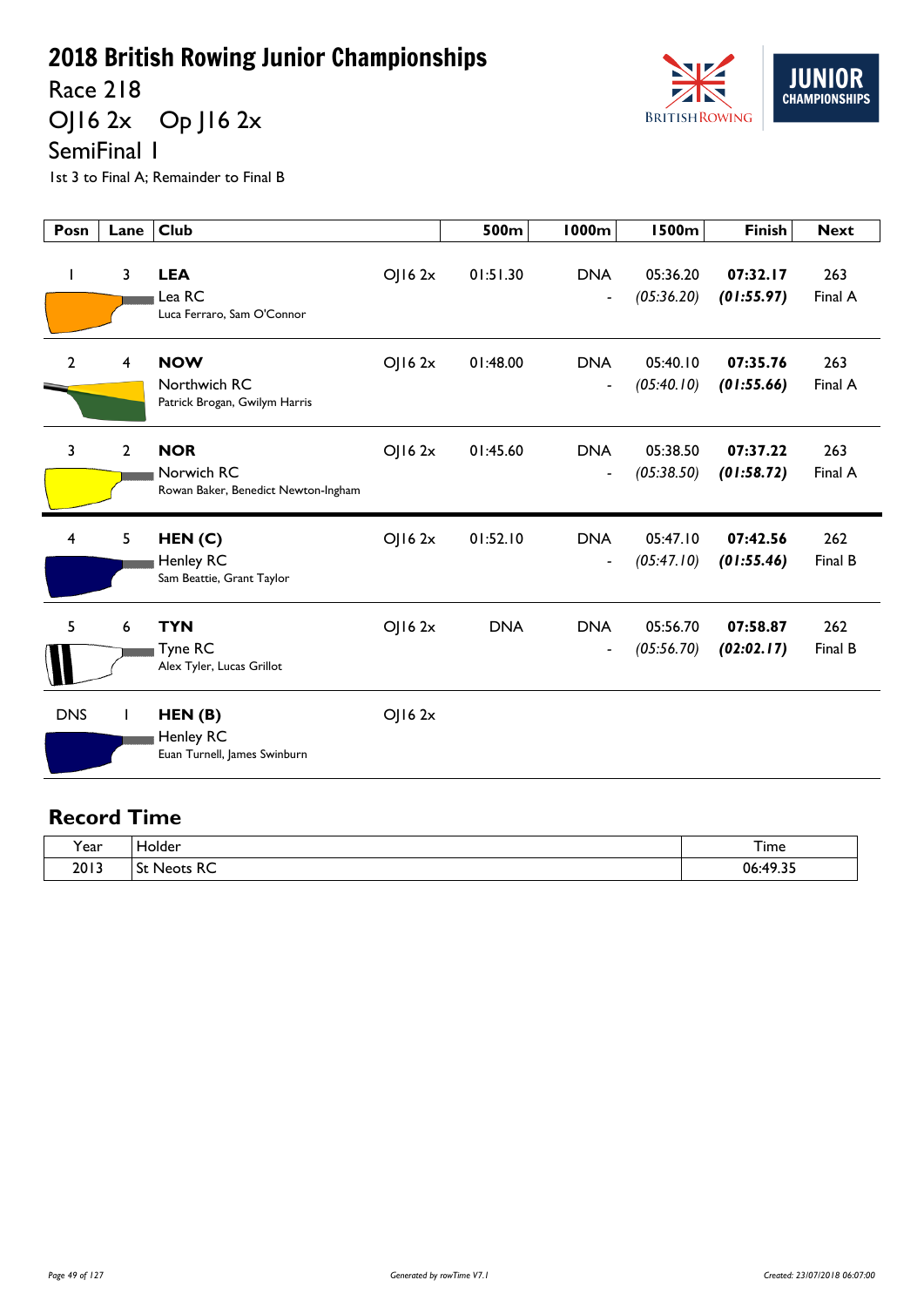# 2018 British Rowing Junior Championships

## Race 218

## OJ16 2x    Op J16 2x

## SemiFinal 1

1st 3 to Final A; Remainder to Final B

| Posn | Lane | Club | | 500m | 1000m | 1500m | Finish | Next |
|---|---|---|---|---|---|---|---|---|
| 1 | 3 | **LEA** Lea RC Luca Ferraro, Sam O'Connor | OJ16 2x | 01:51.30 | DNA - | 05:36.20 *(05:36.20)* | **07:32.17** ***(01:55.97)*** | 263 Final A |
| 2 | 4 | **NOW** Northwich RC Patrick Brogan, Gwilym Harris | OJ16 2x | 01:48.00 | DNA - | 05:40.10 *(05:40.10)* | **07:35.76** ***(01:55.66)*** | 263 Final A |
| 3 | 2 | **NOR** Norwich RC Rowan Baker, Benedict Newton-Ingham | OJ16 2x | 01:45.60 | DNA - | 05:38.50 *(05:38.50)* | **07:37.22** ***(01:58.72)*** | 263 Final A |
| 4 | 5 | **HEN (C)** Henley RC Sam Beattie, Grant Taylor | OJ16 2x | 01:52.10 | DNA - | 05:47.10 *(05:47.10)* | **07:42.56** ***(01:55.46)*** | 262 Final B |
| 5 | 6 | **TYN** Tyne RC Alex Tyler, Lucas Grillot | OJ16 2x | DNA | DNA - | 05:56.70 *(05:56.70)* | **07:58.87** ***(02:02.17)*** | 262 Final B |
| DNS | 1 | **HEN (B)** Henley RC Euan Turnell, James Swinburn | OJ16 2x | | | | | |

## Record Time

| Year | Holder | Time |
|---|---|---|
| 2013 | St Neots RC | 06:49.35 |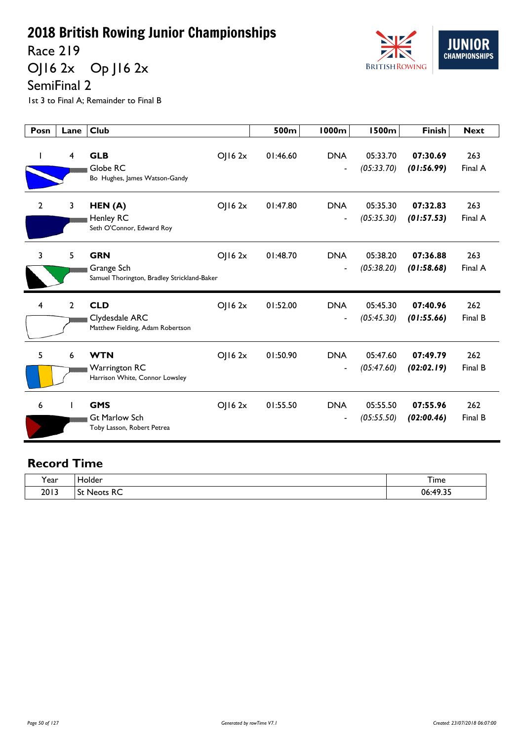# 2018 British Rowing Junior Championships

## Race 219

## OJ16 2x Op J16 2x

## SemiFinal 2

1st 3 to Final A; Remainder to Final B

| Posn | Lane | Club | | 500m | 1000m | 1500m | Finish | Next |
|---|---|---|---|---|---|---|---|---|
| 1 | 4 | **GLB** Globe RC Bo Hughes, James Watson-Gandy | OJ16 2x | 01:46.60 | DNA - | 05:33.70 *(05:33.70)* | **07:30.69** ***(01:56.99)*** | 263 Final A |
| 2 | 3 | **HEN (A)** Henley RC Seth O'Connor, Edward Roy | OJ16 2x | 01:47.80 | DNA - | 05:35.30 *(05:35.30)* | **07:32.83** ***(01:57.53)*** | 263 Final A |
| 3 | 5 | **GRN** Grange Sch Samuel Thorington, Bradley Strickland-Baker | OJ16 2x | 01:48.70 | DNA - | 05:38.20 *(05:38.20)* | **07:36.88** ***(01:58.68)*** | 263 Final A |
| 4 | 2 | **CLD** Clydesdale ARC Matthew Fielding, Adam Robertson | OJ16 2x | 01:52.00 | DNA - | 05:45.30 *(05:45.30)* | **07:40.96** ***(01:55.66)*** | 262 Final B |
| 5 | 6 | **WTN** Warrington RC Harrison White, Connor Lowsley | OJ16 2x | 01:50.90 | DNA - | 05:47.60 *(05:47.60)* | **07:49.79** ***(02:02.19)*** | 262 Final B |
| 6 | 1 | **GMS** Gt Marlow Sch Toby Lasson, Robert Petrea | OJ16 2x | 01:55.50 | DNA - | 05:55.50 *(05:55.50)* | **07:55.96** ***(02:00.46)*** | 262 Final B |

## Record Time

| Year | Holder | Time |
|---|---|---|
| 2013 | St Neots RC | 06:49.35 |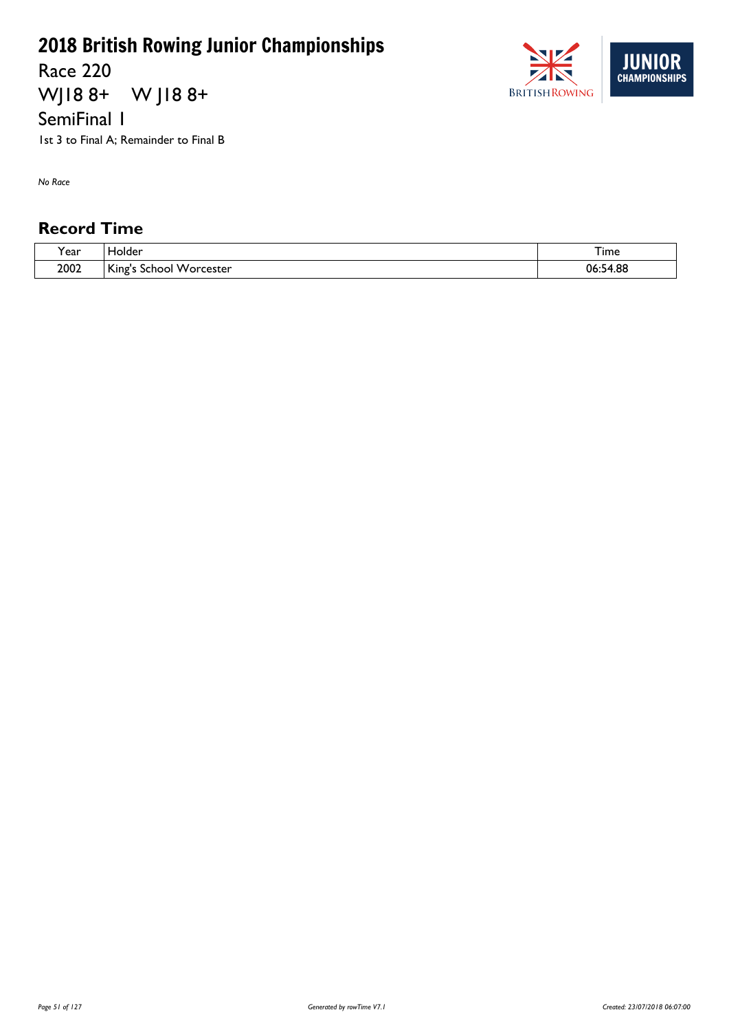# 2018 British Rowing Junior Championships

Race 220

WJ18 8+ W J18 8+

SemiFinal 1

1st 3 to Final A; Remainder to Final B

*No Race*

## Record Time

| Year | Holder | Time |
|---|---|---|
| 2002 | King's School Worcester | 06:54.88 |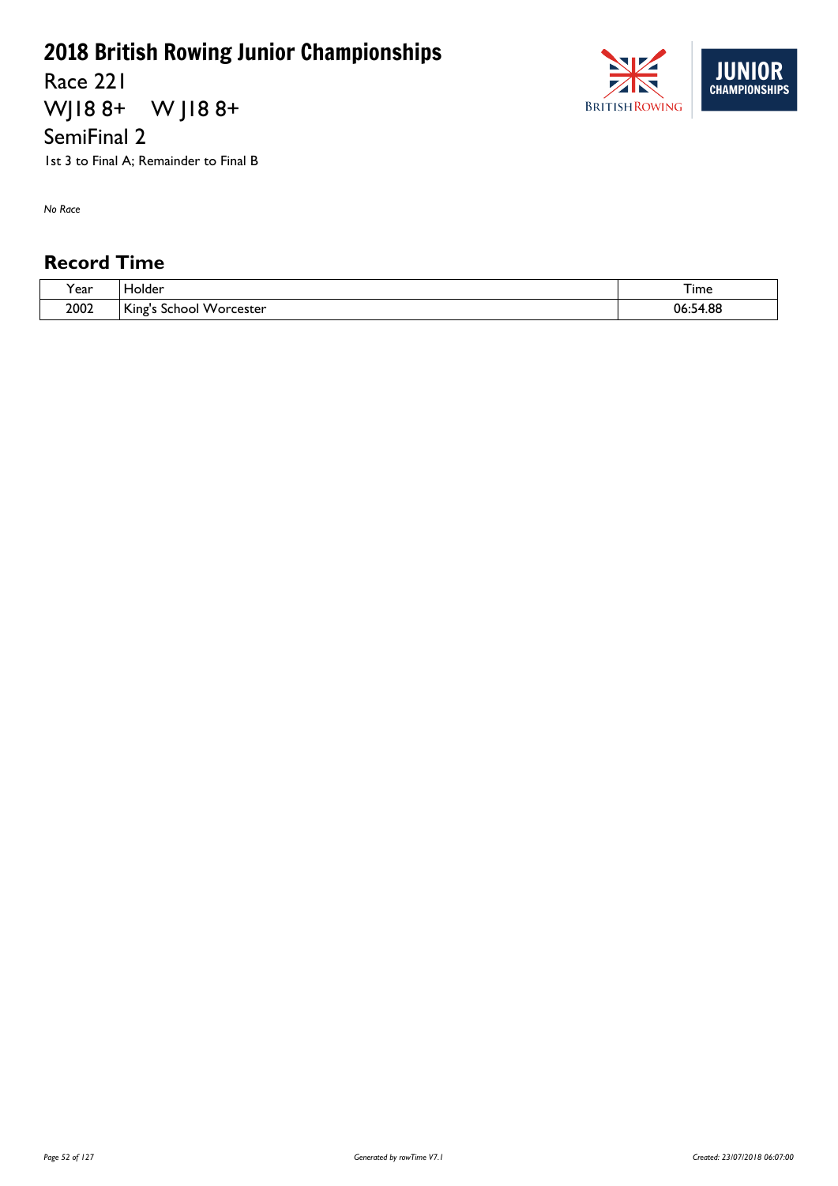# 2018 British Rowing Junior Championships

Race 221

WJ18 8+ W J18 8+

SemiFinal 2

1st 3 to Final A; Remainder to Final B

*No Race*

## Record Time

| Year | Holder | Time |
| --- | --- | --- |
| 2002 | King's School Worcester | 06:54.88 |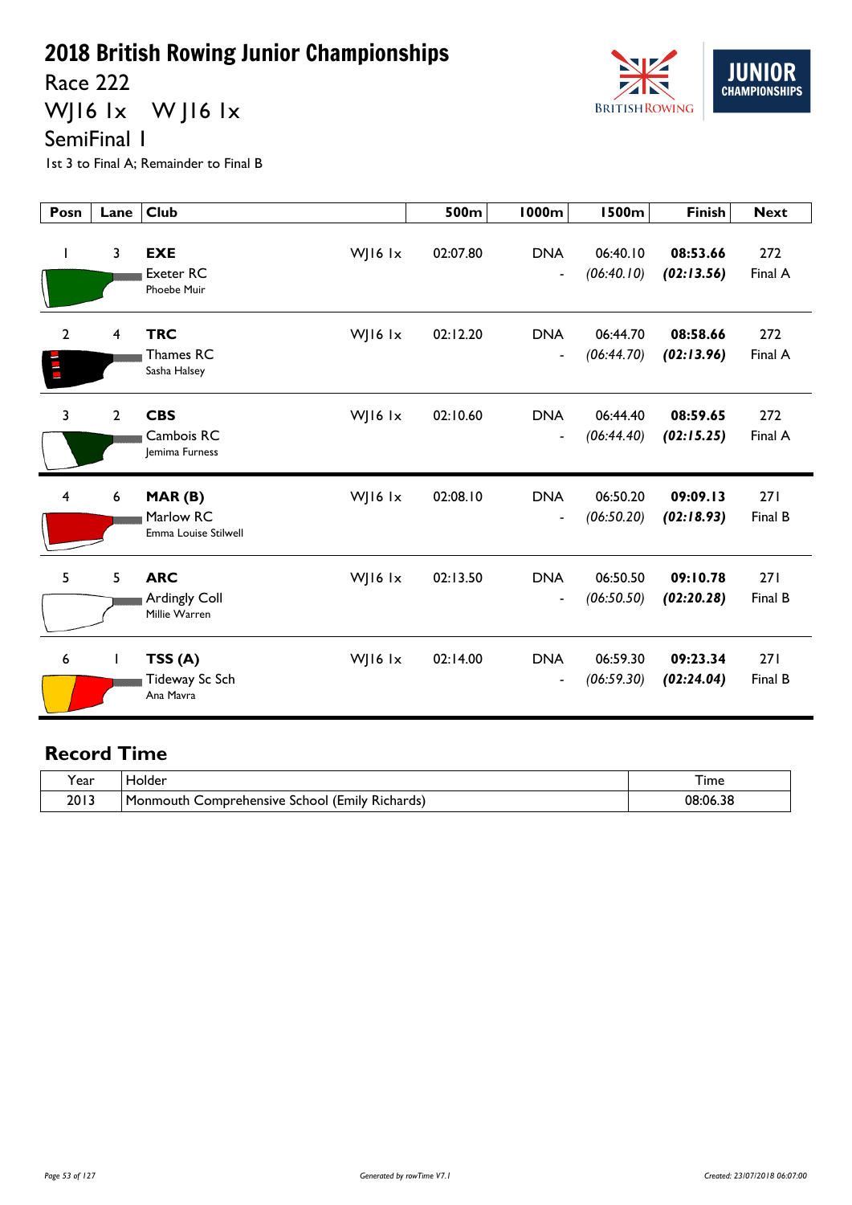# 2018 British Rowing Junior Championships

## Race 222

## WJ16 1x W J16 1x

## SemiFinal 1

1st 3 to Final A; Remainder to Final B

| Posn | Lane | Club | | 500m | 1000m | 1500m | Finish | Next |
|---|---|---|---|---|---|---|---|---|
| 1 | 3 | **EXE** Exeter RC Phoebe Muir | WJ16 1x | 02:07.80 | DNA - | 06:40.10 *(06:40.10)* | **08:53.66** ***(02:13.56)*** | 272 Final A |
| 2 | 4 | **TRC** Thames RC Sasha Halsey | WJ16 1x | 02:12.20 | DNA - | 06:44.70 *(06:44.70)* | **08:58.66** ***(02:13.96)*** | 272 Final A |
| 3 | 2 | **CBS** Cambois RC Jemima Furness | WJ16 1x | 02:10.60 | DNA - | 06:44.40 *(06:44.40)* | **08:59.65** ***(02:15.25)*** | 272 Final A |
| 4 | 6 | **MAR (B)** Marlow RC Emma Louise Stilwell | WJ16 1x | 02:08.10 | DNA - | 06:50.20 *(06:50.20)* | **09:09.13** ***(02:18.93)*** | 271 Final B |
| 5 | 5 | **ARC** Ardingly Coll Millie Warren | WJ16 1x | 02:13.50 | DNA - | 06:50.50 *(06:50.50)* | **09:10.78** ***(02:20.28)*** | 271 Final B |
| 6 | 1 | **TSS (A)** Tideway Sc Sch Ana Mavra | WJ16 1x | 02:14.00 | DNA - | 06:59.30 *(06:59.30)* | **09:23.34** ***(02:24.04)*** | 271 Final B |

## Record Time

| Year | Holder | Time |
|---|---|---|
| 2013 | Monmouth Comprehensive School (Emily Richards) | 08:06.38 |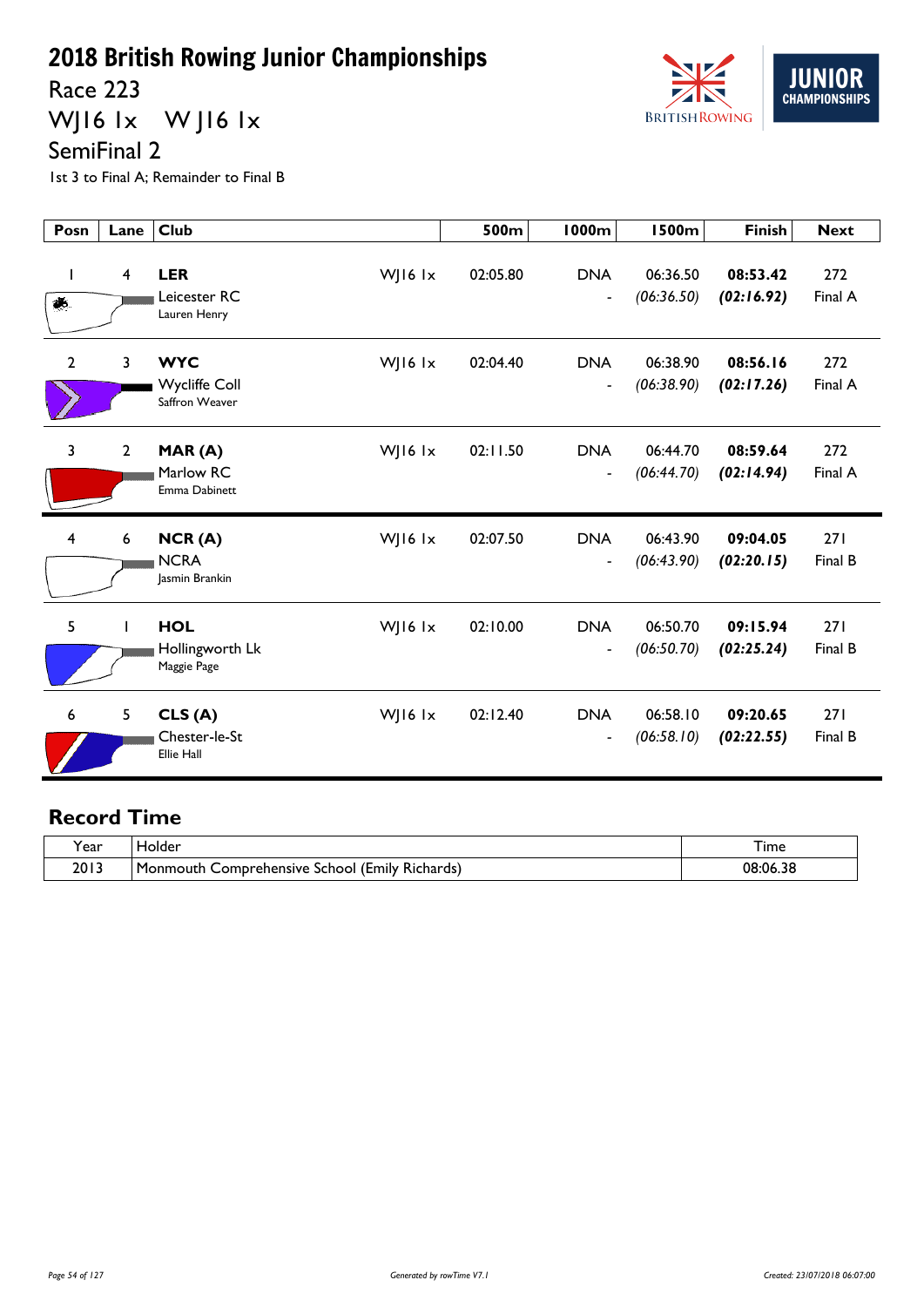# 2018 British Rowing Junior Championships

Race 223

WJ16 1x   W J16 1x

SemiFinal 2

1st 3 to Final A; Remainder to Final B

| Posn | Lane | Club | | 500m | 1000m | 1500m | Finish | Next |
|---|---|---|---|---|---|---|---|---|
| 1 | 4 | **LER** Leicester RC Lauren Henry | WJ16 1x | 02:05.80 | DNA - | 06:36.50 *(06:36.50)* | **08:53.42** ***(02:16.92)*** | 272 Final A |
| 2 | 3 | **WYC** Wycliffe Coll Saffron Weaver | WJ16 1x | 02:04.40 | DNA - | 06:38.90 *(06:38.90)* | **08:56.16** ***(02:17.26)*** | 272 Final A |
| 3 | 2 | **MAR (A)** Marlow RC Emma Dabinett | WJ16 1x | 02:11.50 | DNA - | 06:44.70 *(06:44.70)* | **08:59.64** ***(02:14.94)*** | 272 Final A |
| 4 | 6 | **NCR (A)** NCRA Jasmin Brankin | WJ16 1x | 02:07.50 | DNA - | 06:43.90 *(06:43.90)* | **09:04.05** ***(02:20.15)*** | 271 Final B |
| 5 | 1 | **HOL** Hollingworth Lk Maggie Page | WJ16 1x | 02:10.00 | DNA - | 06:50.70 *(06:50.70)* | **09:15.94** ***(02:25.24)*** | 271 Final B |
| 6 | 5 | **CLS (A)** Chester-le-St Ellie Hall | WJ16 1x | 02:12.40 | DNA - | 06:58.10 *(06:58.10)* | **09:20.65** ***(02:22.55)*** | 271 Final B |

## Record Time

| Year | Holder | Time |
|---|---|---|
| 2013 | Monmouth Comprehensive School (Emily Richards) | 08:06.38 |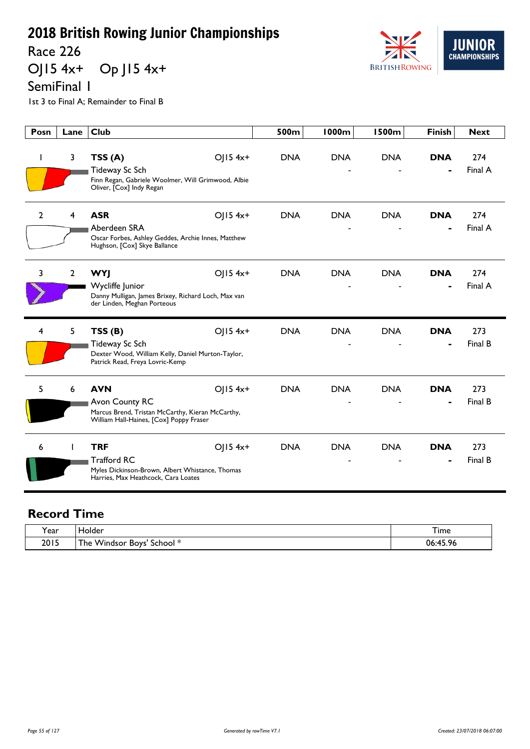# 2018 British Rowing Junior Championships

Race 226

OJ15 4x+ Op J15 4x+

SemiFinal 1

1st 3 to Final A; Remainder to Final B

| Posn | Lane | Club | | 500m | 1000m | 1500m | Finish | Next |
|---|---|---|---|---|---|---|---|---|
| 1 | 3 | **TSS (A)** Tideway Sc Sch Finn Regan, Gabriele Woolmer, Will Grimwood, Albie Oliver, [Cox] Indy Regan | OJ15 4x+ | DNA | DNA - | DNA - | **DNA** - | 274 Final A |
| 2 | 4 | **ASR** Aberdeen SRA Oscar Forbes, Ashley Geddes, Archie Innes, Matthew Hughson, [Cox] Skye Ballance | OJ15 4x+ | DNA | DNA - | DNA - | **DNA** - | 274 Final A |
| 3 | 2 | **WYJ** Wycliffe Junior Danny Mulligan, James Brixey, Richard Loch, Max van der Linden, Meghan Porteous | OJ15 4x+ | DNA | DNA - | DNA - | **DNA** - | 274 Final A |
| 4 | 5 | **TSS (B)** Tideway Sc Sch Dexter Wood, William Kelly, Daniel Murton-Taylor, Patrick Read, Freya Lovric-Kemp | OJ15 4x+ | DNA | DNA - | DNA - | **DNA** - | 273 Final B |
| 5 | 6 | **AVN** Avon County RC Marcus Brend, Tristan McCarthy, Kieran McCarthy, William Hall-Haines, [Cox] Poppy Fraser | OJ15 4x+ | DNA | DNA - | DNA - | **DNA** - | 273 Final B |
| 6 | 1 | **TRF** Trafford RC Myles Dickinson-Brown, Albert Whistance, Thomas Harries, Max Heathcock, Cara Loates | OJ15 4x+ | DNA | DNA - | DNA - | **DNA** - | 273 Final B |

## Record Time

| Year | Holder | Time |
|---|---|---|
| 2015 | The Windsor Boys' School * | 06:45.96 |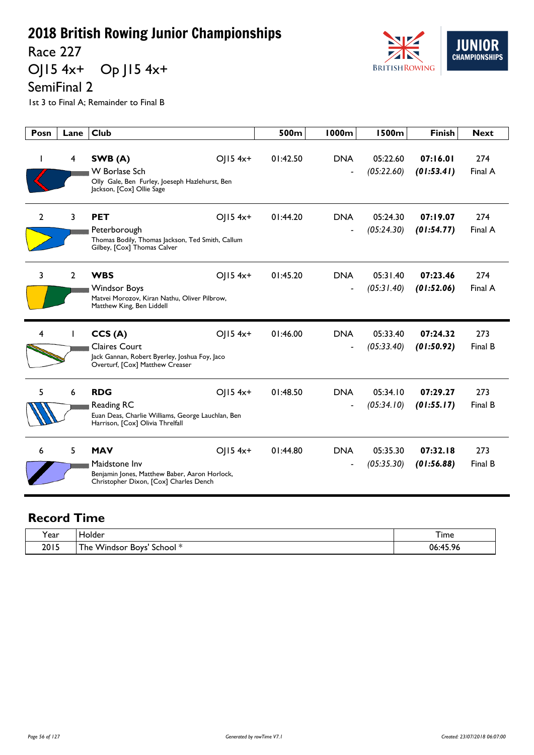# 2018 British Rowing Junior Championships

## Race 227

## OJ15 4x+ Op J15 4x+

## SemiFinal 2

1st 3 to Final A; Remainder to Final B

| Posn | Lane | Club | | 500m | 1000m | 1500m | Finish | Next |
|---|---|---|---|---|---|---|---|---|
| 1 | 4 | **SWB (A)** W Borlase Sch Olly Gale, Ben Furley, Joeseph Hazlehurst, Ben Jackson, [Cox] Ollie Sage | OJ15 4x+ | 01:42.50 | DNA - | 05:22.60 *(05:22.60)* | **07:16.01** ***(01:53.41)*** | 274 Final A |
| 2 | 3 | **PET** Peterborough Thomas Bodily, Thomas Jackson, Ted Smith, Callum Gilbey, [Cox] Thomas Calver | OJ15 4x+ | 01:44.20 | DNA - | 05:24.30 *(05:24.30)* | **07:19.07** ***(01:54.77)*** | 274 Final A |
| 3 | 2 | **WBS** Windsor Boys Matvei Morozov, Kiran Nathu, Oliver Pilbrow, Matthew King, Ben Liddell | OJ15 4x+ | 01:45.20 | DNA - | 05:31.40 *(05:31.40)* | **07:23.46** ***(01:52.06)*** | 274 Final A |
| 4 | 1 | **CCS (A)** Claires Court Jack Gannan, Robert Byerley, Joshua Foy, Jaco Overturf, [Cox] Matthew Creaser | OJ15 4x+ | 01:46.00 | DNA - | 05:33.40 *(05:33.40)* | **07:24.32** ***(01:50.92)*** | 273 Final B |
| 5 | 6 | **RDG** Reading RC Euan Deas, Charlie Williams, George Lauchlan, Ben Harrison, [Cox] Olivia Threlfall | OJ15 4x+ | 01:48.50 | DNA - | 05:34.10 *(05:34.10)* | **07:29.27** ***(01:55.17)*** | 273 Final B |
| 6 | 5 | **MAV** Maidstone Inv Benjamin Jones, Matthew Baber, Aaron Horlock, Christopher Dixon, [Cox] Charles Dench | OJ15 4x+ | 01:44.80 | DNA - | 05:35.30 *(05:35.30)* | **07:32.18** ***(01:56.88)*** | 273 Final B |

## Record Time

| Year | Holder | Time |
|---|---|---|
| 2015 | The Windsor Boys' School * | 06:45.96 |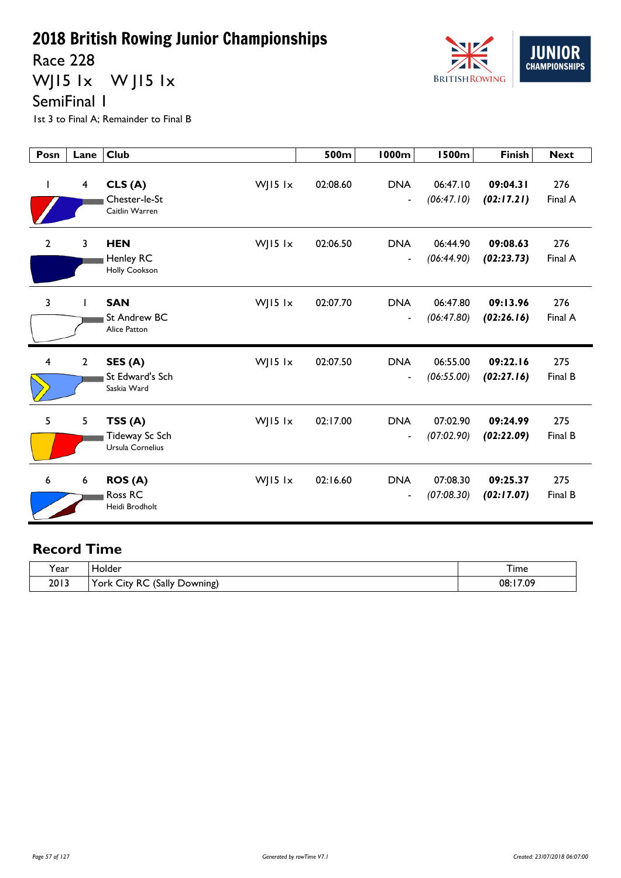# 2018 British Rowing Junior Championships

## Race 228

## WJ15 1x W J15 1x

## SemiFinal 1

1st 3 to Final A; Remainder to Final B

| Posn | Lane | Club | | 500m | 1000m | 1500m | Finish | Next |
|---|---|---|---|---|---|---|---|---|
| 1 | 4 | **CLS (A)** Chester-le-St Caitlin Warren | WJ15 1x | 02:08.60 | DNA - | 06:47.10 *(06:47.10)* | **09:04.31** ***(02:17.21)*** | 276 Final A |
| 2 | 3 | **HEN** Henley RC Holly Cookson | WJ15 1x | 02:06.50 | DNA - | 06:44.90 *(06:44.90)* | **09:08.63** ***(02:23.73)*** | 276 Final A |
| 3 | 1 | **SAN** St Andrew BC Alice Patton | WJ15 1x | 02:07.70 | DNA - | 06:47.80 *(06:47.80)* | **09:13.96** ***(02:26.16)*** | 276 Final A |
| 4 | 2 | **SES (A)** St Edward's Sch Saskia Ward | WJ15 1x | 02:07.50 | DNA - | 06:55.00 *(06:55.00)* | **09:22.16** ***(02:27.16)*** | 275 Final B |
| 5 | 5 | **TSS (A)** Tideway Sc Sch Ursula Cornelius | WJ15 1x | 02:17.00 | DNA - | 07:02.90 *(07:02.90)* | **09:24.99** ***(02:22.09)*** | 275 Final B |
| 6 | 6 | **ROS (A)** Ross RC Heidi Brodholt | WJ15 1x | 02:16.60 | DNA - | 07:08.30 *(07:08.30)* | **09:25.37** ***(02:17.07)*** | 275 Final B |

## Record Time

| Year | Holder | Time |
|---|---|---|
| 2013 | York City RC (Sally Downing) | 08:17.09 |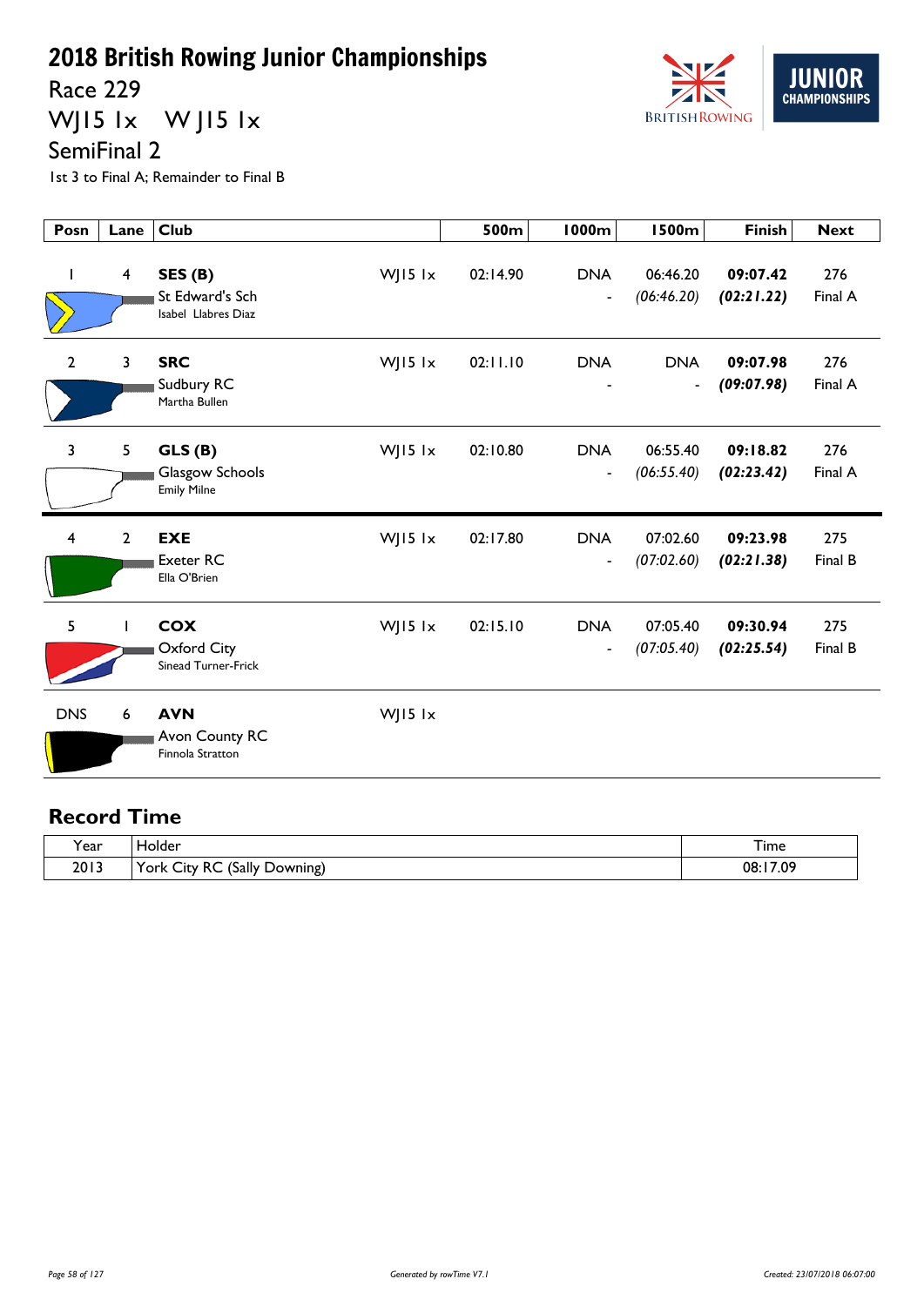# 2018 British Rowing Junior Championships

## Race 229

## WJ15 1x W J15 1x

## SemiFinal 2

1st 3 to Final A; Remainder to Final B

| Posn | Lane | Club | | 500m | 1000m | 1500m | Finish | Next |
|---|---|---|---|---|---|---|---|---|
| 1 | 4 | **SES (B)** St Edward's Sch Isabel Llabres Diaz | WJ15 1x | 02:14.90 | DNA - | 06:46.20 *(06:46.20)* | **09:07.42** ***(02:21.22)*** | 276 Final A |
| 2 | 3 | **SRC** Sudbury RC Martha Bullen | WJ15 1x | 02:11.10 | DNA - | DNA - | **09:07.98** ***(09:07.98)*** | 276 Final A |
| 3 | 5 | **GLS (B)** Glasgow Schools Emily Milne | WJ15 1x | 02:10.80 | DNA - | 06:55.40 *(06:55.40)* | **09:18.82** ***(02:23.42)*** | 276 Final A |
| 4 | 2 | **EXE** Exeter RC Ella O'Brien | WJ15 1x | 02:17.80 | DNA - | 07:02.60 *(07:02.60)* | **09:23.98** ***(02:21.38)*** | 275 Final B |
| 5 | 1 | **COX** Oxford City Sinead Turner-Frick | WJ15 1x | 02:15.10 | DNA - | 07:05.40 *(07:05.40)* | **09:30.94** ***(02:25.54)*** | 275 Final B |
| DNS | 6 | **AVN** Avon County RC Finnola Stratton | WJ15 1x | | | | | |

## Record Time

| Year | Holder | Time |
|---|---|---|
| 2013 | York City RC (Sally Downing) | 08:17.09 |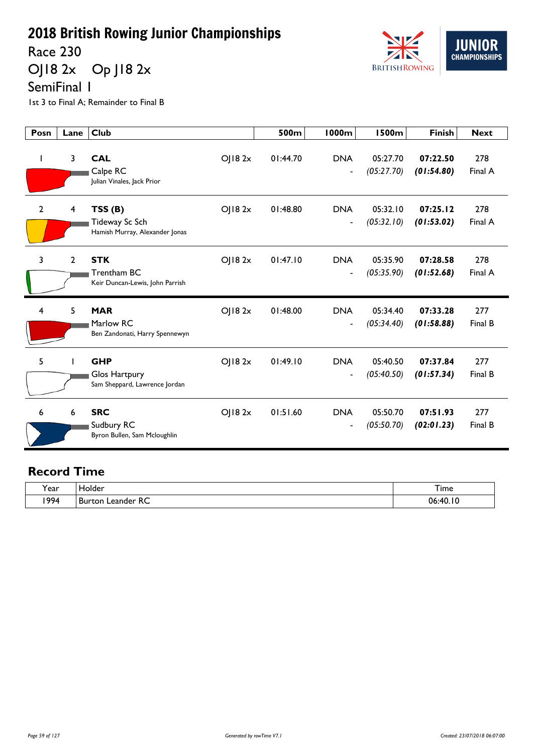# 2018 British Rowing Junior Championships

## Race 230

## OJ18 2x Op J18 2x

## SemiFinal 1

1st 3 to Final A; Remainder to Final B

| Posn | Lane | Club | | 500m | 1000m | 1500m | Finish | Next |
|---|---|---|---|---|---|---|---|---|
| 1 | 3 | **CAL** Calpe RC Julian Vinales, Jack Prior | OJ18 2x | 01:44.70 | DNA - | 05:27.70 *(05:27.70)* | **07:22.50** ***(01:54.80)*** | 278 Final A |
| 2 | 4 | **TSS (B)** Tideway Sc Sch Hamish Murray, Alexander Jonas | OJ18 2x | 01:48.80 | DNA - | 05:32.10 *(05:32.10)* | **07:25.12** ***(01:53.02)*** | 278 Final A |
| 3 | 2 | **STK** Trentham BC Keir Duncan-Lewis, John Parrish | OJ18 2x | 01:47.10 | DNA - | 05:35.90 *(05:35.90)* | **07:28.58** ***(01:52.68)*** | 278 Final A |
| 4 | 5 | **MAR** Marlow RC Ben Zandonati, Harry Spennewyn | OJ18 2x | 01:48.00 | DNA - | 05:34.40 *(05:34.40)* | **07:33.28** ***(01:58.88)*** | 277 Final B |
| 5 | 1 | **GHP** Glos Hartpury Sam Sheppard, Lawrence Jordan | OJ18 2x | 01:49.10 | DNA - | 05:40.50 *(05:40.50)* | **07:37.84** ***(01:57.34)*** | 277 Final B |
| 6 | 6 | **SRC** Sudbury RC Byron Bullen, Sam Mcloughlin | OJ18 2x | 01:51.60 | DNA - | 05:50.70 *(05:50.70)* | **07:51.93** ***(02:01.23)*** | 277 Final B |

## Record Time

| Year | Holder | Time |
|---|---|---|
| 1994 | Burton Leander RC | 06:40.10 |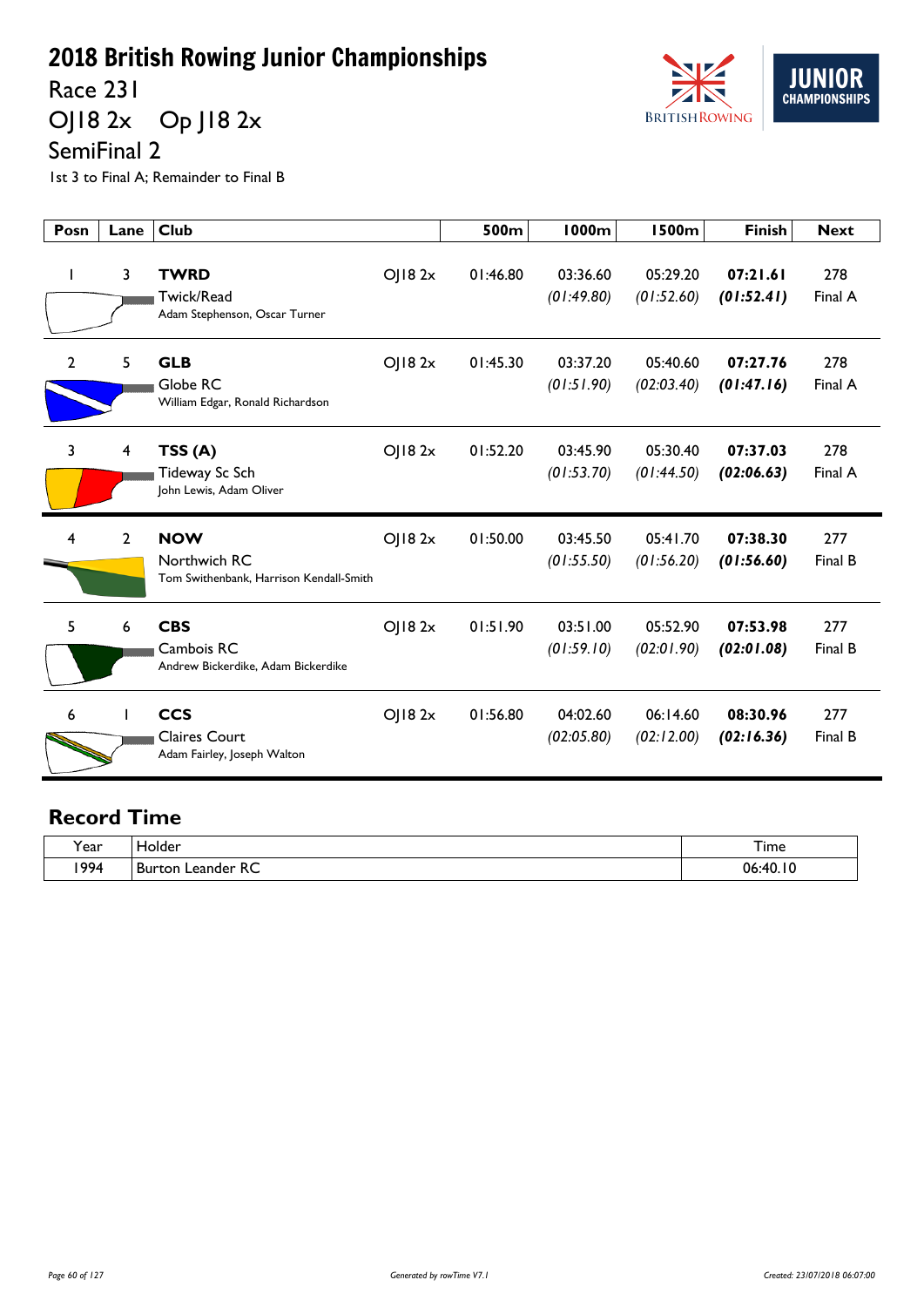# 2018 British Rowing Junior Championships

## Race 231

## OJ18 2x Op J18 2x

## SemiFinal 2

1st 3 to Final A; Remainder to Final B

| Posn | Lane | Club | | 500m | 1000m | 1500m | Finish | Next |
|---|---|---|---|---|---|---|---|---|
| 1 | 3 | **TWRD** Twick/Read Adam Stephenson, Oscar Turner | OJ18 2x | 01:46.80 | 03:36.60 *(01:49.80)* | 05:29.20 *(01:52.60)* | **07:21.61** ***(01:52.41)*** | 278 Final A |
| 2 | 5 | **GLB** Globe RC William Edgar, Ronald Richardson | OJ18 2x | 01:45.30 | 03:37.20 *(01:51.90)* | 05:40.60 *(02:03.40)* | **07:27.76** ***(01:47.16)*** | 278 Final A |
| 3 | 4 | **TSS (A)** Tideway Sc Sch John Lewis, Adam Oliver | OJ18 2x | 01:52.20 | 03:45.90 *(01:53.70)* | 05:30.40 *(01:44.50)* | **07:37.03** ***(02:06.63)*** | 278 Final A |
| 4 | 2 | **NOW** Northwich RC Tom Swithenbank, Harrison Kendall-Smith | OJ18 2x | 01:50.00 | 03:45.50 *(01:55.50)* | 05:41.70 *(01:56.20)* | **07:38.30** ***(01:56.60)*** | 277 Final B |
| 5 | 6 | **CBS** Cambois RC Andrew Bickerdike, Adam Bickerdike | OJ18 2x | 01:51.90 | 03:51.00 *(01:59.10)* | 05:52.90 *(02:01.90)* | **07:53.98** ***(02:01.08)*** | 277 Final B |
| 6 | 1 | **CCS** Claires Court Adam Fairley, Joseph Walton | OJ18 2x | 01:56.80 | 04:02.60 *(02:05.80)* | 06:14.60 *(02:12.00)* | **08:30.96** ***(02:16.36)*** | 277 Final B |

## Record Time

| Year | Holder | Time |
|---|---|---|
| 1994 | Burton Leander RC | 06:40.10 |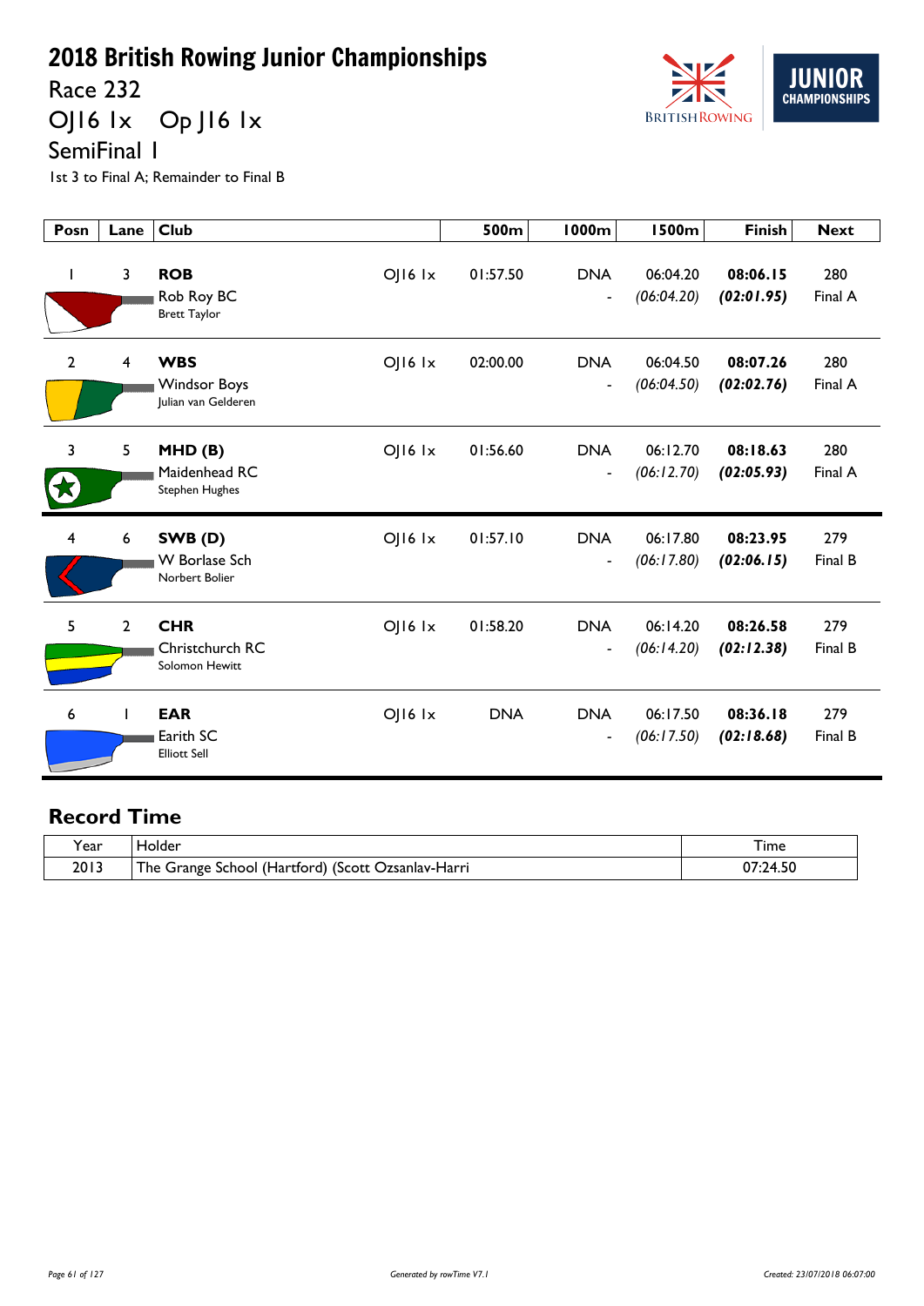# 2018 British Rowing Junior Championships

Race 232

OJ16 1x    Op J16 1x

SemiFinal 1

1st 3 to Final A; Remainder to Final B

| Posn | Lane | Club | | 500m | 1000m | 1500m | Finish | Next |
|---|---|---|---|---|---|---|---|---|
| 1 | 3 | **ROB** Rob Roy BC Brett Taylor | OJ16 1x | 01:57.50 | DNA - | 06:04.20 *(06:04.20)* | **08:06.15** ***(02:01.95)*** | 280 Final A |
| 2 | 4 | **WBS** Windsor Boys Julian van Gelderen | OJ16 1x | 02:00.00 | DNA - | 06:04.50 *(06:04.50)* | **08:07.26** ***(02:02.76)*** | 280 Final A |
| 3 | 5 | **MHD (B)** Maidenhead RC Stephen Hughes | OJ16 1x | 01:56.60 | DNA - | 06:12.70 *(06:12.70)* | **08:18.63** ***(02:05.93)*** | 280 Final A |
| 4 | 6 | **SWB (D)** W Borlase Sch Norbert Bolier | OJ16 1x | 01:57.10 | DNA - | 06:17.80 *(06:17.80)* | **08:23.95** ***(02:06.15)*** | 279 Final B |
| 5 | 2 | **CHR** Christchurch RC Solomon Hewitt | OJ16 1x | 01:58.20 | DNA - | 06:14.20 *(06:14.20)* | **08:26.58** ***(02:12.38)*** | 279 Final B |
| 6 | 1 | **EAR** Earith SC Elliott Sell | OJ16 1x | DNA | DNA - | 06:17.50 *(06:17.50)* | **08:36.18** ***(02:18.68)*** | 279 Final B |

## Record Time

| Year | Holder | Time |
|---|---|---|
| 2013 | The Grange School (Hartford) (Scott Ozsanlav-Harri | 07:24.50 |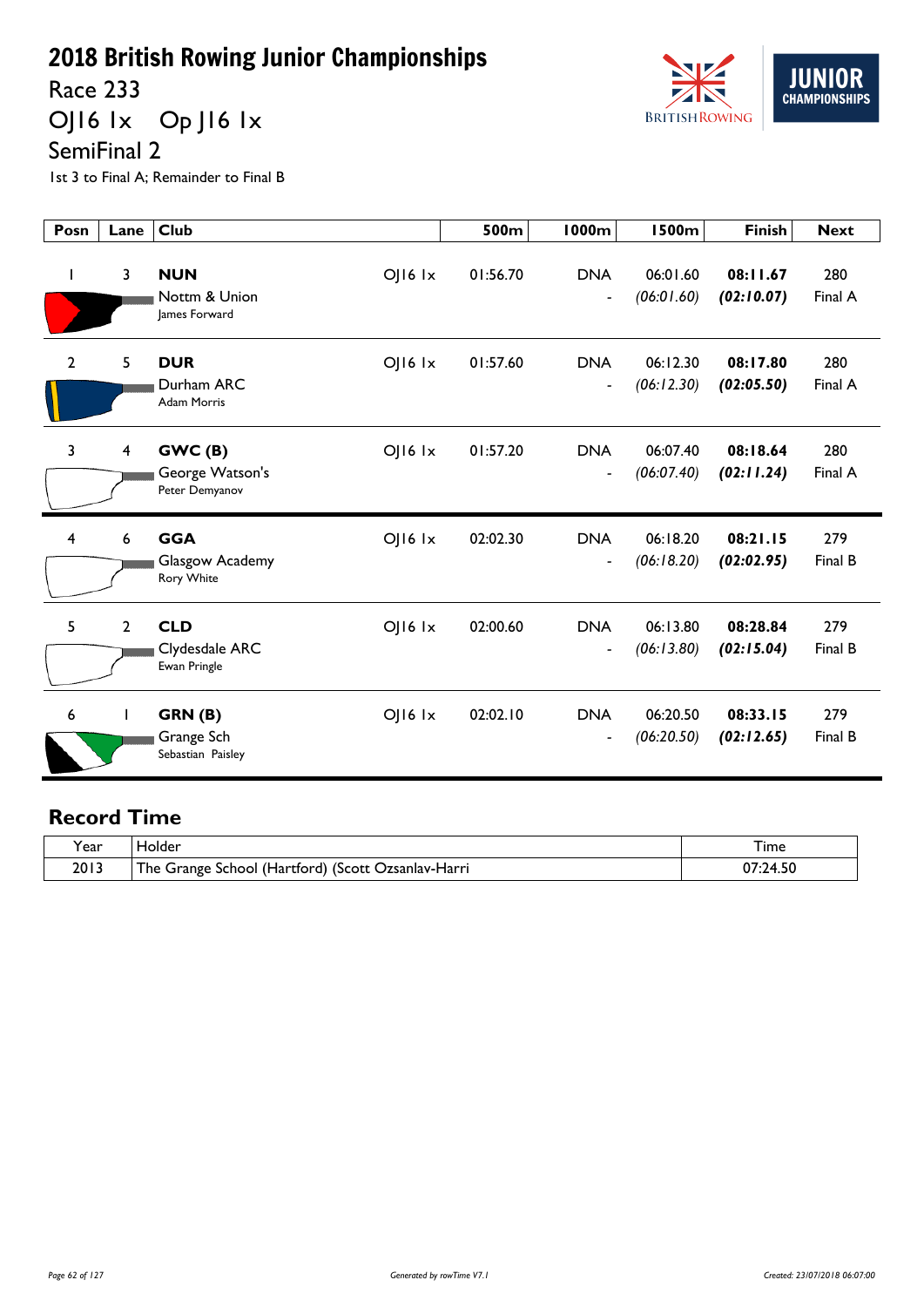# 2018 British Rowing Junior Championships

## Race 233

## OJ16 1x    Op J16 1x

## SemiFinal 2

1st 3 to Final A; Remainder to Final B

| Posn | Lane | Club | | 500m | 1000m | 1500m | Finish | Next |
|---|---|---|---|---|---|---|---|---|
| 1 | 3 | **NUN** Nottm & Union James Forward | OJ16 1x | 01:56.70 | DNA - | 06:01.60 *(06:01.60)* | **08:11.67** ***(02:10.07)*** | 280 Final A |
| 2 | 5 | **DUR** Durham ARC Adam Morris | OJ16 1x | 01:57.60 | DNA - | 06:12.30 *(06:12.30)* | **08:17.80** ***(02:05.50)*** | 280 Final A |
| 3 | 4 | **GWC (B)** George Watson's Peter Demyanov | OJ16 1x | 01:57.20 | DNA - | 06:07.40 *(06:07.40)* | **08:18.64** ***(02:11.24)*** | 280 Final A |
| 4 | 6 | **GGA** Glasgow Academy Rory White | OJ16 1x | 02:02.30 | DNA - | 06:18.20 *(06:18.20)* | **08:21.15** ***(02:02.95)*** | 279 Final B |
| 5 | 2 | **CLD** Clydesdale ARC Ewan Pringle | OJ16 1x | 02:00.60 | DNA - | 06:13.80 *(06:13.80)* | **08:28.84** ***(02:15.04)*** | 279 Final B |
| 6 | 1 | **GRN (B)** Grange Sch Sebastian Paisley | OJ16 1x | 02:02.10 | DNA - | 06:20.50 *(06:20.50)* | **08:33.15** ***(02:12.65)*** | 279 Final B |

## Record Time

| Year | Holder | Time |
|---|---|---|
| 2013 | The Grange School (Hartford) (Scott Ozsanlav-Harri | 07:24.50 |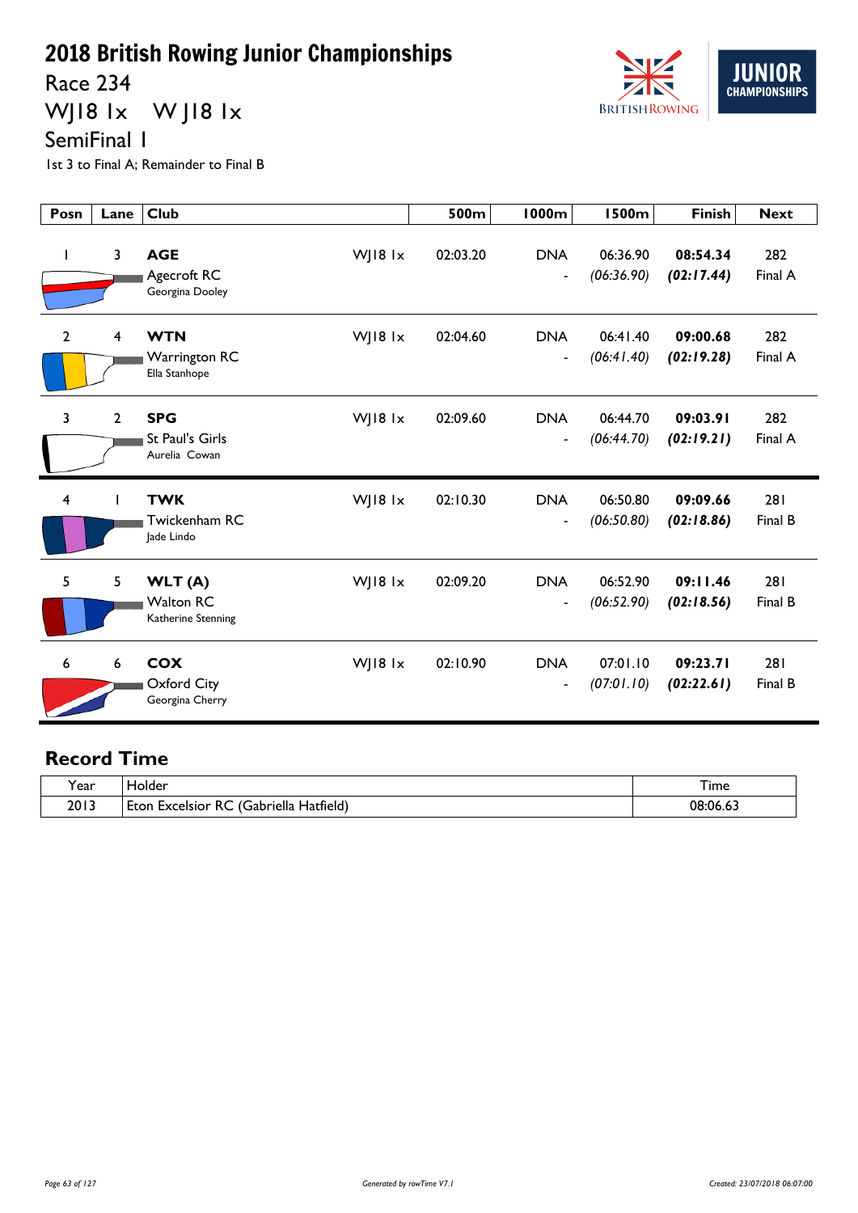# 2018 British Rowing Junior Championships

## Race 234

## WJ18 1x W J18 1x

## SemiFinal 1

1st 3 to Final A; Remainder to Final B

| Posn | Lane | Club | | 500m | 1000m | 1500m | Finish | Next |
|---|---|---|---|---|---|---|---|---|
| 1 | 3 | **AGE** Agecroft RC Georgina Dooley | WJ18 1x | 02:03.20 | DNA - | 06:36.90 *(06:36.90)* | **08:54.34** ***(02:17.44)*** | 282 Final A |
| 2 | 4 | **WTN** Warrington RC Ella Stanhope | WJ18 1x | 02:04.60 | DNA - | 06:41.40 *(06:41.40)* | **09:00.68** ***(02:19.28)*** | 282 Final A |
| 3 | 2 | **SPG** St Paul's Girls Aurelia Cowan | WJ18 1x | 02:09.60 | DNA - | 06:44.70 *(06:44.70)* | **09:03.91** ***(02:19.21)*** | 282 Final A |
| 4 | 1 | **TWK** Twickenham RC Jade Lindo | WJ18 1x | 02:10.30 | DNA - | 06:50.80 *(06:50.80)* | **09:09.66** ***(02:18.86)*** | 281 Final B |
| 5 | 5 | **WLT (A)** Walton RC Katherine Stenning | WJ18 1x | 02:09.20 | DNA - | 06:52.90 *(06:52.90)* | **09:11.46** ***(02:18.56)*** | 281 Final B |
| 6 | 6 | **COX** Oxford City Georgina Cherry | WJ18 1x | 02:10.90 | DNA - | 07:01.10 *(07:01.10)* | **09:23.71** ***(02:22.61)*** | 281 Final B |

## Record Time

| Year | Holder | Time |
|---|---|---|
| 2013 | Eton Excelsior RC (Gabriella Hatfield) | 08:06.63 |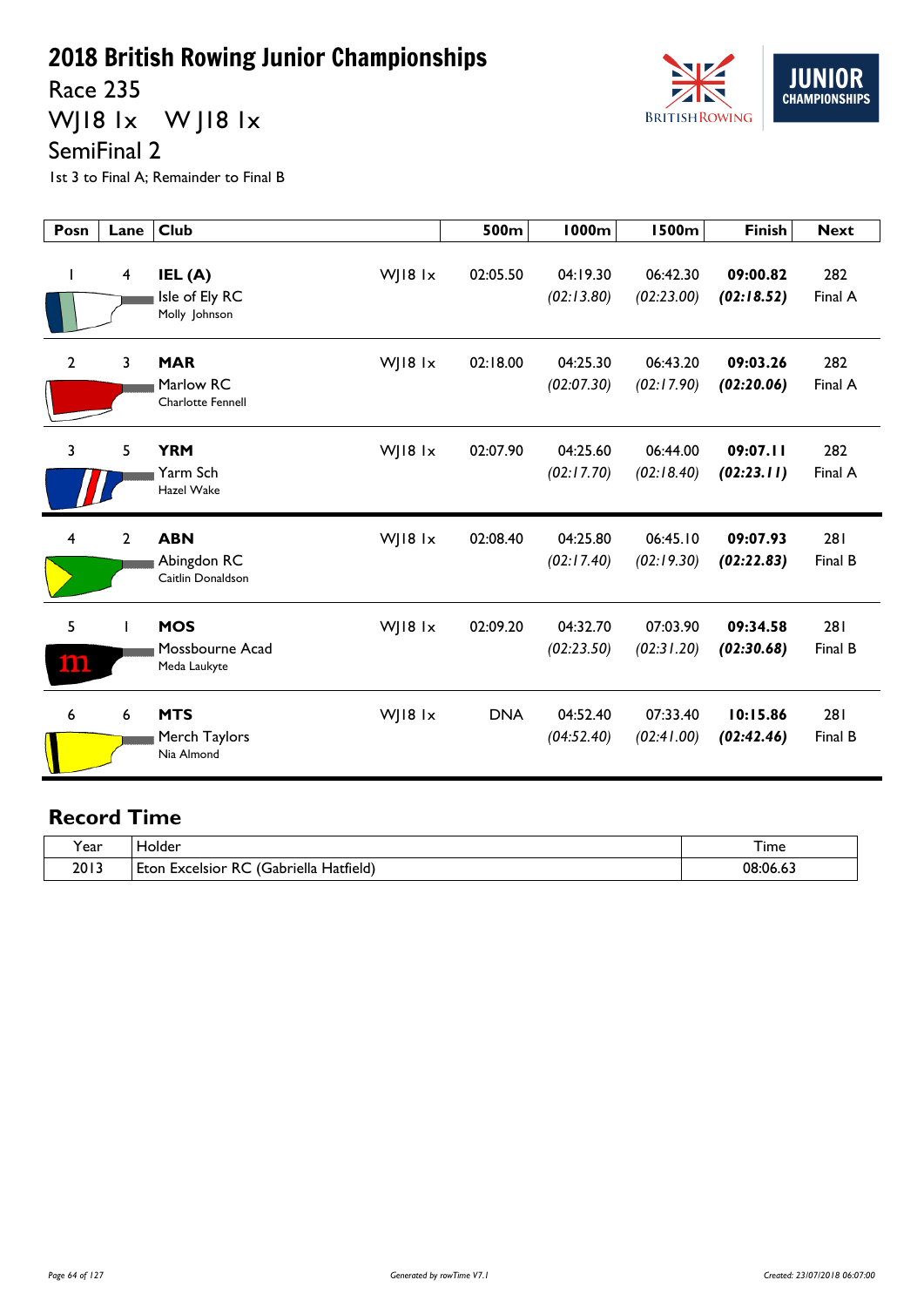# 2018 British Rowing Junior Championships

## Race 235

## WJ18 1x W J18 1x

## SemiFinal 2

1st 3 to Final A; Remainder to Final B

| Posn | Lane | Club | | 500m | 1000m | 1500m | Finish | Next |
|---|---|---|---|---|---|---|---|---|
| 1 | 4 | **IEL (A)** Isle of Ely RC Molly Johnson | WJ18 1x | 02:05.50 | 04:19.30 *(02:13.80)* | 06:42.30 *(02:23.00)* | **09:00.82** ***(02:18.52)*** | 282 Final A |
| 2 | 3 | **MAR** Marlow RC Charlotte Fennell | WJ18 1x | 02:18.00 | 04:25.30 *(02:07.30)* | 06:43.20 *(02:17.90)* | **09:03.26** ***(02:20.06)*** | 282 Final A |
| 3 | 5 | **YRM** Yarm Sch Hazel Wake | WJ18 1x | 02:07.90 | 04:25.60 *(02:17.70)* | 06:44.00 *(02:18.40)* | **09:07.11** ***(02:23.11)*** | 282 Final A |
| 4 | 2 | **ABN** Abingdon RC Caitlin Donaldson | WJ18 1x | 02:08.40 | 04:25.80 *(02:17.40)* | 06:45.10 *(02:19.30)* | **09:07.93** ***(02:22.83)*** | 281 Final B |
| 5 | 1 | **MOS** Mossbourne Acad Meda Laukyte | WJ18 1x | 02:09.20 | 04:32.70 *(02:23.50)* | 07:03.90 *(02:31.20)* | **09:34.58** ***(02:30.68)*** | 281 Final B |
| 6 | 6 | **MTS** Merch Taylors Nia Almond | WJ18 1x | DNA | 04:52.40 *(04:52.40)* | 07:33.40 *(02:41.00)* | **10:15.86** ***(02:42.46)*** | 281 Final B |

## Record Time

| Year | Holder | Time |
|---|---|---|
| 2013 | Eton Excelsior RC (Gabriella Hatfield) | 08:06.63 |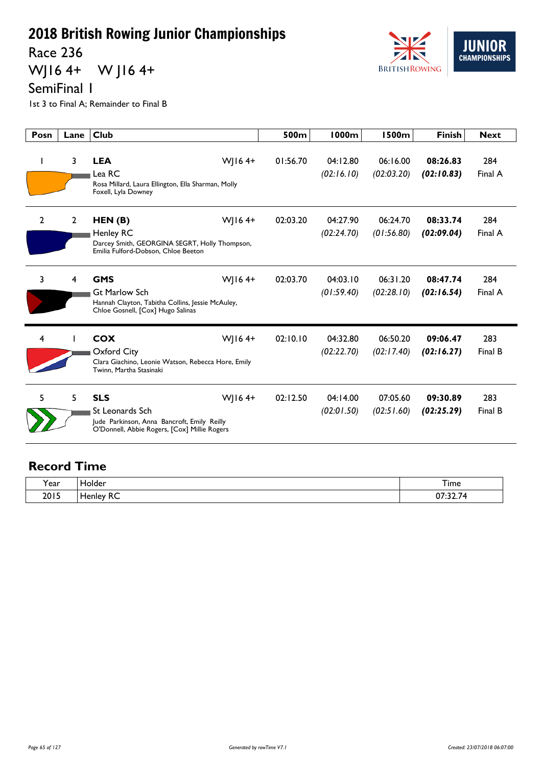# 2018 British Rowing Junior Championships

## Race 236

## WJ16 4+ W J16 4+

## SemiFinal 1

1st 3 to Final A; Remainder to Final B

| Posn | Lane | Club | | 500m | 1000m | 1500m | Finish | Next |
|---|---|---|---|---|---|---|---|---|
| 1 | 3 | **LEA** Lea RC Rosa Millard, Laura Ellington, Ella Sharman, Molly Foxell, Lyla Downey | WJ16 4+ | 01:56.70 | 04:12.80 *(02:16.10)* | 06:16.00 *(02:03.20)* | **08:26.83** ***(02:10.83)*** | 284 Final A |
| 2 | 2 | **HEN (B)** Henley RC Darcey Smith, GEORGINA SEGRT, Holly Thompson, Emilia Fulford-Dobson, Chloe Beeton | WJ16 4+ | 02:03.20 | 04:27.90 *(02:24.70)* | 06:24.70 *(01:56.80)* | **08:33.74** ***(02:09.04)*** | 284 Final A |
| 3 | 4 | **GMS** Gt Marlow Sch Hannah Clayton, Tabitha Collins, Jessie McAuley, Chloe Gosnell, [Cox] Hugo Salinas | WJ16 4+ | 02:03.70 | 04:03.10 *(01:59.40)* | 06:31.20 *(02:28.10)* | **08:47.74** ***(02:16.54)*** | 284 Final A |
| 4 | 1 | **COX** Oxford City Clara Giachino, Leonie Watson, Rebecca Hore, Emily Twinn, Martha Stasinaki | WJ16 4+ | 02:10.10 | 04:32.80 *(02:22.70)* | 06:50.20 *(02:17.40)* | **09:06.47** ***(02:16.27)*** | 283 Final B |
| 5 | 5 | **SLS** St Leonards Sch Jude Parkinson, Anna Bancroft, Emily Reilly O'Donnell, Abbie Rogers, [Cox] Millie Rogers | WJ16 4+ | 02:12.50 | 04:14.00 *(02:01.50)* | 07:05.60 *(02:51.60)* | **09:30.89** ***(02:25.29)*** | 283 Final B |

## Record Time

| Year | Holder | Time |
|---|---|---|
| 2015 | Henley RC | 07:32.74 |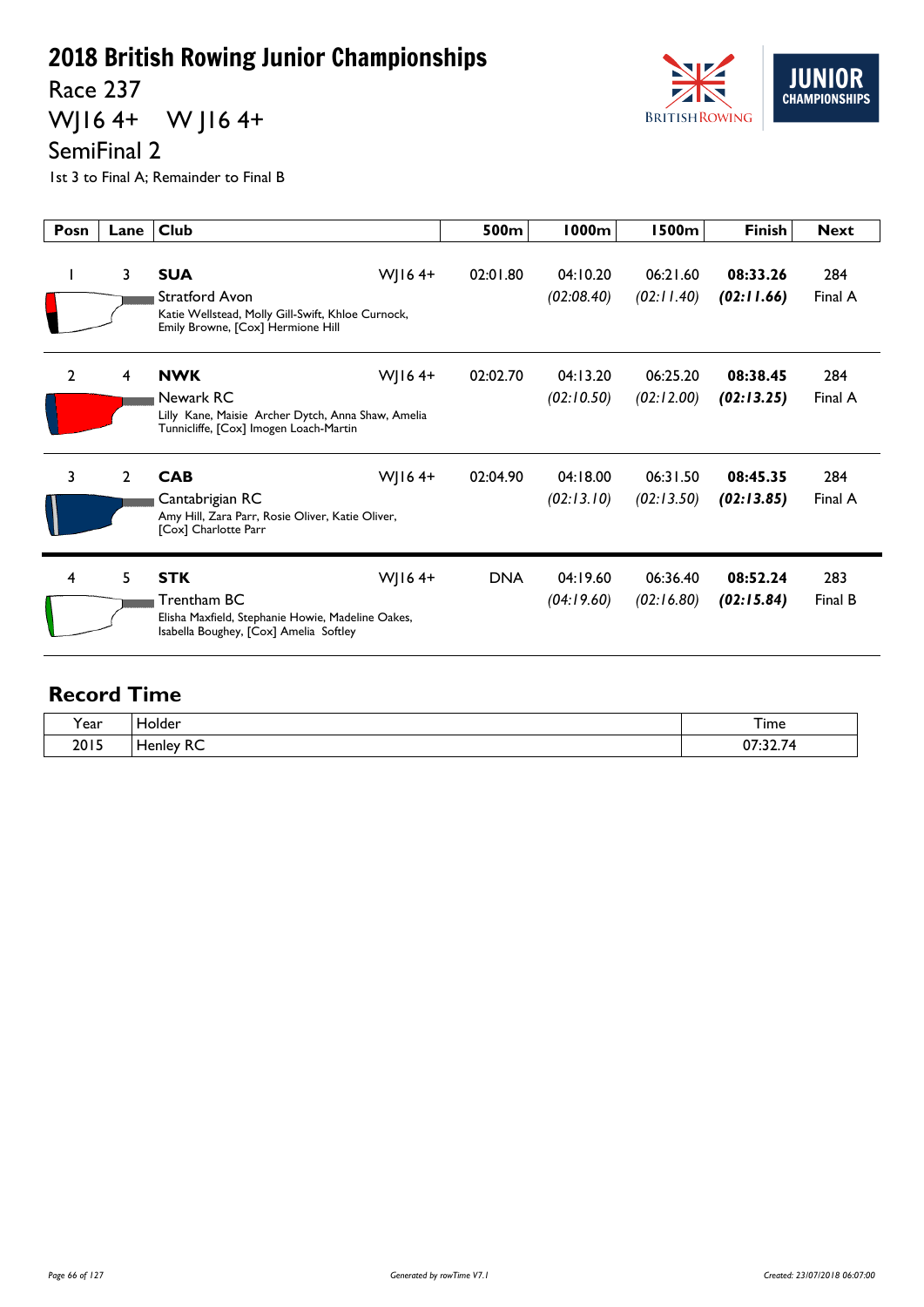# 2018 British Rowing Junior Championships

## Race 237

## WJ16 4+ W J16 4+

## SemiFinal 2

1st 3 to Final A; Remainder to Final B

| Posn | Lane | Club | | 500m | 1000m | 1500m | Finish | Next |
|---|---|---|---|---|---|---|---|---|
| 1 | 3 | **SUA** Stratford Avon Katie Wellstead, Molly Gill-Swift, Khloe Curnock, Emily Browne, [Cox] Hermione Hill | WJ16 4+ | 02:01.80 | 04:10.20 *(02:08.40)* | 06:21.60 *(02:11.40)* | **08:33.26** ***(02:11.66)*** | 284 Final A |
| 2 | 4 | **NWK** Newark RC Lilly Kane, Maisie Archer Dytch, Anna Shaw, Amelia Tunnicliffe, [Cox] Imogen Loach-Martin | WJ16 4+ | 02:02.70 | 04:13.20 *(02:10.50)* | 06:25.20 *(02:12.00)* | **08:38.45** ***(02:13.25)*** | 284 Final A |
| 3 | 2 | **CAB** Cantabrigian RC Amy Hill, Zara Parr, Rosie Oliver, Katie Oliver, [Cox] Charlotte Parr | WJ16 4+ | 02:04.90 | 04:18.00 *(02:13.10)* | 06:31.50 *(02:13.50)* | **08:45.35** ***(02:13.85)*** | 284 Final A |
| 4 | 5 | **STK** Trentham BC Elisha Maxfield, Stephanie Howie, Madeline Oakes, Isabella Boughey, [Cox] Amelia Softley | WJ16 4+ | DNA | 04:19.60 *(04:19.60)* | 06:36.40 *(02:16.80)* | **08:52.24** ***(02:15.84)*** | 283 Final B |

## Record Time

| Year | Holder | Time |
|---|---|---|
| 2015 | Henley RC | 07:32.74 |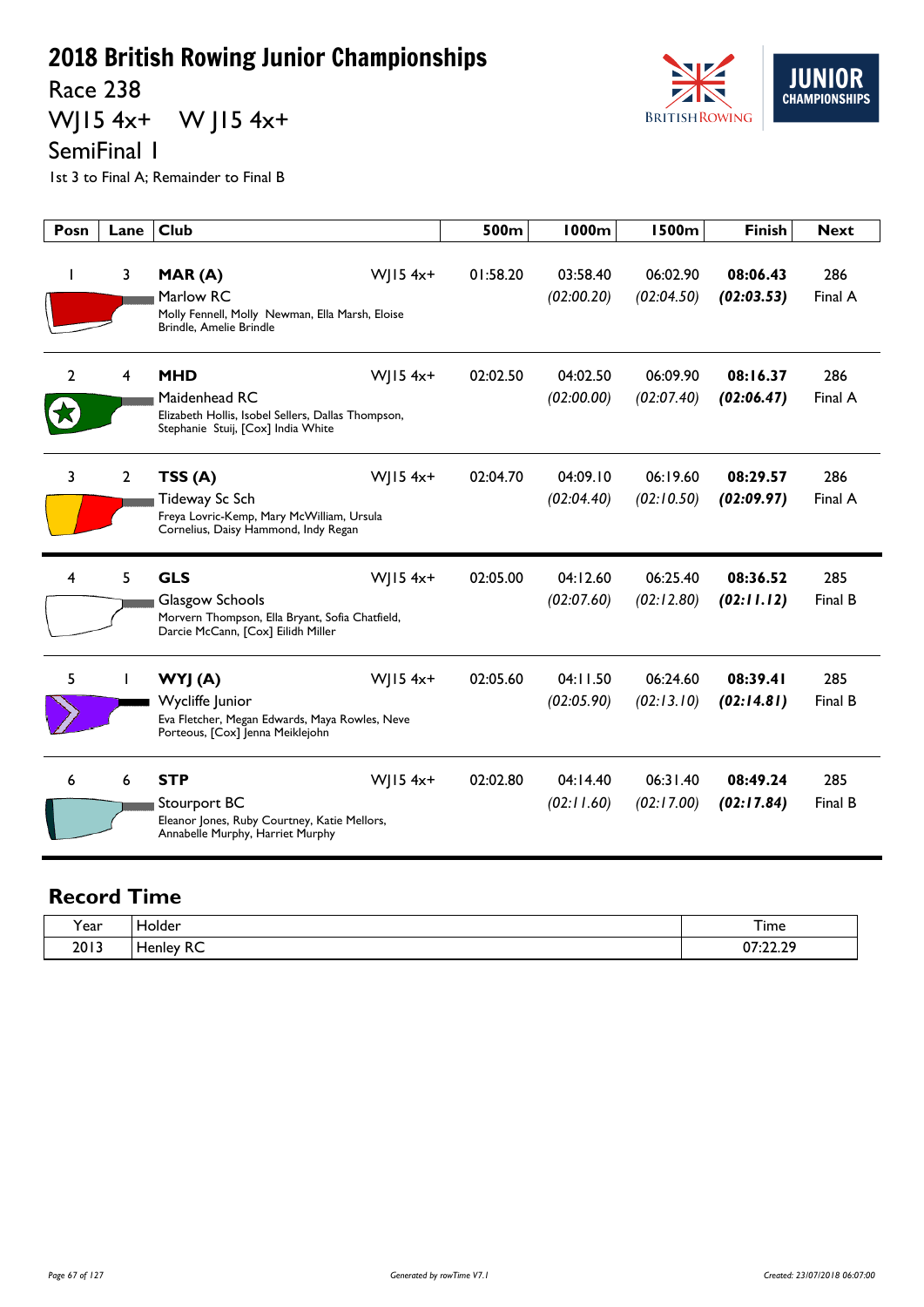# 2018 British Rowing Junior Championships

## Race 238

## WJ15 4x+ W J15 4x+

## SemiFinal 1

1st 3 to Final A; Remainder to Final B

| Posn | Lane | Club | | 500m | 1000m | 1500m | Finish | Next |
|---|---|---|---|---|---|---|---|---|
| 1 | 3 | **MAR (A)** Marlow RC Molly Fennell, Molly Newman, Ella Marsh, Eloise Brindle, Amelie Brindle | WJ15 4x+ | 01:58.20 | 03:58.40 *(02:00.20)* | 06:02.90 *(02:04.50)* | **08:06.43** ***(02:03.53)*** | 286 Final A |
| 2 | 4 | **MHD** Maidenhead RC Elizabeth Hollis, Isobel Sellers, Dallas Thompson, Stephanie Stuij, [Cox] India White | WJ15 4x+ | 02:02.50 | 04:02.50 *(02:00.00)* | 06:09.90 *(02:07.40)* | **08:16.37** ***(02:06.47)*** | 286 Final A |
| 3 | 2 | **TSS (A)** Tideway Sc Sch Freya Lovric-Kemp, Mary McWilliam, Ursula Cornelius, Daisy Hammond, Indy Regan | WJ15 4x+ | 02:04.70 | 04:09.10 *(02:04.40)* | 06:19.60 *(02:10.50)* | **08:29.57** ***(02:09.97)*** | 286 Final A |
| 4 | 5 | **GLS** Glasgow Schools Morvern Thompson, Ella Bryant, Sofia Chatfield, Darcie McCann, [Cox] Eilidh Miller | WJ15 4x+ | 02:05.00 | 04:12.60 *(02:07.60)* | 06:25.40 *(02:12.80)* | **08:36.52** ***(02:11.12)*** | 285 Final B |
| 5 | 1 | **WYJ (A)** Wycliffe Junior Eva Fletcher, Megan Edwards, Maya Rowles, Neve Porteous, [Cox] Jenna Meiklejohn | WJ15 4x+ | 02:05.60 | 04:11.50 *(02:05.90)* | 06:24.60 *(02:13.10)* | **08:39.41** ***(02:14.81)*** | 285 Final B |
| 6 | 6 | **STP** Stourport BC Eleanor Jones, Ruby Courtney, Katie Mellors, Annabelle Murphy, Harriet Murphy | WJ15 4x+ | 02:02.80 | 04:14.40 *(02:11.60)* | 06:31.40 *(02:17.00)* | **08:49.24** ***(02:17.84)*** | 285 Final B |

## Record Time

| Year | Holder | Time |
|---|---|---|
| 2013 | Henley RC | 07:22.29 |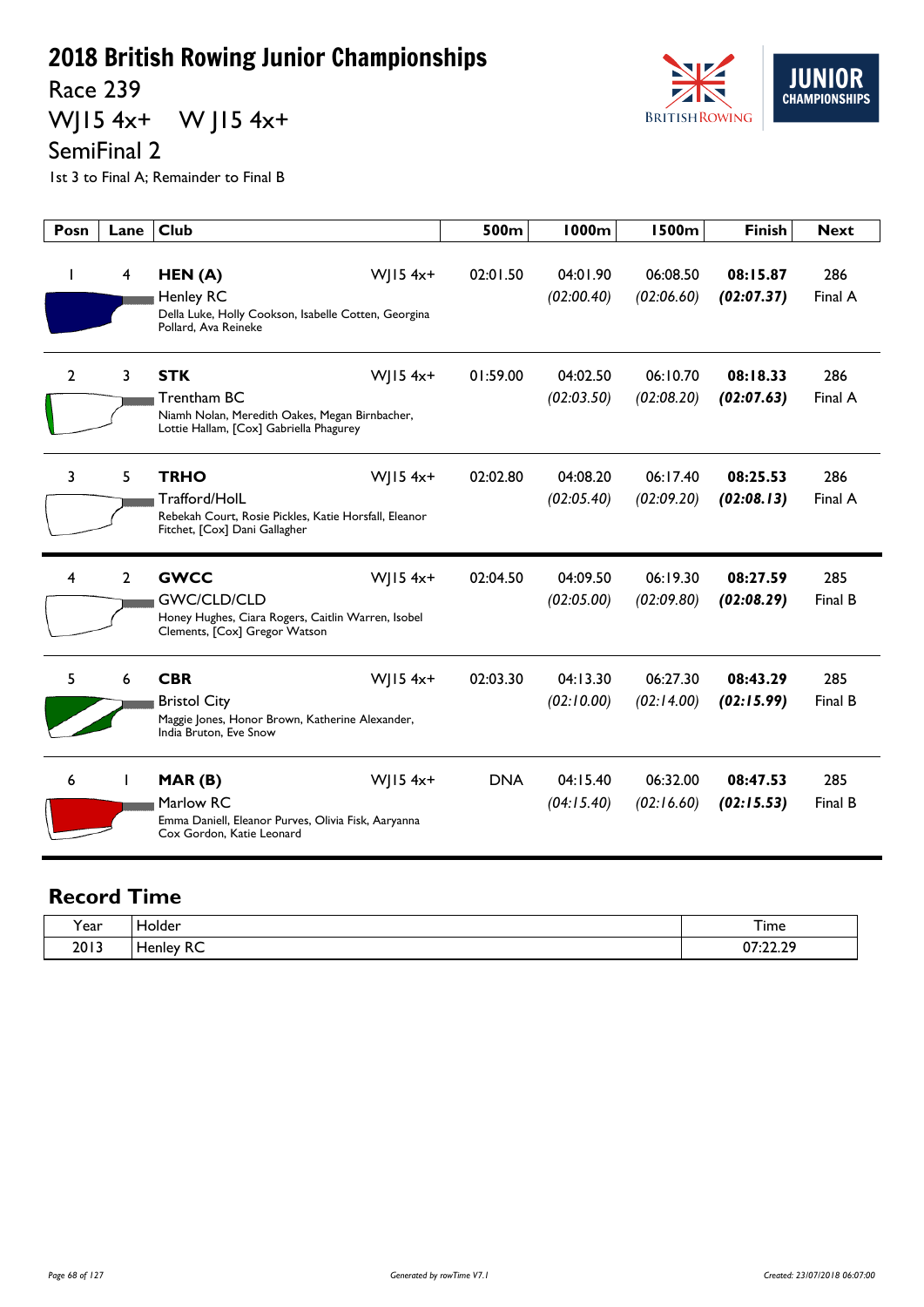# 2018 British Rowing Junior Championships

## Race 239

## WJ15 4x+ W J15 4x+

## SemiFinal 2

1st 3 to Final A; Remainder to Final B

| Posn | Lane | Club | | 500m | 1000m | 1500m | Finish | Next |
|---|---|---|---|---|---|---|---|---|
| 1 | 4 | **HEN (A)** Henley RC Della Luke, Holly Cookson, Isabelle Cotten, Georgina Pollard, Ava Reineke | WJ15 4x+ | 02:01.50 | 04:01.90 *(02:00.40)* | 06:08.50 *(02:06.60)* | **08:15.87** ***(02:07.37)*** | 286 Final A |
| 2 | 3 | **STK** Trentham BC Niamh Nolan, Meredith Oakes, Megan Birnbacher, Lottie Hallam, [Cox] Gabriella Phagurey | WJ15 4x+ | 01:59.00 | 04:02.50 *(02:03.50)* | 06:10.70 *(02:08.20)* | **08:18.33** ***(02:07.63)*** | 286 Final A |
| 3 | 5 | **TRHO** Trafford/HolL Rebekah Court, Rosie Pickles, Katie Horsfall, Eleanor Fitchet, [Cox] Dani Gallagher | WJ15 4x+ | 02:02.80 | 04:08.20 *(02:05.40)* | 06:17.40 *(02:09.20)* | **08:25.53** ***(02:08.13)*** | 286 Final A |
| 4 | 2 | **GWCC** GWC/CLD/CLD Honey Hughes, Ciara Rogers, Caitlin Warren, Isobel Clements, [Cox] Gregor Watson | WJ15 4x+ | 02:04.50 | 04:09.50 *(02:05.00)* | 06:19.30 *(02:09.80)* | **08:27.59** ***(02:08.29)*** | 285 Final B |
| 5 | 6 | **CBR** Bristol City Maggie Jones, Honor Brown, Katherine Alexander, India Bruton, Eve Snow | WJ15 4x+ | 02:03.30 | 04:13.30 *(02:10.00)* | 06:27.30 *(02:14.00)* | **08:43.29** ***(02:15.99)*** | 285 Final B |
| 6 | 1 | **MAR (B)** Marlow RC Emma Daniell, Eleanor Purves, Olivia Fisk, Aaryanna Cox Gordon, Katie Leonard | WJ15 4x+ | DNA | 04:15.40 *(04:15.40)* | 06:32.00 *(02:16.60)* | **08:47.53** ***(02:15.53)*** | 285 Final B |

## Record Time

| Year | Holder | Time |
|---|---|---|
| 2013 | Henley RC | 07:22.29 |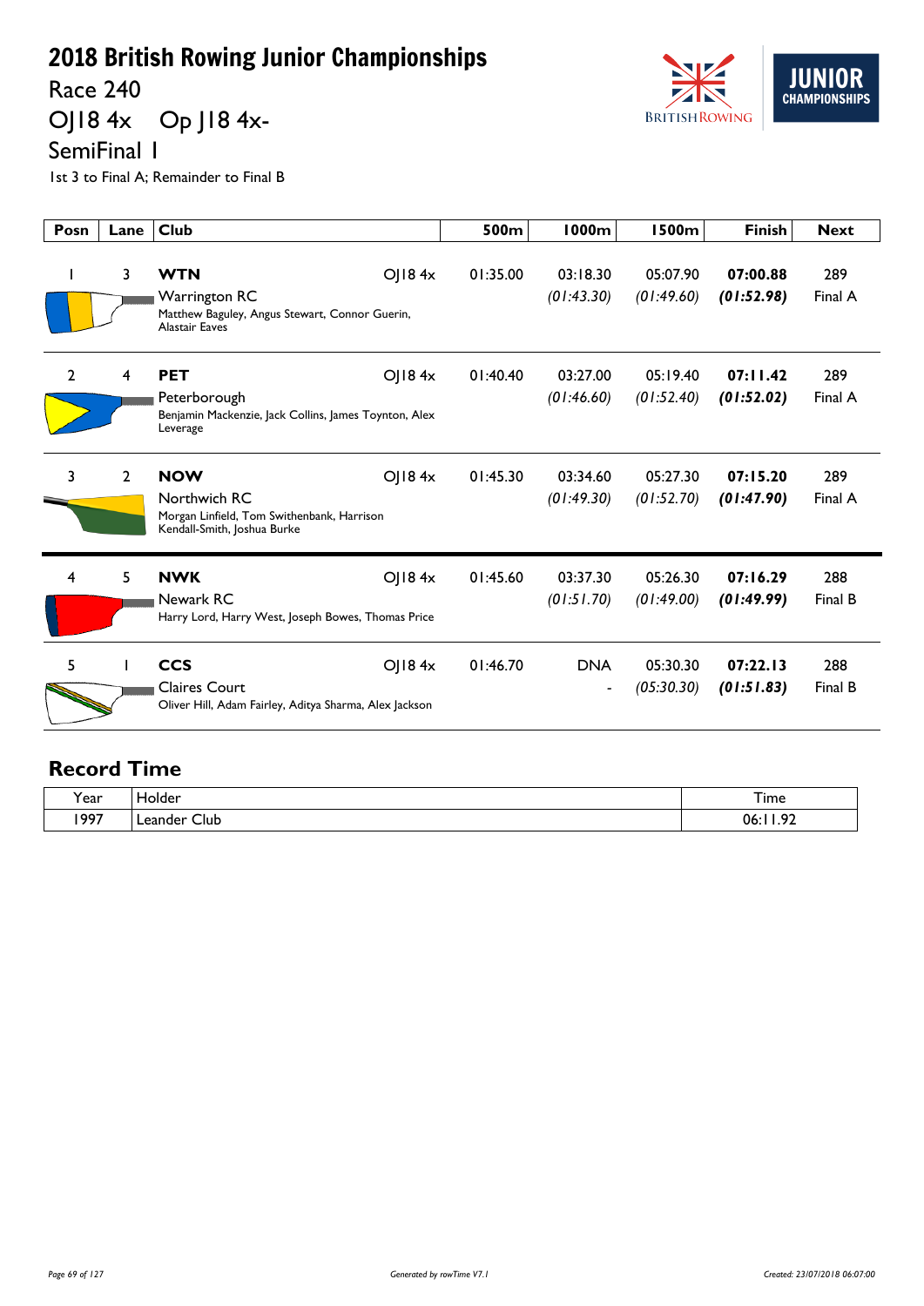# 2018 British Rowing Junior Championships

## Race 240

## OJ18 4x Op J18 4x-

## SemiFinal 1

1st 3 to Final A; Remainder to Final B

| Posn | Lane | Club | | 500m | 1000m | 1500m | Finish | Next |
|---|---|---|---|---|---|---|---|---|
| 1 | 3 | **WTN** Warrington RC Matthew Baguley, Angus Stewart, Connor Guerin, Alastair Eaves | OJ18 4x | 01:35.00 | 03:18.30 *(01:43.30)* | 05:07.90 *(01:49.60)* | **07:00.88** ***(01:52.98)*** | 289 Final A |
| 2 | 4 | **PET** Peterborough Benjamin Mackenzie, Jack Collins, James Toynton, Alex Leverage | OJ18 4x | 01:40.40 | 03:27.00 *(01:46.60)* | 05:19.40 *(01:52.40)* | **07:11.42** ***(01:52.02)*** | 289 Final A |
| 3 | 2 | **NOW** Northwich RC Morgan Linfield, Tom Swithenbank, Harrison Kendall-Smith, Joshua Burke | OJ18 4x | 01:45.30 | 03:34.60 *(01:49.30)* | 05:27.30 *(01:52.70)* | **07:15.20** ***(01:47.90)*** | 289 Final A |
| 4 | 5 | **NWK** Newark RC Harry Lord, Harry West, Joseph Bowes, Thomas Price | OJ18 4x | 01:45.60 | 03:37.30 *(01:51.70)* | 05:26.30 *(01:49.00)* | **07:16.29** ***(01:49.99)*** | 288 Final B |
| 5 | 1 | **CCS** Claires Court Oliver Hill, Adam Fairley, Aditya Sharma, Alex Jackson | OJ18 4x | 01:46.70 | DNA - | 05:30.30 *(05:30.30)* | **07:22.13** ***(01:51.83)*** | 288 Final B |

## Record Time

| Year | Holder | Time |
|---|---|---|
| 1997 | Leander Club | 06:11.92 |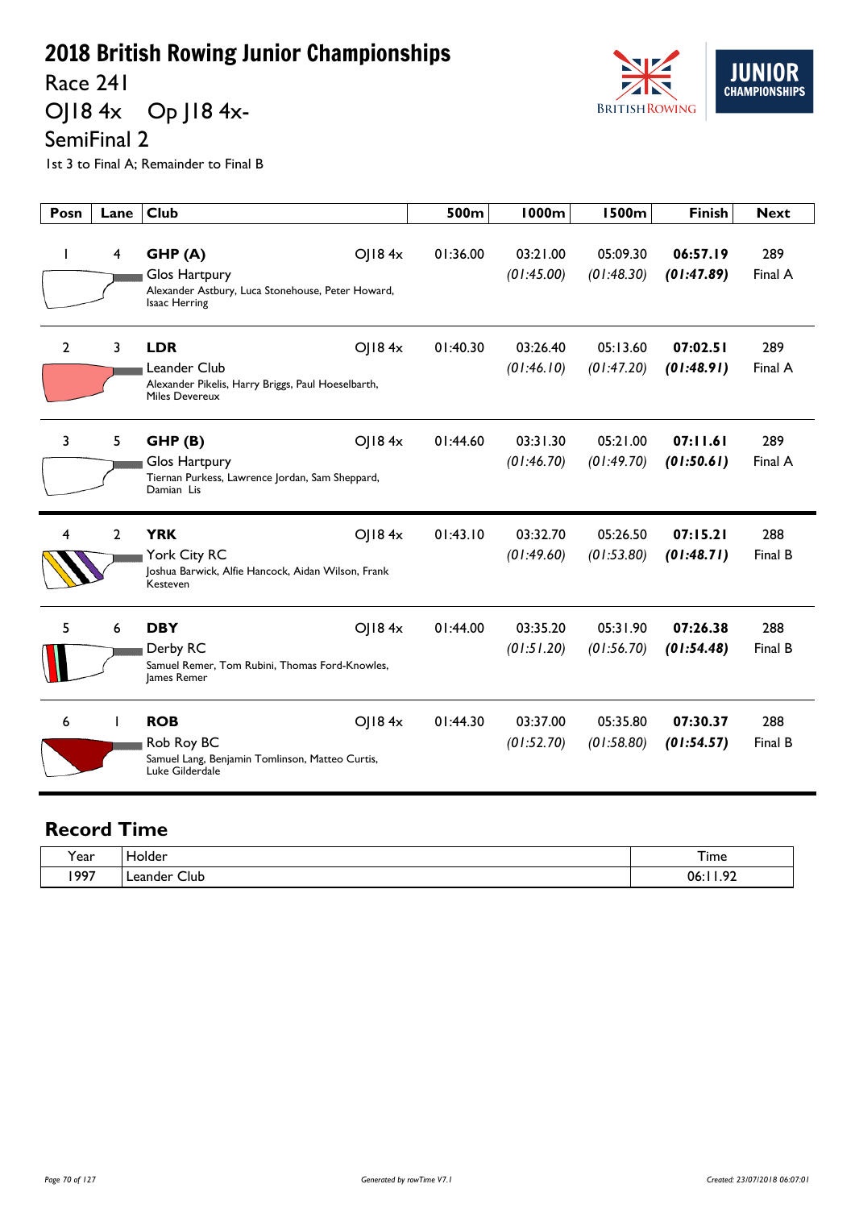# 2018 British Rowing Junior Championships

## Race 241

## OJ18 4x    Op J18 4x-

## SemiFinal 2

1st 3 to Final A; Remainder to Final B

| Posn | Lane | Club | | 500m | 1000m | 1500m | Finish | Next |
|---|---|---|---|---|---|---|---|---|
| 1 | 4 | **GHP (A)** Glos Hartpury Alexander Astbury, Luca Stonehouse, Peter Howard, Isaac Herring | OJ18 4x | 01:36.00 | 03:21.00 *(01:45.00)* | 05:09.30 *(01:48.30)* | **06:57.19** ***(01:47.89)*** | 289 Final A |
| 2 | 3 | **LDR** Leander Club Alexander Pikelis, Harry Briggs, Paul Hoeselbarth, Miles Devereux | OJ18 4x | 01:40.30 | 03:26.40 *(01:46.10)* | 05:13.60 *(01:47.20)* | **07:02.51** ***(01:48.91)*** | 289 Final A |
| 3 | 5 | **GHP (B)** Glos Hartpury Tiernan Purkess, Lawrence Jordan, Sam Sheppard, Damian Lis | OJ18 4x | 01:44.60 | 03:31.30 *(01:46.70)* | 05:21.00 *(01:49.70)* | **07:11.61** ***(01:50.61)*** | 289 Final A |
| 4 | 2 | **YRK** York City RC Joshua Barwick, Alfie Hancock, Aidan Wilson, Frank Kesteven | OJ18 4x | 01:43.10 | 03:32.70 *(01:49.60)* | 05:26.50 *(01:53.80)* | **07:15.21** ***(01:48.71)*** | 288 Final B |
| 5 | 6 | **DBY** Derby RC Samuel Remer, Tom Rubini, Thomas Ford-Knowles, James Remer | OJ18 4x | 01:44.00 | 03:35.20 *(01:51.20)* | 05:31.90 *(01:56.70)* | **07:26.38** ***(01:54.48)*** | 288 Final B |
| 6 | 1 | **ROB** Rob Roy BC Samuel Lang, Benjamin Tomlinson, Matteo Curtis, Luke Gilderdale | OJ18 4x | 01:44.30 | 03:37.00 *(01:52.70)* | 05:35.80 *(01:58.80)* | **07:30.37** ***(01:54.57)*** | 288 Final B |

## Record Time

| Year | Holder | Time |
|---|---|---|
| 1997 | Leander Club | 06:11.92 |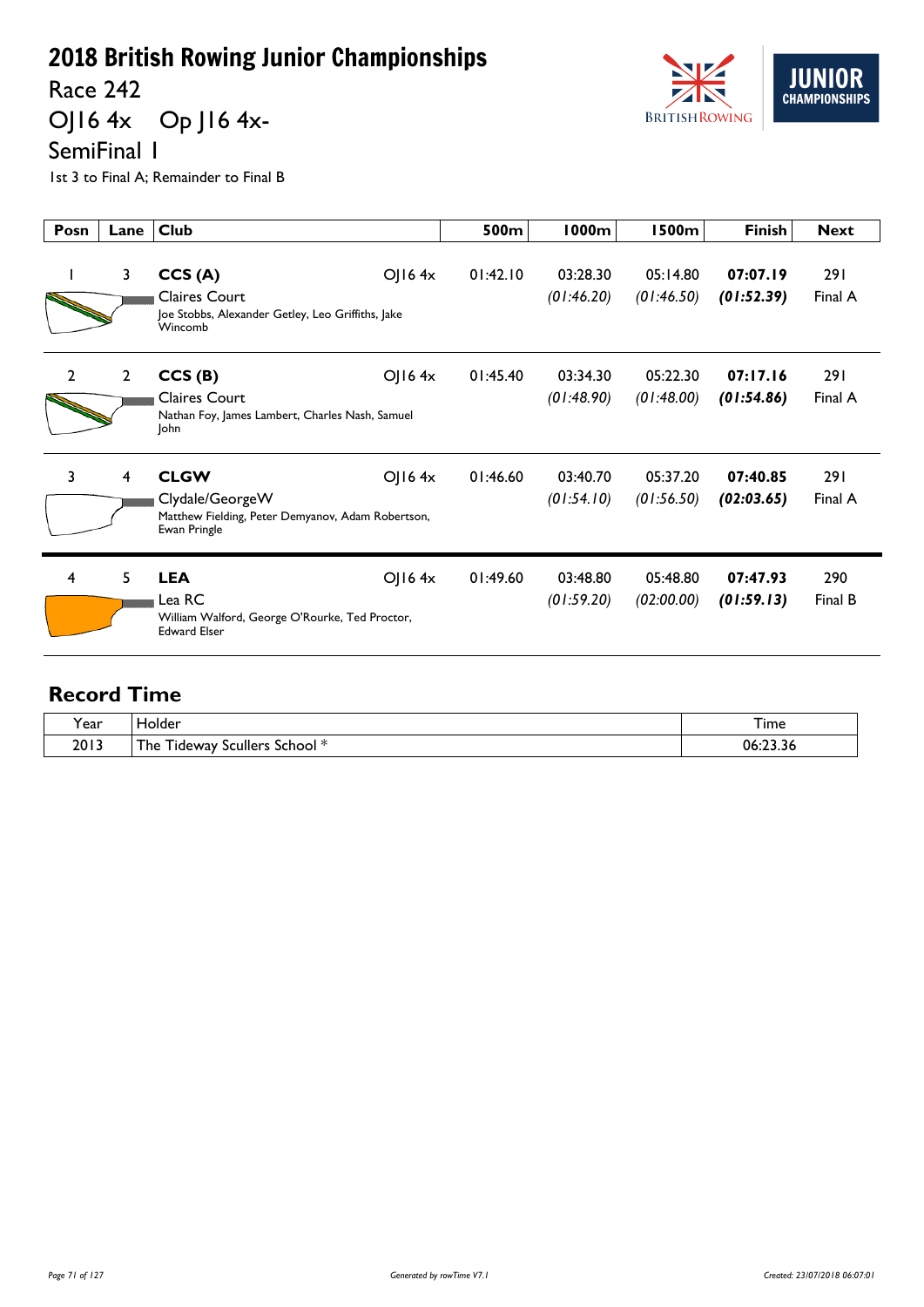# 2018 British Rowing Junior Championships

## Race 242

## OJ16 4x Op J16 4x-

## SemiFinal 1

1st 3 to Final A; Remainder to Final B

| Posn | Lane | Club | | 500m | 1000m | 1500m | Finish | Next |
|---|---|---|---|---|---|---|---|---|
| 1 | 3 | **CCS (A)**<br>Claires Court<br>Joe Stobbs, Alexander Getley, Leo Griffiths, Jake Wincomb | OJ16 4x | 01:42.10 | 03:28.30<br>*(01:46.20)* | 05:14.80<br>*(01:46.50)* | **07:07.19**<br>***(01:52.39)*** | 291<br>Final A |
| 2 | 2 | **CCS (B)**<br>Claires Court<br>Nathan Foy, James Lambert, Charles Nash, Samuel John | OJ16 4x | 01:45.40 | 03:34.30<br>*(01:48.90)* | 05:22.30<br>*(01:48.00)* | **07:17.16**<br>***(01:54.86)*** | 291<br>Final A |
| 3 | 4 | **CLGW**<br>Clydale/GeorgeW<br>Matthew Fielding, Peter Demyanov, Adam Robertson, Ewan Pringle | OJ16 4x | 01:46.60 | 03:40.70<br>*(01:54.10)* | 05:37.20<br>*(01:56.50)* | **07:40.85**<br>***(02:03.65)*** | 291<br>Final A |
| 4 | 5 | **LEA**<br>Lea RC<br>William Walford, George O'Rourke, Ted Proctor, Edward Elser | OJ16 4x | 01:49.60 | 03:48.80<br>*(01:59.20)* | 05:48.80<br>*(02:00.00)* | **07:47.93**<br>***(01:59.13)*** | 290<br>Final B |

## Record Time

| Year | Holder | Time |
|---|---|---|
| 2013 | The Tideway Scullers School * | 06:23.36 |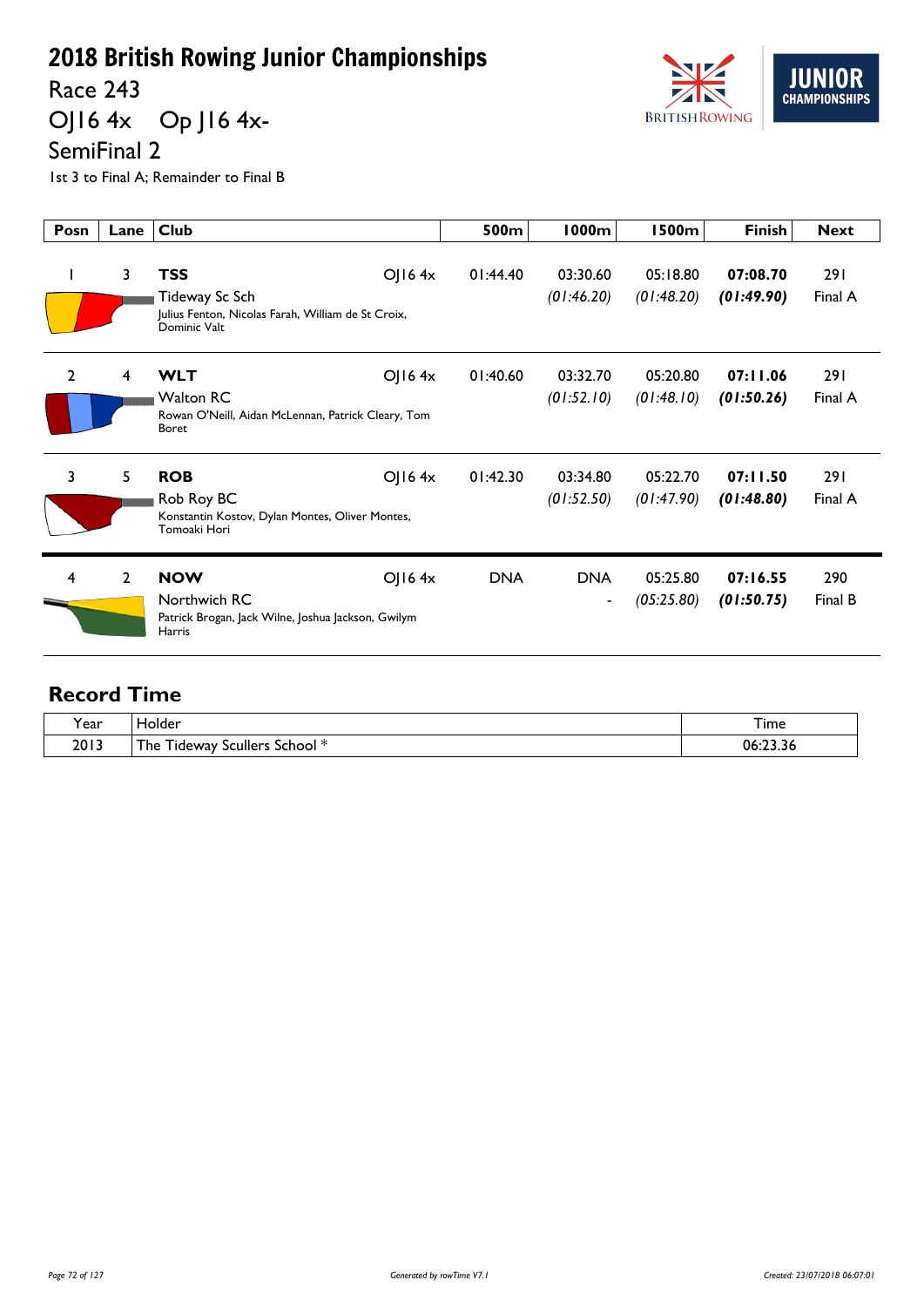# 2018 British Rowing Junior Championships

## Race 243

## OJ16 4x    Op J16 4x-

## SemiFinal 2

1st 3 to Final A; Remainder to Final B

| Posn | Lane | Club | | 500m | 1000m | 1500m | Finish | Next |
|---|---|---|---|---|---|---|---|---|
| 1 | 3 | **TSS** Tideway Sc Sch Julius Fenton, Nicolas Farah, William de St Croix, Dominic Valt | OJ16 4x | 01:44.40 | 03:30.60 *(01:46.20)* | 05:18.80 *(01:48.20)* | **07:08.70** ***(01:49.90)*** | 291 Final A |
| 2 | 4 | **WLT** Walton RC Rowan O'Neill, Aidan McLennan, Patrick Cleary, Tom Boret | OJ16 4x | 01:40.60 | 03:32.70 *(01:52.10)* | 05:20.80 *(01:48.10)* | **07:11.06** ***(01:50.26)*** | 291 Final A |
| 3 | 5 | **ROB** Rob Roy BC Konstantin Kostov, Dylan Montes, Oliver Montes, Tomoaki Hori | OJ16 4x | 01:42.30 | 03:34.80 *(01:52.50)* | 05:22.70 *(01:47.90)* | **07:11.50** ***(01:48.80)*** | 291 Final A |
| 4 | 2 | **NOW** Northwich RC Patrick Brogan, Jack Wilne, Joshua Jackson, Gwilym Harris | OJ16 4x | DNA | DNA - | 05:25.80 *(05:25.80)* | **07:16.55** ***(01:50.75)*** | 290 Final B |

## Record Time

| Year | Holder | Time |
|---|---|---|
| 2013 | The Tideway Scullers School * | 06:23.36 |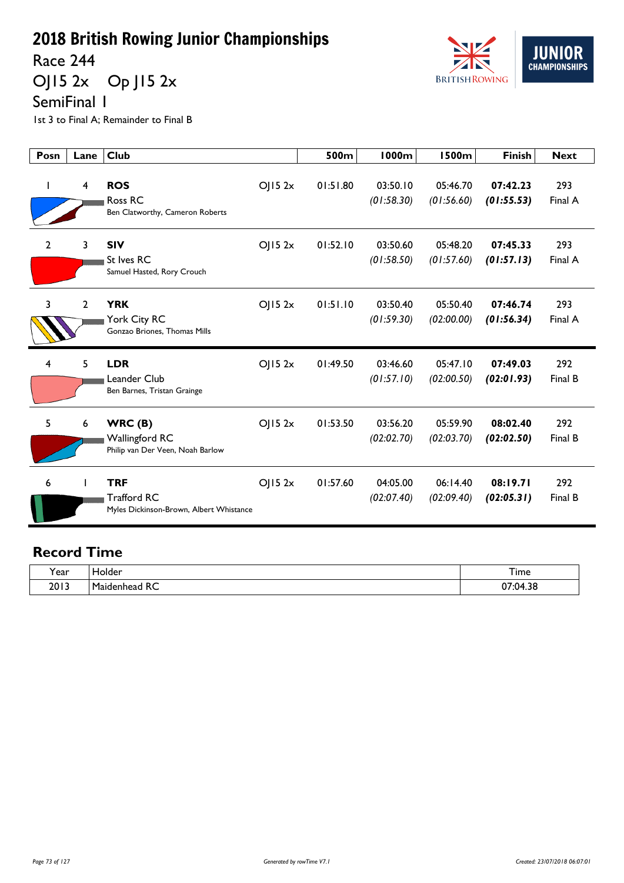# 2018 British Rowing Junior Championships

## Race 244

## OJ15 2x Op J15 2x

## SemiFinal 1

1st 3 to Final A; Remainder to Final B

| Posn | Lane | Club | | 500m | 1000m | 1500m | Finish | Next |
|---|---|---|---|---|---|---|---|---|
| 1 | 4 | **ROS**<br>Ross RC<br>Ben Clatworthy, Cameron Roberts | OJ15 2x | 01:51.80 | 03:50.10<br>*(01:58.30)* | 05:46.70<br>*(01:56.60)* | **07:42.23**<br>***(01:55.53)*** | 293<br>Final A |
| 2 | 3 | **SIV**<br>St Ives RC<br>Samuel Hasted, Rory Crouch | OJ15 2x | 01:52.10 | 03:50.60<br>*(01:58.50)* | 05:48.20<br>*(01:57.60)* | **07:45.33**<br>***(01:57.13)*** | 293<br>Final A |
| 3 | 2 | **YRK**<br>York City RC<br>Gonzao Briones, Thomas Mills | OJ15 2x | 01:51.10 | 03:50.40<br>*(01:59.30)* | 05:50.40<br>*(02:00.00)* | **07:46.74**<br>***(01:56.34)*** | 293<br>Final A |
| 4 | 5 | **LDR**<br>Leander Club<br>Ben Barnes, Tristan Grainge | OJ15 2x | 01:49.50 | 03:46.60<br>*(01:57.10)* | 05:47.10<br>*(02:00.50)* | **07:49.03**<br>***(02:01.93)*** | 292<br>Final B |
| 5 | 6 | **WRC (B)**<br>Wallingford RC<br>Philip van Der Veen, Noah Barlow | OJ15 2x | 01:53.50 | 03:56.20<br>*(02:02.70)* | 05:59.90<br>*(02:03.70)* | **08:02.40**<br>***(02:02.50)*** | 292<br>Final B |
| 6 | 1 | **TRF**<br>Trafford RC<br>Myles Dickinson-Brown, Albert Whistance | OJ15 2x | 01:57.60 | 04:05.00<br>*(02:07.40)* | 06:14.40<br>*(02:09.40)* | **08:19.71**<br>***(02:05.31)*** | 292<br>Final B |

## Record Time

| Year | Holder | Time |
|---|---|---|
| 2013 | Maidenhead RC | 07:04.38 |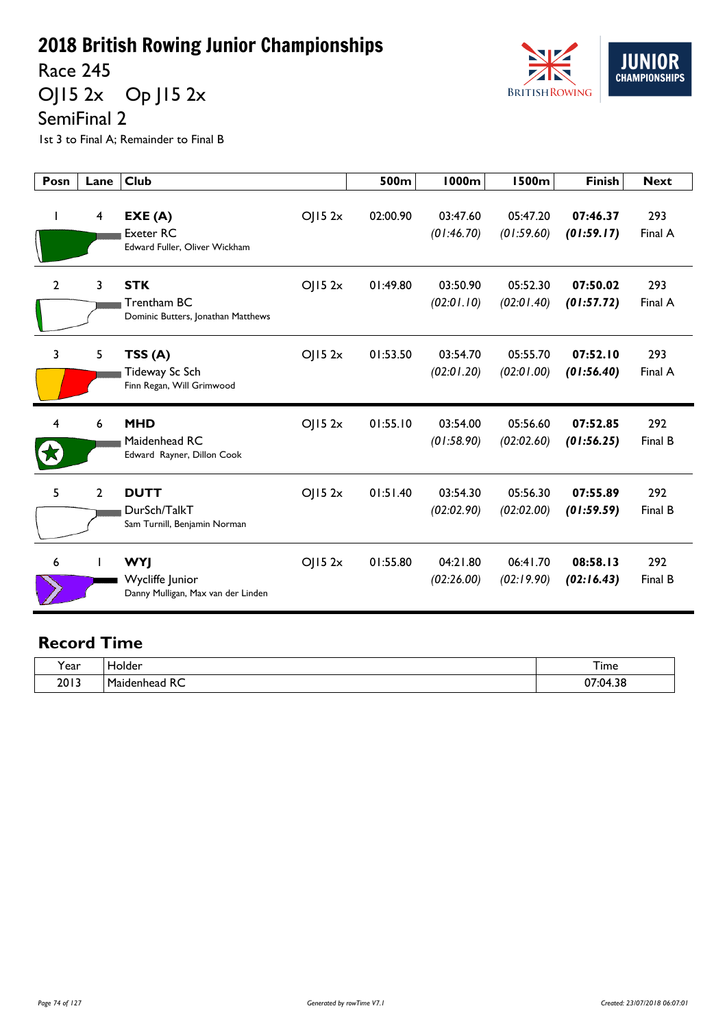# 2018 British Rowing Junior Championships

## Race 245

## OJ15 2x    Op J15 2x

## SemiFinal 2

1st 3 to Final A; Remainder to Final B

| Posn | Lane | Club | | 500m | 1000m | 1500m | Finish | Next |
|---|---|---|---|---|---|---|---|---|
| 1 | 4 | **EXE (A)**<br>Exeter RC<br>Edward Fuller, Oliver Wickham | OJ15 2x | 02:00.90 | 03:47.60<br>*(01:46.70)* | 05:47.20<br>*(01:59.60)* | **07:46.37**<br>***(01:59.17)*** | 293<br>Final A |
| 2 | 3 | **STK**<br>Trentham BC<br>Dominic Butters, Jonathan Matthews | OJ15 2x | 01:49.80 | 03:50.90<br>*(02:01.10)* | 05:52.30<br>*(02:01.40)* | **07:50.02**<br>***(01:57.72)*** | 293<br>Final A |
| 3 | 5 | **TSS (A)**<br>Tideway Sc Sch<br>Finn Regan, Will Grimwood | OJ15 2x | 01:53.50 | 03:54.70<br>*(02:01.20)* | 05:55.70<br>*(02:01.00)* | **07:52.10**<br>***(01:56.40)*** | 293<br>Final A |
| 4 | 6 | **MHD**<br>Maidenhead RC<br>Edward Rayner, Dillon Cook | OJ15 2x | 01:55.10 | 03:54.00<br>*(01:58.90)* | 05:56.60<br>*(02:02.60)* | **07:52.85**<br>***(01:56.25)*** | 292<br>Final B |
| 5 | 2 | **DUTT**<br>DurSch/TalkT<br>Sam Turnill, Benjamin Norman | OJ15 2x | 01:51.40 | 03:54.30<br>*(02:02.90)* | 05:56.30<br>*(02:02.00)* | **07:55.89**<br>***(01:59.59)*** | 292<br>Final B |
| 6 | 1 | **WYJ**<br>Wycliffe Junior<br>Danny Mulligan, Max van der Linden | OJ15 2x | 01:55.80 | 04:21.80<br>*(02:26.00)* | 06:41.70<br>*(02:19.90)* | **08:58.13**<br>***(02:16.43)*** | 292<br>Final B |

## Record Time

| Year | Holder | Time |
|---|---|---|
| 2013 | Maidenhead RC | 07:04.38 |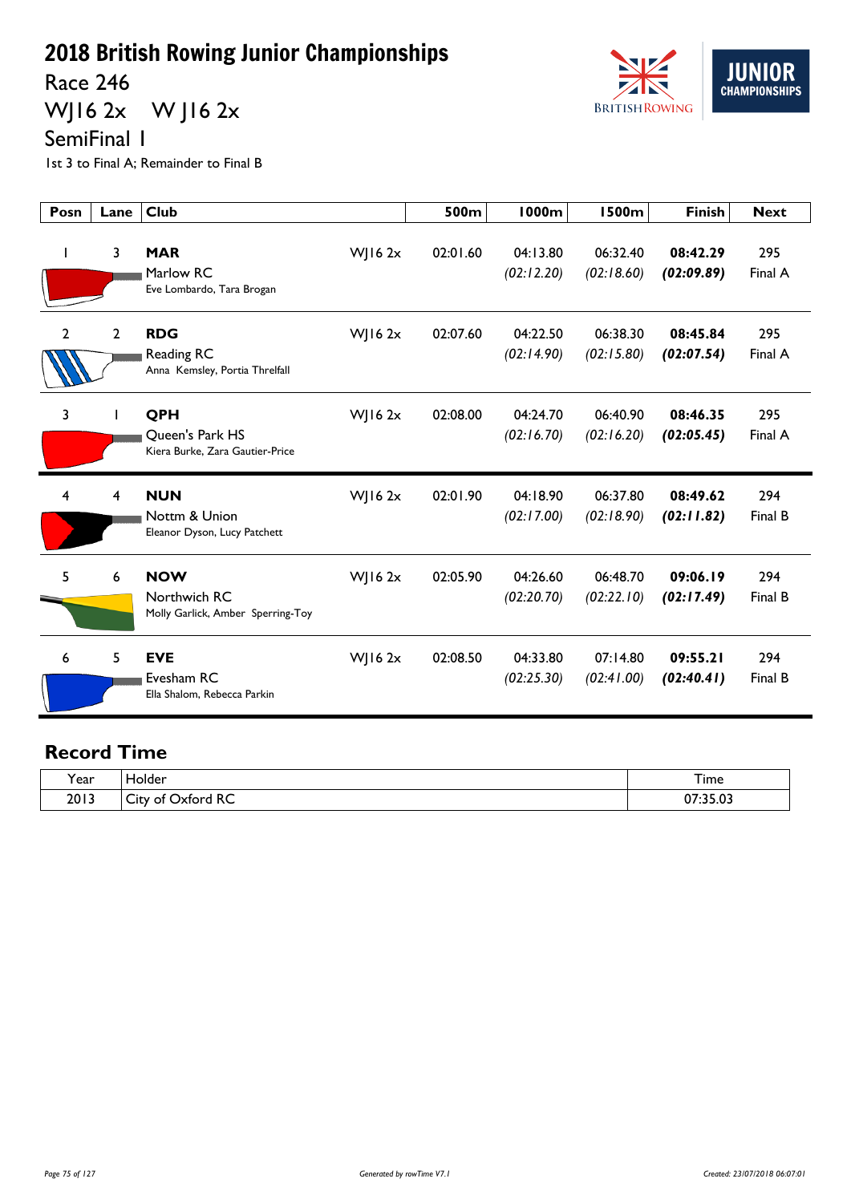# 2018 British Rowing Junior Championships

## Race 246

## WJ16 2x W J16 2x

## SemiFinal 1

1st 3 to Final A; Remainder to Final B

| Posn | Lane | Club | | 500m | 1000m | 1500m | Finish | Next |
|---|---|---|---|---|---|---|---|---|
| 1 | 3 | **MAR** Marlow RC Eve Lombardo, Tara Brogan | WJ16 2x | 02:01.60 | 04:13.80 *(02:12.20)* | 06:32.40 *(02:18.60)* | **08:42.29** ***(02:09.89)*** | 295 Final A |
| 2 | 2 | **RDG** Reading RC Anna Kemsley, Portia Threlfall | WJ16 2x | 02:07.60 | 04:22.50 *(02:14.90)* | 06:38.30 *(02:15.80)* | **08:45.84** ***(02:07.54)*** | 295 Final A |
| 3 | 1 | **QPH** Queen's Park HS Kiera Burke, Zara Gautier-Price | WJ16 2x | 02:08.00 | 04:24.70 *(02:16.70)* | 06:40.90 *(02:16.20)* | **08:46.35** ***(02:05.45)*** | 295 Final A |
| 4 | 4 | **NUN** Nottm & Union Eleanor Dyson, Lucy Patchett | WJ16 2x | 02:01.90 | 04:18.90 *(02:17.00)* | 06:37.80 *(02:18.90)* | **08:49.62** ***(02:11.82)*** | 294 Final B |
| 5 | 6 | **NOW** Northwich RC Molly Garlick, Amber Sperring-Toy | WJ16 2x | 02:05.90 | 04:26.60 *(02:20.70)* | 06:48.70 *(02:22.10)* | **09:06.19** ***(02:17.49)*** | 294 Final B |
| 6 | 5 | **EVE** Evesham RC Ella Shalom, Rebecca Parkin | WJ16 2x | 02:08.50 | 04:33.80 *(02:25.30)* | 07:14.80 *(02:41.00)* | **09:55.21** ***(02:40.41)*** | 294 Final B |

## Record Time

| Year | Holder | Time |
|---|---|---|
| 2013 | City of Oxford RC | 07:35.03 |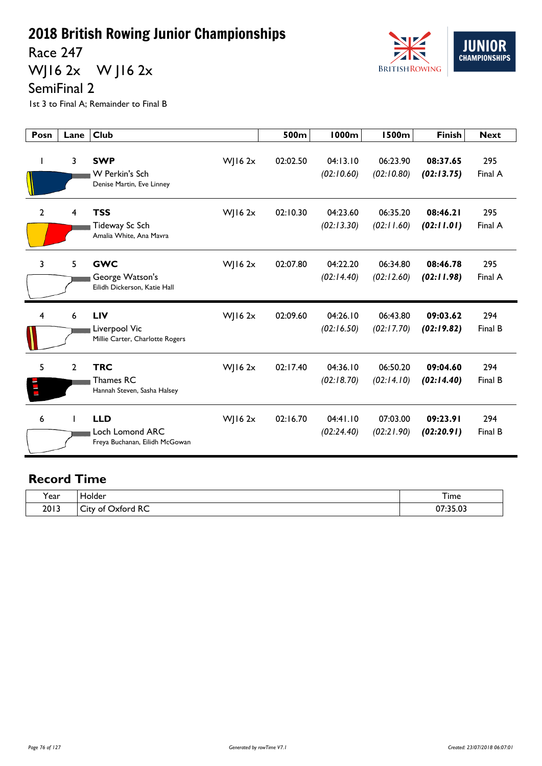# 2018 British Rowing Junior Championships

## Race 247

## WJ16 2x W J16 2x

## SemiFinal 2

1st 3 to Final A; Remainder to Final B

| Posn | Lane | Club | | 500m | 1000m | 1500m | Finish | Next |
|---|---|---|---|---|---|---|---|---|
| 1 | 3 | **SWP** W Perkin's Sch Denise Martin, Eve Linney | WJ16 2x | 02:02.50 | 04:13.10 *(02:10.60)* | 06:23.90 *(02:10.80)* | **08:37.65** ***(02:13.75)*** | 295 Final A |
| 2 | 4 | **TSS** Tideway Sc Sch Amalia White, Ana Mavra | WJ16 2x | 02:10.30 | 04:23.60 *(02:13.30)* | 06:35.20 *(02:11.60)* | **08:46.21** ***(02:11.01)*** | 295 Final A |
| 3 | 5 | **GWC** George Watson's Eilidh Dickerson, Katie Hall | WJ16 2x | 02:07.80 | 04:22.20 *(02:14.40)* | 06:34.80 *(02:12.60)* | **08:46.78** ***(02:11.98)*** | 295 Final A |
| 4 | 6 | **LIV** Liverpool Vic Millie Carter, Charlotte Rogers | WJ16 2x | 02:09.60 | 04:26.10 *(02:16.50)* | 06:43.80 *(02:17.70)* | **09:03.62** ***(02:19.82)*** | 294 Final B |
| 5 | 2 | **TRC** Thames RC Hannah Steven, Sasha Halsey | WJ16 2x | 02:17.40 | 04:36.10 *(02:18.70)* | 06:50.20 *(02:14.10)* | **09:04.60** ***(02:14.40)*** | 294 Final B |
| 6 | 1 | **LLD** Loch Lomond ARC Freya Buchanan, Eilidh McGowan | WJ16 2x | 02:16.70 | 04:41.10 *(02:24.40)* | 07:03.00 *(02:21.90)* | **09:23.91** ***(02:20.91)*** | 294 Final B |

## Record Time

| Year | Holder | Time |
|---|---|---|
| 2013 | City of Oxford RC | 07:35.03 |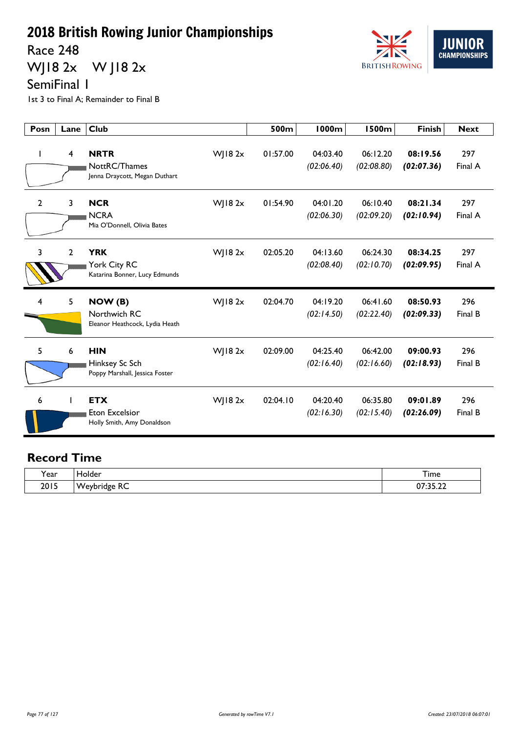# 2018 British Rowing Junior Championships

## Race 248

## WJ18 2x W J18 2x

## SemiFinal 1

1st 3 to Final A; Remainder to Final B

| Posn | Lane | Club | | 500m | 1000m | 1500m | Finish | Next |
|---|---|---|---|---|---|---|---|---|
| 1 | 4 | **NRTR**<br>NottRC/Thames<br>Jenna Draycott, Megan Duthart | WJ18 2x | 01:57.00 | 04:03.40<br>*(02:06.40)* | 06:12.20<br>*(02:08.80)* | **08:19.56**<br>***(02:07.36)*** | 297<br>Final A |
| 2 | 3 | **NCR**<br>NCRA<br>Mia O'Donnell, Olivia Bates | WJ18 2x | 01:54.90 | 04:01.20<br>*(02:06.30)* | 06:10.40<br>*(02:09.20)* | **08:21.34**<br>***(02:10.94)*** | 297<br>Final A |
| 3 | 2 | **YRK**<br>York City RC<br>Katarina Bonner, Lucy Edmunds | WJ18 2x | 02:05.20 | 04:13.60<br>*(02:08.40)* | 06:24.30<br>*(02:10.70)* | **08:34.25**<br>***(02:09.95)*** | 297<br>Final A |
| 4 | 5 | **NOW (B)**<br>Northwich RC<br>Eleanor Heathcock, Lydia Heath | WJ18 2x | 02:04.70 | 04:19.20<br>*(02:14.50)* | 06:41.60<br>*(02:22.40)* | **08:50.93**<br>***(02:09.33)*** | 296<br>Final B |
| 5 | 6 | **HIN**<br>Hinksey Sc Sch<br>Poppy Marshall, Jessica Foster | WJ18 2x | 02:09.00 | 04:25.40<br>*(02:16.40)* | 06:42.00<br>*(02:16.60)* | **09:00.93**<br>***(02:18.93)*** | 296<br>Final B |
| 6 | 1 | **ETX**<br>Eton Excelsior<br>Holly Smith, Amy Donaldson | WJ18 2x | 02:04.10 | 04:20.40<br>*(02:16.30)* | 06:35.80<br>*(02:15.40)* | **09:01.89**<br>***(02:26.09)*** | 296<br>Final B |

## Record Time

| Year | Holder | Time |
|---|---|---|
| 2015 | Weybridge RC | 07:35.22 |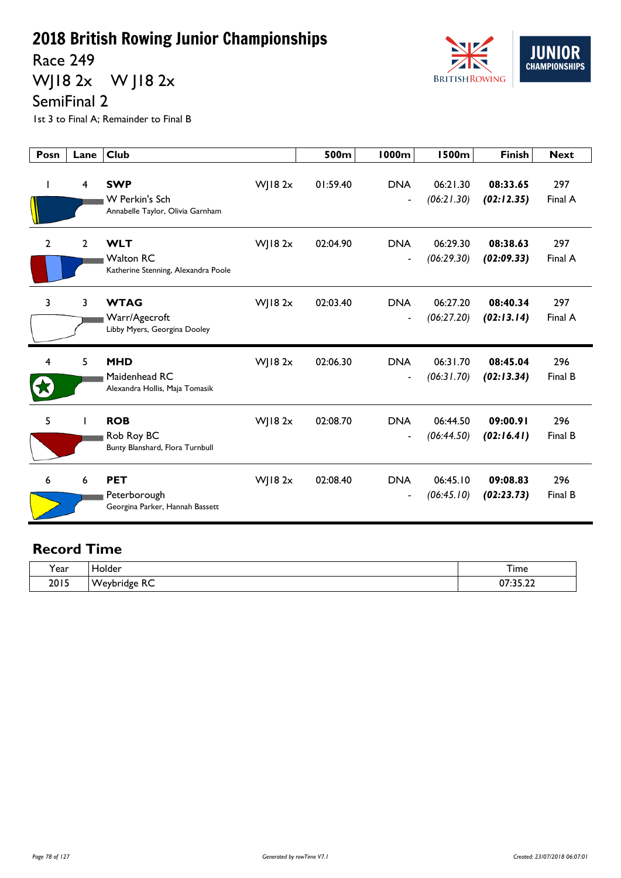# 2018 British Rowing Junior Championships

## Race 249

## WJ18 2x    W J18 2x

## SemiFinal 2

1st 3 to Final A; Remainder to Final B

| Posn | Lane | Club | | 500m | 1000m | 1500m | Finish | Next |
|---|---|---|---|---|---|---|---|---|
| 1 | 4 | **SWP** W Perkin's Sch Annabelle Taylor, Olivia Garnham | WJ18 2x | 01:59.40 | DNA - | 06:21.30 *(06:21.30)* | **08:33.65** ***(02:12.35)*** | 297 Final A |
| 2 | 2 | **WLT** Walton RC Katherine Stenning, Alexandra Poole | WJ18 2x | 02:04.90 | DNA - | 06:29.30 *(06:29.30)* | **08:38.63** ***(02:09.33)*** | 297 Final A |
| 3 | 3 | **WTAG** Warr/Agecroft Libby Myers, Georgina Dooley | WJ18 2x | 02:03.40 | DNA - | 06:27.20 *(06:27.20)* | **08:40.34** ***(02:13.14)*** | 297 Final A |
| 4 | 5 | **MHD** Maidenhead RC Alexandra Hollis, Maja Tomasik | WJ18 2x | 02:06.30 | DNA - | 06:31.70 *(06:31.70)* | **08:45.04** ***(02:13.34)*** | 296 Final B |
| 5 | 1 | **ROB** Rob Roy BC Bunty Blanshard, Flora Turnbull | WJ18 2x | 02:08.70 | DNA - | 06:44.50 *(06:44.50)* | **09:00.91** ***(02:16.41)*** | 296 Final B |
| 6 | 6 | **PET** Peterborough Georgina Parker, Hannah Bassett | WJ18 2x | 02:08.40 | DNA - | 06:45.10 *(06:45.10)* | **09:08.83** ***(02:23.73)*** | 296 Final B |

## Record Time

| Year | Holder | Time |
|---|---|---|
| 2015 | Weybridge RC | 07:35.22 |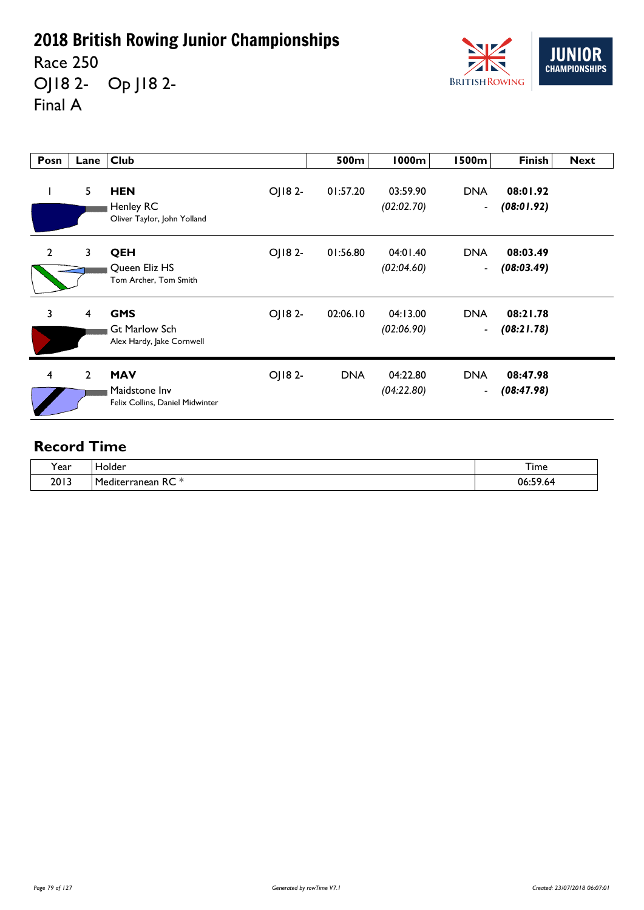# 2018 British Rowing Junior Championships

Race 250

OJ18 2-  Op J18 2-

Final A

| Posn | Lane | Club | | 500m | 1000m | 1500m | Finish | Next |
|---|---|---|---|---|---|---|---|---|
| 1 | 5 | **HEN** Henley RC Oliver Taylor, John Yolland | OJ18 2- | 01:57.20 | 03:59.90 *(02:02.70)* | DNA - | **08:01.92** ***(08:01.92)*** | |
| 2 | 3 | **QEH** Queen Eliz HS Tom Archer, Tom Smith | OJ18 2- | 01:56.80 | 04:01.40 *(02:04.60)* | DNA - | **08:03.49** ***(08:03.49)*** | |
| 3 | 4 | **GMS** Gt Marlow Sch Alex Hardy, Jake Cornwell | OJ18 2- | 02:06.10 | 04:13.00 *(02:06.90)* | DNA - | **08:21.78** ***(08:21.78)*** | |
| 4 | 2 | **MAV** Maidstone Inv Felix Collins, Daniel Midwinter | OJ18 2- | DNA | 04:22.80 *(04:22.80)* | DNA - | **08:47.98** ***(08:47.98)*** | |

## Record Time

| Year | Holder | Time |
|---|---|---|
| 2013 | Mediterranean RC * | 06:59.64 |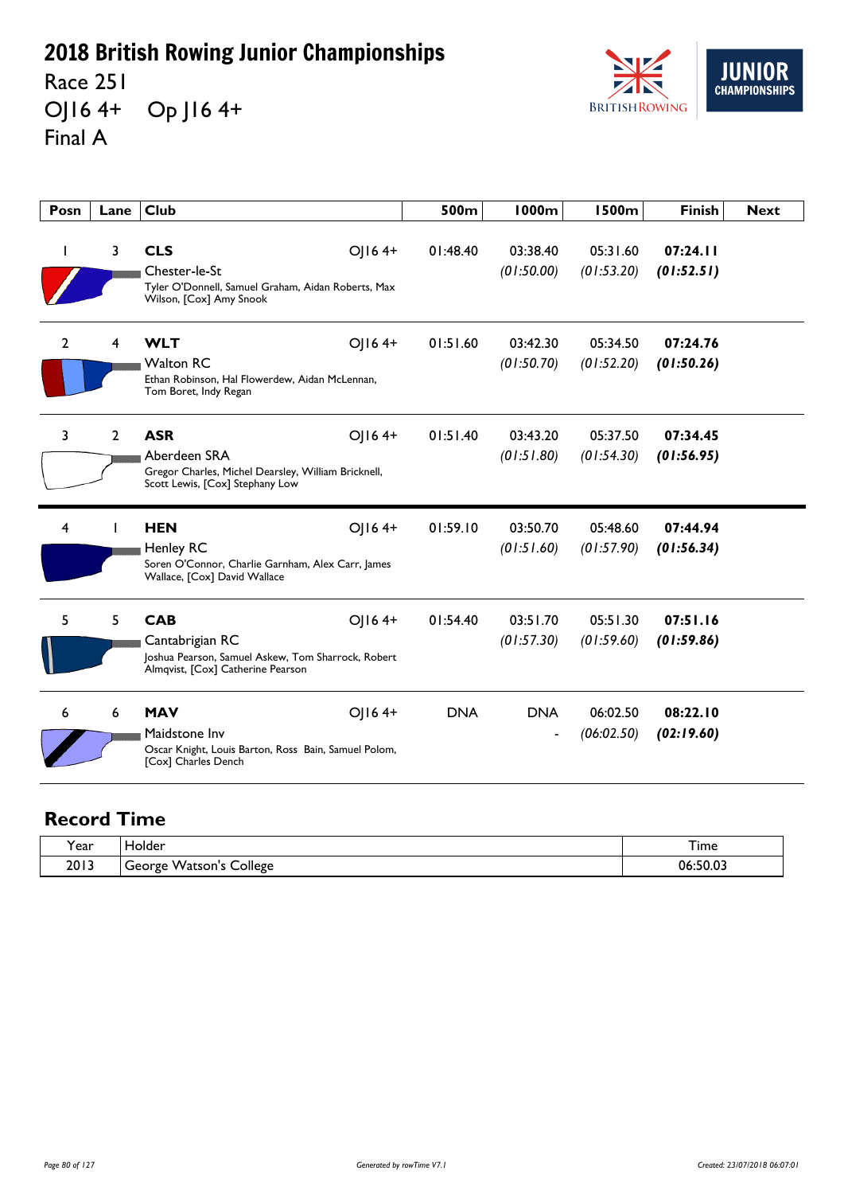# 2018 British Rowing Junior Championships

Race 251

OJ16 4+ Op J16 4+

Final A

| Posn | Lane | Club | | 500m | 1000m | 1500m | Finish | Next |
|---|---|---|---|---|---|---|---|---|
| 1 | 3 | **CLS** Chester-le-St Tyler O'Donnell, Samuel Graham, Aidan Roberts, Max Wilson, [Cox] Amy Snook | OJ16 4+ | 01:48.40 | 03:38.40 *(01:50.00)* | 05:31.60 *(01:53.20)* | **07:24.11** ***(01:52.51)*** | |
| 2 | 4 | **WLT** Walton RC Ethan Robinson, Hal Flowerdew, Aidan McLennan, Tom Boret, Indy Regan | OJ16 4+ | 01:51.60 | 03:42.30 *(01:50.70)* | 05:34.50 *(01:52.20)* | **07:24.76** ***(01:50.26)*** | |
| 3 | 2 | **ASR** Aberdeen SRA Gregor Charles, Michel Dearsley, William Bricknell, Scott Lewis, [Cox] Stephany Low | OJ16 4+ | 01:51.40 | 03:43.20 *(01:51.80)* | 05:37.50 *(01:54.30)* | **07:34.45** ***(01:56.95)*** | |
| 4 | 1 | **HEN** Henley RC Soren O'Connor, Charlie Garnham, Alex Carr, James Wallace, [Cox] David Wallace | OJ16 4+ | 01:59.10 | 03:50.70 *(01:51.60)* | 05:48.60 *(01:57.90)* | **07:44.94** ***(01:56.34)*** | |
| 5 | 5 | **CAB** Cantabrigian RC Joshua Pearson, Samuel Askew, Tom Sharrock, Robert Almqvist, [Cox] Catherine Pearson | OJ16 4+ | 01:54.40 | 03:51.70 *(01:57.30)* | 05:51.30 *(01:59.60)* | **07:51.16** ***(01:59.86)*** | |
| 6 | 6 | **MAV** Maidstone Inv Oscar Knight, Louis Barton, Ross Bain, Samuel Polom, [Cox] Charles Dench | OJ16 4+ | DNA | DNA - | 06:02.50 *(06:02.50)* | **08:22.10** ***(02:19.60)*** | |

## Record Time

| Year | Holder | Time |
|---|---|---|
| 2013 | George Watson's College | 06:50.03 |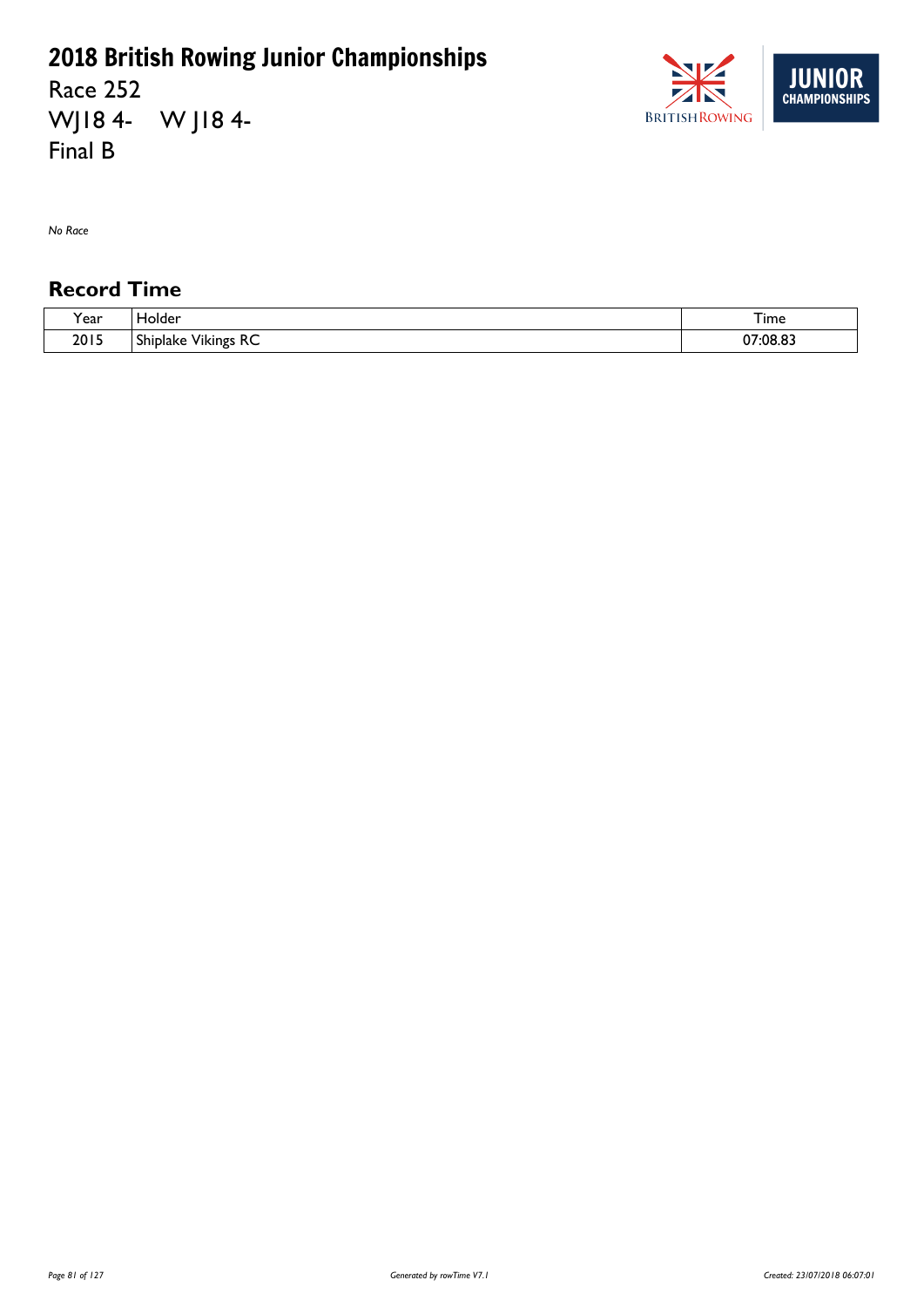# 2018 British Rowing Junior Championships

Race 252
WJ18 4-    W J18 4-
Final B

*No Race*

## Record Time

| Year | Holder | Time |
|---|---|---|
| 2015 | Shiplake Vikings RC | 07:08.83 |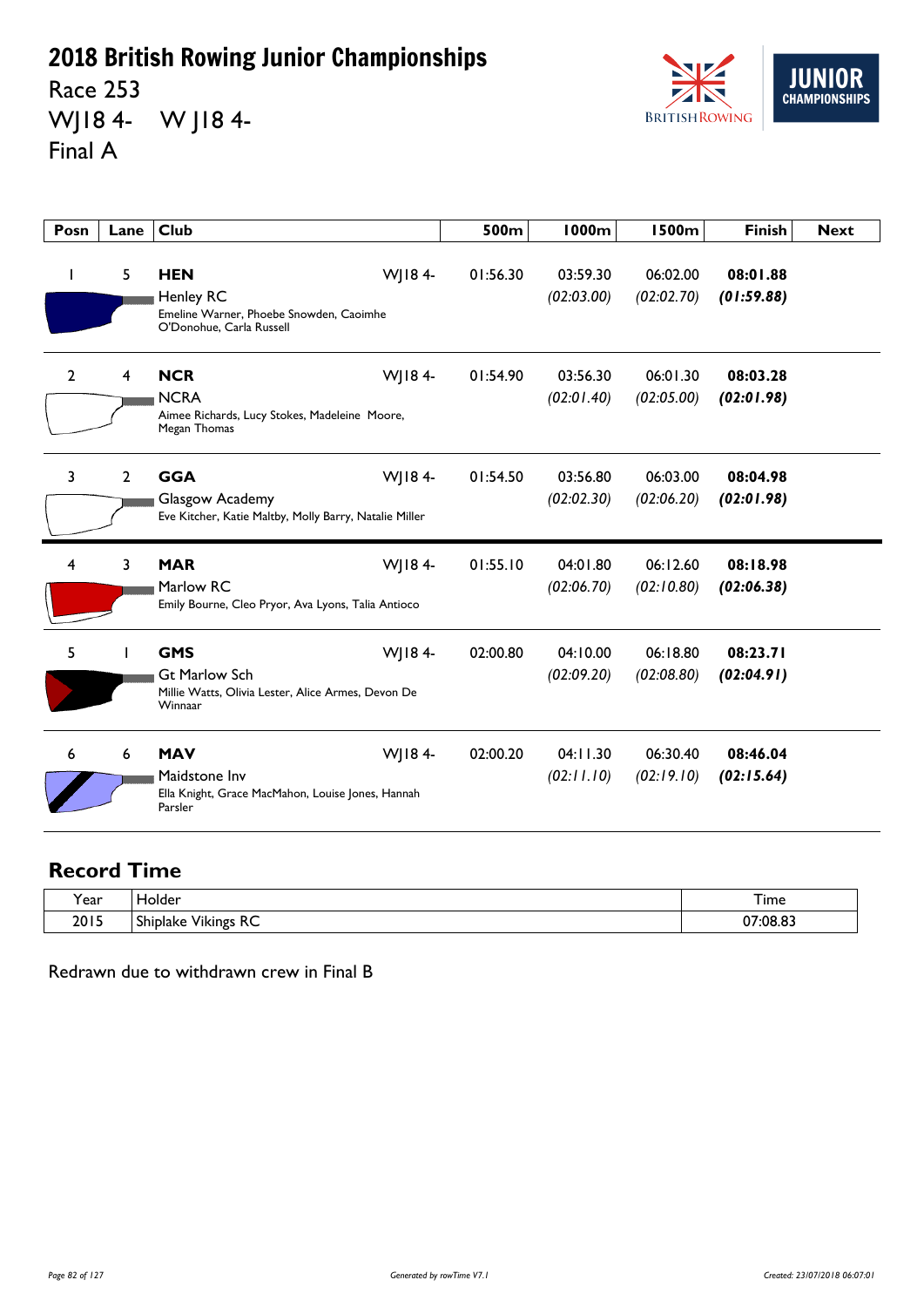# 2018 British Rowing Junior Championships

Race 253

WJ18 4- W J18 4-

Final A

| Posn | Lane | Club | | 500m | 1000m | 1500m | Finish | Next |
|---|---|---|---|---|---|---|---|---|
| 1 | 5 | **HEN** Henley RC Emeline Warner, Phoebe Snowden, Caoimhe O'Donohue, Carla Russell | WJ18 4- | 01:56.30 | 03:59.30 *(02:03.00)* | 06:02.00 *(02:02.70)* | **08:01.88** ***(01:59.88)*** | |
| 2 | 4 | **NCR** NCRA Aimee Richards, Lucy Stokes, Madeleine Moore, Megan Thomas | WJ18 4- | 01:54.90 | 03:56.30 *(02:01.40)* | 06:01.30 *(02:05.00)* | **08:03.28** ***(02:01.98)*** | |
| 3 | 2 | **GGA** Glasgow Academy Eve Kitcher, Katie Maltby, Molly Barry, Natalie Miller | WJ18 4- | 01:54.50 | 03:56.80 *(02:02.30)* | 06:03.00 *(02:06.20)* | **08:04.98** ***(02:01.98)*** | |
| 4 | 3 | **MAR** Marlow RC Emily Bourne, Cleo Pryor, Ava Lyons, Talia Antioco | WJ18 4- | 01:55.10 | 04:01.80 *(02:06.70)* | 06:12.60 *(02:10.80)* | **08:18.98** ***(02:06.38)*** | |
| 5 | 1 | **GMS** Gt Marlow Sch Millie Watts, Olivia Lester, Alice Armes, Devon De Winnaar | WJ18 4- | 02:00.80 | 04:10.00 *(02:09.20)* | 06:18.80 *(02:08.80)* | **08:23.71** ***(02:04.91)*** | |
| 6 | 6 | **MAV** Maidstone Inv Ella Knight, Grace MacMahon, Louise Jones, Hannah Parsler | WJ18 4- | 02:00.20 | 04:11.30 *(02:11.10)* | 06:30.40 *(02:19.10)* | **08:46.04** ***(02:15.64)*** | |

## Record Time

| Year | Holder | Time |
|---|---|---|
| 2015 | Shiplake Vikings RC | 07:08.83 |

Redrawn due to withdrawn crew in Final B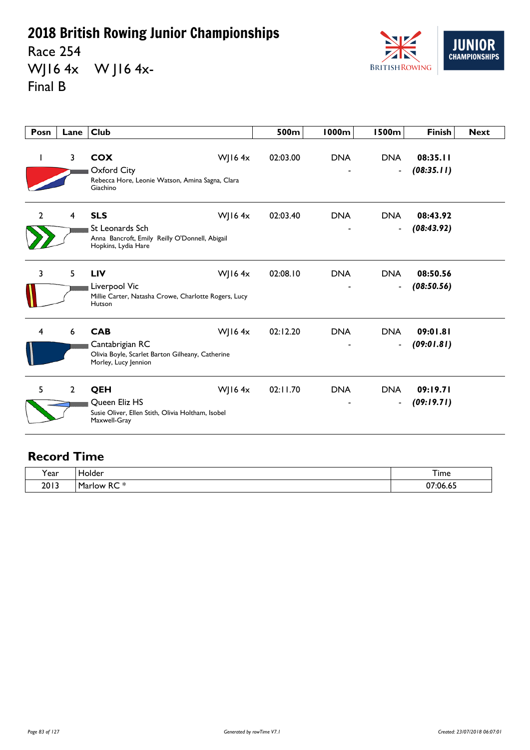# 2018 British Rowing Junior Championships

Race 254

WJ16 4x    W J16 4x-

Final B

| Posn | Lane | Club | | 500m | 1000m | 1500m | Finish | Next |
|---|---|---|---|---|---|---|---|---|
| 1 | 3 | **COX** Oxford City<br>Rebecca Hore, Leonie Watson, Amina Sagna, Clara Giachino | WJ16 4x | 02:03.00 | DNA<br>- | DNA<br>- | **08:35.11**<br>***(08:35.11)*** | |
| 2 | 4 | **SLS** St Leonards Sch<br>Anna Bancroft, Emily Reilly O'Donnell, Abigail Hopkins, Lydia Hare | WJ16 4x | 02:03.40 | DNA<br>- | DNA<br>- | **08:43.92**<br>***(08:43.92)*** | |
| 3 | 5 | **LIV** Liverpool Vic<br>Millie Carter, Natasha Crowe, Charlotte Rogers, Lucy Hutson | WJ16 4x | 02:08.10 | DNA<br>- | DNA<br>- | **08:50.56**<br>***(08:50.56)*** | |
| 4 | 6 | **CAB** Cantabrigian RC<br>Olivia Boyle, Scarlet Barton Gilheany, Catherine Morley, Lucy Jennion | WJ16 4x | 02:12.20 | DNA<br>- | DNA<br>- | **09:01.81**<br>***(09:01.81)*** | |
| 5 | 2 | **QEH** Queen Eliz HS<br>Susie Oliver, Ellen Stith, Olivia Holtham, Isobel Maxwell-Gray | WJ16 4x | 02:11.70 | DNA<br>- | DNA<br>- | **09:19.71**<br>***(09:19.71)*** | |

## Record Time

| Year | Holder | Time |
|---|---|---|
| 2013 | Marlow RC * | 07:06.65 |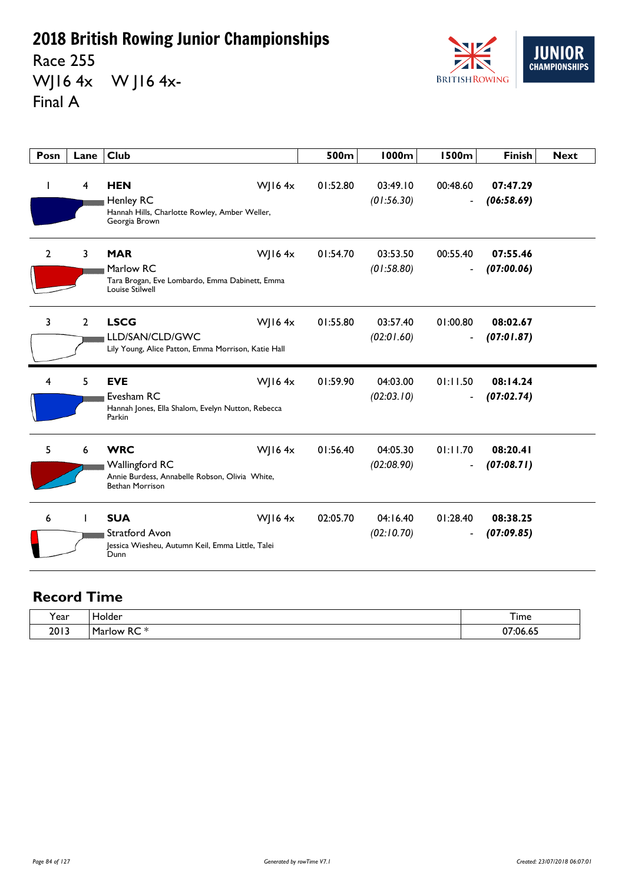# 2018 British Rowing Junior Championships

Race 255

WJ16 4x W J16 4x-

Final A

| Posn | Lane | Club | | 500m | 1000m | 1500m | Finish | Next |
|---|---|---|---|---|---|---|---|---|
| 1 | 4 | **HEN** Henley RC Hannah Hills, Charlotte Rowley, Amber Weller, Georgia Brown | WJ16 4x | 01:52.80 | 03:49.10 *(01:56.30)* | 00:48.60 - | **07:47.29** ***(06:58.69)*** | |
| 2 | 3 | **MAR** Marlow RC Tara Brogan, Eve Lombardo, Emma Dabinett, Emma Louise Stilwell | WJ16 4x | 01:54.70 | 03:53.50 *(01:58.80)* | 00:55.40 - | **07:55.46** ***(07:00.06)*** | |
| 3 | 2 | **LSCG** LLD/SAN/CLD/GWC Lily Young, Alice Patton, Emma Morrison, Katie Hall | WJ16 4x | 01:55.80 | 03:57.40 *(02:01.60)* | 01:00.80 - | **08:02.67** ***(07:01.87)*** | |
| 4 | 5 | **EVE** Evesham RC Hannah Jones, Ella Shalom, Evelyn Nutton, Rebecca Parkin | WJ16 4x | 01:59.90 | 04:03.00 *(02:03.10)* | 01:11.50 - | **08:14.24** ***(07:02.74)*** | |
| 5 | 6 | **WRC** Wallingford RC Annie Burdess, Annabelle Robson, Olivia White, Bethan Morrison | WJ16 4x | 01:56.40 | 04:05.30 *(02:08.90)* | 01:11.70 - | **08:20.41** ***(07:08.71)*** | |
| 6 | 1 | **SUA** Stratford Avon Jessica Wiesheu, Autumn Keil, Emma Little, Talei Dunn | WJ16 4x | 02:05.70 | 04:16.40 *(02:10.70)* | 01:28.40 - | **08:38.25** ***(07:09.85)*** | |

## Record Time

| Year | Holder | Time |
|---|---|---|
| 2013 | Marlow RC * | 07:06.65 |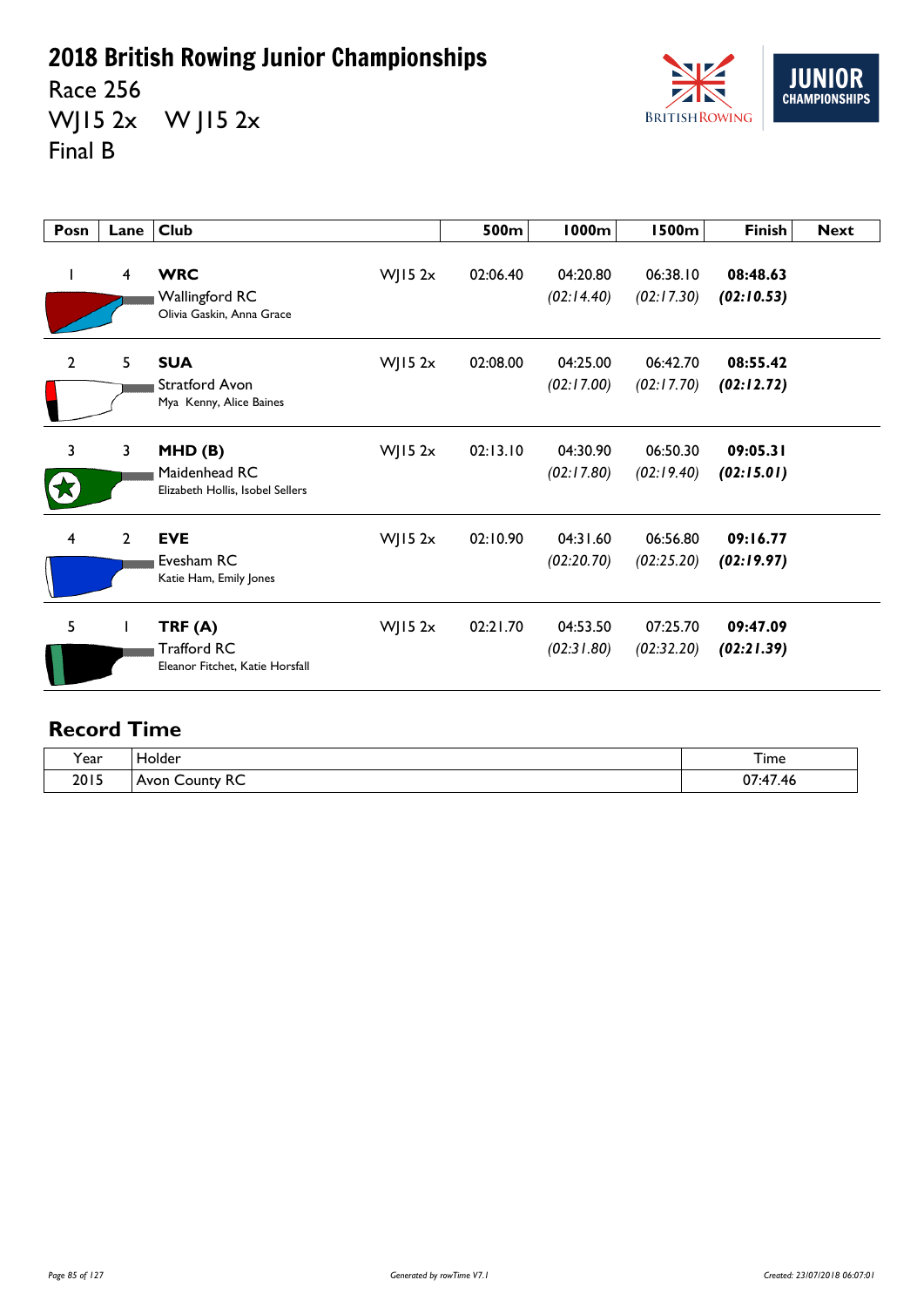# 2018 British Rowing Junior Championships

Race 256

WJ15 2x W J15 2x

Final B

| Posn | Lane | Club | | 500m | 1000m | 1500m | Finish | Next |
|---|---|---|---|---|---|---|---|---|
| 1 | 4 | **WRC** Wallingford RC Olivia Gaskin, Anna Grace | WJ15 2x | 02:06.40 | 04:20.80 *(02:14.40)* | 06:38.10 *(02:17.30)* | **08:48.63** ***(02:10.53)*** | |
| 2 | 5 | **SUA** Stratford Avon Mya Kenny, Alice Baines | WJ15 2x | 02:08.00 | 04:25.00 *(02:17.00)* | 06:42.70 *(02:17.70)* | **08:55.42** ***(02:12.72)*** | |
| 3 | 3 | **MHD (B)** Maidenhead RC Elizabeth Hollis, Isobel Sellers | WJ15 2x | 02:13.10 | 04:30.90 *(02:17.80)* | 06:50.30 *(02:19.40)* | **09:05.31** ***(02:15.01)*** | |
| 4 | 2 | **EVE** Evesham RC Katie Ham, Emily Jones | WJ15 2x | 02:10.90 | 04:31.60 *(02:20.70)* | 06:56.80 *(02:25.20)* | **09:16.77** ***(02:19.97)*** | |
| 5 | 1 | **TRF (A)** Trafford RC Eleanor Fitchet, Katie Horsfall | WJ15 2x | 02:21.70 | 04:53.50 *(02:31.80)* | 07:25.70 *(02:32.20)* | **09:47.09** ***(02:21.39)*** | |

## Record Time

| Year | Holder | Time |
|---|---|---|
| 2015 | Avon County RC | 07:47.46 |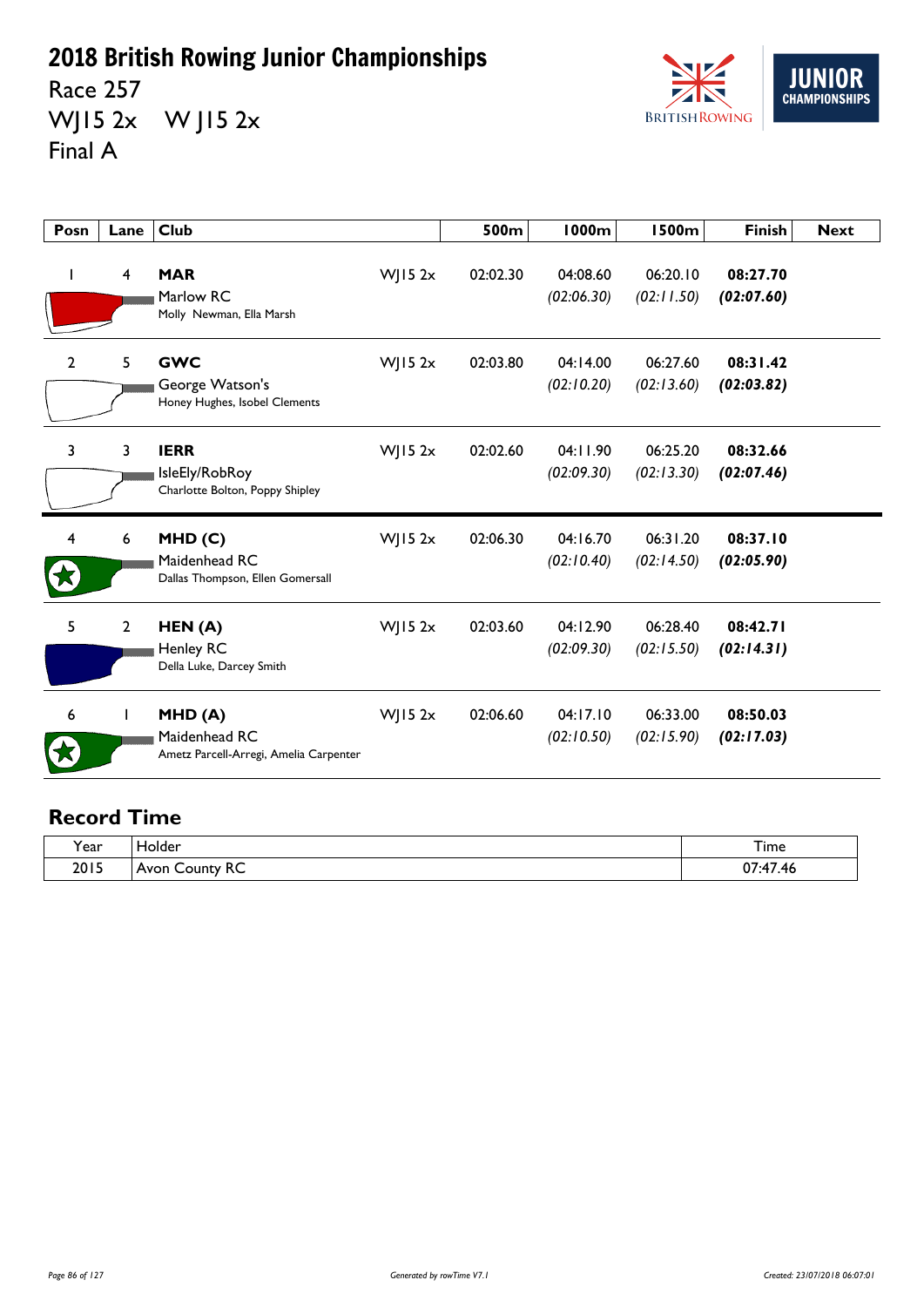# 2018 British Rowing Junior Championships

Race 257
WJ15 2x  W J15 2x
Final A

| Posn | Lane | Club | | 500m | 1000m | 1500m | Finish | Next |
|---|---|---|---|---|---|---|---|---|
| 1 | 4 | **MAR** Marlow RC Molly Newman, Ella Marsh | WJ15 2x | 02:02.30 | 04:08.60 *(02:06.30)* | 06:20.10 *(02:11.50)* | **08:27.70** ***(02:07.60)*** | |
| 2 | 5 | **GWC** George Watson's Honey Hughes, Isobel Clements | WJ15 2x | 02:03.80 | 04:14.00 *(02:10.20)* | 06:27.60 *(02:13.60)* | **08:31.42** ***(02:03.82)*** | |
| 3 | 3 | **IERR** IsleEly/RobRoy Charlotte Bolton, Poppy Shipley | WJ15 2x | 02:02.60 | 04:11.90 *(02:09.30)* | 06:25.20 *(02:13.30)* | **08:32.66** ***(02:07.46)*** | |
| 4 | 6 | **MHD (C)** Maidenhead RC Dallas Thompson, Ellen Gomersall | WJ15 2x | 02:06.30 | 04:16.70 *(02:10.40)* | 06:31.20 *(02:14.50)* | **08:37.10** ***(02:05.90)*** | |
| 5 | 2 | **HEN (A)** Henley RC Della Luke, Darcey Smith | WJ15 2x | 02:03.60 | 04:12.90 *(02:09.30)* | 06:28.40 *(02:15.50)* | **08:42.71** ***(02:14.31)*** | |
| 6 | 1 | **MHD (A)** Maidenhead RC Ametz Parcell-Arregi, Amelia Carpenter | WJ15 2x | 02:06.60 | 04:17.10 *(02:10.50)* | 06:33.00 *(02:15.90)* | **08:50.03** ***(02:17.03)*** | |

## Record Time

| Year | Holder | Time |
|---|---|---|
| 2015 | Avon County RC | 07:47.46 |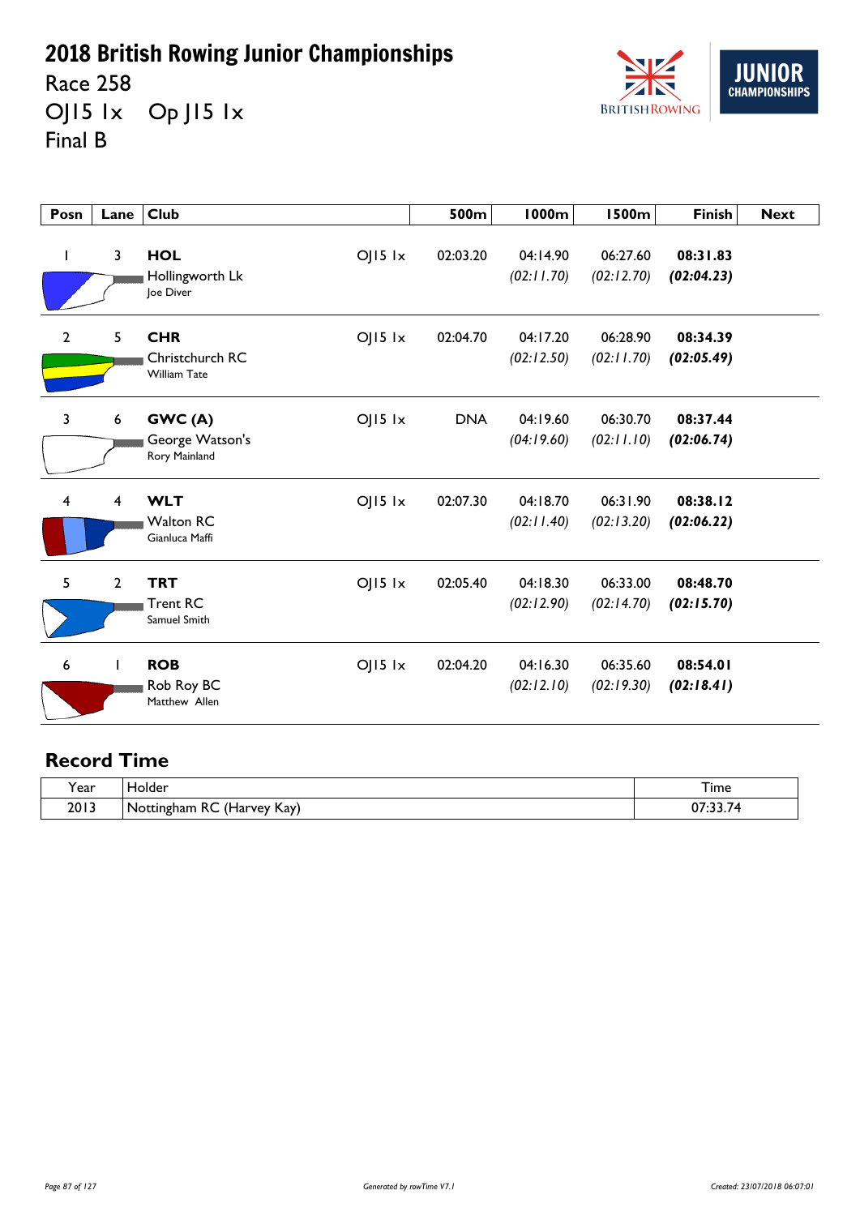# 2018 British Rowing Junior Championships

Race 258

OJ15 1x    Op J15 1x

Final B

| Posn | Lane | Club | | 500m | 1000m | 1500m | Finish | Next |
|---|---|---|---|---|---|---|---|---|
| 1 | 3 | **HOL** Hollingworth Lk Joe Diver | OJ15 1x | 02:03.20 | 04:14.90 *(02:11.70)* | 06:27.60 *(02:12.70)* | **08:31.83** ***(02:04.23)*** | |
| 2 | 5 | **CHR** Christchurch RC William Tate | OJ15 1x | 02:04.70 | 04:17.20 *(02:12.50)* | 06:28.90 *(02:11.70)* | **08:34.39** ***(02:05.49)*** | |
| 3 | 6 | **GWC (A)** George Watson's Rory Mainland | OJ15 1x | DNA | 04:19.60 *(04:19.60)* | 06:30.70 *(02:11.10)* | **08:37.44** ***(02:06.74)*** | |
| 4 | 4 | **WLT** Walton RC Gianluca Maffi | OJ15 1x | 02:07.30 | 04:18.70 *(02:11.40)* | 06:31.90 *(02:13.20)* | **08:38.12** ***(02:06.22)*** | |
| 5 | 2 | **TRT** Trent RC Samuel Smith | OJ15 1x | 02:05.40 | 04:18.30 *(02:12.90)* | 06:33.00 *(02:14.70)* | **08:48.70** ***(02:15.70)*** | |
| 6 | 1 | **ROB** Rob Roy BC Matthew Allen | OJ15 1x | 02:04.20 | 04:16.30 *(02:12.10)* | 06:35.60 *(02:19.30)* | **08:54.01** ***(02:18.41)*** | |

## Record Time

| Year | Holder | Time |
|---|---|---|
| 2013 | Nottingham RC (Harvey Kay) | 07:33.74 |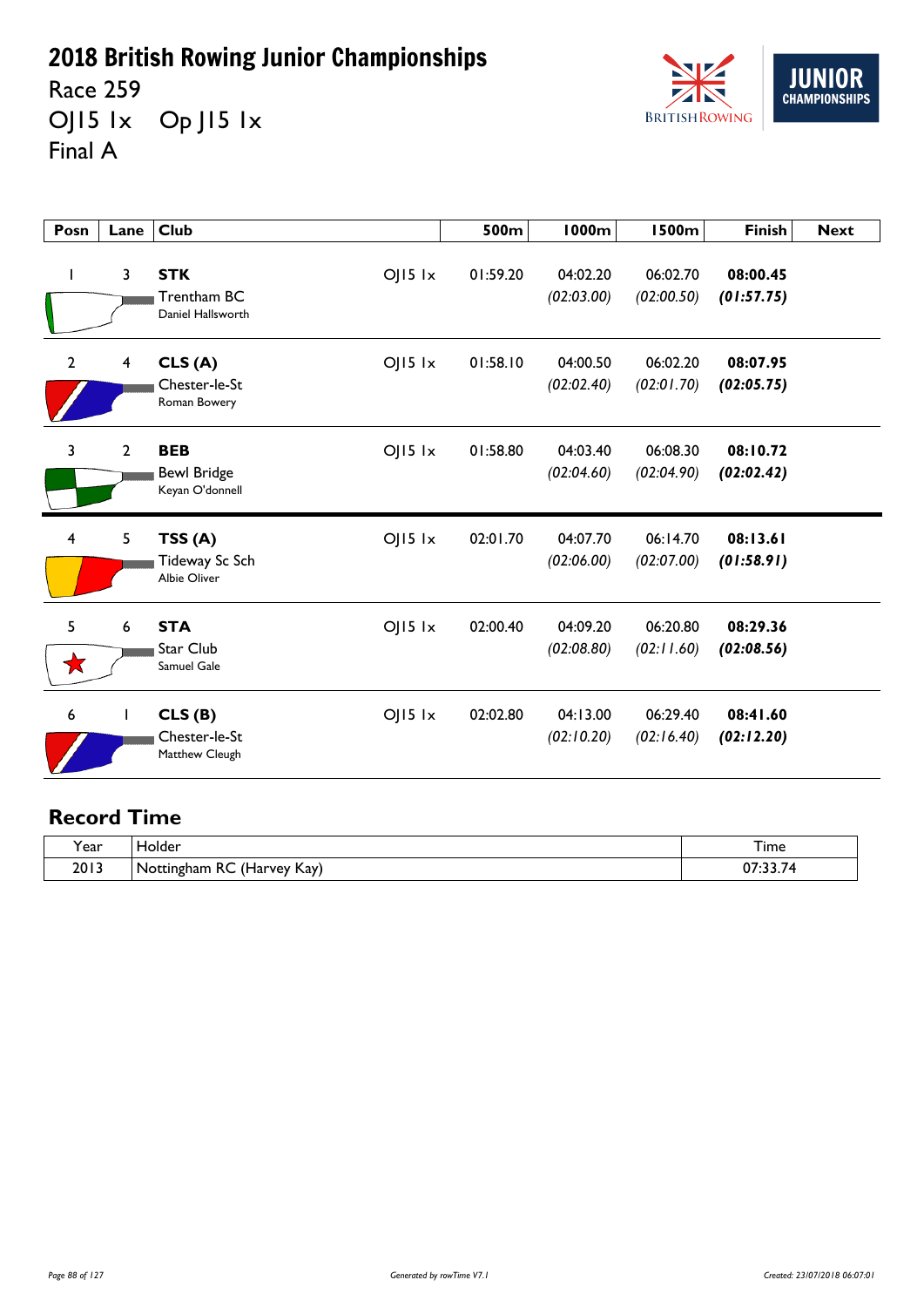# 2018 British Rowing Junior Championships

Race 259

OJ15 1x Op J15 1x

Final A

| Posn | Lane | Club | | 500m | 1000m | 1500m | Finish | Next |
|---|---|---|---|---|---|---|---|---|
| 1 | 3 | **STK** Trentham BC Daniel Hallsworth | OJ15 1x | 01:59.20 | 04:02.20 *(02:03.00)* | 06:02.70 *(02:00.50)* | **08:00.45** ***(01:57.75)*** | |
| 2 | 4 | **CLS (A)** Chester-le-St Roman Bowery | OJ15 1x | 01:58.10 | 04:00.50 *(02:02.40)* | 06:02.20 *(02:01.70)* | **08:07.95** ***(02:05.75)*** | |
| 3 | 2 | **BEB** Bewl Bridge Keyan O'donnell | OJ15 1x | 01:58.80 | 04:03.40 *(02:04.60)* | 06:08.30 *(02:04.90)* | **08:10.72** ***(02:02.42)*** | |
| 4 | 5 | **TSS (A)** Tideway Sc Sch Albie Oliver | OJ15 1x | 02:01.70 | 04:07.70 *(02:06.00)* | 06:14.70 *(02:07.00)* | **08:13.61** ***(01:58.91)*** | |
| 5 | 6 | **STA** Star Club Samuel Gale | OJ15 1x | 02:00.40 | 04:09.20 *(02:08.80)* | 06:20.80 *(02:11.60)* | **08:29.36** ***(02:08.56)*** | |
| 6 | 1 | **CLS (B)** Chester-le-St Matthew Cleugh | OJ15 1x | 02:02.80 | 04:13.00 *(02:10.20)* | 06:29.40 *(02:16.40)* | **08:41.60** ***(02:12.20)*** | |

## Record Time

| Year | Holder | Time |
|---|---|---|
| 2013 | Nottingham RC (Harvey Kay) | 07:33.74 |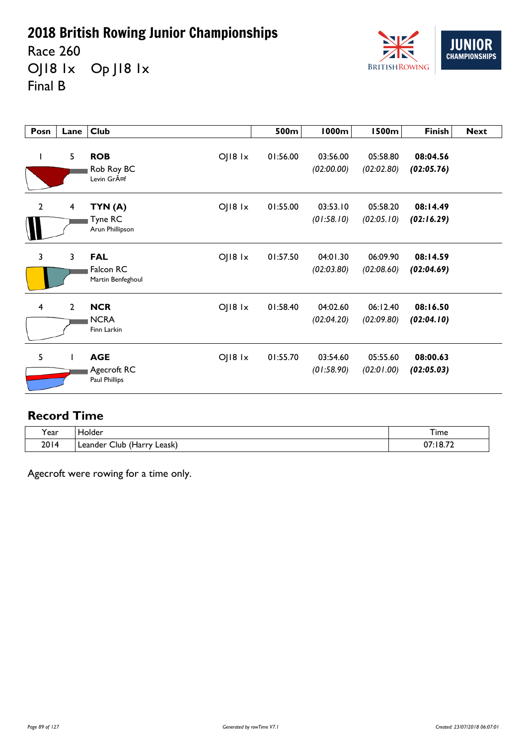# 2018 British Rowing Junior Championships

Race 260

OJ18 1x Op J18 1x

Final B

| Posn | Lane | Club | | 500m | 1000m | 1500m | Finish | Next |
|---|---|---|---|---|---|---|---|---|
| 1 | 5 | **ROB** Rob Roy BC Levin GrÃ¤f | OJ18 1x | 01:56.00 | 03:56.00 *(02:00.00)* | 05:58.80 *(02:02.80)* | **08:04.56** ***(02:05.76)*** | |
| 2 | 4 | **TYN (A)** Tyne RC Arun Phillipson | OJ18 1x | 01:55.00 | 03:53.10 *(01:58.10)* | 05:58.20 *(02:05.10)* | **08:14.49** ***(02:16.29)*** | |
| 3 | 3 | **FAL** Falcon RC Martin Benfeghoul | OJ18 1x | 01:57.50 | 04:01.30 *(02:03.80)* | 06:09.90 *(02:08.60)* | **08:14.59** ***(02:04.69)*** | |
| 4 | 2 | **NCR** NCRA Finn Larkin | OJ18 1x | 01:58.40 | 04:02.60 *(02:04.20)* | 06:12.40 *(02:09.80)* | **08:16.50** ***(02:04.10)*** | |
| 5 | 1 | **AGE** Agecroft RC Paul Phillips | OJ18 1x | 01:55.70 | 03:54.60 *(01:58.90)* | 05:55.60 *(02:01.00)* | **08:00.63** ***(02:05.03)*** | |

## Record Time

| Year | Holder | Time |
|---|---|---|
| 2014 | Leander Club (Harry Leask) | 07:18.72 |

Agecroft were rowing for a time only.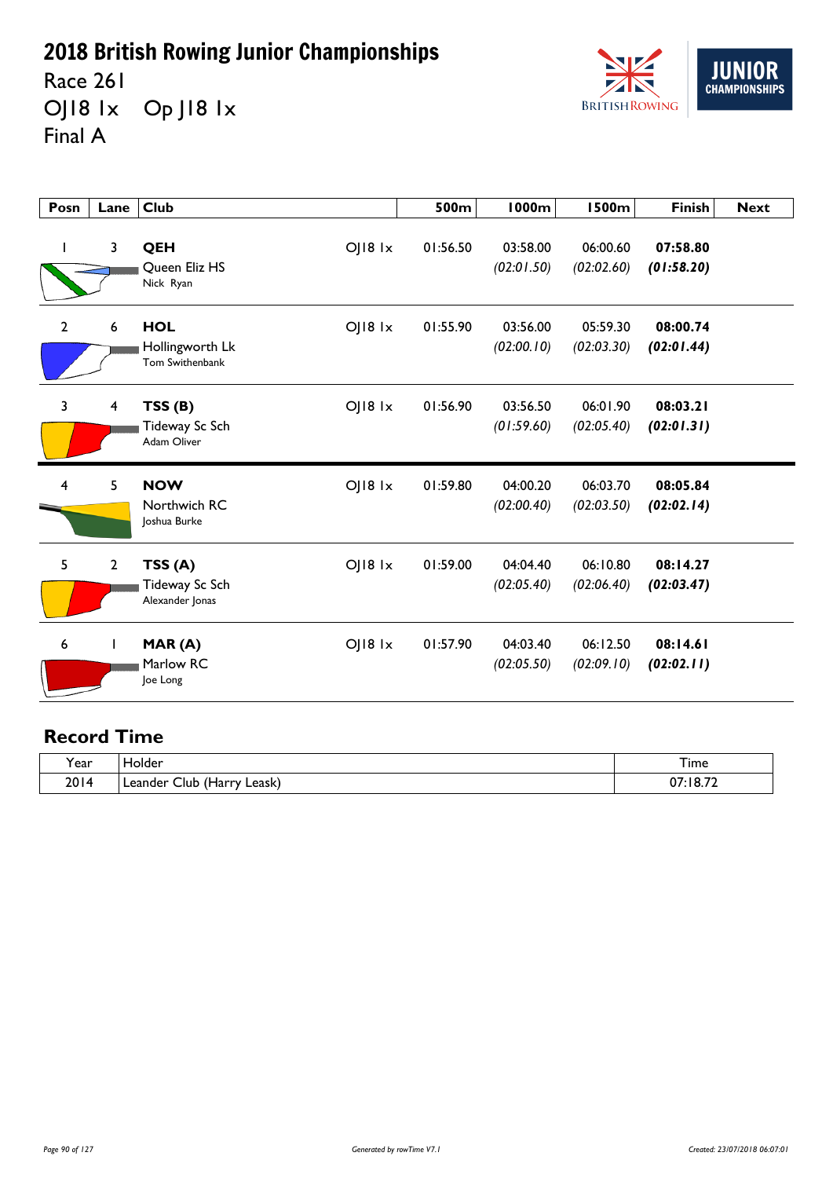# 2018 British Rowing Junior Championships

Race 261

OJ18 1x   Op J18 1x

Final A

| Posn | Lane | Club | | 500m | 1000m | 1500m | Finish | Next |
|---|---|---|---|---|---|---|---|---|
| 1 | 3 | **QEH** Queen Eliz HS Nick Ryan | OJ18 1x | 01:56.50 | 03:58.00 *(02:01.50)* | 06:00.60 *(02:02.60)* | **07:58.80** ***(01:58.20)*** | |
| 2 | 6 | **HOL** Hollingworth Lk Tom Swithenbank | OJ18 1x | 01:55.90 | 03:56.00 *(02:00.10)* | 05:59.30 *(02:03.30)* | **08:00.74** ***(02:01.44)*** | |
| 3 | 4 | **TSS (B)** Tideway Sc Sch Adam Oliver | OJ18 1x | 01:56.90 | 03:56.50 *(01:59.60)* | 06:01.90 *(02:05.40)* | **08:03.21** ***(02:01.31)*** | |
| 4 | 5 | **NOW** Northwich RC Joshua Burke | OJ18 1x | 01:59.80 | 04:00.20 *(02:00.40)* | 06:03.70 *(02:03.50)* | **08:05.84** ***(02:02.14)*** | |
| 5 | 2 | **TSS (A)** Tideway Sc Sch Alexander Jonas | OJ18 1x | 01:59.00 | 04:04.40 *(02:05.40)* | 06:10.80 *(02:06.40)* | **08:14.27** ***(02:03.47)*** | |
| 6 | 1 | **MAR (A)** Marlow RC Joe Long | OJ18 1x | 01:57.90 | 04:03.40 *(02:05.50)* | 06:12.50 *(02:09.10)* | **08:14.61** ***(02:02.11)*** | |

## Record Time

| Year | Holder | Time |
|---|---|---|
| 2014 | Leander Club (Harry Leask) | 07:18.72 |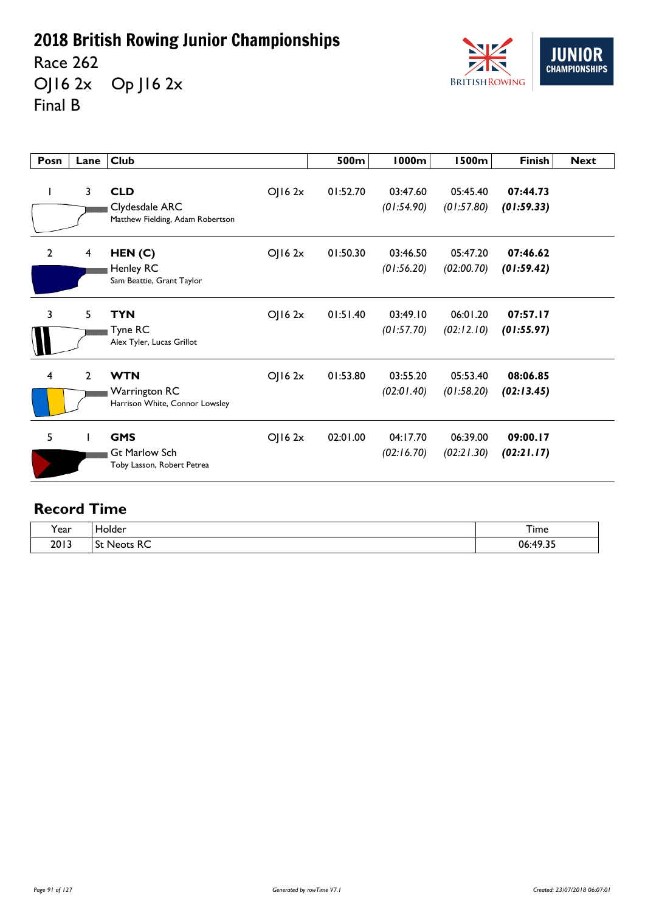# 2018 British Rowing Junior Championships

Race 262

OJ16 2x    Op J16 2x

Final B

| Posn | Lane | Club | | 500m | 1000m | 1500m | Finish | Next |
|---|---|---|---|---|---|---|---|---|
| 1 | 3 | **CLD** Clydesdale ARC Matthew Fielding, Adam Robertson | OJ16 2x | 01:52.70 | 03:47.60 *(01:54.90)* | 05:45.40 *(01:57.80)* | **07:44.73** ***(01:59.33)*** | |
| 2 | 4 | **HEN (C)** Henley RC Sam Beattie, Grant Taylor | OJ16 2x | 01:50.30 | 03:46.50 *(01:56.20)* | 05:47.20 *(02:00.70)* | **07:46.62** ***(01:59.42)*** | |
| 3 | 5 | **TYN** Tyne RC Alex Tyler, Lucas Grillot | OJ16 2x | 01:51.40 | 03:49.10 *(01:57.70)* | 06:01.20 *(02:12.10)* | **07:57.17** ***(01:55.97)*** | |
| 4 | 2 | **WTN** Warrington RC Harrison White, Connor Lowsley | OJ16 2x | 01:53.80 | 03:55.20 *(02:01.40)* | 05:53.40 *(01:58.20)* | **08:06.85** ***(02:13.45)*** | |
| 5 | 1 | **GMS** Gt Marlow Sch Toby Lasson, Robert Petrea | OJ16 2x | 02:01.00 | 04:17.70 *(02:16.70)* | 06:39.00 *(02:21.30)* | **09:00.17** ***(02:21.17)*** | |

## Record Time

| Year | Holder | Time |
|---|---|---|
| 2013 | St Neots RC | 06:49.35 |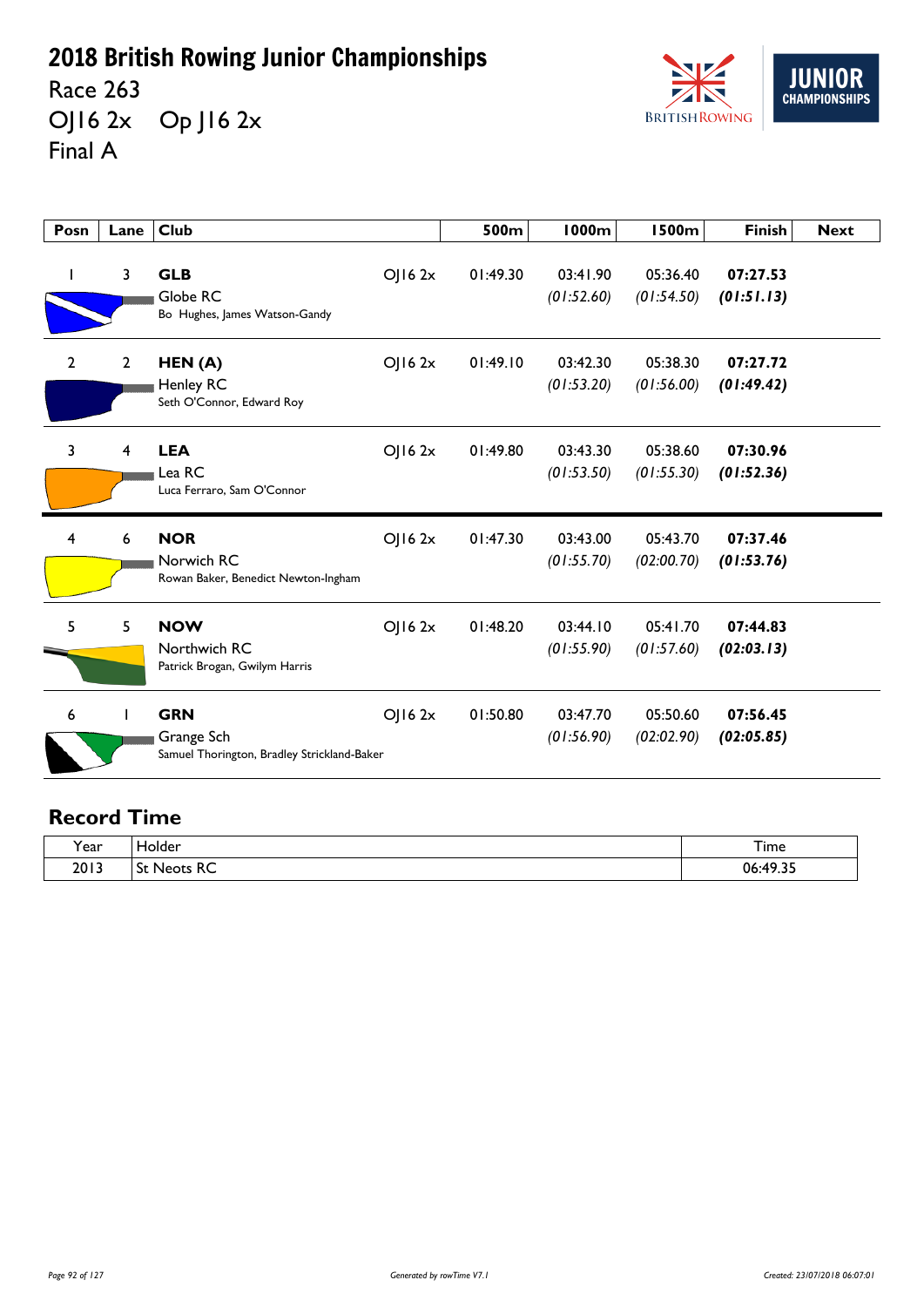# 2018 British Rowing Junior Championships

Race 263

OJ16 2x    Op J16 2x

Final A

| Posn | Lane | Club | | 500m | 1000m | 1500m | Finish | Next |
|---|---|---|---|---|---|---|---|---|
| 1 | 3 | **GLB** Globe RC Bo Hughes, James Watson-Gandy | OJ16 2x | 01:49.30 | 03:41.90 *(01:52.60)* | 05:36.40 *(01:54.50)* | **07:27.53** ***(01:51.13)*** | |
| 2 | 2 | **HEN (A)** Henley RC Seth O'Connor, Edward Roy | OJ16 2x | 01:49.10 | 03:42.30 *(01:53.20)* | 05:38.30 *(01:56.00)* | **07:27.72** ***(01:49.42)*** | |
| 3 | 4 | **LEA** Lea RC Luca Ferraro, Sam O'Connor | OJ16 2x | 01:49.80 | 03:43.30 *(01:53.50)* | 05:38.60 *(01:55.30)* | **07:30.96** ***(01:52.36)*** | |
| 4 | 6 | **NOR** Norwich RC Rowan Baker, Benedict Newton-Ingham | OJ16 2x | 01:47.30 | 03:43.00 *(01:55.70)* | 05:43.70 *(02:00.70)* | **07:37.46** ***(01:53.76)*** | |
| 5 | 5 | **NOW** Northwich RC Patrick Brogan, Gwilym Harris | OJ16 2x | 01:48.20 | 03:44.10 *(01:55.90)* | 05:41.70 *(01:57.60)* | **07:44.83** ***(02:03.13)*** | |
| 6 | 1 | **GRN** Grange Sch Samuel Thorington, Bradley Strickland-Baker | OJ16 2x | 01:50.80 | 03:47.70 *(01:56.90)* | 05:50.60 *(02:02.90)* | **07:56.45** ***(02:05.85)*** | |

## Record Time

| Year | Holder | Time |
|---|---|---|
| 2013 | St Neots RC | 06:49.35 |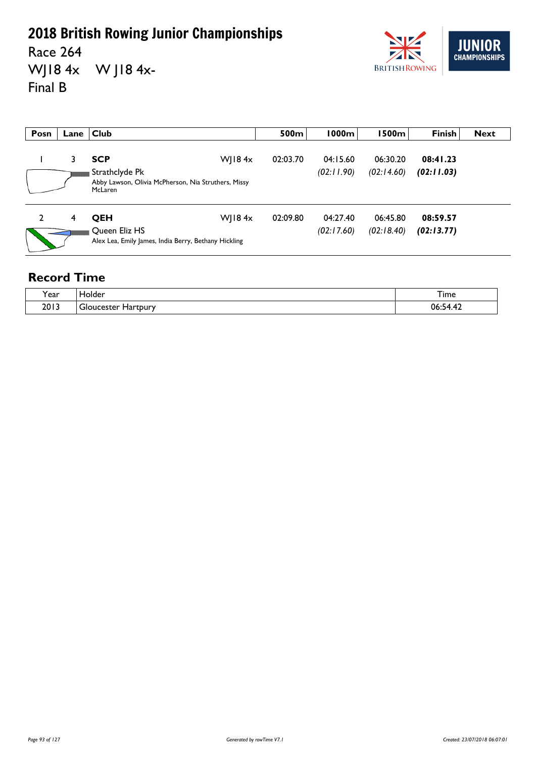# 2018 British Rowing Junior Championships

Race 264

WJ18 4x    W J18 4x-

Final B

| Posn | Lane | Club | | 500m | 1000m | 1500m | Finish | Next |
|---|---|---|---|---|---|---|---|---|
| 1 | 3 | **SCP**<br>Strathclyde Pk<br>Abby Lawson, Olivia McPherson, Nia Struthers, Missy McLaren | WJ18 4x | 02:03.70 | 04:15.60<br>*(02:11.90)* | 06:30.20<br>*(02:14.60)* | **08:41.23**<br>***(02:11.03)*** | |
| 2 | 4 | **QEH**<br>Queen Eliz HS<br>Alex Lea, Emily James, India Berry, Bethany Hickling | WJ18 4x | 02:09.80 | 04:27.40<br>*(02:17.60)* | 06:45.80<br>*(02:18.40)* | **08:59.57**<br>***(02:13.77)*** | |

## Record Time

| Year | Holder | Time |
|---|---|---|
| 2013 | Gloucester Hartpury | 06:54.42 |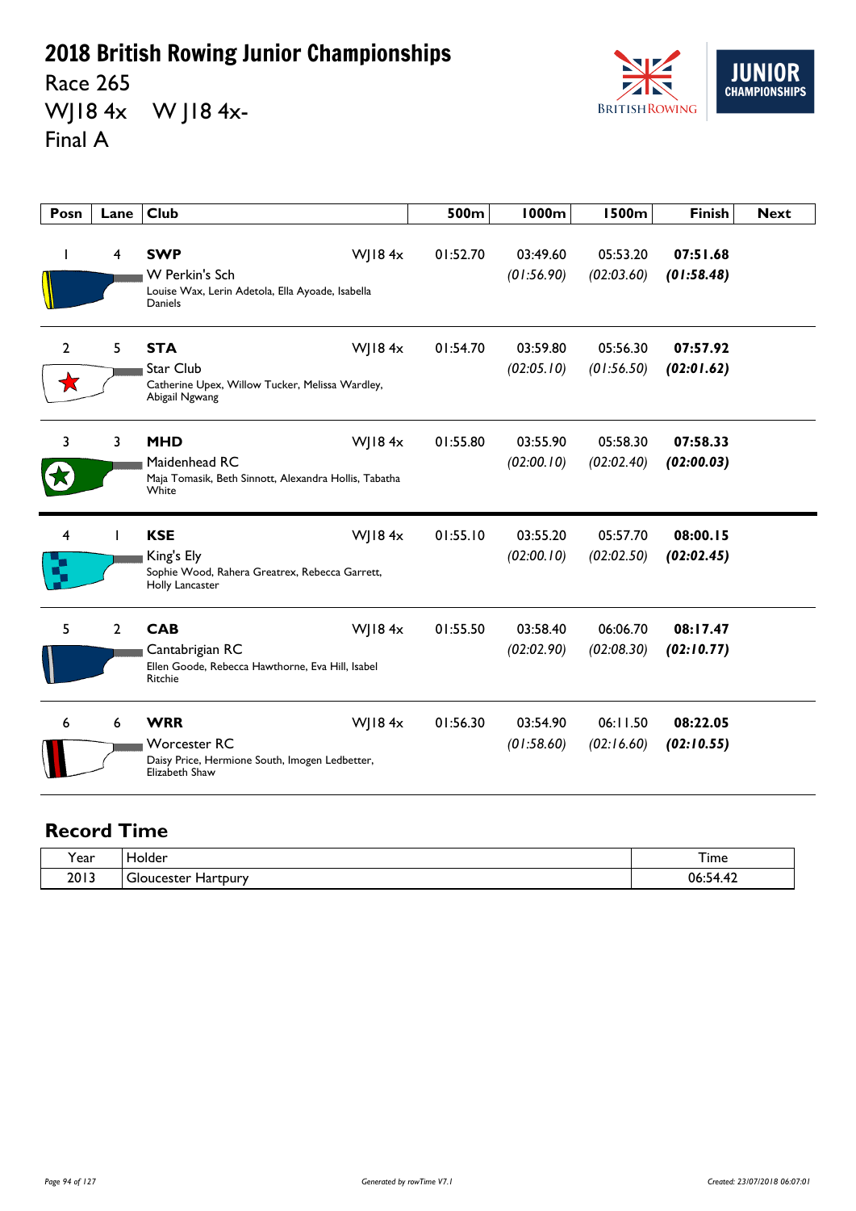# 2018 British Rowing Junior Championships

Race 265

WJ18 4x W J18 4x-

Final A

| Posn | Lane | Club | | 500m | 1000m | 1500m | Finish | Next |
|---|---|---|---|---|---|---|---|---|
| 1 | 4 | **SWP**<br>W Perkin's Sch<br>Louise Wax, Lerin Adetola, Ella Ayoade, Isabella Daniels | WJ18 4x | 01:52.70 | 03:49.60<br>*(01:56.90)* | 05:53.20<br>*(02:03.60)* | **07:51.68**<br>***(01:58.48)*** | |
| 2 | 5 | **STA**<br>Star Club<br>Catherine Upex, Willow Tucker, Melissa Wardley, Abigail Ngwang | WJ18 4x | 01:54.70 | 03:59.80<br>*(02:05.10)* | 05:56.30<br>*(01:56.50)* | **07:57.92**<br>***(02:01.62)*** | |
| 3 | 3 | **MHD**<br>Maidenhead RC<br>Maja Tomasik, Beth Sinnott, Alexandra Hollis, Tabatha White | WJ18 4x | 01:55.80 | 03:55.90<br>*(02:00.10)* | 05:58.30<br>*(02:02.40)* | **07:58.33**<br>***(02:00.03)*** | |
| 4 | 1 | **KSE**<br>King's Ely<br>Sophie Wood, Rahera Greatrex, Rebecca Garrett, Holly Lancaster | WJ18 4x | 01:55.10 | 03:55.20<br>*(02:00.10)* | 05:57.70<br>*(02:02.50)* | **08:00.15**<br>***(02:02.45)*** | |
| 5 | 2 | **CAB**<br>Cantabrigian RC<br>Ellen Goode, Rebecca Hawthorne, Eva Hill, Isabel Ritchie | WJ18 4x | 01:55.50 | 03:58.40<br>*(02:02.90)* | 06:06.70<br>*(02:08.30)* | **08:17.47**<br>***(02:10.77)*** | |
| 6 | 6 | **WRR**<br>Worcester RC<br>Daisy Price, Hermione South, Imogen Ledbetter, Elizabeth Shaw | WJ18 4x | 01:56.30 | 03:54.90<br>*(01:58.60)* | 06:11.50<br>*(02:16.60)* | **08:22.05**<br>***(02:10.55)*** | |

## Record Time

| Year | Holder | Time |
|---|---|---|
| 2013 | Gloucester Hartpury | 06:54.42 |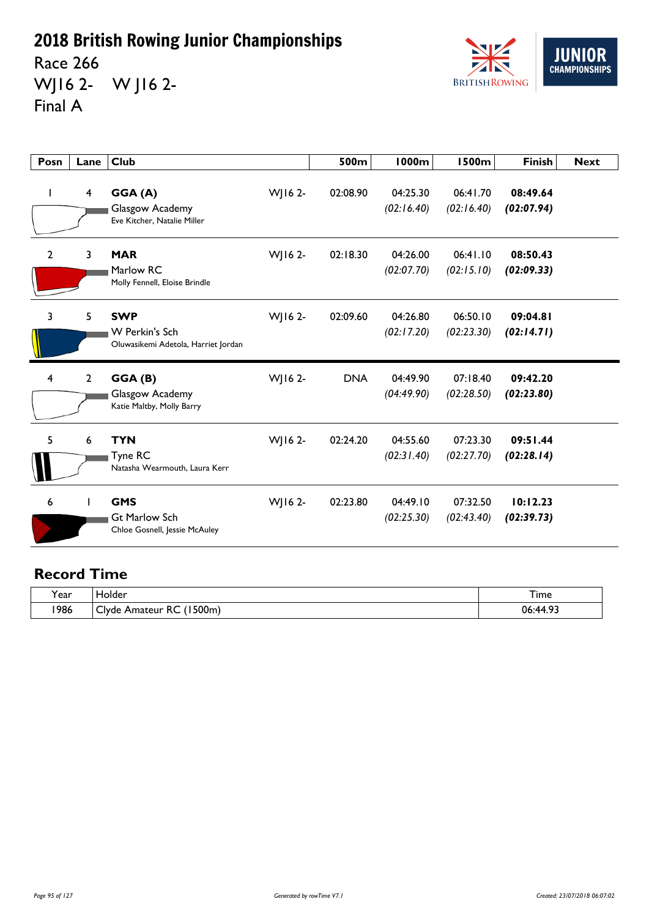# 2018 British Rowing Junior Championships

Race 266

WJ16 2- W J16 2-

Final A

| Posn | Lane | Club | | 500m | 1000m | 1500m | Finish | Next |
|---|---|---|---|---|---|---|---|---|
| 1 | 4 | **GGA (A)**<br>Glasgow Academy<br>Eve Kitcher, Natalie Miller | WJ16 2- | 02:08.90 | 04:25.30<br>*(02:16.40)* | 06:41.70<br>*(02:16.40)* | **08:49.64**<br>***(02:07.94)*** | |
| 2 | 3 | **MAR**<br>Marlow RC<br>Molly Fennell, Eloise Brindle | WJ16 2- | 02:18.30 | 04:26.00<br>*(02:07.70)* | 06:41.10<br>*(02:15.10)* | **08:50.43**<br>***(02:09.33)*** | |
| 3 | 5 | **SWP**<br>W Perkin's Sch<br>Oluwasikemi Adetola, Harriet Jordan | WJ16 2- | 02:09.60 | 04:26.80<br>*(02:17.20)* | 06:50.10<br>*(02:23.30)* | **09:04.81**<br>***(02:14.71)*** | |
| 4 | 2 | **GGA (B)**<br>Glasgow Academy<br>Katie Maltby, Molly Barry | WJ16 2- | DNA | 04:49.90<br>*(04:49.90)* | 07:18.40<br>*(02:28.50)* | **09:42.20**<br>***(02:23.80)*** | |
| 5 | 6 | **TYN**<br>Tyne RC<br>Natasha Wearmouth, Laura Kerr | WJ16 2- | 02:24.20 | 04:55.60<br>*(02:31.40)* | 07:23.30<br>*(02:27.70)* | **09:51.44**<br>***(02:28.14)*** | |
| 6 | 1 | **GMS**<br>Gt Marlow Sch<br>Chloe Gosnell, Jessie McAuley | WJ16 2- | 02:23.80 | 04:49.10<br>*(02:25.30)* | 07:32.50<br>*(02:43.40)* | **10:12.23**<br>***(02:39.73)*** | |

## Record Time

| Year | Holder | Time |
|---|---|---|
| 1986 | Clyde Amateur RC (1500m) | 06:44.93 |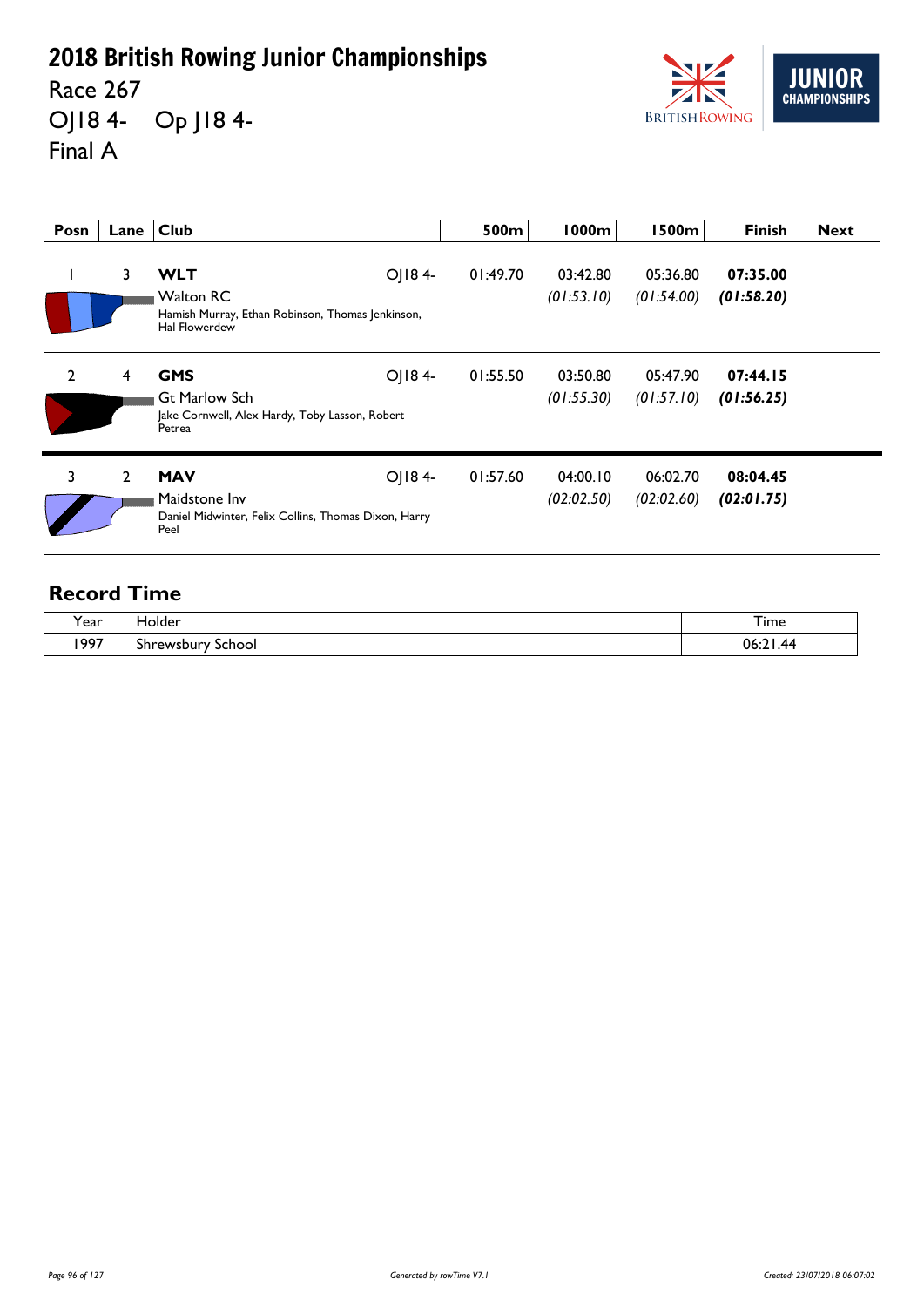# 2018 British Rowing Junior Championships

Race 267

OJ18 4-    Op J18 4-

Final A

| Posn | Lane | Club | | 500m | 1000m | 1500m | Finish | Next |
|---|---|---|---|---|---|---|---|---|
| 1 | 3 | **WLT** Walton RC Hamish Murray, Ethan Robinson, Thomas Jenkinson, Hal Flowerdew | OJ18 4- | 01:49.70 | 03:42.80 *(01:53.10)* | 05:36.80 *(01:54.00)* | **07:35.00** ***(01:58.20)*** | |
| 2 | 4 | **GMS** Gt Marlow Sch Jake Cornwell, Alex Hardy, Toby Lasson, Robert Petrea | OJ18 4- | 01:55.50 | 03:50.80 *(01:55.30)* | 05:47.90 *(01:57.10)* | **07:44.15** ***(01:56.25)*** | |
| 3 | 2 | **MAV** Maidstone Inv Daniel Midwinter, Felix Collins, Thomas Dixon, Harry Peel | OJ18 4- | 01:57.60 | 04:00.10 *(02:02.50)* | 06:02.70 *(02:02.60)* | **08:04.45** ***(02:01.75)*** | |

## Record Time

| Year | Holder | Time |
|---|---|---|
| 1997 | Shrewsbury School | 06:21.44 |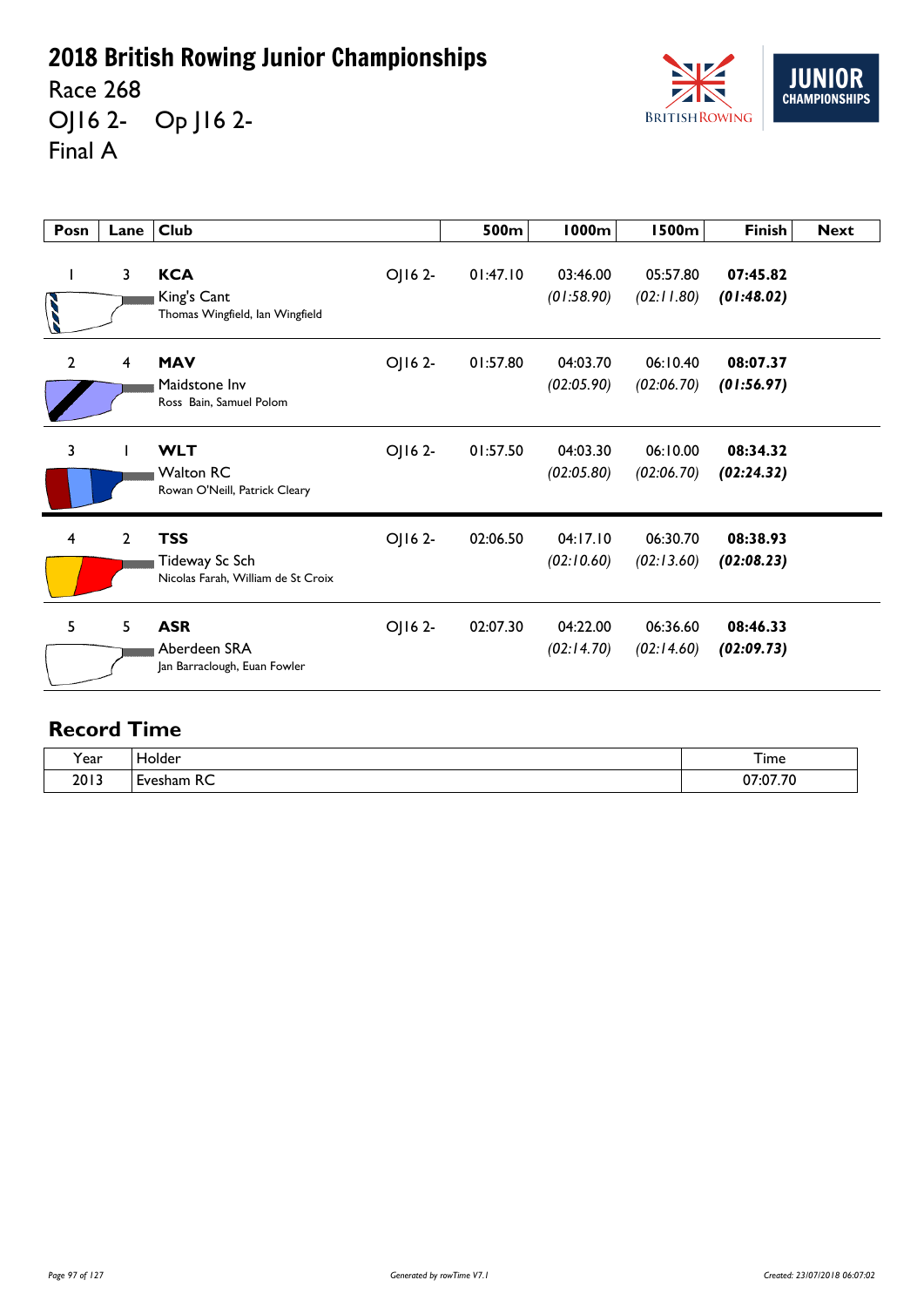# 2018 British Rowing Junior Championships

Race 268

OJ16 2-    Op J16 2-

Final A

| Posn | Lane | Club | | 500m | 1000m | 1500m | Finish | Next |
|---|---|---|---|---|---|---|---|---|
| 1 | 3 | **KCA** King's Cant Thomas Wingfield, Ian Wingfield | OJ16 2- | 01:47.10 | 03:46.00 *(01:58.90)* | 05:57.80 *(02:11.80)* | **07:45.82** ***(01:48.02)*** | |
| 2 | 4 | **MAV** Maidstone Inv Ross Bain, Samuel Polom | OJ16 2- | 01:57.80 | 04:03.70 *(02:05.90)* | 06:10.40 *(02:06.70)* | **08:07.37** ***(01:56.97)*** | |
| 3 | 1 | **WLT** Walton RC Rowan O'Neill, Patrick Cleary | OJ16 2- | 01:57.50 | 04:03.30 *(02:05.80)* | 06:10.00 *(02:06.70)* | **08:34.32** ***(02:24.32)*** | |
| 4 | 2 | **TSS** Tideway Sc Sch Nicolas Farah, William de St Croix | OJ16 2- | 02:06.50 | 04:17.10 *(02:10.60)* | 06:30.70 *(02:13.60)* | **08:38.93** ***(02:08.23)*** | |
| 5 | 5 | **ASR** Aberdeen SRA Jan Barraclough, Euan Fowler | OJ16 2- | 02:07.30 | 04:22.00 *(02:14.70)* | 06:36.60 *(02:14.60)* | **08:46.33** ***(02:09.73)*** | |

## Record Time

| Year | Holder | Time |
|---|---|---|
| 2013 | Evesham RC | 07:07.70 |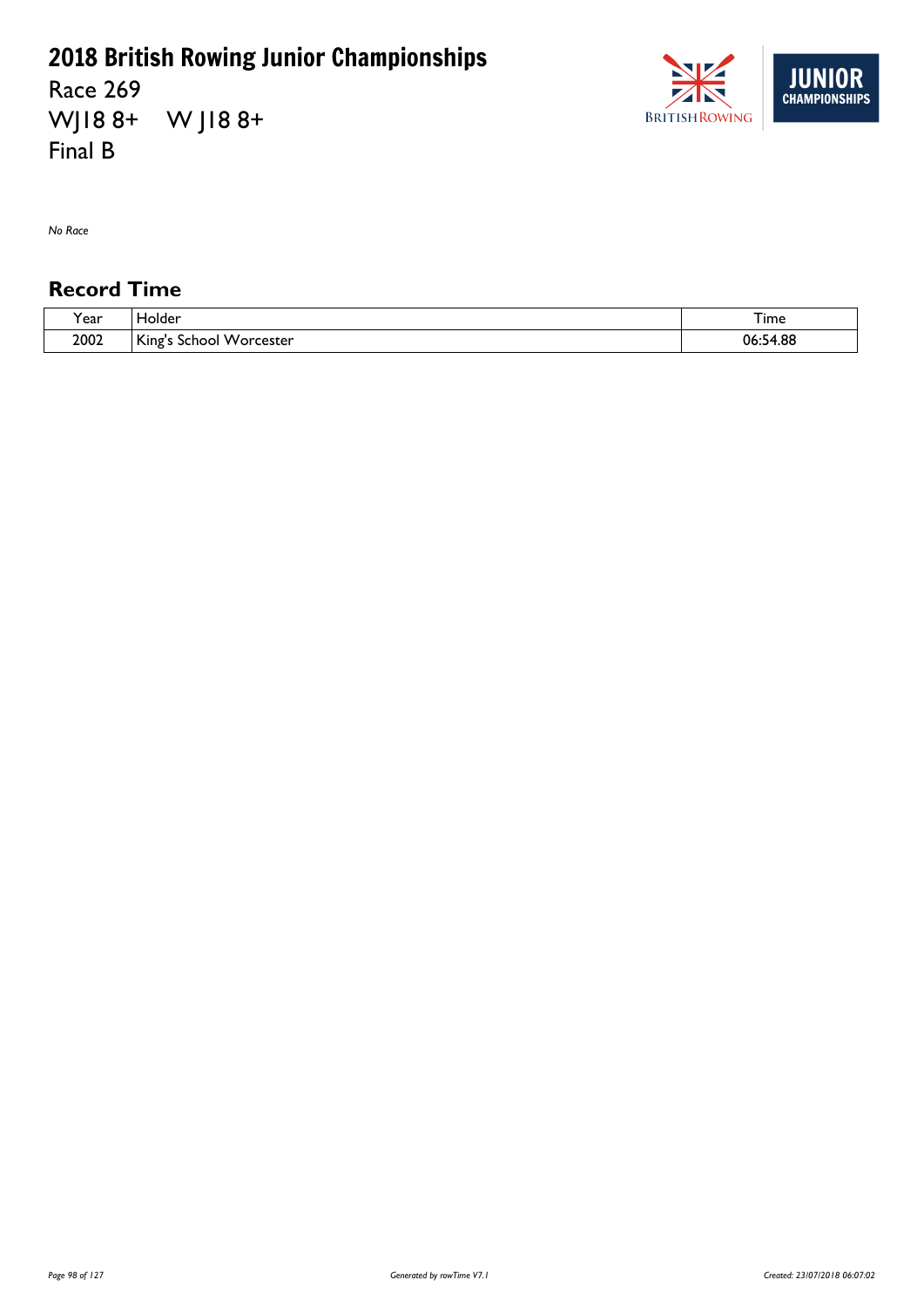# 2018 British Rowing Junior Championships

Race 269
WJ18 8+ W J18 8+
Final B

*No Race*

## Record Time

| Year | Holder | Time |
|---|---|---|
| 2002 | King's School Worcester | 06:54.88 |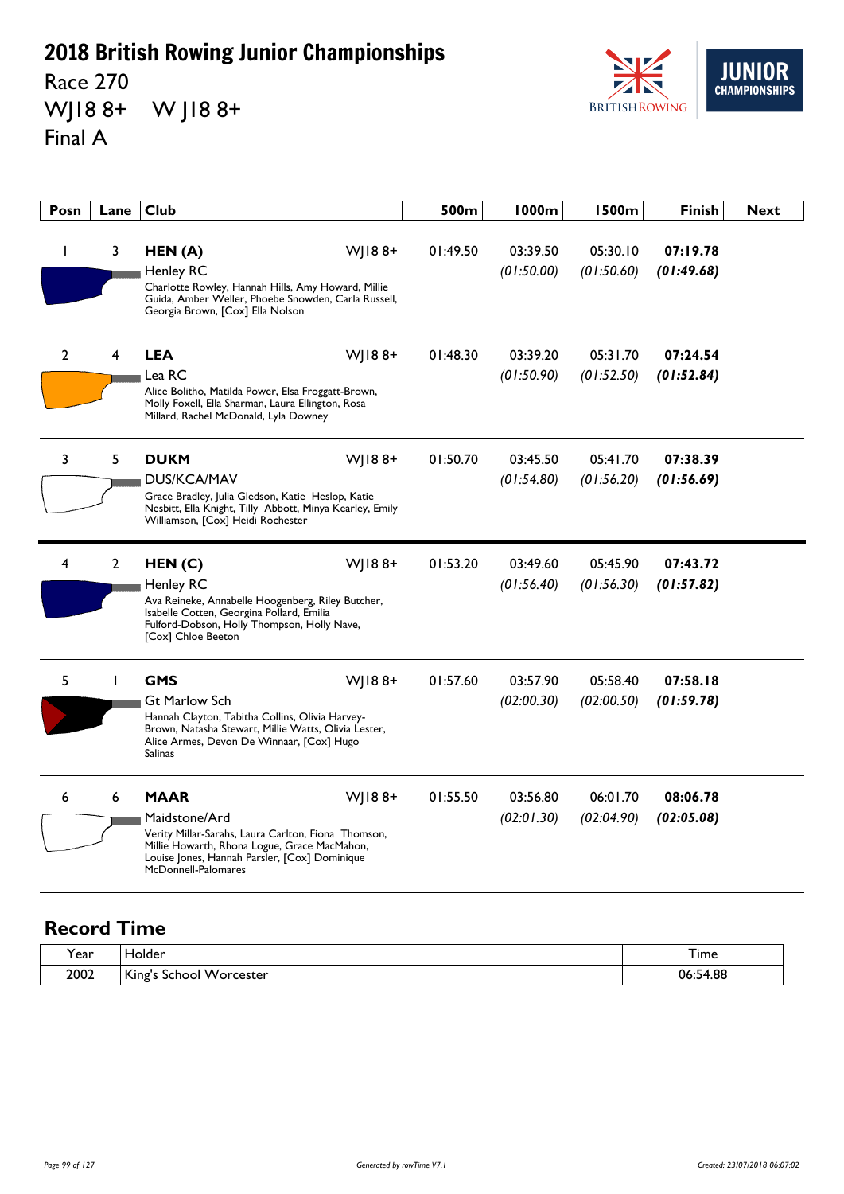# 2018 British Rowing Junior Championships

Race 270

WJ18 8+ W J18 8+

Final A

| Posn | Lane | Club | | 500m | 1000m | 1500m | Finish | Next |
|---|---|---|---|---|---|---|---|---|
| 1 | 3 | **HEN (A)**<br>Henley RC<br>Charlotte Rowley, Hannah Hills, Amy Howard, Millie Guida, Amber Weller, Phoebe Snowden, Carla Russell, Georgia Brown, [Cox] Ella Nolson | WJ18 8+ | 01:49.50 | 03:39.50<br>*(01:50.00)* | 05:30.10<br>*(01:50.60)* | **07:19.78**<br>***(01:49.68)*** | |
| 2 | 4 | **LEA**<br>Lea RC<br>Alice Bolitho, Matilda Power, Elsa Froggatt-Brown, Molly Foxell, Ella Sharman, Laura Ellington, Rosa Millard, Rachel McDonald, Lyla Downey | WJ18 8+ | 01:48.30 | 03:39.20<br>*(01:50.90)* | 05:31.70<br>*(01:52.50)* | **07:24.54**<br>***(01:52.84)*** | |
| 3 | 5 | **DUKM**<br>DUS/KCA/MAV<br>Grace Bradley, Julia Gledson, Katie Heslop, Katie Nesbitt, Ella Knight, Tilly Abbott, Minya Kearley, Emily Williamson, [Cox] Heidi Rochester | WJ18 8+ | 01:50.70 | 03:45.50<br>*(01:54.80)* | 05:41.70<br>*(01:56.20)* | **07:38.39**<br>***(01:56.69)*** | |
| 4 | 2 | **HEN (C)**<br>Henley RC<br>Ava Reineke, Annabelle Hoogenberg, Riley Butcher, Isabelle Cotten, Georgina Pollard, Emilia Fulford-Dobson, Holly Thompson, Holly Nave, [Cox] Chloe Beeton | WJ18 8+ | 01:53.20 | 03:49.60<br>*(01:56.40)* | 05:45.90<br>*(01:56.30)* | **07:43.72**<br>***(01:57.82)*** | |
| 5 | 1 | **GMS**<br>Gt Marlow Sch<br>Hannah Clayton, Tabitha Collins, Olivia Harvey-Brown, Natasha Stewart, Millie Watts, Olivia Lester, Alice Armes, Devon De Winnaar, [Cox] Hugo Salinas | WJ18 8+ | 01:57.60 | 03:57.90<br>*(02:00.30)* | 05:58.40<br>*(02:00.50)* | **07:58.18**<br>***(01:59.78)*** | |
| 6 | 6 | **MAAR**<br>Maidstone/Ard<br>Verity Millar-Sarahs, Laura Carlton, Fiona Thomson, Millie Howarth, Rhona Logue, Grace MacMahon, Louise Jones, Hannah Parsler, [Cox] Dominique McDonnell-Palomares | WJ18 8+ | 01:55.50 | 03:56.80<br>*(02:01.30)* | 06:01.70<br>*(02:04.90)* | **08:06.78**<br>***(02:05.08)*** | |

## Record Time

| Year | Holder | Time |
|---|---|---|
| 2002 | King's School Worcester | 06:54.88 |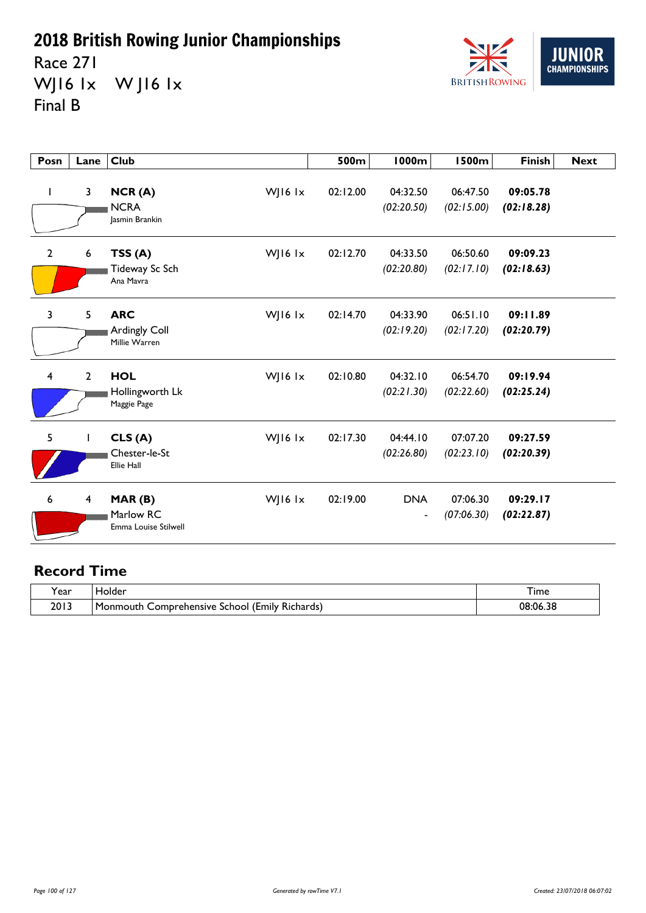# 2018 British Rowing Junior Championships

Race 271

WJ16 1x W J16 1x

Final B

| Posn | Lane | Club | | 500m | 1000m | 1500m | Finish | Next |
|---|---|---|---|---|---|---|---|---|
| 1 | 3 | **NCR (A)** NCRA Jasmin Brankin | WJ16 1x | 02:12.00 | 04:32.50 *(02:20.50)* | 06:47.50 *(02:15.00)* | **09:05.78** ***(02:18.28)*** | |
| 2 | 6 | **TSS (A)** Tideway Sc Sch Ana Mavra | WJ16 1x | 02:12.70 | 04:33.50 *(02:20.80)* | 06:50.60 *(02:17.10)* | **09:09.23** ***(02:18.63)*** | |
| 3 | 5 | **ARC** Ardingly Coll Millie Warren | WJ16 1x | 02:14.70 | 04:33.90 *(02:19.20)* | 06:51.10 *(02:17.20)* | **09:11.89** ***(02:20.79)*** | |
| 4 | 2 | **HOL** Hollingworth Lk Maggie Page | WJ16 1x | 02:10.80 | 04:32.10 *(02:21.30)* | 06:54.70 *(02:22.60)* | **09:19.94** ***(02:25.24)*** | |
| 5 | 1 | **CLS (A)** Chester-le-St Ellie Hall | WJ16 1x | 02:17.30 | 04:44.10 *(02:26.80)* | 07:07.20 *(02:23.10)* | **09:27.59** ***(02:20.39)*** | |
| 6 | 4 | **MAR (B)** Marlow RC Emma Louise Stilwell | WJ16 1x | 02:19.00 | DNA - | 07:06.30 *(07:06.30)* | **09:29.17** ***(02:22.87)*** | |

## Record Time

| Year | Holder | Time |
|---|---|---|
| 2013 | Monmouth Comprehensive School (Emily Richards) | 08:06.38 |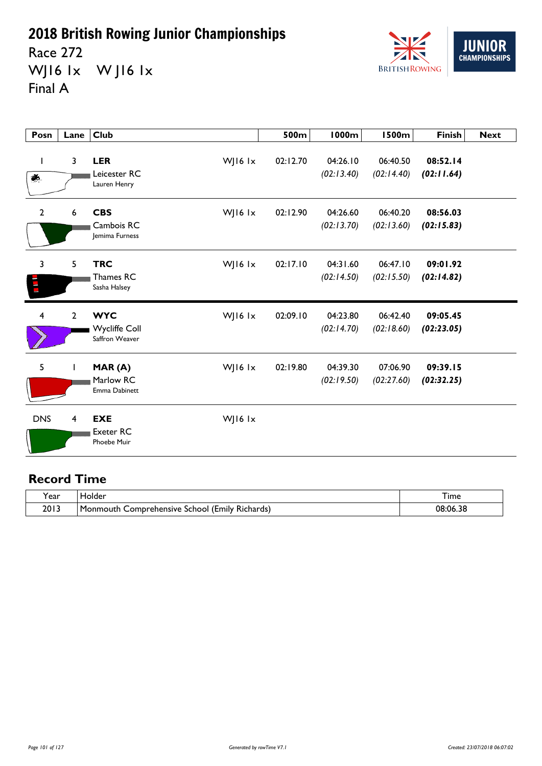# 2018 British Rowing Junior Championships

Race 272

WJ16 1x W J16 1x

Final A

| Posn | Lane | Club | | 500m | 1000m | 1500m | Finish | Next |
|---|---|---|---|---|---|---|---|---|
| 1 | 3 | **LER** Leicester RC Lauren Henry | WJ16 1x | 02:12.70 | 04:26.10 *(02:13.40)* | 06:40.50 *(02:14.40)* | **08:52.14** ***(02:11.64)*** | |
| 2 | 6 | **CBS** Cambois RC Jemima Furness | WJ16 1x | 02:12.90 | 04:26.60 *(02:13.70)* | 06:40.20 *(02:13.60)* | **08:56.03** ***(02:15.83)*** | |
| 3 | 5 | **TRC** Thames RC Sasha Halsey | WJ16 1x | 02:17.10 | 04:31.60 *(02:14.50)* | 06:47.10 *(02:15.50)* | **09:01.92** ***(02:14.82)*** | |
| 4 | 2 | **WYC** Wycliffe Coll Saffron Weaver | WJ16 1x | 02:09.10 | 04:23.80 *(02:14.70)* | 06:42.40 *(02:18.60)* | **09:05.45** ***(02:23.05)*** | |
| 5 | 1 | **MAR (A)** Marlow RC Emma Dabinett | WJ16 1x | 02:19.80 | 04:39.30 *(02:19.50)* | 07:06.90 *(02:27.60)* | **09:39.15** ***(02:32.25)*** | |
| DNS | 4 | **EXE** Exeter RC Phoebe Muir | WJ16 1x | | | | | |

## Record Time

| Year | Holder | Time |
|---|---|---|
| 2013 | Monmouth Comprehensive School (Emily Richards) | 08:06.38 |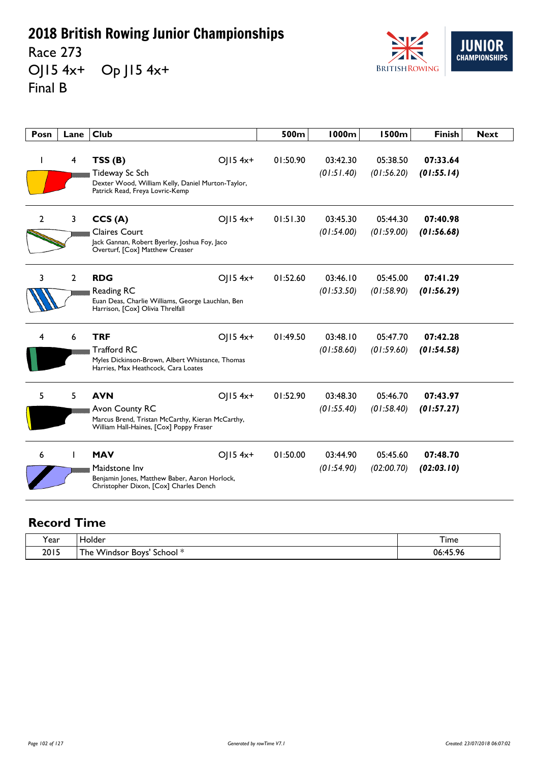# 2018 British Rowing Junior Championships

Race 273

OJ15 4x+ Op J15 4x+

Final B

| Posn | Lane | Club | | 500m | 1000m | 1500m | Finish | Next |
|---|---|---|---|---|---|---|---|---|
| 1 | 4 | **TSS (B)** Tideway Sc Sch Dexter Wood, William Kelly, Daniel Murton-Taylor, Patrick Read, Freya Lovric-Kemp | OJ15 4x+ | 01:50.90 | 03:42.30 *(01:51.40)* | 05:38.50 *(01:56.20)* | **07:33.64** ***(01:55.14)*** | |
| 2 | 3 | **CCS (A)** Claires Court Jack Gannan, Robert Byerley, Joshua Foy, Jaco Overturf, [Cox] Matthew Creaser | OJ15 4x+ | 01:51.30 | 03:45.30 *(01:54.00)* | 05:44.30 *(01:59.00)* | **07:40.98** ***(01:56.68)*** | |
| 3 | 2 | **RDG** Reading RC Euan Deas, Charlie Williams, George Lauchlan, Ben Harrison, [Cox] Olivia Threlfall | OJ15 4x+ | 01:52.60 | 03:46.10 *(01:53.50)* | 05:45.00 *(01:58.90)* | **07:41.29** ***(01:56.29)*** | |
| 4 | 6 | **TRF** Trafford RC Myles Dickinson-Brown, Albert Whistance, Thomas Harries, Max Heathcock, Cara Loates | OJ15 4x+ | 01:49.50 | 03:48.10 *(01:58.60)* | 05:47.70 *(01:59.60)* | **07:42.28** ***(01:54.58)*** | |
| 5 | 5 | **AVN** Avon County RC Marcus Brend, Tristan McCarthy, Kieran McCarthy, William Hall-Haines, [Cox] Poppy Fraser | OJ15 4x+ | 01:52.90 | 03:48.30 *(01:55.40)* | 05:46.70 *(01:58.40)* | **07:43.97** ***(01:57.27)*** | |
| 6 | 1 | **MAV** Maidstone Inv Benjamin Jones, Matthew Baber, Aaron Horlock, Christopher Dixon, [Cox] Charles Dench | OJ15 4x+ | 01:50.00 | 03:44.90 *(01:54.90)* | 05:45.60 *(02:00.70)* | **07:48.70** ***(02:03.10)*** | |

## Record Time

| Year | Holder | Time |
|---|---|---|
| 2015 | The Windsor Boys' School * | 06:45.96 |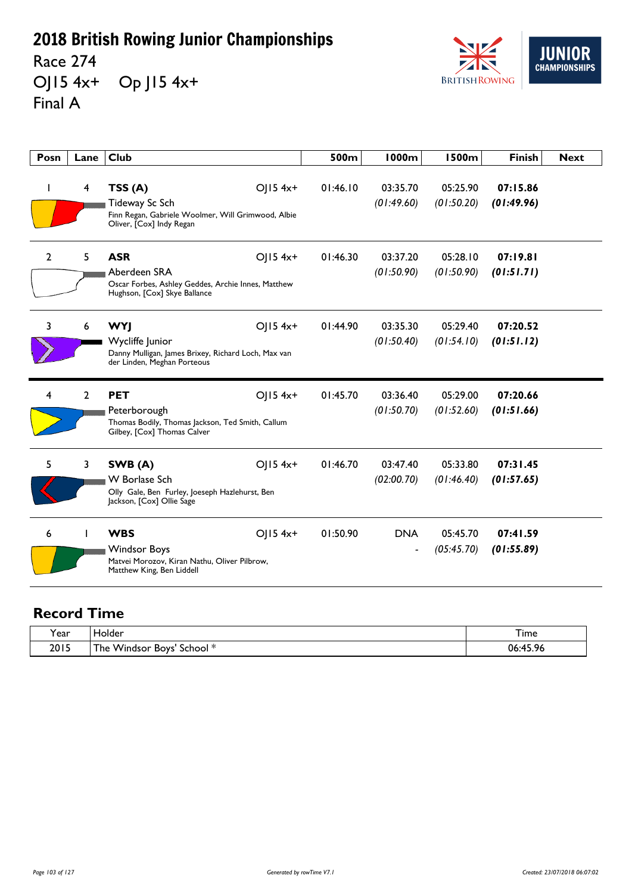# 2018 British Rowing Junior Championships

Race 274

OJ15 4x+ Op J15 4x+

Final A

| Posn | Lane | Club | | 500m | 1000m | 1500m | Finish | Next |
|---|---|---|---|---|---|---|---|---|
| 1 | 4 | **TSS (A)** Tideway Sc Sch Finn Regan, Gabriele Woolmer, Will Grimwood, Albie Oliver, [Cox] Indy Regan | OJ15 4x+ | 01:46.10 | 03:35.70 *(01:49.60)* | 05:25.90 *(01:50.20)* | **07:15.86** ***(01:49.96)*** | |
| 2 | 5 | **ASR** Aberdeen SRA Oscar Forbes, Ashley Geddes, Archie Innes, Matthew Hughson, [Cox] Skye Ballance | OJ15 4x+ | 01:46.30 | 03:37.20 *(01:50.90)* | 05:28.10 *(01:50.90)* | **07:19.81** ***(01:51.71)*** | |
| 3 | 6 | **WYJ** Wycliffe Junior Danny Mulligan, James Brixey, Richard Loch, Max van der Linden, Meghan Porteous | OJ15 4x+ | 01:44.90 | 03:35.30 *(01:50.40)* | 05:29.40 *(01:54.10)* | **07:20.52** ***(01:51.12)*** | |
| 4 | 2 | **PET** Peterborough Thomas Bodily, Thomas Jackson, Ted Smith, Callum Gilbey, [Cox] Thomas Calver | OJ15 4x+ | 01:45.70 | 03:36.40 *(01:50.70)* | 05:29.00 *(01:52.60)* | **07:20.66** ***(01:51.66)*** | |
| 5 | 3 | **SWB (A)** W Borlase Sch Olly Gale, Ben Furley, Joeseph Hazlehurst, Ben Jackson, [Cox] Ollie Sage | OJ15 4x+ | 01:46.70 | 03:47.40 *(02:00.70)* | 05:33.80 *(01:46.40)* | **07:31.45** ***(01:57.65)*** | |
| 6 | 1 | **WBS** Windsor Boys Matvei Morozov, Kiran Nathu, Oliver Pilbrow, Matthew King, Ben Liddell | OJ15 4x+ | 01:50.90 | DNA - | 05:45.70 *(05:45.70)* | **07:41.59** ***(01:55.89)*** | |

## Record Time

| Year | Holder | Time |
|---|---|---|
| 2015 | The Windsor Boys' School * | 06:45.96 |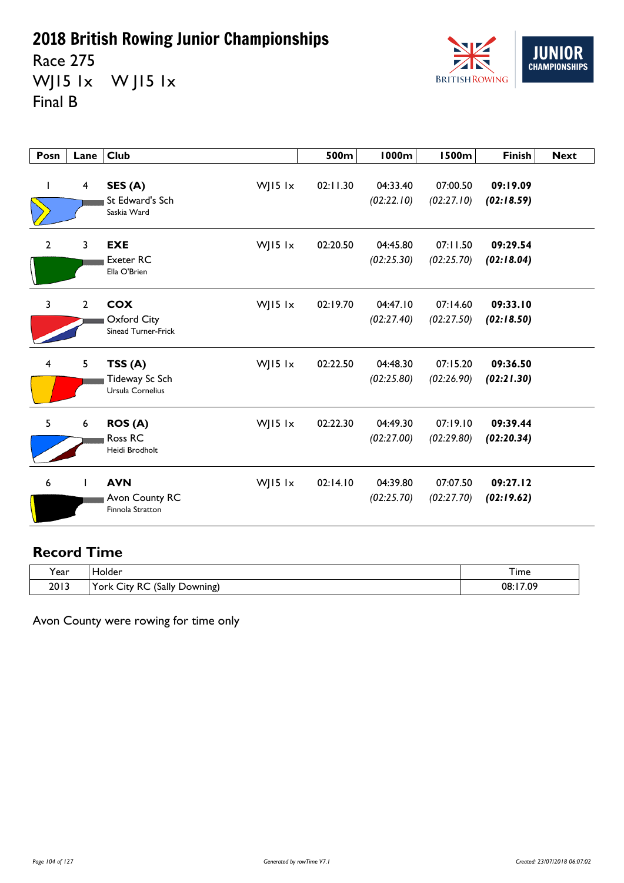# 2018 British Rowing Junior Championships

Race 275

WJ15 1x    W J15 1x

Final B

| Posn | Lane | Club | | 500m | 1000m | 1500m | Finish | Next |
|---|---|---|---|---|---|---|---|---|
| 1 | 4 | **SES (A)** St Edward's Sch Saskia Ward | WJ15 1x | 02:11.30 | 04:33.40 *(02:22.10)* | 07:00.50 *(02:27.10)* | **09:19.09** ***(02:18.59)*** | |
| 2 | 3 | **EXE** Exeter RC Ella O'Brien | WJ15 1x | 02:20.50 | 04:45.80 *(02:25.30)* | 07:11.50 *(02:25.70)* | **09:29.54** ***(02:18.04)*** | |
| 3 | 2 | **COX** Oxford City Sinead Turner-Frick | WJ15 1x | 02:19.70 | 04:47.10 *(02:27.40)* | 07:14.60 *(02:27.50)* | **09:33.10** ***(02:18.50)*** | |
| 4 | 5 | **TSS (A)** Tideway Sc Sch Ursula Cornelius | WJ15 1x | 02:22.50 | 04:48.30 *(02:25.80)* | 07:15.20 *(02:26.90)* | **09:36.50** ***(02:21.30)*** | |
| 5 | 6 | **ROS (A)** Ross RC Heidi Brodholt | WJ15 1x | 02:22.30 | 04:49.30 *(02:27.00)* | 07:19.10 *(02:29.80)* | **09:39.44** ***(02:20.34)*** | |
| 6 | 1 | **AVN** Avon County RC Finnola Stratton | WJ15 1x | 02:14.10 | 04:39.80 *(02:25.70)* | 07:07.50 *(02:27.70)* | **09:27.12** ***(02:19.62)*** | |

## Record Time

| Year | Holder | Time |
|---|---|---|
| 2013 | York City RC (Sally Downing) | 08:17.09 |

Avon County were rowing for time only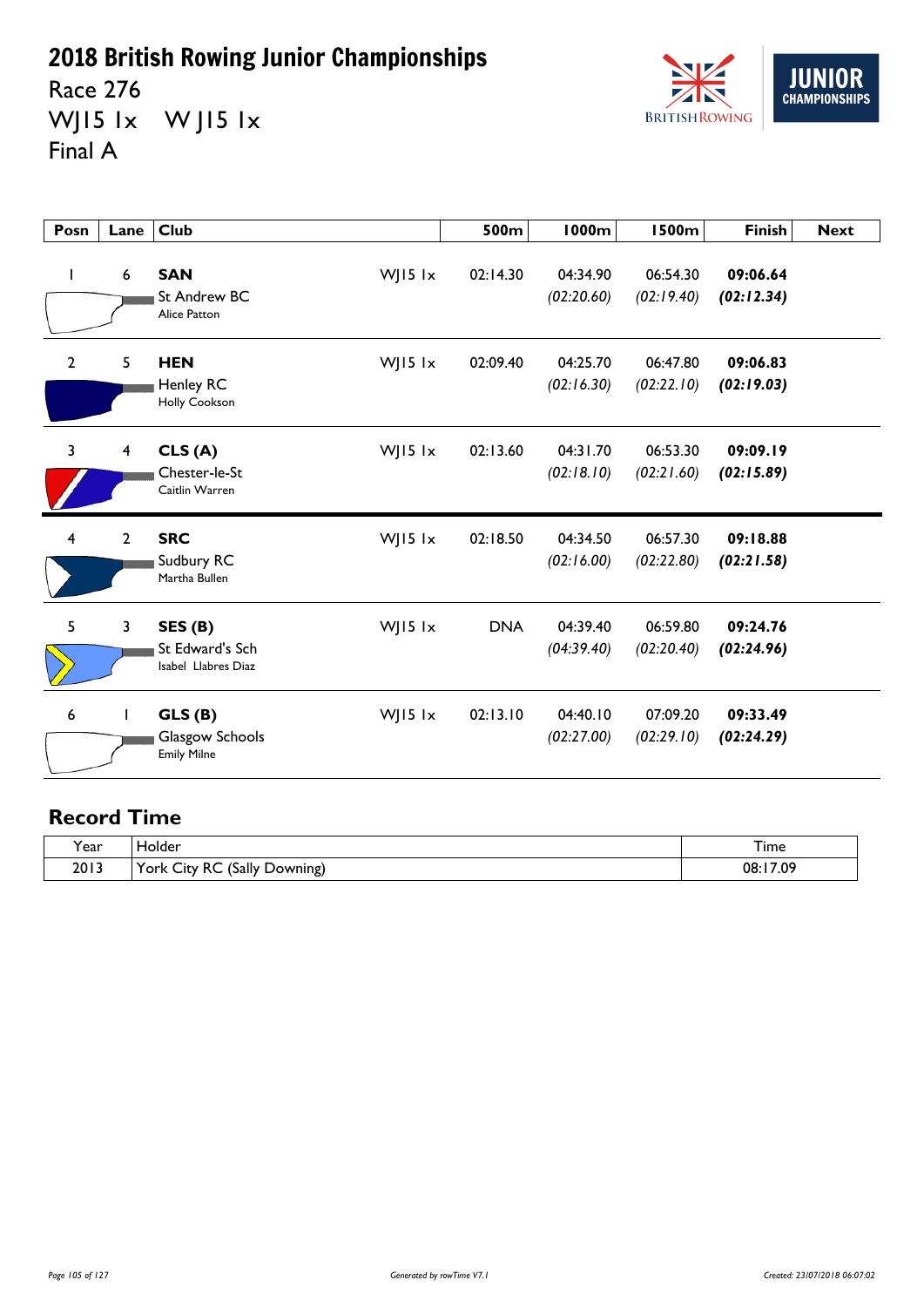# 2018 British Rowing Junior Championships

Race 276

WJ15 1x W J15 1x

Final A

| Posn | Lane | Club | | 500m | 1000m | 1500m | Finish | Next |
|---|---|---|---|---|---|---|---|---|
| 1 | 6 | **SAN** St Andrew BC Alice Patton | WJ15 1x | 02:14.30 | 04:34.90 *(02:20.60)* | 06:54.30 *(02:19.40)* | **09:06.64** ***(02:12.34)*** | |
| 2 | 5 | **HEN** Henley RC Holly Cookson | WJ15 1x | 02:09.40 | 04:25.70 *(02:16.30)* | 06:47.80 *(02:22.10)* | **09:06.83** ***(02:19.03)*** | |
| 3 | 4 | **CLS (A)** Chester-le-St Caitlin Warren | WJ15 1x | 02:13.60 | 04:31.70 *(02:18.10)* | 06:53.30 *(02:21.60)* | **09:09.19** ***(02:15.89)*** | |
| 4 | 2 | **SRC** Sudbury RC Martha Bullen | WJ15 1x | 02:18.50 | 04:34.50 *(02:16.00)* | 06:57.30 *(02:22.80)* | **09:18.88** ***(02:21.58)*** | |
| 5 | 3 | **SES (B)** St Edward's Sch Isabel Llabres Diaz | WJ15 1x | DNA | 04:39.40 *(04:39.40)* | 06:59.80 *(02:20.40)* | **09:24.76** ***(02:24.96)*** | |
| 6 | 1 | **GLS (B)** Glasgow Schools Emily Milne | WJ15 1x | 02:13.10 | 04:40.10 *(02:27.00)* | 07:09.20 *(02:29.10)* | **09:33.49** ***(02:24.29)*** | |

## Record Time

| Year | Holder | Time |
|---|---|---|
| 2013 | York City RC (Sally Downing) | 08:17.09 |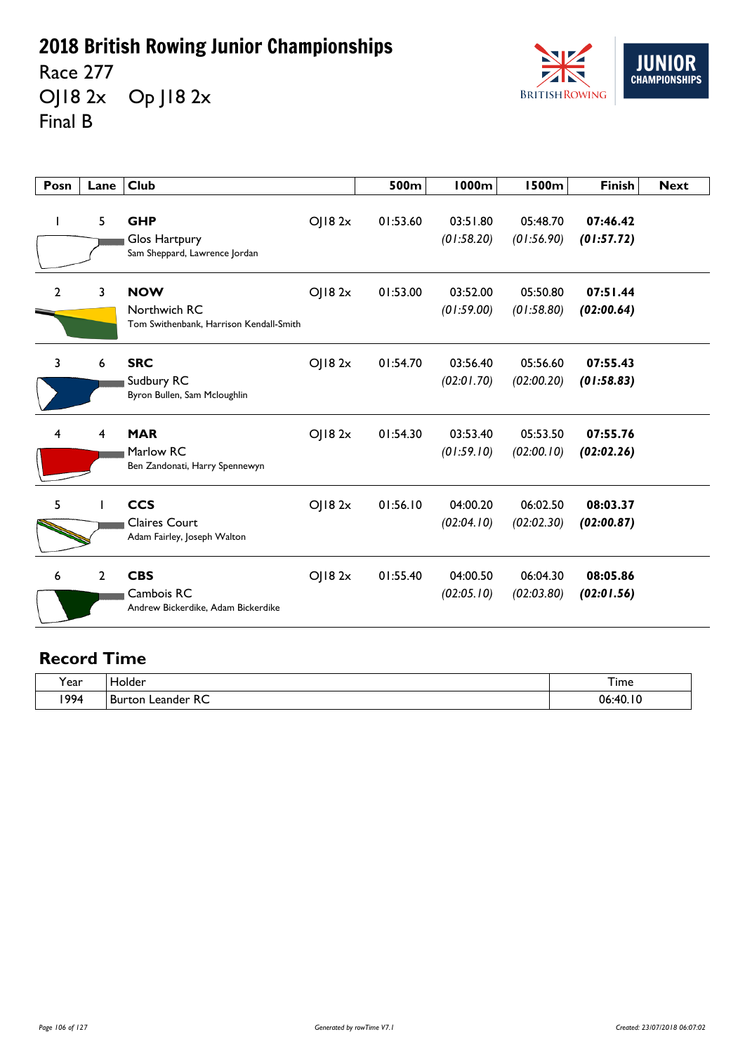# 2018 British Rowing Junior Championships

Race 277

OJ18 2x    Op J18 2x

Final B

| Posn | Lane | Club | | 500m | 1000m | 1500m | Finish | Next |
|---|---|---|---|---|---|---|---|---|
| 1 | 5 | **GHP** Glos Hartpury Sam Sheppard, Lawrence Jordan | OJ18 2x | 01:53.60 | 03:51.80 *(01:58.20)* | 05:48.70 *(01:56.90)* | **07:46.42** ***(01:57.72)*** | |
| 2 | 3 | **NOW** Northwich RC Tom Swithenbank, Harrison Kendall-Smith | OJ18 2x | 01:53.00 | 03:52.00 *(01:59.00)* | 05:50.80 *(01:58.80)* | **07:51.44** ***(02:00.64)*** | |
| 3 | 6 | **SRC** Sudbury RC Byron Bullen, Sam Mcloughlin | OJ18 2x | 01:54.70 | 03:56.40 *(02:01.70)* | 05:56.60 *(02:00.20)* | **07:55.43** ***(01:58.83)*** | |
| 4 | 4 | **MAR** Marlow RC Ben Zandonati, Harry Spennewyn | OJ18 2x | 01:54.30 | 03:53.40 *(01:59.10)* | 05:53.50 *(02:00.10)* | **07:55.76** ***(02:02.26)*** | |
| 5 | 1 | **CCS** Claires Court Adam Fairley, Joseph Walton | OJ18 2x | 01:56.10 | 04:00.20 *(02:04.10)* | 06:02.50 *(02:02.30)* | **08:03.37** ***(02:00.87)*** | |
| 6 | 2 | **CBS** Cambois RC Andrew Bickerdike, Adam Bickerdike | OJ18 2x | 01:55.40 | 04:00.50 *(02:05.10)* | 06:04.30 *(02:03.80)* | **08:05.86** ***(02:01.56)*** | |

## Record Time

| Year | Holder | Time |
|---|---|---|
| 1994 | Burton Leander RC | 06:40.10 |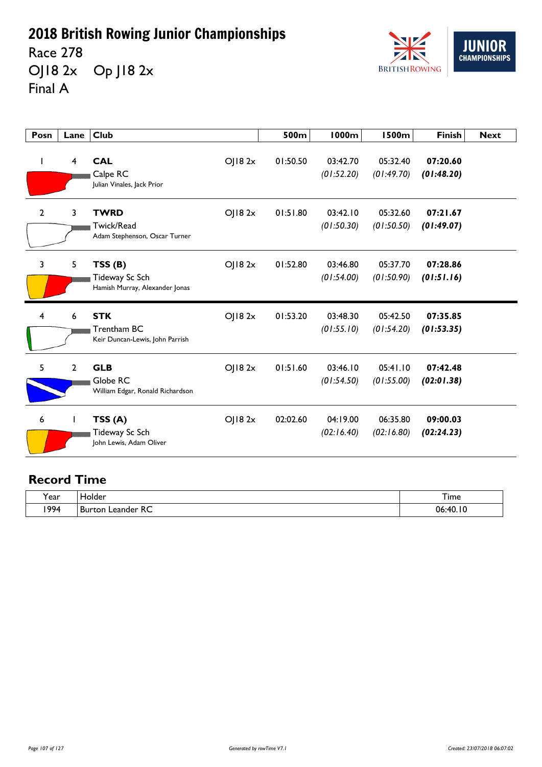# 2018 British Rowing Junior Championships

Race 278

OJ18 2x    Op J18 2x

Final A

| Posn | Lane | Club | | 500m | 1000m | 1500m | Finish | Next |
|---|---|---|---|---|---|---|---|---|
| 1 | 4 | **CAL** Calpe RC Julian Vinales, Jack Prior | OJ18 2x | 01:50.50 | 03:42.70 *(01:52.20)* | 05:32.40 *(01:49.70)* | **07:20.60** ***(01:48.20)*** | |
| 2 | 3 | **TWRD** Twick/Read Adam Stephenson, Oscar Turner | OJ18 2x | 01:51.80 | 03:42.10 *(01:50.30)* | 05:32.60 *(01:50.50)* | **07:21.67** ***(01:49.07)*** | |
| 3 | 5 | **TSS (B)** Tideway Sc Sch Hamish Murray, Alexander Jonas | OJ18 2x | 01:52.80 | 03:46.80 *(01:54.00)* | 05:37.70 *(01:50.90)* | **07:28.86** ***(01:51.16)*** | |
| 4 | 6 | **STK** Trentham BC Keir Duncan-Lewis, John Parrish | OJ18 2x | 01:53.20 | 03:48.30 *(01:55.10)* | 05:42.50 *(01:54.20)* | **07:35.85** ***(01:53.35)*** | |
| 5 | 2 | **GLB** Globe RC William Edgar, Ronald Richardson | OJ18 2x | 01:51.60 | 03:46.10 *(01:54.50)* | 05:41.10 *(01:55.00)* | **07:42.48** ***(02:01.38)*** | |
| 6 | 1 | **TSS (A)** Tideway Sc Sch John Lewis, Adam Oliver | OJ18 2x | 02:02.60 | 04:19.00 *(02:16.40)* | 06:35.80 *(02:16.80)* | **09:00.03** ***(02:24.23)*** | |

## Record Time

| Year | Holder | Time |
|---|---|---|
| 1994 | Burton Leander RC | 06:40.10 |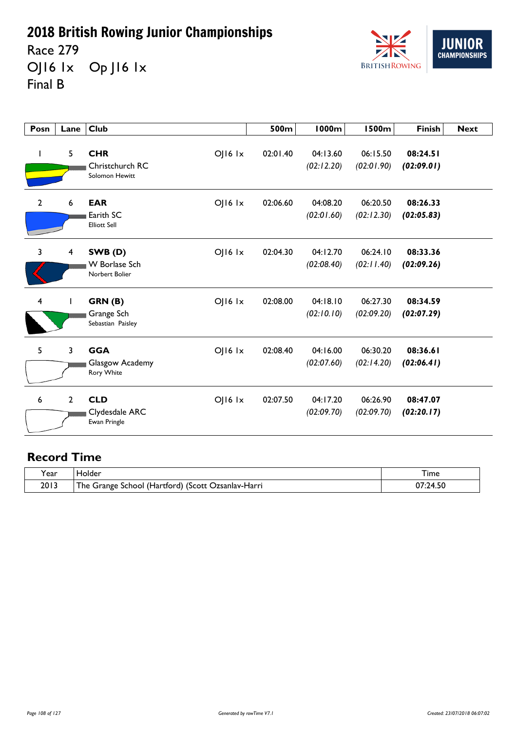# 2018 British Rowing Junior Championships

Race 279

OJ16 1x    Op J16 1x

Final B

| Posn | Lane | Club | | 500m | 1000m | 1500m | Finish | Next |
|---|---|---|---|---|---|---|---|---|
| 1 | 5 | **CHR** Christchurch RC Solomon Hewitt | OJ16 1x | 02:01.40 | 04:13.60 *(02:12.20)* | 06:15.50 *(02:01.90)* | **08:24.51** ***(02:09.01)*** | |
| 2 | 6 | **EAR** Earith SC Elliott Sell | OJ16 1x | 02:06.60 | 04:08.20 *(02:01.60)* | 06:20.50 *(02:12.30)* | **08:26.33** ***(02:05.83)*** | |
| 3 | 4 | **SWB (D)** W Borlase Sch Norbert Bolier | OJ16 1x | 02:04.30 | 04:12.70 *(02:08.40)* | 06:24.10 *(02:11.40)* | **08:33.36** ***(02:09.26)*** | |
| 4 | 1 | **GRN (B)** Grange Sch Sebastian Paisley | OJ16 1x | 02:08.00 | 04:18.10 *(02:10.10)* | 06:27.30 *(02:09.20)* | **08:34.59** ***(02:07.29)*** | |
| 5 | 3 | **GGA** Glasgow Academy Rory White | OJ16 1x | 02:08.40 | 04:16.00 *(02:07.60)* | 06:30.20 *(02:14.20)* | **08:36.61** ***(02:06.41)*** | |
| 6 | 2 | **CLD** Clydesdale ARC Ewan Pringle | OJ16 1x | 02:07.50 | 04:17.20 *(02:09.70)* | 06:26.90 *(02:09.70)* | **08:47.07** ***(02:20.17)*** | |

## Record Time

| Year | Holder | Time |
|---|---|---|
| 2013 | The Grange School (Hartford) (Scott Ozsanlav-Harri | 07:24.50 |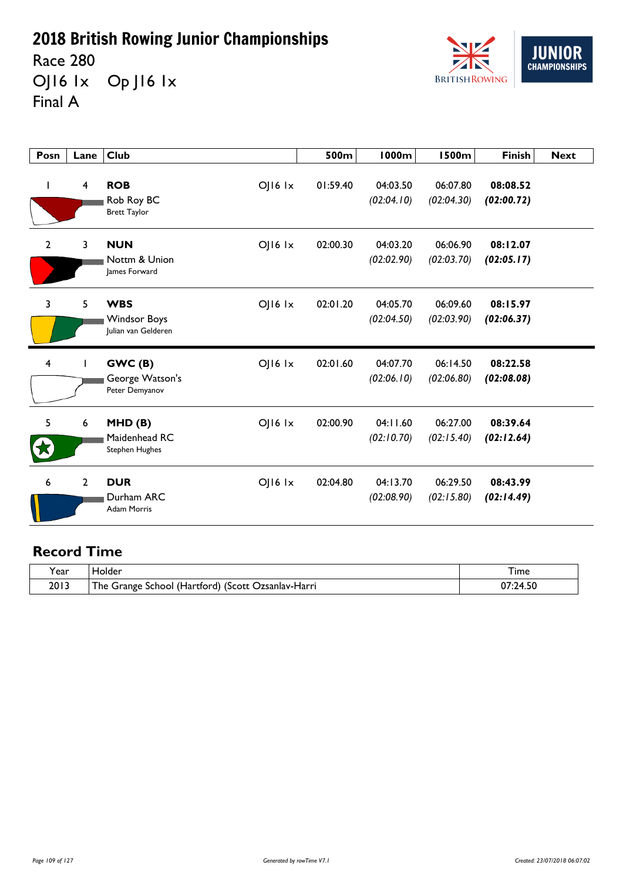# 2018 British Rowing Junior Championships

Race 280

OJ16 1x    Op J16 1x

Final A

| Posn | Lane | Club | | 500m | 1000m | 1500m | Finish | Next |
|---|---|---|---|---|---|---|---|---|
| 1 | 4 | **ROB** Rob Roy BC Brett Taylor | OJ16 1x | 01:59.40 | 04:03.50 *(02:04.10)* | 06:07.80 *(02:04.30)* | **08:08.52** ***(02:00.72)*** | |
| 2 | 3 | **NUN** Nottm & Union James Forward | OJ16 1x | 02:00.30 | 04:03.20 *(02:02.90)* | 06:06.90 *(02:03.70)* | **08:12.07** ***(02:05.17)*** | |
| 3 | 5 | **WBS** Windsor Boys Julian van Gelderen | OJ16 1x | 02:01.20 | 04:05.70 *(02:04.50)* | 06:09.60 *(02:03.90)* | **08:15.97** ***(02:06.37)*** | |
| 4 | 1 | **GWC (B)** George Watson's Peter Demyanov | OJ16 1x | 02:01.60 | 04:07.70 *(02:06.10)* | 06:14.50 *(02:06.80)* | **08:22.58** ***(02:08.08)*** | |
| 5 | 6 | **MHD (B)** Maidenhead RC Stephen Hughes | OJ16 1x | 02:00.90 | 04:11.60 *(02:10.70)* | 06:27.00 *(02:15.40)* | **08:39.64** ***(02:12.64)*** | |
| 6 | 2 | **DUR** Durham ARC Adam Morris | OJ16 1x | 02:04.80 | 04:13.70 *(02:08.90)* | 06:29.50 *(02:15.80)* | **08:43.99** ***(02:14.49)*** | |

## Record Time

| Year | Holder | Time |
|---|---|---|
| 2013 | The Grange School (Hartford) (Scott Ozsanlav-Harri | 07:24.50 |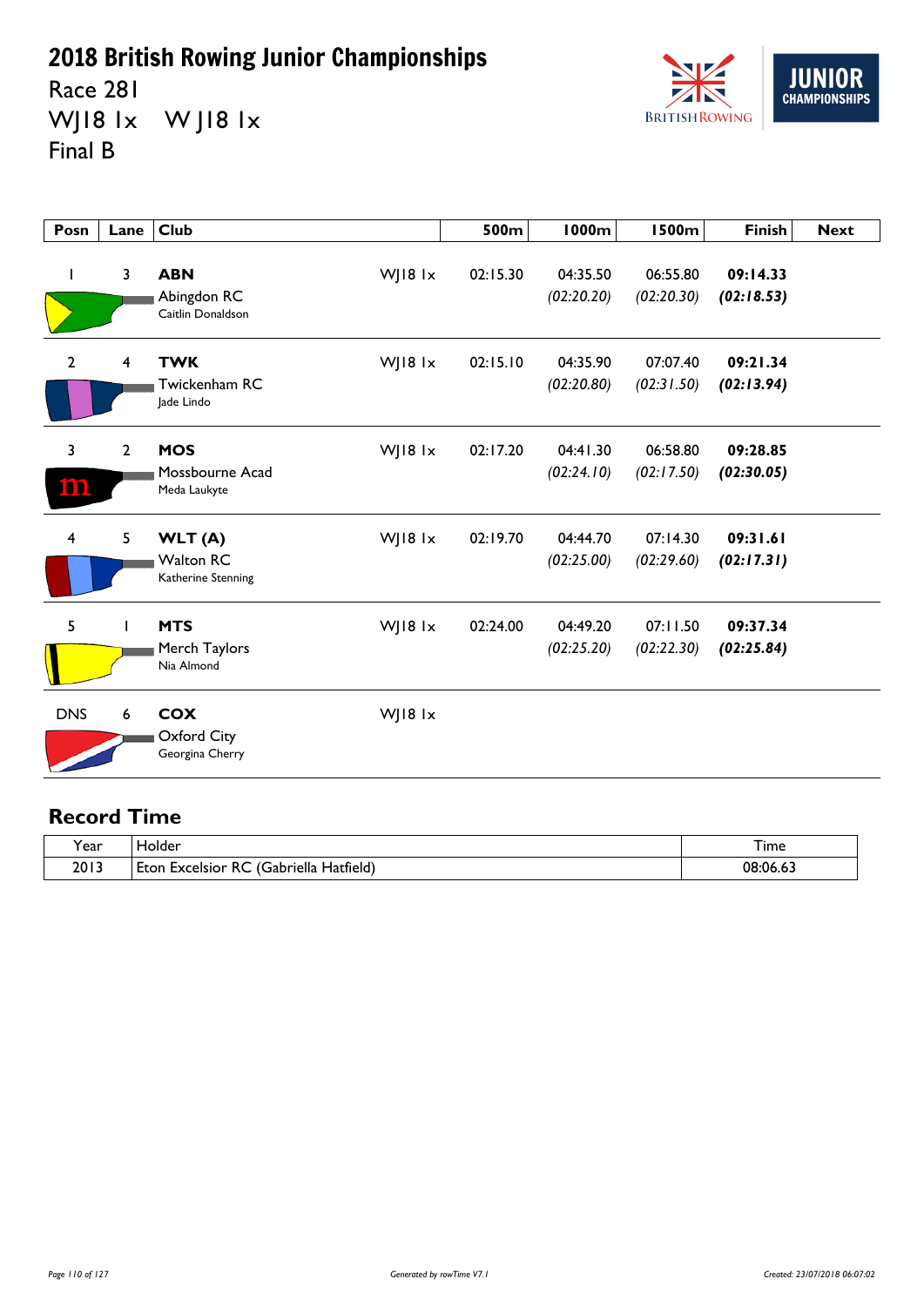# 2018 British Rowing Junior Championships

Race 281

WJ18 1x    W J18 1x

Final B

| Posn | Lane | Club | | 500m | 1000m | 1500m | Finish | Next |
|---|---|---|---|---|---|---|---|---|
| 1 | 3 | **ABN** Abingdon RC Caitlin Donaldson | WJ18 1x | 02:15.30 | 04:35.50 *(02:20.20)* | 06:55.80 *(02:20.30)* | **09:14.33** ***(02:18.53)*** | |
| 2 | 4 | **TWK** Twickenham RC Jade Lindo | WJ18 1x | 02:15.10 | 04:35.90 *(02:20.80)* | 07:07.40 *(02:31.50)* | **09:21.34** ***(02:13.94)*** | |
| 3 | 2 | **MOS** Mossbourne Acad Meda Laukyte | WJ18 1x | 02:17.20 | 04:41.30 *(02:24.10)* | 06:58.80 *(02:17.50)* | **09:28.85** ***(02:30.05)*** | |
| 4 | 5 | **WLT (A)** Walton RC Katherine Stenning | WJ18 1x | 02:19.70 | 04:44.70 *(02:25.00)* | 07:14.30 *(02:29.60)* | **09:31.61** ***(02:17.31)*** | |
| 5 | 1 | **MTS** Merch Taylors Nia Almond | WJ18 1x | 02:24.00 | 04:49.20 *(02:25.20)* | 07:11.50 *(02:22.30)* | **09:37.34** ***(02:25.84)*** | |
| DNS | 6 | **COX** Oxford City Georgina Cherry | WJ18 1x | | | | | |

## Record Time

| Year | Holder | Time |
|---|---|---|
| 2013 | Eton Excelsior RC (Gabriella Hatfield) | 08:06.63 |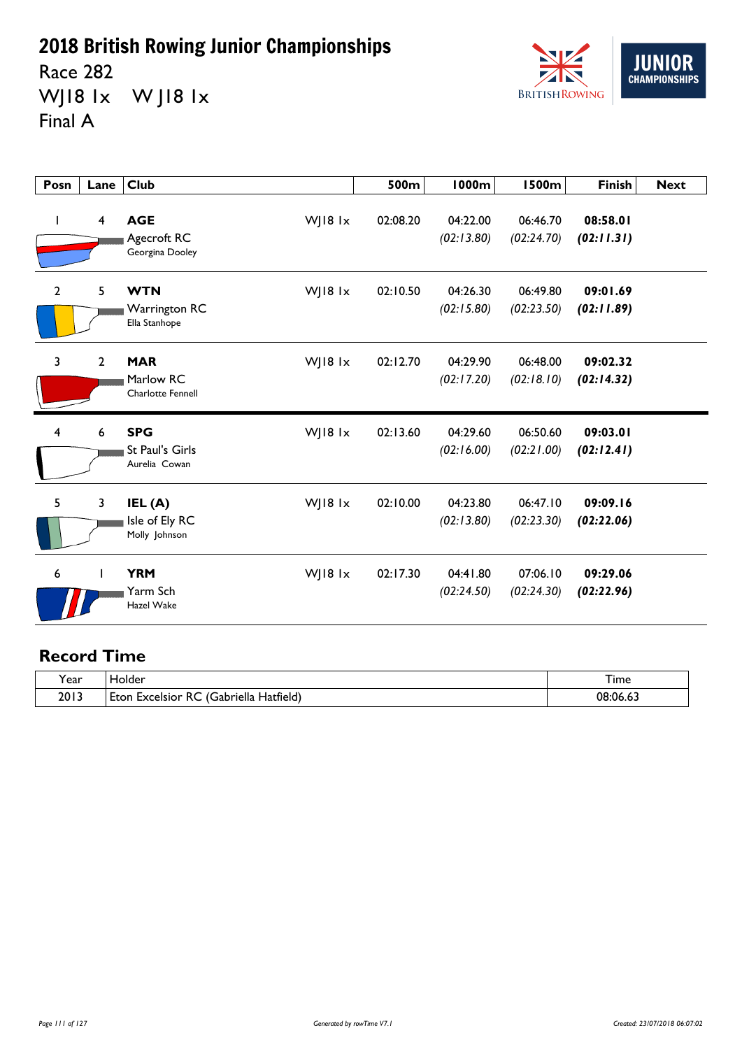# 2018 British Rowing Junior Championships

Race 282

WJ18 1x    W J18 1x

Final A

| Posn | Lane | Club | | 500m | 1000m | 1500m | Finish | Next |
|---|---|---|---|---|---|---|---|---|
| 1 | 4 | **AGE** Agecroft RC Georgina Dooley | WJ18 1x | 02:08.20 | 04:22.00 *(02:13.80)* | 06:46.70 *(02:24.70)* | **08:58.01** ***(02:11.31)*** | |
| 2 | 5 | **WTN** Warrington RC Ella Stanhope | WJ18 1x | 02:10.50 | 04:26.30 *(02:15.80)* | 06:49.80 *(02:23.50)* | **09:01.69** ***(02:11.89)*** | |
| 3 | 2 | **MAR** Marlow RC Charlotte Fennell | WJ18 1x | 02:12.70 | 04:29.90 *(02:17.20)* | 06:48.00 *(02:18.10)* | **09:02.32** ***(02:14.32)*** | |
| 4 | 6 | **SPG** St Paul's Girls Aurelia Cowan | WJ18 1x | 02:13.60 | 04:29.60 *(02:16.00)* | 06:50.60 *(02:21.00)* | **09:03.01** ***(02:12.41)*** | |
| 5 | 3 | **IEL (A)** Isle of Ely RC Molly Johnson | WJ18 1x | 02:10.00 | 04:23.80 *(02:13.80)* | 06:47.10 *(02:23.30)* | **09:09.16** ***(02:22.06)*** | |
| 6 | 1 | **YRM** Yarm Sch Hazel Wake | WJ18 1x | 02:17.30 | 04:41.80 *(02:24.50)* | 07:06.10 *(02:24.30)* | **09:29.06** ***(02:22.96)*** | |

## Record Time

| Year | Holder | Time |
|---|---|---|
| 2013 | Eton Excelsior RC (Gabriella Hatfield) | 08:06.63 |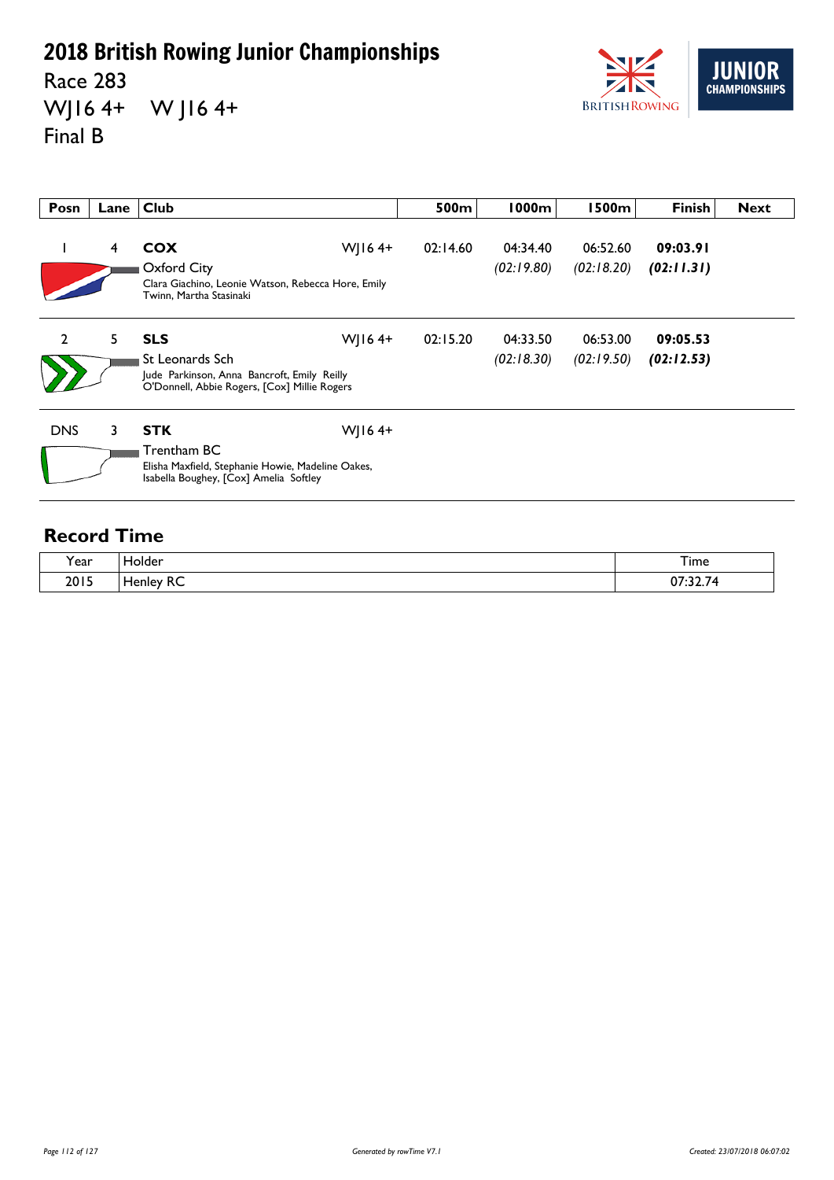# 2018 British Rowing Junior Championships

Race 283

WJ16 4+ W J16 4+

Final B

| Posn | Lane | Club | | 500m | 1000m | 1500m | Finish | Next |
|---|---|---|---|---|---|---|---|---|
| 1 | 4 | **COX** Oxford City Clara Giachino, Leonie Watson, Rebecca Hore, Emily Twinn, Martha Stasinaki | WJ16 4+ | 02:14.60 | 04:34.40 *(02:19.80)* | 06:52.60 *(02:18.20)* | **09:03.91** ***(02:11.31)*** | |
| 2 | 5 | **SLS** St Leonards Sch Jude Parkinson, Anna Bancroft, Emily Reilly O'Donnell, Abbie Rogers, [Cox] Millie Rogers | WJ16 4+ | 02:15.20 | 04:33.50 *(02:18.30)* | 06:53.00 *(02:19.50)* | **09:05.53** ***(02:12.53)*** | |
| DNS | 3 | **STK** Trentham BC Elisha Maxfield, Stephanie Howie, Madeline Oakes, Isabella Boughey, [Cox] Amelia Softley | WJ16 4+ | | | | | |

## Record Time

| Year | Holder | Time |
|---|---|---|
| 2015 | Henley RC | 07:32.74 |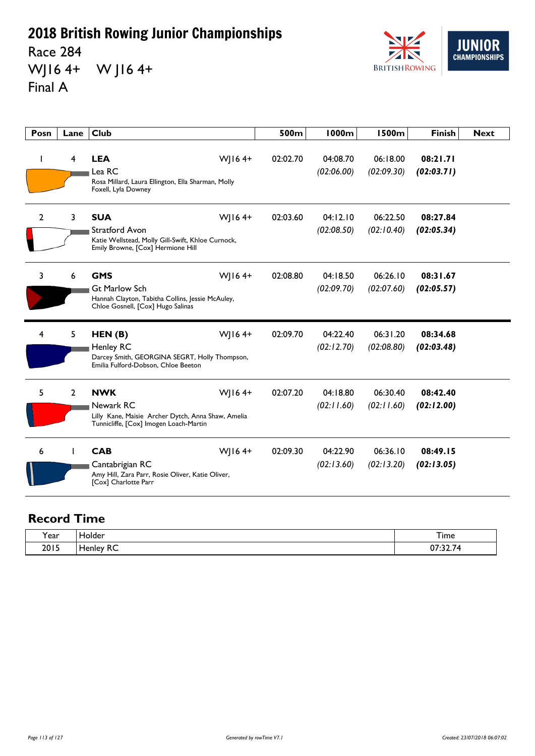# 2018 British Rowing Junior Championships

Race 284

WJ16 4+ W J16 4+

Final A

| Posn | Lane | Club | | 500m | 1000m | 1500m | Finish | Next |
|---|---|---|---|---|---|---|---|---|
| 1 | 4 | **LEA** Lea RC Rosa Millard, Laura Ellington, Ella Sharman, Molly Foxell, Lyla Downey | WJ16 4+ | 02:02.70 | 04:08.70 *(02:06.00)* | 06:18.00 *(02:09.30)* | **08:21.71** ***(02:03.71)*** | |
| 2 | 3 | **SUA** Stratford Avon Katie Wellstead, Molly Gill-Swift, Khloe Curnock, Emily Browne, [Cox] Hermione Hill | WJ16 4+ | 02:03.60 | 04:12.10 *(02:08.50)* | 06:22.50 *(02:10.40)* | **08:27.84** ***(02:05.34)*** | |
| 3 | 6 | **GMS** Gt Marlow Sch Hannah Clayton, Tabitha Collins, Jessie McAuley, Chloe Gosnell, [Cox] Hugo Salinas | WJ16 4+ | 02:08.80 | 04:18.50 *(02:09.70)* | 06:26.10 *(02:07.60)* | **08:31.67** ***(02:05.57)*** | |
| 4 | 5 | **HEN (B)** Henley RC Darcey Smith, GEORGINA SEGRT, Holly Thompson, Emilia Fulford-Dobson, Chloe Beeton | WJ16 4+ | 02:09.70 | 04:22.40 *(02:12.70)* | 06:31.20 *(02:08.80)* | **08:34.68** ***(02:03.48)*** | |
| 5 | 2 | **NWK** Newark RC Lilly Kane, Maisie Archer Dytch, Anna Shaw, Amelia Tunnicliffe, [Cox] Imogen Loach-Martin | WJ16 4+ | 02:07.20 | 04:18.80 *(02:11.60)* | 06:30.40 *(02:11.60)* | **08:42.40** ***(02:12.00)*** | |
| 6 | 1 | **CAB** Cantabrigian RC Amy Hill, Zara Parr, Rosie Oliver, Katie Oliver, [Cox] Charlotte Parr | WJ16 4+ | 02:09.30 | 04:22.90 *(02:13.60)* | 06:36.10 *(02:13.20)* | **08:49.15** ***(02:13.05)*** | |

## Record Time

| Year | Holder | Time |
|---|---|---|
| 2015 | Henley RC | 07:32.74 |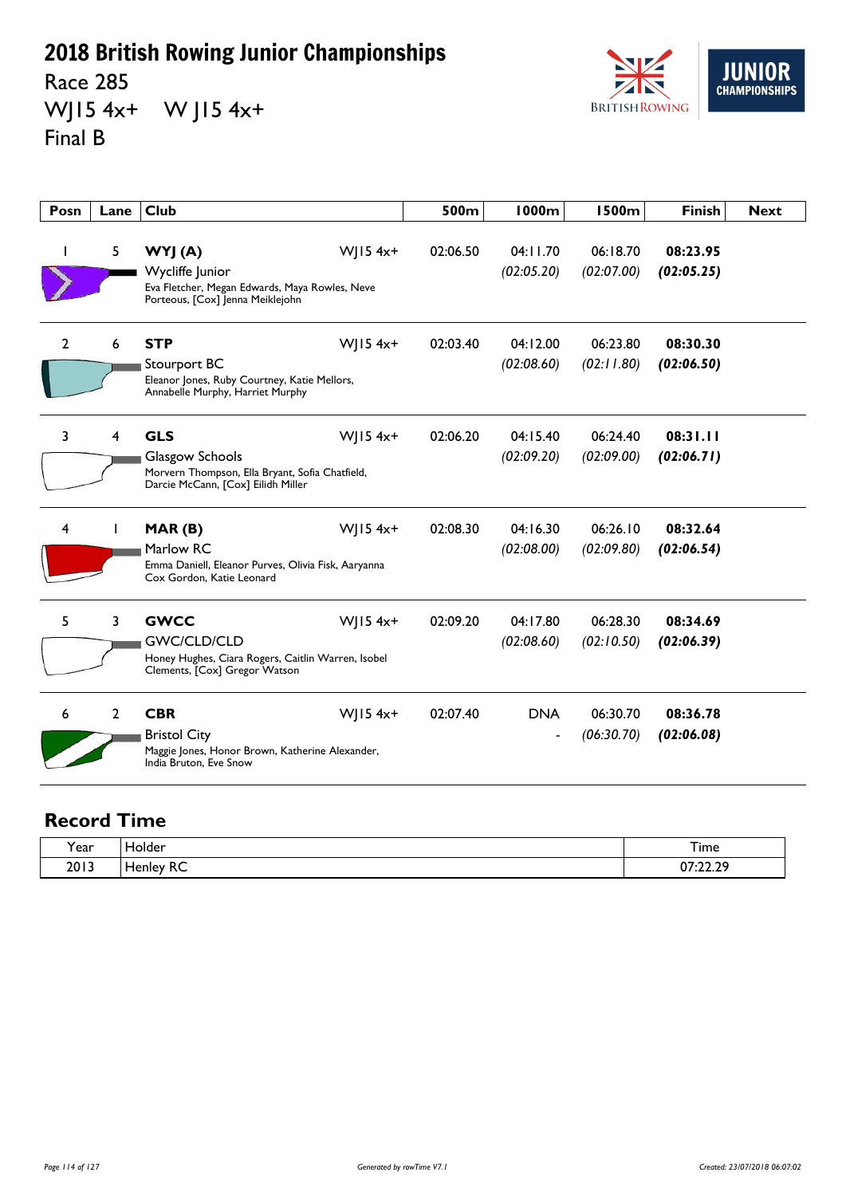# 2018 British Rowing Junior Championships

## Race 285

## WJ15 4x+ W J15 4x+

## Final B

| Posn | Lane | Club | | 500m | 1000m | 1500m | Finish | Next |
|---|---|---|---|---|---|---|---|---|
| 1 | 5 | **WYJ (A)** Wycliffe Junior Eva Fletcher, Megan Edwards, Maya Rowles, Neve Porteous, [Cox] Jenna Meiklejohn | WJ15 4x+ | 02:06.50 | 04:11.70 *(02:05.20)* | 06:18.70 *(02:07.00)* | **08:23.95** ***(02:05.25)*** | |
| 2 | 6 | **STP** Stourport BC Eleanor Jones, Ruby Courtney, Katie Mellors, Annabelle Murphy, Harriet Murphy | WJ15 4x+ | 02:03.40 | 04:12.00 *(02:08.60)* | 06:23.80 *(02:11.80)* | **08:30.30** ***(02:06.50)*** | |
| 3 | 4 | **GLS** Glasgow Schools Morvern Thompson, Ella Bryant, Sofia Chatfield, Darcie McCann, [Cox] Eilidh Miller | WJ15 4x+ | 02:06.20 | 04:15.40 *(02:09.20)* | 06:24.40 *(02:09.00)* | **08:31.11** ***(02:06.71)*** | |
| 4 | 1 | **MAR (B)** Marlow RC Emma Daniell, Eleanor Purves, Olivia Fisk, Aaryanna Cox Gordon, Katie Leonard | WJ15 4x+ | 02:08.30 | 04:16.30 *(02:08.00)* | 06:26.10 *(02:09.80)* | **08:32.64** ***(02:06.54)*** | |
| 5 | 3 | **GWCC** GWC/CLD/CLD Honey Hughes, Ciara Rogers, Caitlin Warren, Isobel Clements, [Cox] Gregor Watson | WJ15 4x+ | 02:09.20 | 04:17.80 *(02:08.60)* | 06:28.30 *(02:10.50)* | **08:34.69** ***(02:06.39)*** | |
| 6 | 2 | **CBR** Bristol City Maggie Jones, Honor Brown, Katherine Alexander, India Bruton, Eve Snow | WJ15 4x+ | 02:07.40 | DNA - | 06:30.70 *(06:30.70)* | **08:36.78** ***(02:06.08)*** | |

## Record Time

| Year | Holder | Time |
|---|---|---|
| 2013 | Henley RC | 07:22.29 |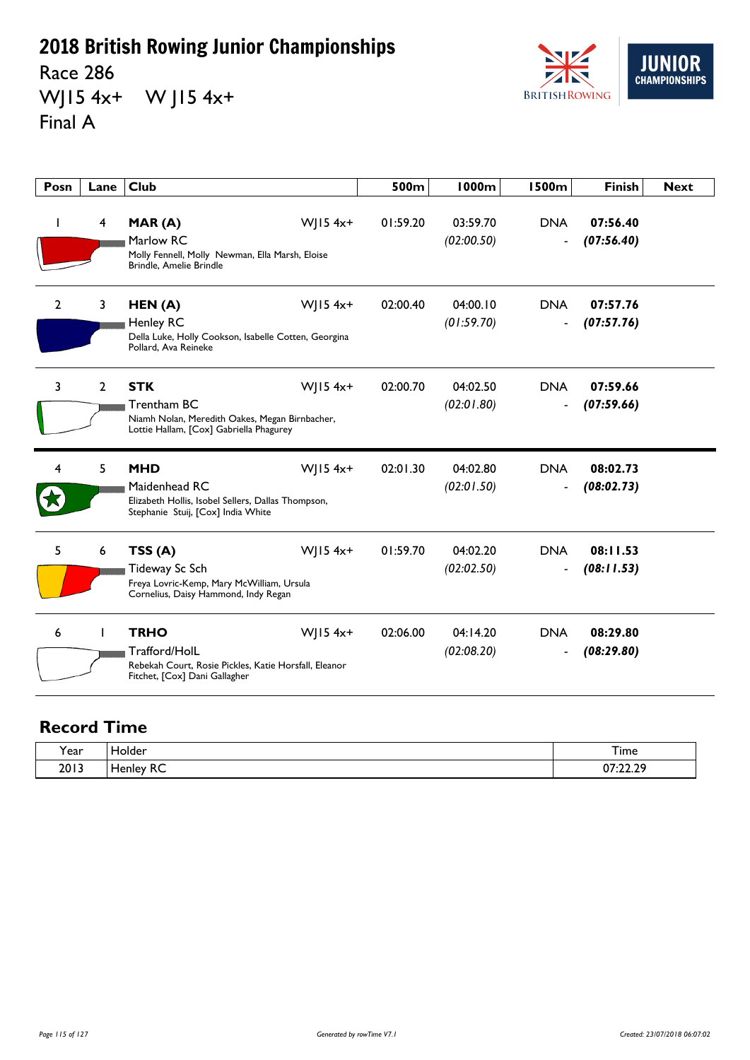# 2018 British Rowing Junior Championships

Race 286

WJ15 4x+ W J15 4x+

Final A

| Posn | Lane | Club | | 500m | 1000m | 1500m | Finish | Next |
|---|---|---|---|---|---|---|---|---|
| 1 | 4 | **MAR (A)** Marlow RC Molly Fennell, Molly Newman, Ella Marsh, Eloise Brindle, Amelie Brindle | WJ15 4x+ | 01:59.20 | 03:59.70 *(02:00.50)* | DNA - | **07:56.40** ***(07:56.40)*** | |
| 2 | 3 | **HEN (A)** Henley RC Della Luke, Holly Cookson, Isabelle Cotten, Georgina Pollard, Ava Reineke | WJ15 4x+ | 02:00.40 | 04:00.10 *(01:59.70)* | DNA - | **07:57.76** ***(07:57.76)*** | |
| 3 | 2 | **STK** Trentham BC Niamh Nolan, Meredith Oakes, Megan Birnbacher, Lottie Hallam, [Cox] Gabriella Phagurey | WJ15 4x+ | 02:00.70 | 04:02.50 *(02:01.80)* | DNA - | **07:59.66** ***(07:59.66)*** | |
| 4 | 5 | **MHD** Maidenhead RC Elizabeth Hollis, Isobel Sellers, Dallas Thompson, Stephanie Stuij, [Cox] India White | WJ15 4x+ | 02:01.30 | 04:02.80 *(02:01.50)* | DNA - | **08:02.73** ***(08:02.73)*** | |
| 5 | 6 | **TSS (A)** Tideway Sc Sch Freya Lovric-Kemp, Mary McWilliam, Ursula Cornelius, Daisy Hammond, Indy Regan | WJ15 4x+ | 01:59.70 | 04:02.20 *(02:02.50)* | DNA - | **08:11.53** ***(08:11.53)*** | |
| 6 | 1 | **TRHO** Trafford/HolL Rebekah Court, Rosie Pickles, Katie Horsfall, Eleanor Fitchet, [Cox] Dani Gallagher | WJ15 4x+ | 02:06.00 | 04:14.20 *(02:08.20)* | DNA - | **08:29.80** ***(08:29.80)*** | |

## Record Time

| Year | Holder | Time |
|---|---|---|
| 2013 | Henley RC | 07:22.29 |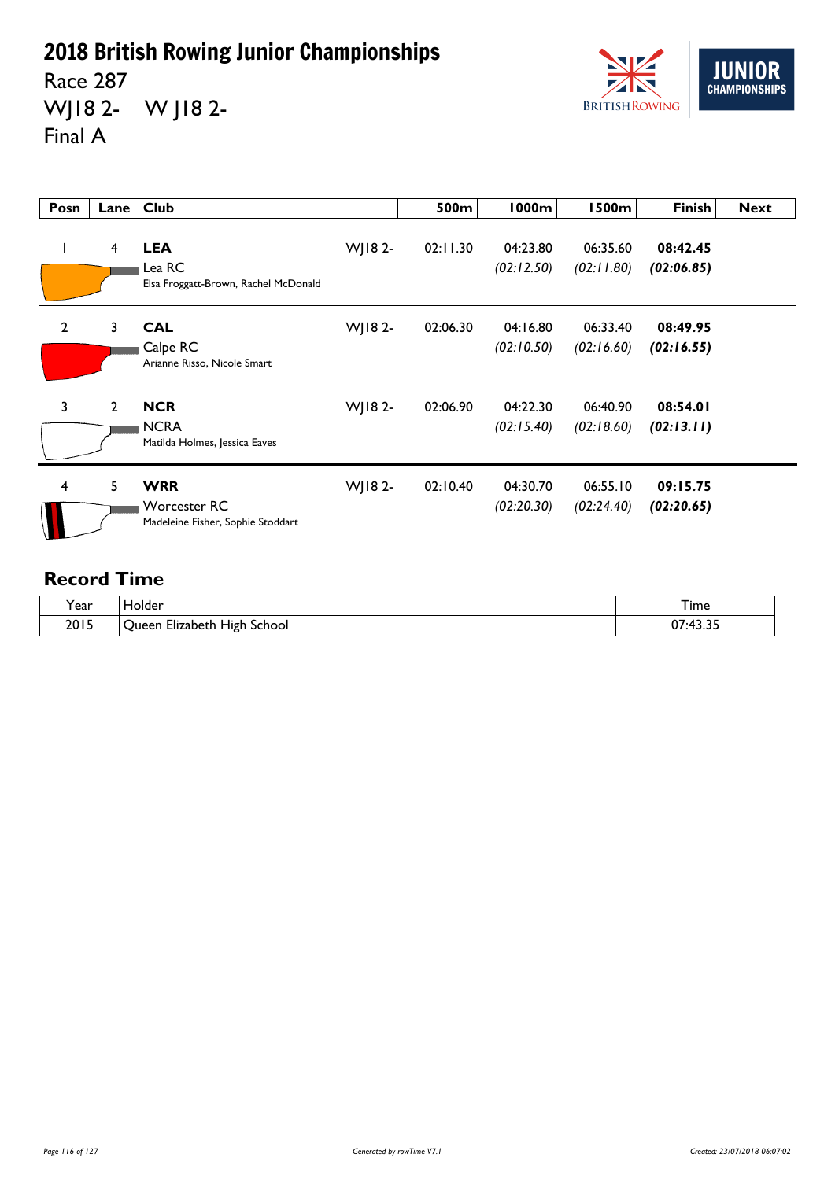# 2018 British Rowing Junior Championships

Race 287

WJ18 2- W J18 2-

Final A

| Posn | Lane | Club | | 500m | 1000m | 1500m | Finish | Next |
|---|---|---|---|---|---|---|---|---|
| 1 | 4 | **LEA** Lea RC Elsa Froggatt-Brown, Rachel McDonald | WJ18 2- | 02:11.30 | 04:23.80 *(02:12.50)* | 06:35.60 *(02:11.80)* | **08:42.45** ***(02:06.85)*** | |
| 2 | 3 | **CAL** Calpe RC Arianne Risso, Nicole Smart | WJ18 2- | 02:06.30 | 04:16.80 *(02:10.50)* | 06:33.40 *(02:16.60)* | **08:49.95** ***(02:16.55)*** | |
| 3 | 2 | **NCR** NCRA Matilda Holmes, Jessica Eaves | WJ18 2- | 02:06.90 | 04:22.30 *(02:15.40)* | 06:40.90 *(02:18.60)* | **08:54.01** ***(02:13.11)*** | |
| 4 | 5 | **WRR** Worcester RC Madeleine Fisher, Sophie Stoddart | WJ18 2- | 02:10.40 | 04:30.70 *(02:20.30)* | 06:55.10 *(02:24.40)* | **09:15.75** ***(02:20.65)*** | |

## Record Time

| Year | Holder | Time |
|---|---|---|
| 2015 | Queen Elizabeth High School | 07:43.35 |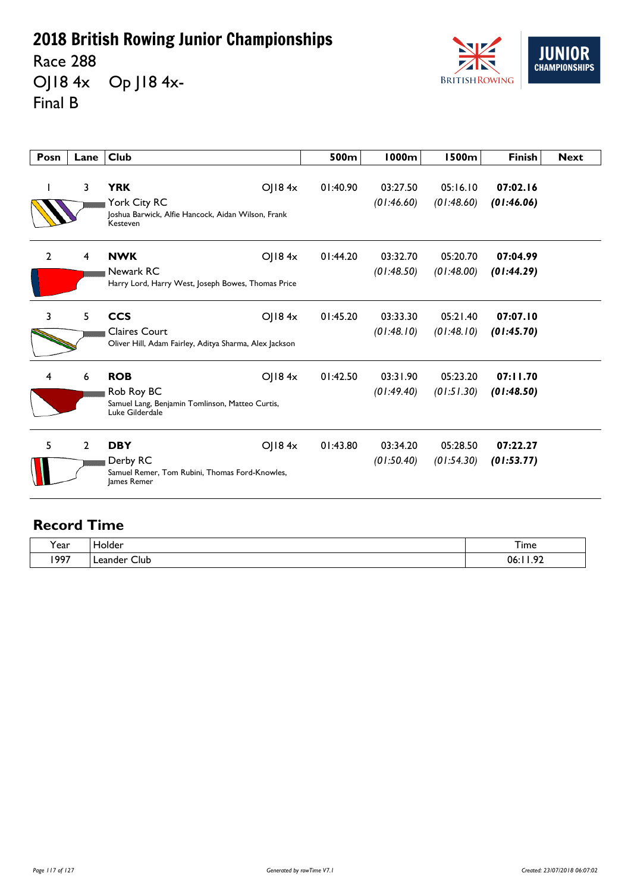# 2018 British Rowing Junior Championships

Race 288

OJ18 4x    Op J18 4x-

Final B

| Posn | Lane | Club | | 500m | 1000m | 1500m | Finish | Next |
|---|---|---|---|---|---|---|---|---|
| 1 | 3 | **YRK**<br>York City RC<br>Joshua Barwick, Alfie Hancock, Aidan Wilson, Frank Kesteven | OJ18 4x | 01:40.90 | 03:27.50<br>*(01:46.60)* | 05:16.10<br>*(01:48.60)* | **07:02.16**<br>***(01:46.06)*** | |
| 2 | 4 | **NWK**<br>Newark RC<br>Harry Lord, Harry West, Joseph Bowes, Thomas Price | OJ18 4x | 01:44.20 | 03:32.70<br>*(01:48.50)* | 05:20.70<br>*(01:48.00)* | **07:04.99**<br>***(01:44.29)*** | |
| 3 | 5 | **CCS**<br>Claires Court<br>Oliver Hill, Adam Fairley, Aditya Sharma, Alex Jackson | OJ18 4x | 01:45.20 | 03:33.30<br>*(01:48.10)* | 05:21.40<br>*(01:48.10)* | **07:07.10**<br>***(01:45.70)*** | |
| 4 | 6 | **ROB**<br>Rob Roy BC<br>Samuel Lang, Benjamin Tomlinson, Matteo Curtis, Luke Gilderdale | OJ18 4x | 01:42.50 | 03:31.90<br>*(01:49.40)* | 05:23.20<br>*(01:51.30)* | **07:11.70**<br>***(01:48.50)*** | |
| 5 | 2 | **DBY**<br>Derby RC<br>Samuel Remer, Tom Rubini, Thomas Ford-Knowles, James Remer | OJ18 4x | 01:43.80 | 03:34.20<br>*(01:50.40)* | 05:28.50<br>*(01:54.30)* | **07:22.27**<br>***(01:53.77)*** | |

## Record Time

| Year | Holder | Time |
|---|---|---|
| 1997 | Leander Club | 06:11.92 |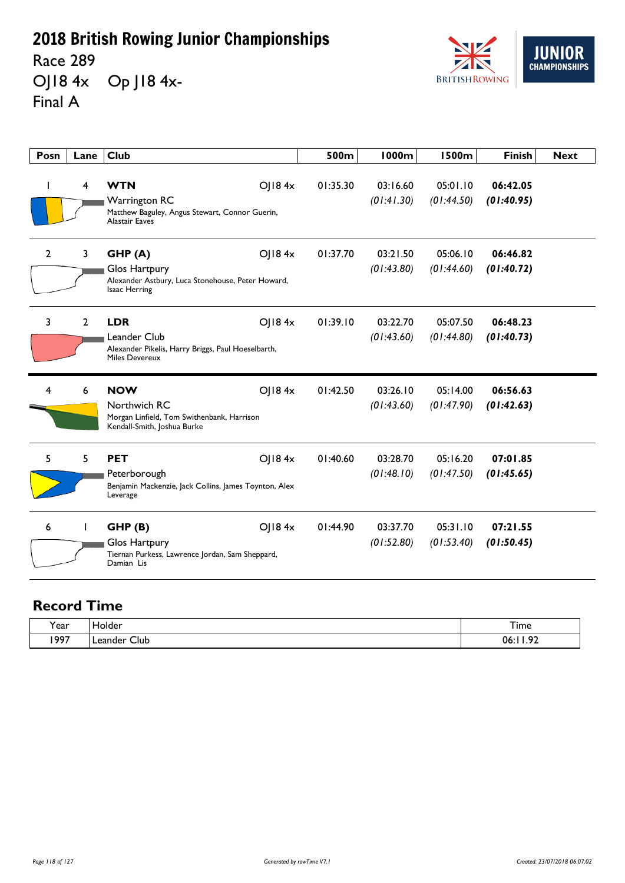# 2018 British Rowing Junior Championships

Race 289

OJ18 4x    Op J18 4x-

Final A

| Posn | Lane | Club | | 500m | 1000m | 1500m | Finish | Next |
|---|---|---|---|---|---|---|---|---|
| 1 | 4 | **WTN** Warrington RC Matthew Baguley, Angus Stewart, Connor Guerin, Alastair Eaves | OJ18 4x | 01:35.30 | 03:16.60 *(01:41.30)* | 05:01.10 *(01:44.50)* | **06:42.05** ***(01:40.95)*** | |
| 2 | 3 | **GHP (A)** Glos Hartpury Alexander Astbury, Luca Stonehouse, Peter Howard, Isaac Herring | OJ18 4x | 01:37.70 | 03:21.50 *(01:43.80)* | 05:06.10 *(01:44.60)* | **06:46.82** ***(01:40.72)*** | |
| 3 | 2 | **LDR** Leander Club Alexander Pikelis, Harry Briggs, Paul Hoeselbarth, Miles Devereux | OJ18 4x | 01:39.10 | 03:22.70 *(01:43.60)* | 05:07.50 *(01:44.80)* | **06:48.23** ***(01:40.73)*** | |
| 4 | 6 | **NOW** Northwich RC Morgan Linfield, Tom Swithenbank, Harrison Kendall-Smith, Joshua Burke | OJ18 4x | 01:42.50 | 03:26.10 *(01:43.60)* | 05:14.00 *(01:47.90)* | **06:56.63** ***(01:42.63)*** | |
| 5 | 5 | **PET** Peterborough Benjamin Mackenzie, Jack Collins, James Toynton, Alex Leverage | OJ18 4x | 01:40.60 | 03:28.70 *(01:48.10)* | 05:16.20 *(01:47.50)* | **07:01.85** ***(01:45.65)*** | |
| 6 | 1 | **GHP (B)** Glos Hartpury Tiernan Purkess, Lawrence Jordan, Sam Sheppard, Damian Lis | OJ18 4x | 01:44.90 | 03:37.70 *(01:52.80)* | 05:31.10 *(01:53.40)* | **07:21.55** ***(01:50.45)*** | |

## Record Time

| Year | Holder | Time |
|---|---|---|
| 1997 | Leander Club | 06:11.92 |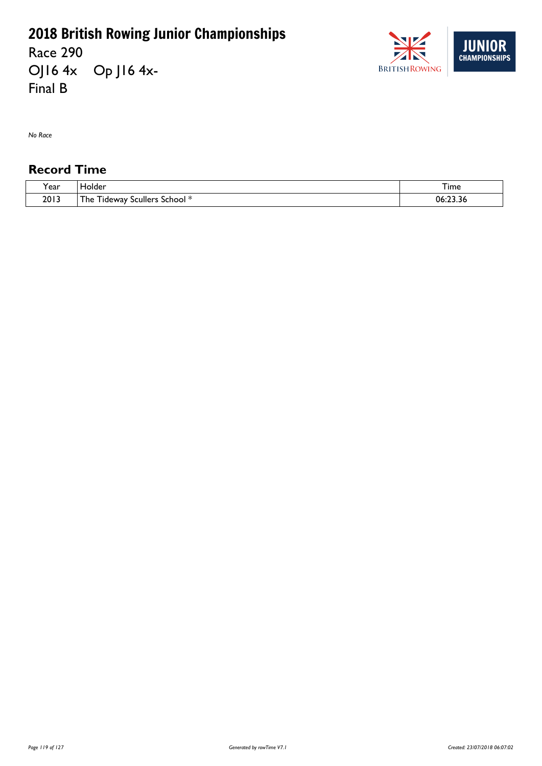# 2018 British Rowing Junior Championships

Race 290

OJ16 4x Op J16 4x-

Final B

*No Race*

## Record Time

| Year | Holder | Time |
|---|---|---|
| 2013 | The Tideway Scullers School * | 06:23.36 |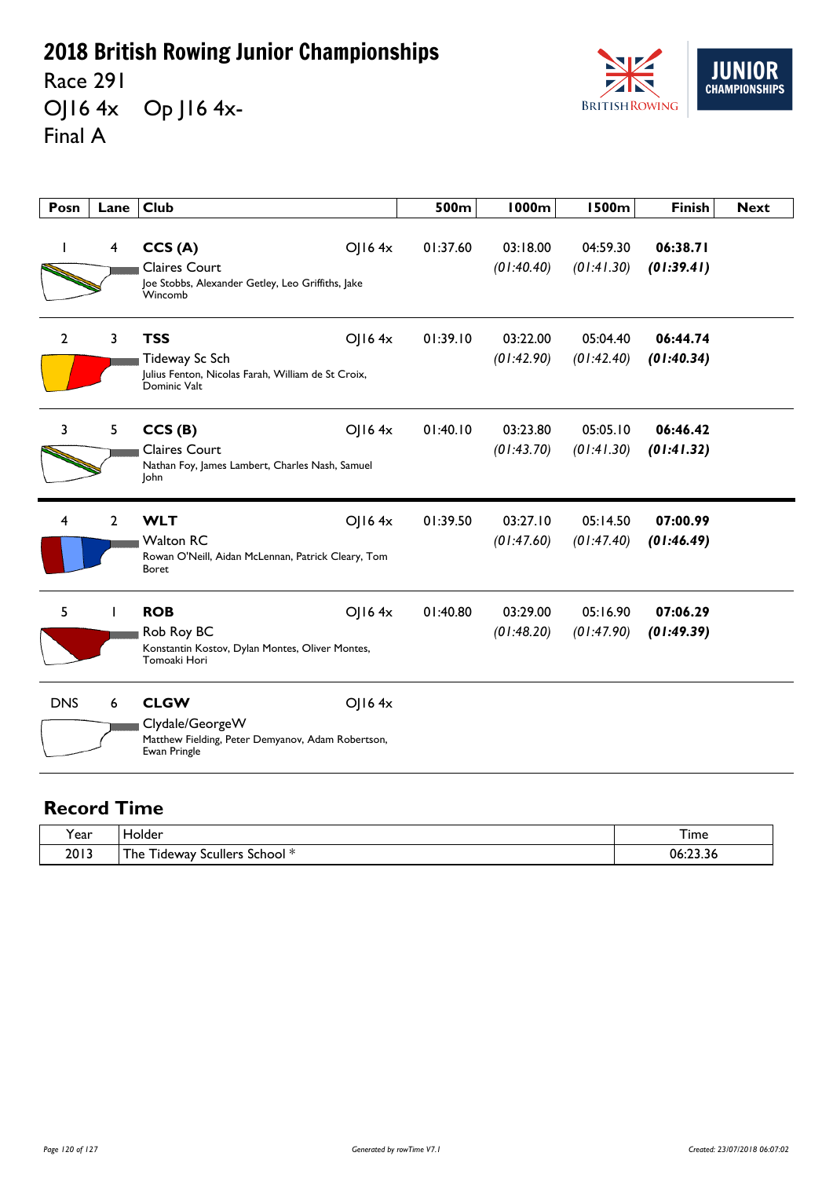# 2018 British Rowing Junior Championships

Race 291

OJ16 4x    Op J16 4x-

Final A

| Posn | Lane | Club | | 500m | 1000m | 1500m | Finish | Next |
|---|---|---|---|---|---|---|---|---|
| 1 | 4 | **CCS (A)** Claires Court Joe Stobbs, Alexander Getley, Leo Griffiths, Jake Wincomb | OJ16 4x | 01:37.60 | 03:18.00 *(01:40.40)* | 04:59.30 *(01:41.30)* | **06:38.71** ***(01:39.41)*** | |
| 2 | 3 | **TSS** Tideway Sc Sch Julius Fenton, Nicolas Farah, William de St Croix, Dominic Valt | OJ16 4x | 01:39.10 | 03:22.00 *(01:42.90)* | 05:04.40 *(01:42.40)* | **06:44.74** ***(01:40.34)*** | |
| 3 | 5 | **CCS (B)** Claires Court Nathan Foy, James Lambert, Charles Nash, Samuel John | OJ16 4x | 01:40.10 | 03:23.80 *(01:43.70)* | 05:05.10 *(01:41.30)* | **06:46.42** ***(01:41.32)*** | |
| 4 | 2 | **WLT** Walton RC Rowan O'Neill, Aidan McLennan, Patrick Cleary, Tom Boret | OJ16 4x | 01:39.50 | 03:27.10 *(01:47.60)* | 05:14.50 *(01:47.40)* | **07:00.99** ***(01:46.49)*** | |
| 5 | 1 | **ROB** Rob Roy BC Konstantin Kostov, Dylan Montes, Oliver Montes, Tomoaki Hori | OJ16 4x | 01:40.80 | 03:29.00 *(01:48.20)* | 05:16.90 *(01:47.90)* | **07:06.29** ***(01:49.39)*** | |
| DNS | 6 | **CLGW** Clydale/GeorgeW Matthew Fielding, Peter Demyanov, Adam Robertson, Ewan Pringle | OJ16 4x | | | | | |

## Record Time

| Year | Holder | Time |
|---|---|---|
| 2013 | The Tideway Scullers School * | 06:23.36 |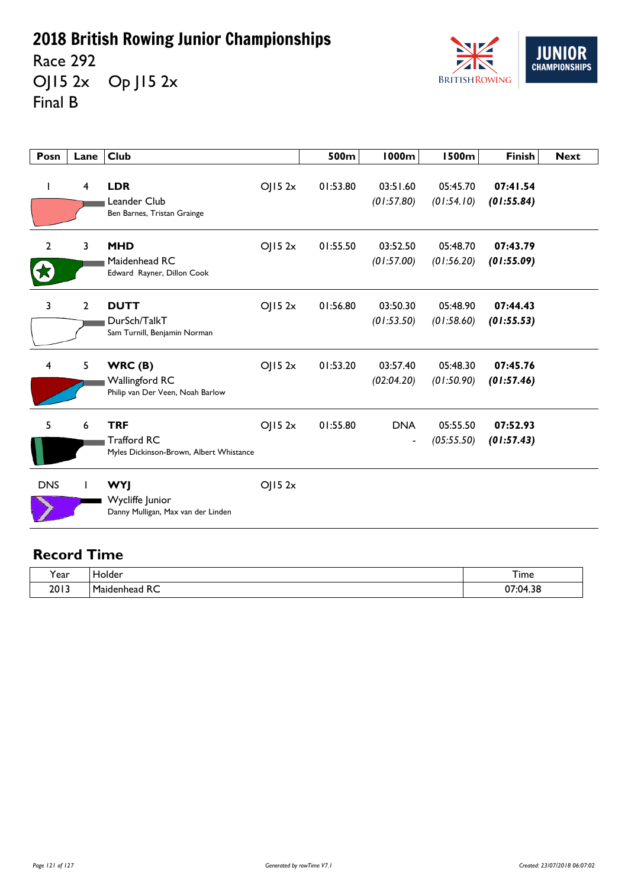# 2018 British Rowing Junior Championships

Race 292

OJ15 2x  Op J15 2x

Final B

| Posn | Lane | Club | | 500m | 1000m | 1500m | Finish | Next |
|---|---|---|---|---|---|---|---|---|
| 1 | 4 | **LDR** Leander Club Ben Barnes, Tristan Grainge | OJ15 2x | 01:53.80 | 03:51.60 *(01:57.80)* | 05:45.70 *(01:54.10)* | **07:41.54** ***(01:55.84)*** | |
| 2 | 3 | **MHD** Maidenhead RC Edward Rayner, Dillon Cook | OJ15 2x | 01:55.50 | 03:52.50 *(01:57.00)* | 05:48.70 *(01:56.20)* | **07:43.79** ***(01:55.09)*** | |
| 3 | 2 | **DUTT** DurSch/TalkT Sam Turnill, Benjamin Norman | OJ15 2x | 01:56.80 | 03:50.30 *(01:53.50)* | 05:48.90 *(01:58.60)* | **07:44.43** ***(01:55.53)*** | |
| 4 | 5 | **WRC (B)** Wallingford RC Philip van Der Veen, Noah Barlow | OJ15 2x | 01:53.20 | 03:57.40 *(02:04.20)* | 05:48.30 *(01:50.90)* | **07:45.76** ***(01:57.46)*** | |
| 5 | 6 | **TRF** Trafford RC Myles Dickinson-Brown, Albert Whistance | OJ15 2x | 01:55.80 | DNA - | 05:55.50 *(05:55.50)* | **07:52.93** ***(01:57.43)*** | |
| DNS | 1 | **WYJ** Wycliffe Junior Danny Mulligan, Max van der Linden | OJ15 2x | | | | | |

## Record Time

| Year | Holder | Time |
|---|---|---|
| 2013 | Maidenhead RC | 07:04.38 |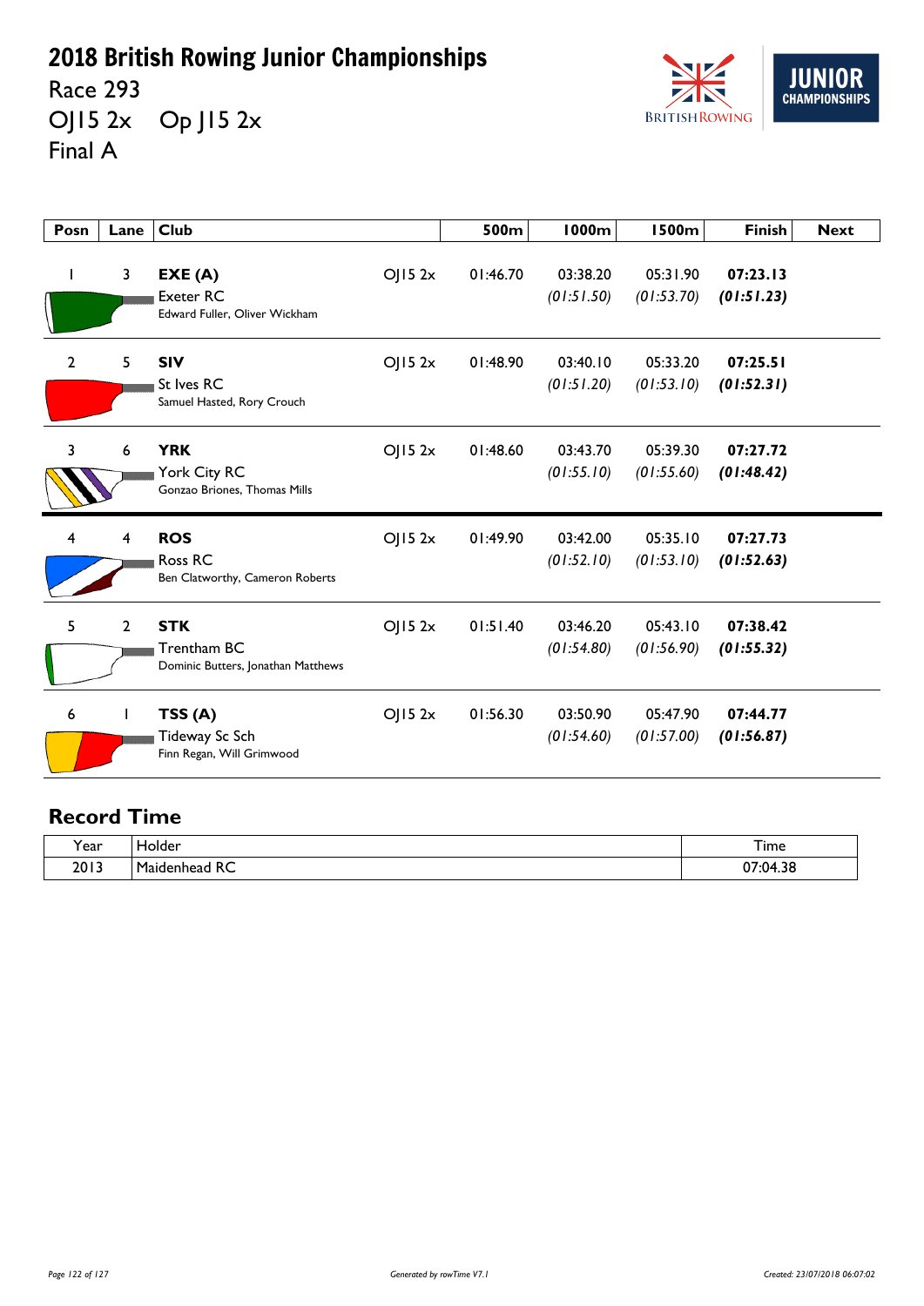# 2018 British Rowing Junior Championships

Race 293

OJ15 2x Op J15 2x

Final A

| Posn | Lane | Club | | 500m | 1000m | 1500m | Finish | Next |
|---|---|---|---|---|---|---|---|---|
| 1 | 3 | **EXE (A)** Exeter RC Edward Fuller, Oliver Wickham | OJ15 2x | 01:46.70 | 03:38.20 *(01:51.50)* | 05:31.90 *(01:53.70)* | **07:23.13** ***(01:51.23)*** | |
| 2 | 5 | **SIV** St Ives RC Samuel Hasted, Rory Crouch | OJ15 2x | 01:48.90 | 03:40.10 *(01:51.20)* | 05:33.20 *(01:53.10)* | **07:25.51** ***(01:52.31)*** | |
| 3 | 6 | **YRK** York City RC Gonzao Briones, Thomas Mills | OJ15 2x | 01:48.60 | 03:43.70 *(01:55.10)* | 05:39.30 *(01:55.60)* | **07:27.72** ***(01:48.42)*** | |
| 4 | 4 | **ROS** Ross RC Ben Clatworthy, Cameron Roberts | OJ15 2x | 01:49.90 | 03:42.00 *(01:52.10)* | 05:35.10 *(01:53.10)* | **07:27.73** ***(01:52.63)*** | |
| 5 | 2 | **STK** Trentham BC Dominic Butters, Jonathan Matthews | OJ15 2x | 01:51.40 | 03:46.20 *(01:54.80)* | 05:43.10 *(01:56.90)* | **07:38.42** ***(01:55.32)*** | |
| 6 | 1 | **TSS (A)** Tideway Sc Sch Finn Regan, Will Grimwood | OJ15 2x | 01:56.30 | 03:50.90 *(01:54.60)* | 05:47.90 *(01:57.00)* | **07:44.77** ***(01:56.87)*** | |

## Record Time

| Year | Holder | Time |
|---|---|---|
| 2013 | Maidenhead RC | 07:04.38 |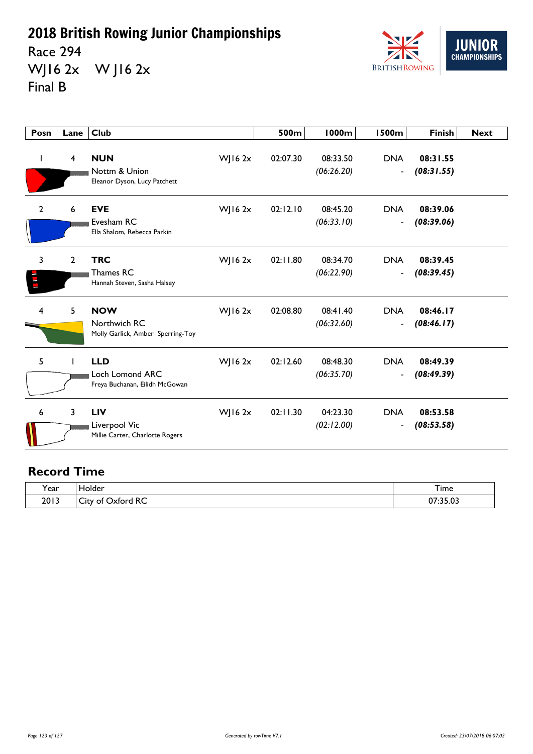# 2018 British Rowing Junior Championships

Race 294

WJ16 2x W J16 2x

Final B

| Posn | Lane | Club | | 500m | 1000m | 1500m | Finish | Next |
|---|---|---|---|---|---|---|---|---|
| 1 | 4 | **NUN** Nottm & Union Eleanor Dyson, Lucy Patchett | WJ16 2x | 02:07.30 | 08:33.50 *(06:26.20)* | DNA - | **08:31.55** ***(08:31.55)*** | |
| 2 | 6 | **EVE** Evesham RC Ella Shalom, Rebecca Parkin | WJ16 2x | 02:12.10 | 08:45.20 *(06:33.10)* | DNA - | **08:39.06** ***(08:39.06)*** | |
| 3 | 2 | **TRC** Thames RC Hannah Steven, Sasha Halsey | WJ16 2x | 02:11.80 | 08:34.70 *(06:22.90)* | DNA - | **08:39.45** ***(08:39.45)*** | |
| 4 | 5 | **NOW** Northwich RC Molly Garlick, Amber Sperring-Toy | WJ16 2x | 02:08.80 | 08:41.40 *(06:32.60)* | DNA - | **08:46.17** ***(08:46.17)*** | |
| 5 | 1 | **LLD** Loch Lomond ARC Freya Buchanan, Eilidh McGowan | WJ16 2x | 02:12.60 | 08:48.30 *(06:35.70)* | DNA - | **08:49.39** ***(08:49.39)*** | |
| 6 | 3 | **LIV** Liverpool Vic Millie Carter, Charlotte Rogers | WJ16 2x | 02:11.30 | 04:23.30 *(02:12.00)* | DNA - | **08:53.58** ***(08:53.58)*** | |

## Record Time

| Year | Holder | Time |
|---|---|---|
| 2013 | City of Oxford RC | 07:35.03 |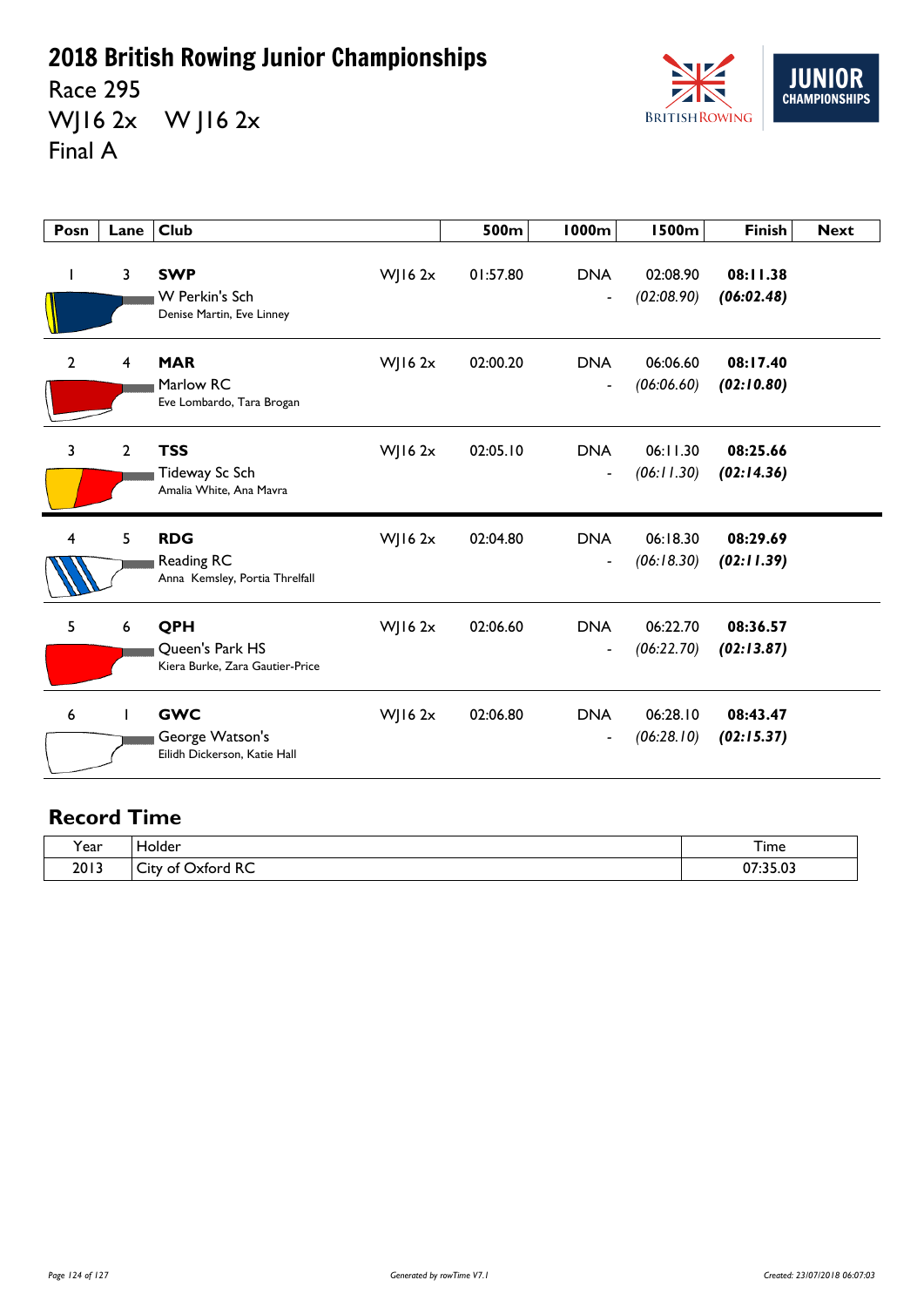# 2018 British Rowing Junior Championships

Race 295

WJ16 2x    W J16 2x

Final A

| Posn | Lane | Club | | 500m | 1000m | 1500m | Finish | Next |
|---|---|---|---|---|---|---|---|---|
| 1 | 3 | **SWP** W Perkin's Sch Denise Martin, Eve Linney | WJ16 2x | 01:57.80 | DNA - | 02:08.90 *(02:08.90)* | **08:11.38** ***(06:02.48)*** | |
| 2 | 4 | **MAR** Marlow RC Eve Lombardo, Tara Brogan | WJ16 2x | 02:00.20 | DNA - | 06:06.60 *(06:06.60)* | **08:17.40** ***(02:10.80)*** | |
| 3 | 2 | **TSS** Tideway Sc Sch Amalia White, Ana Mavra | WJ16 2x | 02:05.10 | DNA - | 06:11.30 *(06:11.30)* | **08:25.66** ***(02:14.36)*** | |
| 4 | 5 | **RDG** Reading RC Anna Kemsley, Portia Threlfall | WJ16 2x | 02:04.80 | DNA - | 06:18.30 *(06:18.30)* | **08:29.69** ***(02:11.39)*** | |
| 5 | 6 | **QPH** Queen's Park HS Kiera Burke, Zara Gautier-Price | WJ16 2x | 02:06.60 | DNA - | 06:22.70 *(06:22.70)* | **08:36.57** ***(02:13.87)*** | |
| 6 | 1 | **GWC** George Watson's Eilidh Dickerson, Katie Hall | WJ16 2x | 02:06.80 | DNA - | 06:28.10 *(06:28.10)* | **08:43.47** ***(02:15.37)*** | |

## Record Time

| Year | Holder | Time |
|---|---|---|
| 2013 | City of Oxford RC | 07:35.03 |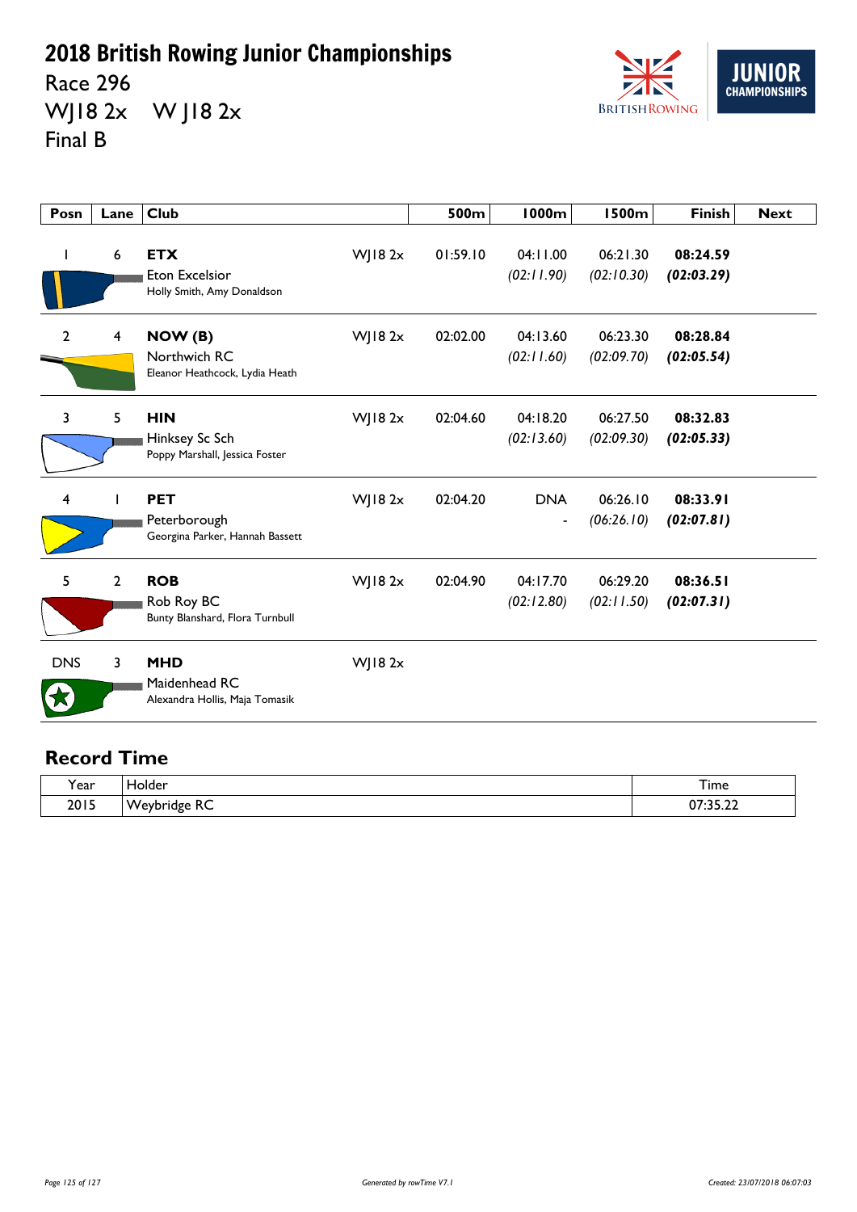# 2018 British Rowing Junior Championships

Race 296

WJ18 2x W J18 2x

Final B

| Posn | Lane | Club | | 500m | 1000m | 1500m | Finish | Next |
|---|---|---|---|---|---|---|---|---|
| 1 | 6 | **ETX** Eton Excelsior Holly Smith, Amy Donaldson | WJ18 2x | 01:59.10 | 04:11.00 *(02:11.90)* | 06:21.30 *(02:10.30)* | **08:24.59** ***(02:03.29)*** | |
| 2 | 4 | **NOW (B)** Northwich RC Eleanor Heathcock, Lydia Heath | WJ18 2x | 02:02.00 | 04:13.60 *(02:11.60)* | 06:23.30 *(02:09.70)* | **08:28.84** ***(02:05.54)*** | |
| 3 | 5 | **HIN** Hinksey Sc Sch Poppy Marshall, Jessica Foster | WJ18 2x | 02:04.60 | 04:18.20 *(02:13.60)* | 06:27.50 *(02:09.30)* | **08:32.83** ***(02:05.33)*** | |
| 4 | 1 | **PET** Peterborough Georgina Parker, Hannah Bassett | WJ18 2x | 02:04.20 | DNA - | 06:26.10 *(06:26.10)* | **08:33.91** ***(02:07.81)*** | |
| 5 | 2 | **ROB** Rob Roy BC Bunty Blanshard, Flora Turnbull | WJ18 2x | 02:04.90 | 04:17.70 *(02:12.80)* | 06:29.20 *(02:11.50)* | **08:36.51** ***(02:07.31)*** | |
| DNS | 3 | **MHD** Maidenhead RC Alexandra Hollis, Maja Tomasik | WJ18 2x | | | | | |

## Record Time

| Year | Holder | Time |
|---|---|---|
| 2015 | Weybridge RC | 07:35.22 |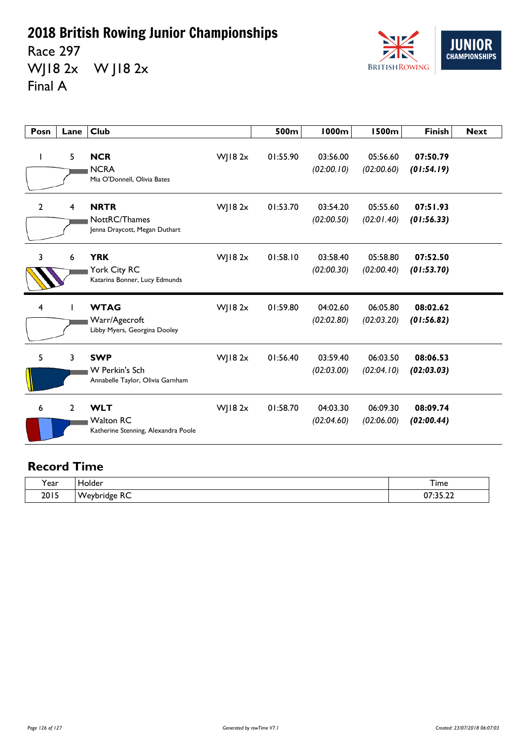# 2018 British Rowing Junior Championships

Race 297

WJ18 2x    W J18 2x

Final A

| Posn | Lane | Club | | 500m | 1000m | 1500m | Finish | Next |
|---|---|---|---|---|---|---|---|---|
| 1 | 5 | **NCR** NCRA Mia O'Donnell, Olivia Bates | WJ18 2x | 01:55.90 | 03:56.00 *(02:00.10)* | 05:56.60 *(02:00.60)* | **07:50.79** ***(01:54.19)*** | |
| 2 | 4 | **NRTR** NottRC/Thames Jenna Draycott, Megan Duthart | WJ18 2x | 01:53.70 | 03:54.20 *(02:00.50)* | 05:55.60 *(02:01.40)* | **07:51.93** ***(01:56.33)*** | |
| 3 | 6 | **YRK** York City RC Katarina Bonner, Lucy Edmunds | WJ18 2x | 01:58.10 | 03:58.40 *(02:00.30)* | 05:58.80 *(02:00.40)* | **07:52.50** ***(01:53.70)*** | |
| 4 | 1 | **WTAG** Warr/Agecroft Libby Myers, Georgina Dooley | WJ18 2x | 01:59.80 | 04:02.60 *(02:02.80)* | 06:05.80 *(02:03.20)* | **08:02.62** ***(01:56.82)*** | |
| 5 | 3 | **SWP** W Perkin's Sch Annabelle Taylor, Olivia Garnham | WJ18 2x | 01:56.40 | 03:59.40 *(02:03.00)* | 06:03.50 *(02:04.10)* | **08:06.53** ***(02:03.03)*** | |
| 6 | 2 | **WLT** Walton RC Katherine Stenning, Alexandra Poole | WJ18 2x | 01:58.70 | 04:03.30 *(02:04.60)* | 06:09.30 *(02:06.00)* | **08:09.74** ***(02:00.44)*** | |

## Record Time

| Year | Holder | Time |
|---|---|---|
| 2015 | Weybridge RC | 07:35.22 |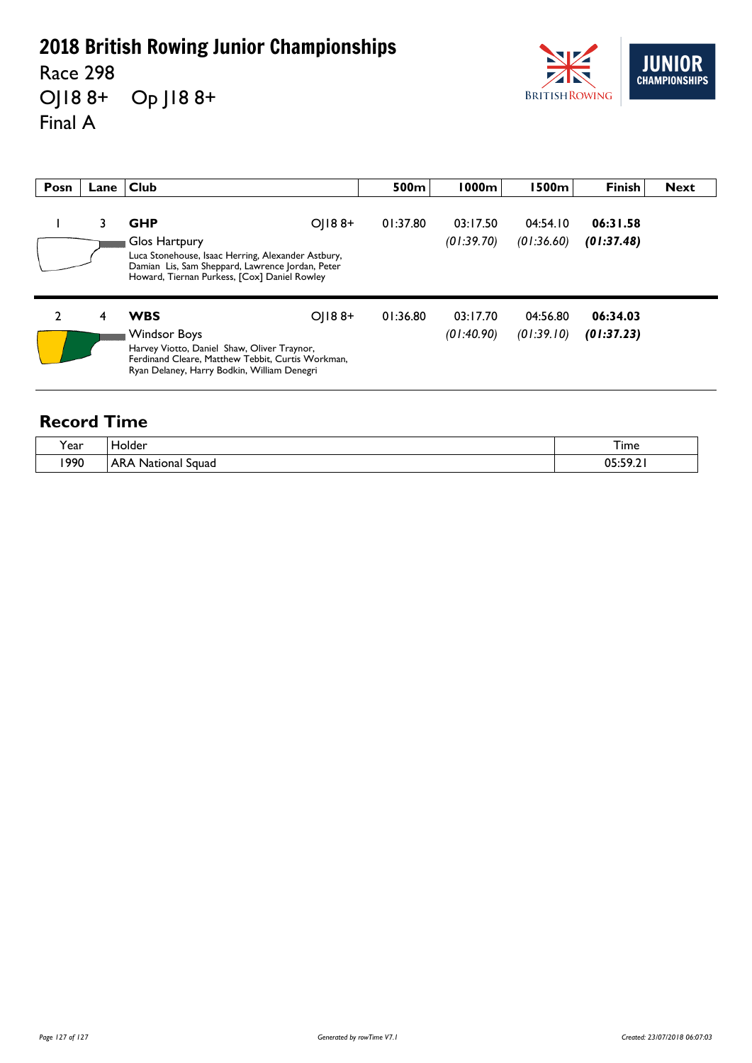# 2018 British Rowing Junior Championships

Race 298

OJ18 8+ Op J18 8+

Final A

| Posn | Lane | Club | | 500m | 1000m | 1500m | Finish | Next |
|---|---|---|---|---|---|---|---|---|
| 1 | 3 | **GHP** Glos Hartpury Luca Stonehouse, Isaac Herring, Alexander Astbury, Damian Lis, Sam Sheppard, Lawrence Jordan, Peter Howard, Tiernan Purkess, [Cox] Daniel Rowley | OJ18 8+ | 01:37.80 | 03:17.50 *(01:39.70)* | 04:54.10 *(01:36.60)* | **06:31.58** ***(01:37.48)*** | |
| 2 | 4 | **WBS** Windsor Boys Harvey Viotto, Daniel Shaw, Oliver Traynor, Ferdinand Cleare, Matthew Tebbit, Curtis Workman, Ryan Delaney, Harry Bodkin, William Denegri | OJ18 8+ | 01:36.80 | 03:17.70 *(01:40.90)* | 04:56.80 *(01:39.10)* | **06:34.03** ***(01:37.23)*** | |

## Record Time

| Year | Holder | Time |
|---|---|---|
| 1990 | ARA National Squad | 05:59.21 |